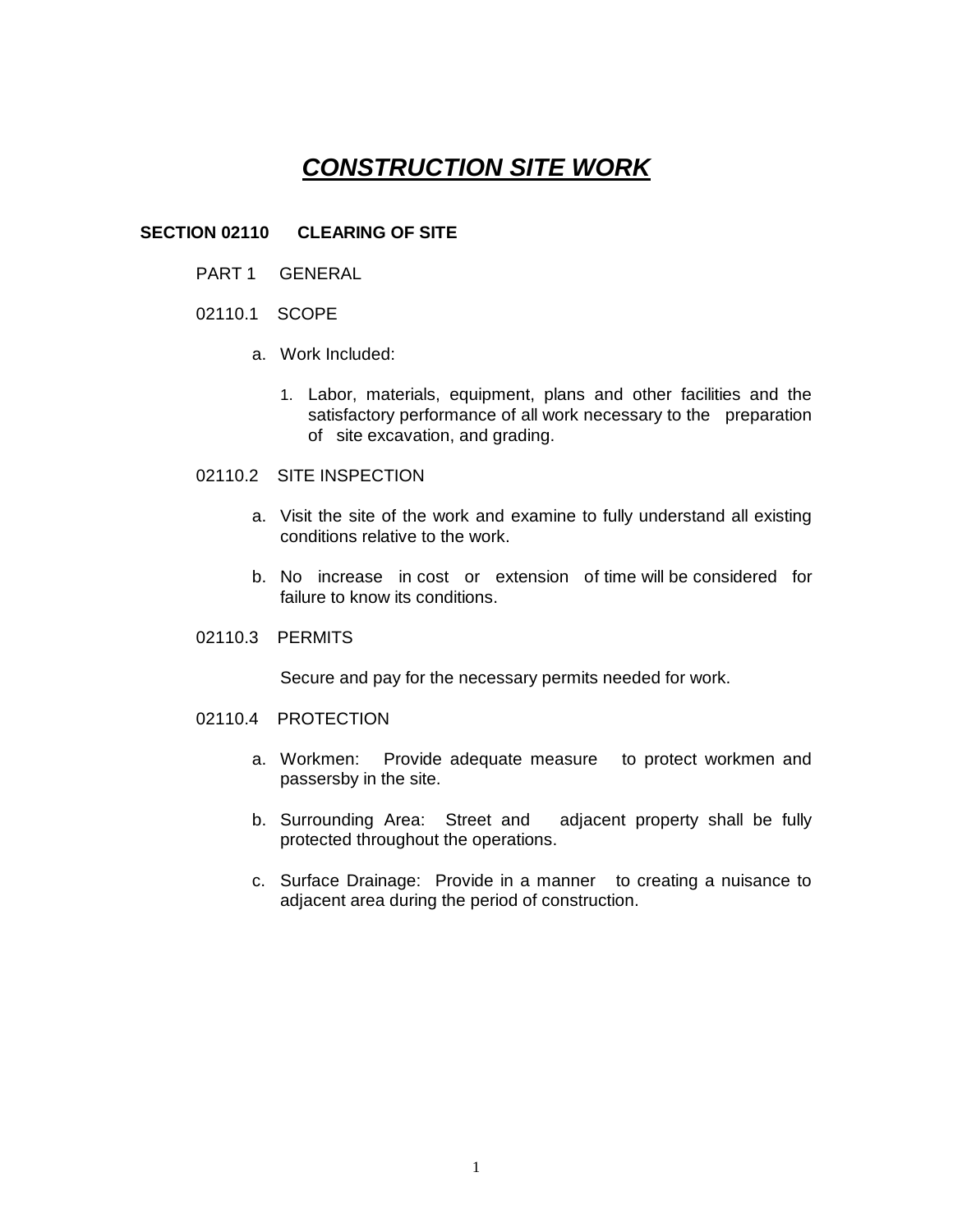# ***CONSTRUCTION SITE WORK***

## SECTION 02110 CLEARING OF SITE

PART 1 GENERAL

02110.1 SCOPE

a. Work Included:

1. Labor, materials, equipment, plans and other facilities and the satisfactory performance of all work necessary to the preparation of site excavation, and grading.

02110.2 SITE INSPECTION

a. Visit the site of the work and examine to fully understand all existing conditions relative to the work.

b. No increase in cost or extension of time will be considered for failure to know its conditions.

02110.3 PERMITS

Secure and pay for the necessary permits needed for work.

02110.4 PROTECTION

a. Workmen: Provide adequate measure to protect workmen and passersby in the site.

b. Surrounding Area: Street and adjacent property shall be fully protected throughout the operations.

c. Surface Drainage: Provide in a manner to creating a nuisance to adjacent area during the period of construction.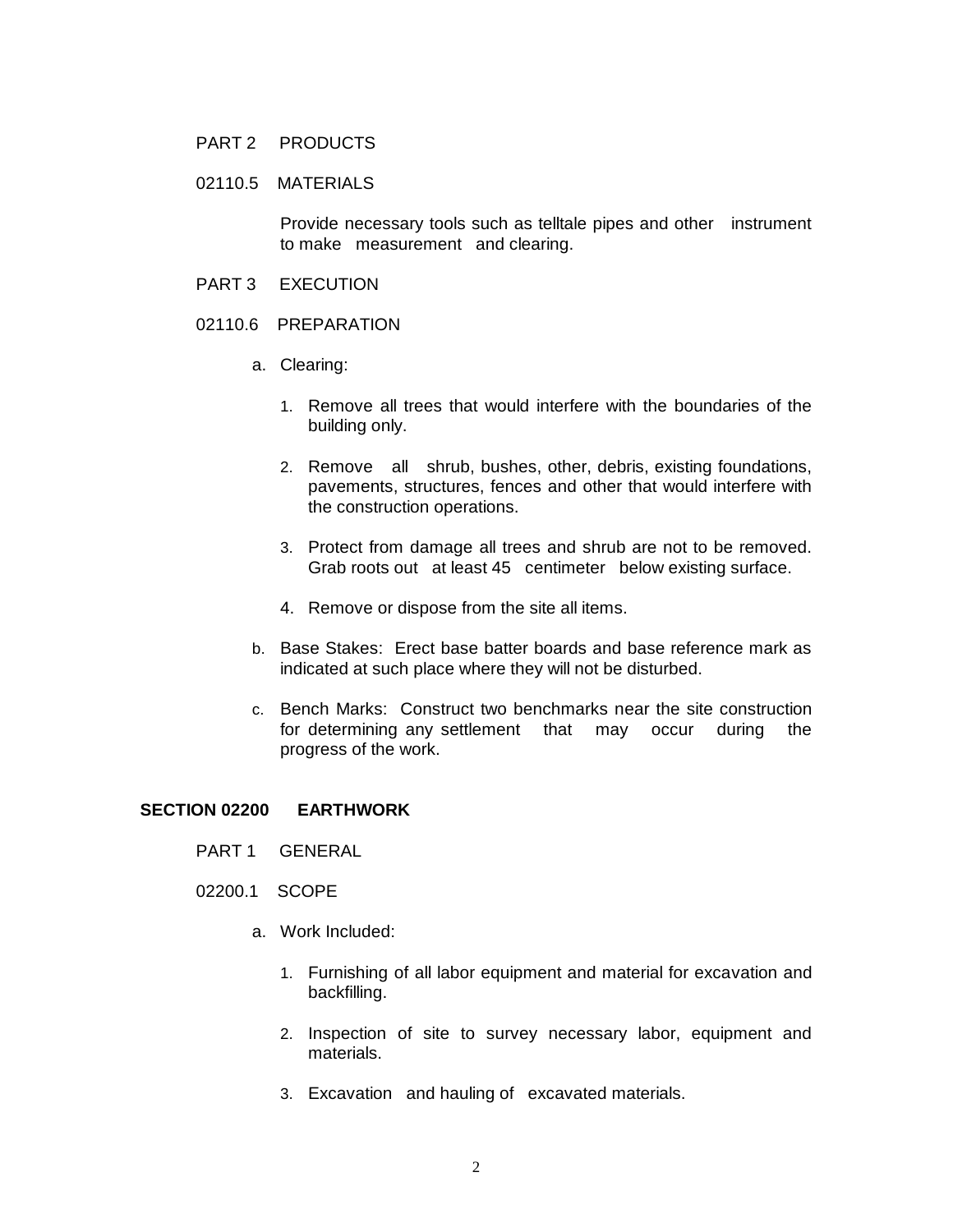PART 2 PRODUCTS

02110.5 MATERIALS

Provide necessary tools such as telltale pipes and other instrument to make measurement and clearing.

PART 3 EXECUTION

02110.6 PREPARATION

a. Clearing:

   1. Remove all trees that would interfere with the boundaries of the building only.

   2. Remove all shrub, bushes, other, debris, existing foundations, pavements, structures, fences and other that would interfere with the construction operations.

   3. Protect from damage all trees and shrub are not to be removed. Grab roots out at least 45 centimeter below existing surface.

   4. Remove or dispose from the site all items.

b. Base Stakes: Erect base batter boards and base reference mark as indicated at such place where they will not be disturbed.

c. Bench Marks: Construct two benchmarks near the site construction for determining any settlement that may occur during the progress of the work.

## SECTION 02200 EARTHWORK

PART 1 GENERAL

02200.1 SCOPE

a. Work Included:

   1. Furnishing of all labor equipment and material for excavation and backfilling.

   2. Inspection of site to survey necessary labor, equipment and materials.

   3. Excavation and hauling of excavated materials.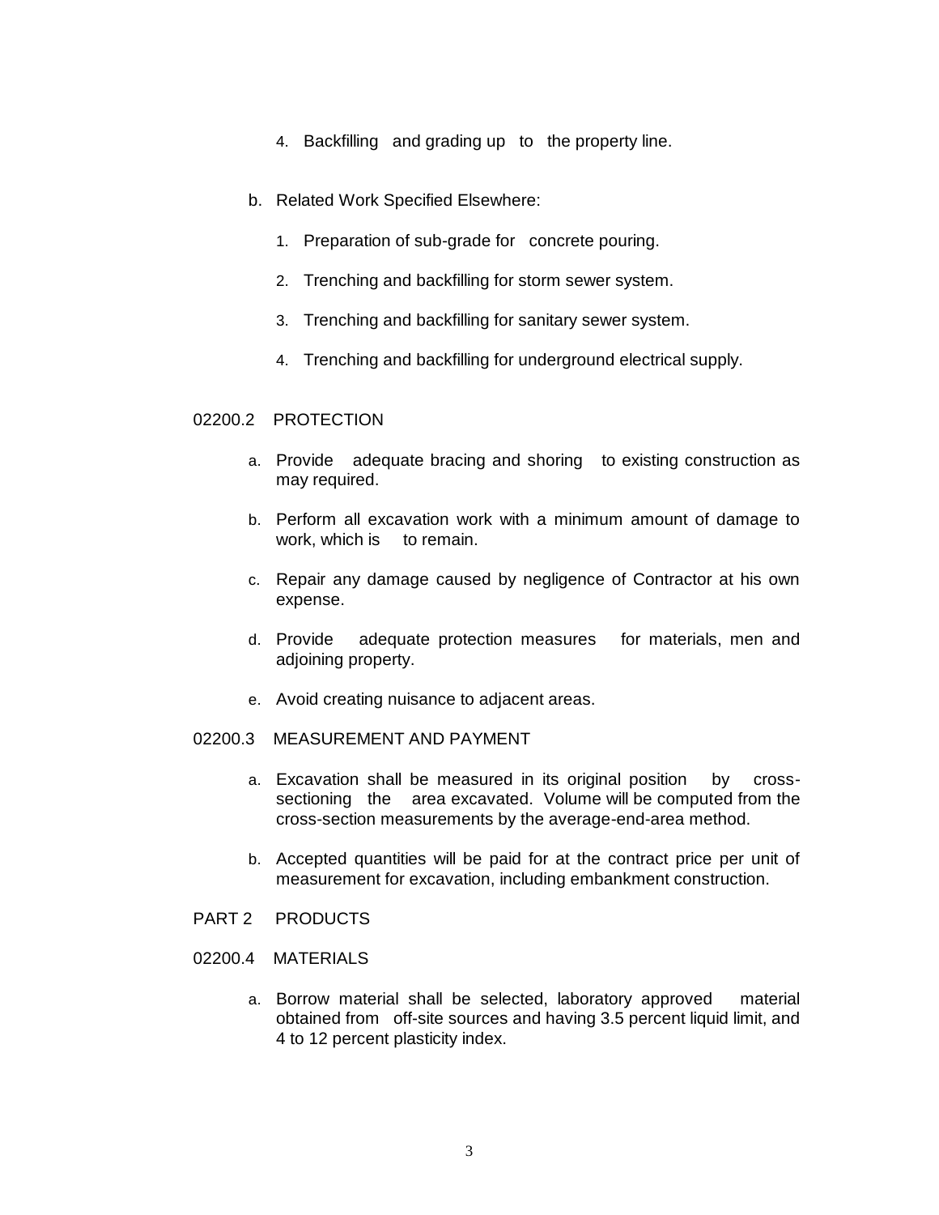4. Backfilling and grading up to the property line.

b. Related Work Specified Elsewhere:

1. Preparation of sub-grade for concrete pouring.

2. Trenching and backfilling for storm sewer system.

3. Trenching and backfilling for sanitary sewer system.

4. Trenching and backfilling for underground electrical supply.

## 02200.2 PROTECTION

a. Provide adequate bracing and shoring to existing construction as may required.

b. Perform all excavation work with a minimum amount of damage to work, which is to remain.

c. Repair any damage caused by negligence of Contractor at his own expense.

d. Provide adequate protection measures for materials, men and adjoining property.

e. Avoid creating nuisance to adjacent areas.

## 02200.3 MEASUREMENT AND PAYMENT

a. Excavation shall be measured in its original position by cross-sectioning the area excavated. Volume will be computed from the cross-section measurements by the average-end-area method.

b. Accepted quantities will be paid for at the contract price per unit of measurement for excavation, including embankment construction.

# PART 2 PRODUCTS

## 02200.4 MATERIALS

a. Borrow material shall be selected, laboratory approved material obtained from off-site sources and having 3.5 percent liquid limit, and 4 to 12 percent plasticity index.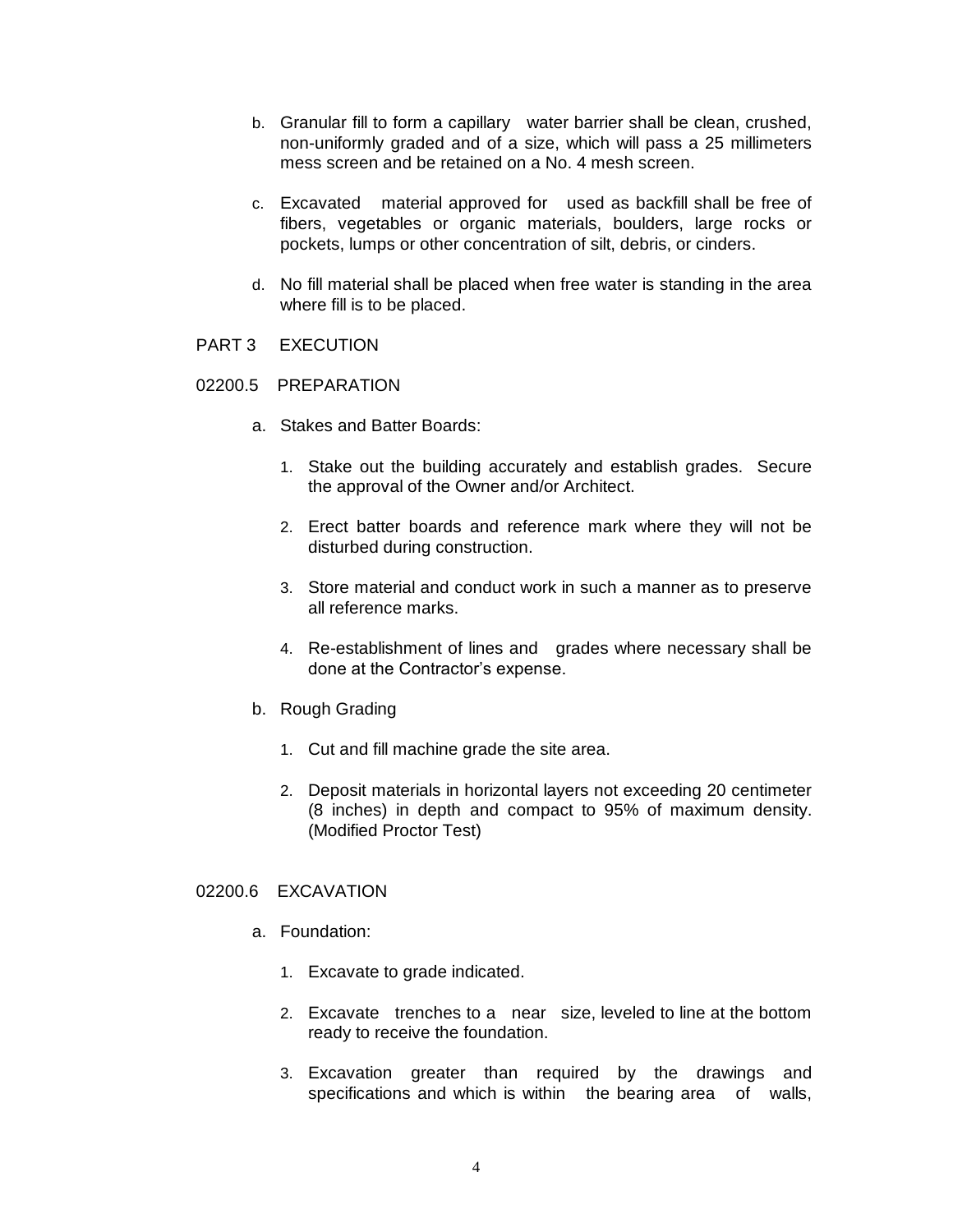b. Granular fill to form a capillary water barrier shall be clean, crushed, non-uniformly graded and of a size, which will pass a 25 millimeters mess screen and be retained on a No. 4 mesh screen.

c. Excavated material approved for used as backfill shall be free of fibers, vegetables or organic materials, boulders, large rocks or pockets, lumps or other concentration of silt, debris, or cinders.

d. No fill material shall be placed when free water is standing in the area where fill is to be placed.

## PART 3 EXECUTION

### 02200.5 PREPARATION

a. Stakes and Batter Boards:

1. Stake out the building accurately and establish grades. Secure the approval of the Owner and/or Architect.

2. Erect batter boards and reference mark where they will not be disturbed during construction.

3. Store material and conduct work in such a manner as to preserve all reference marks.

4. Re-establishment of lines and grades where necessary shall be done at the Contractor's expense.

b. Rough Grading

1. Cut and fill machine grade the site area.

2. Deposit materials in horizontal layers not exceeding 20 centimeter (8 inches) in depth and compact to 95% of maximum density. (Modified Proctor Test)

### 02200.6 EXCAVATION

a. Foundation:

1. Excavate to grade indicated.

2. Excavate trenches to a near size, leveled to line at the bottom ready to receive the foundation.

3. Excavation greater than required by the drawings and specifications and which is within the bearing area of walls,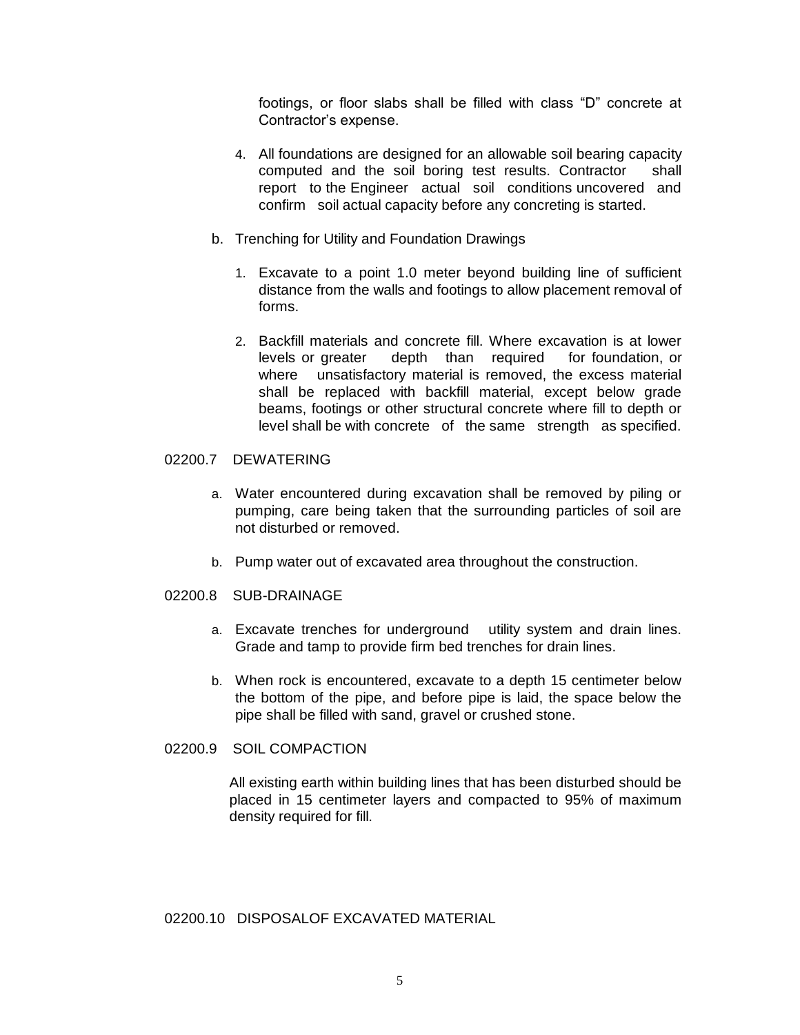footings, or floor slabs shall be filled with class “D” concrete at Contractor’s expense.

4. All foundations are designed for an allowable soil bearing capacity computed and the soil boring test results. Contractor shall report to the Engineer actual soil conditions uncovered and confirm soil actual capacity before any concreting is started.

b. Trenching for Utility and Foundation Drawings

   1. Excavate to a point 1.0 meter beyond building line of sufficient distance from the walls and footings to allow placement removal of forms.

   2. Backfill materials and concrete fill. Where excavation is at lower levels or greater depth than required for foundation, or where unsatisfactory material is removed, the excess material shall be replaced with backfill material, except below grade beams, footings or other structural concrete where fill to depth or level shall be with concrete of the same strength as specified.

## 02200.7 DEWATERING

a. Water encountered during excavation shall be removed by piling or pumping, care being taken that the surrounding particles of soil are not disturbed or removed.

b. Pump water out of excavated area throughout the construction.

## 02200.8 SUB-DRAINAGE

a. Excavate trenches for underground utility system and drain lines. Grade and tamp to provide firm bed trenches for drain lines.

b. When rock is encountered, excavate to a depth 15 centimeter below the bottom of the pipe, and before pipe is laid, the space below the pipe shall be filled with sand, gravel or crushed stone.

## 02200.9 SOIL COMPACTION

All existing earth within building lines that has been disturbed should be placed in 15 centimeter layers and compacted to 95% of maximum density required for fill.

## 02200.10 DISPOSALOF EXCAVATED MATERIAL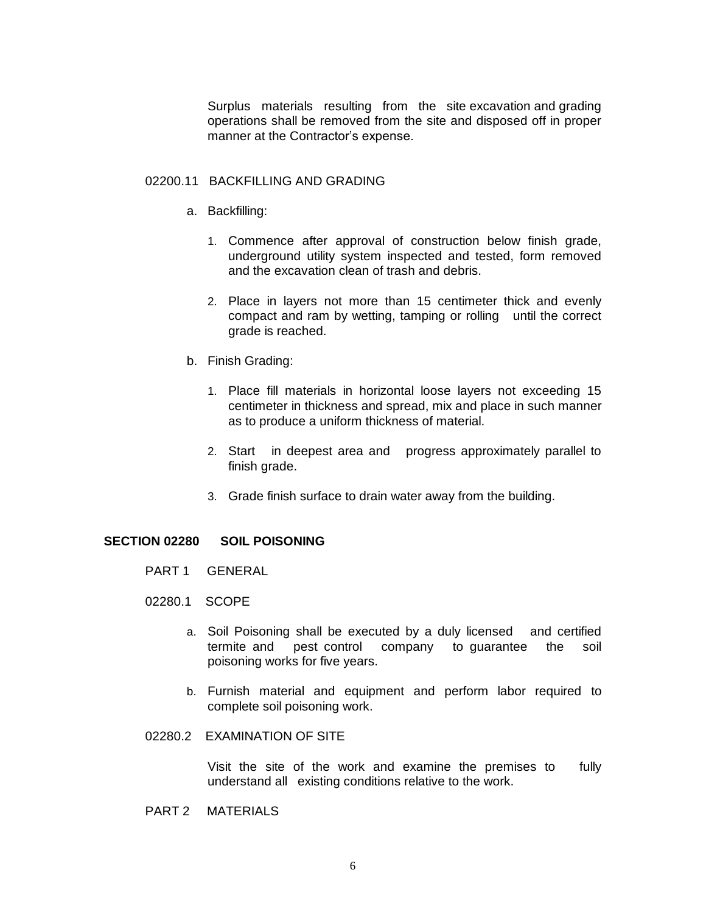Surplus materials resulting from the site excavation and grading operations shall be removed from the site and disposed off in proper manner at the Contractor's expense.

02200.11 BACKFILLING AND GRADING

a. Backfilling:

   1. Commence after approval of construction below finish grade, underground utility system inspected and tested, form removed and the excavation clean of trash and debris.

   2. Place in layers not more than 15 centimeter thick and evenly compact and ram by wetting, tamping or rolling until the correct grade is reached.

b. Finish Grading:

   1. Place fill materials in horizontal loose layers not exceeding 15 centimeter in thickness and spread, mix and place in such manner as to produce a uniform thickness of material.

   2. Start in deepest area and progress approximately parallel to finish grade.

   3. Grade finish surface to drain water away from the building.

## SECTION 02280 SOIL POISONING

PART 1 GENERAL

02280.1 SCOPE

a. Soil Poisoning shall be executed by a duly licensed and certified termite and pest control company to guarantee the soil poisoning works for five years.

b. Furnish material and equipment and perform labor required to complete soil poisoning work.

02280.2 EXAMINATION OF SITE

Visit the site of the work and examine the premises to fully understand all existing conditions relative to the work.

PART 2 MATERIALS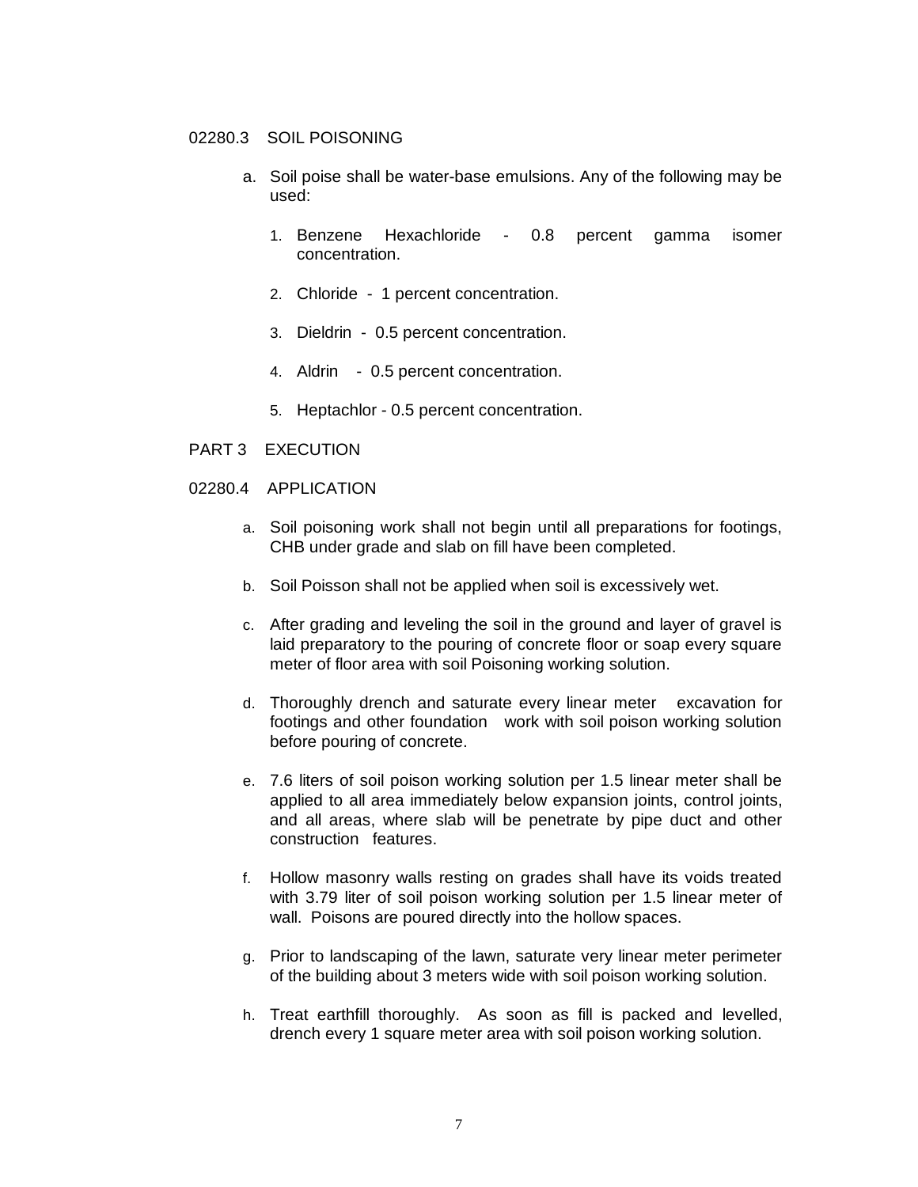## 02280.3 SOIL POISONING

a. Soil poise shall be water-base emulsions. Any of the following may be used:

   1. Benzene Hexachloride - 0.8 percent gamma isomer concentration.

   2. Chloride - 1 percent concentration.

   3. Dieldrin - 0.5 percent concentration.

   4. Aldrin - 0.5 percent concentration.

   5. Heptachlor - 0.5 percent concentration.

# PART 3 EXECUTION

## 02280.4 APPLICATION

a. Soil poisoning work shall not begin until all preparations for footings, CHB under grade and slab on fill have been completed.

b. Soil Poisson shall not be applied when soil is excessively wet.

c. After grading and leveling the soil in the ground and layer of gravel is laid preparatory to the pouring of concrete floor or soap every square meter of floor area with soil Poisoning working solution.

d. Thoroughly drench and saturate every linear meter excavation for footings and other foundation work with soil poison working solution before pouring of concrete.

e. 7.6 liters of soil poison working solution per 1.5 linear meter shall be applied to all area immediately below expansion joints, control joints, and all areas, where slab will be penetrate by pipe duct and other construction features.

f. Hollow masonry walls resting on grades shall have its voids treated with 3.79 liter of soil poison working solution per 1.5 linear meter of wall. Poisons are poured directly into the hollow spaces.

g. Prior to landscaping of the lawn, saturate very linear meter perimeter of the building about 3 meters wide with soil poison working solution.

h. Treat earthfill thoroughly. As soon as fill is packed and levelled, drench every 1 square meter area with soil poison working solution.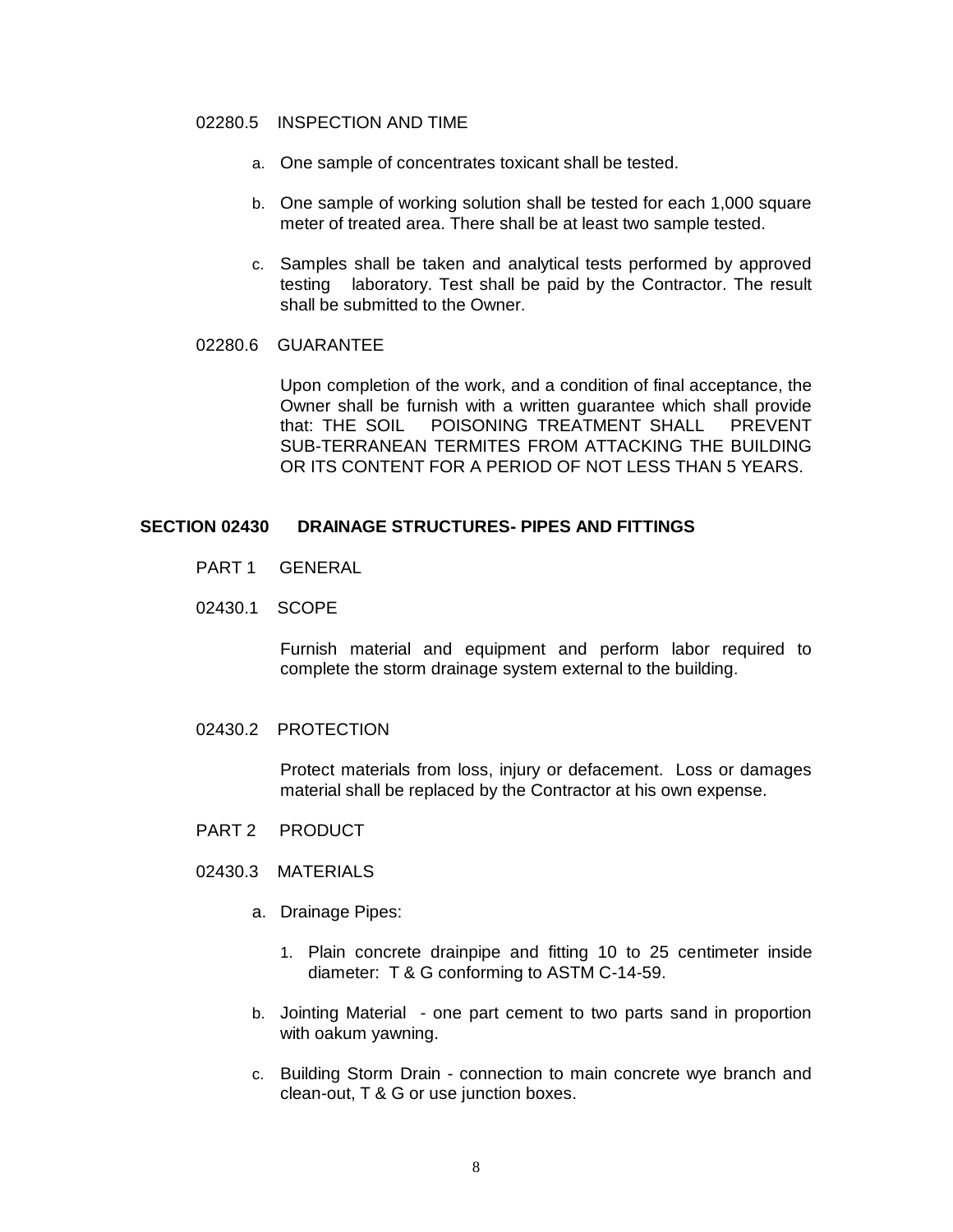02280.5 INSPECTION AND TIME

a. One sample of concentrates toxicant shall be tested.

b. One sample of working solution shall be tested for each 1,000 square meter of treated area. There shall be at least two sample tested.

c. Samples shall be taken and analytical tests performed by approved testing laboratory. Test shall be paid by the Contractor. The result shall be submitted to the Owner.

02280.6 GUARANTEE

Upon completion of the work, and a condition of final acceptance, the Owner shall be furnish with a written guarantee which shall provide that: THE SOIL POISONING TREATMENT SHALL PREVENT SUB-TERRANEAN TERMITES FROM ATTACKING THE BUILDING OR ITS CONTENT FOR A PERIOD OF NOT LESS THAN 5 YEARS.

## SECTION 02430 DRAINAGE STRUCTURES- PIPES AND FITTINGS

PART 1 GENERAL

02430.1 SCOPE

Furnish material and equipment and perform labor required to complete the storm drainage system external to the building.

02430.2 PROTECTION

Protect materials from loss, injury or defacement. Loss or damages material shall be replaced by the Contractor at his own expense.

PART 2 PRODUCT

02430.3 MATERIALS

a. Drainage Pipes:

   1. Plain concrete drainpipe and fitting 10 to 25 centimeter inside diameter: T & G conforming to ASTM C-14-59.

b. Jointing Material - one part cement to two parts sand in proportion with oakum yawning.

c. Building Storm Drain - connection to main concrete wye branch and clean-out, T & G or use junction boxes.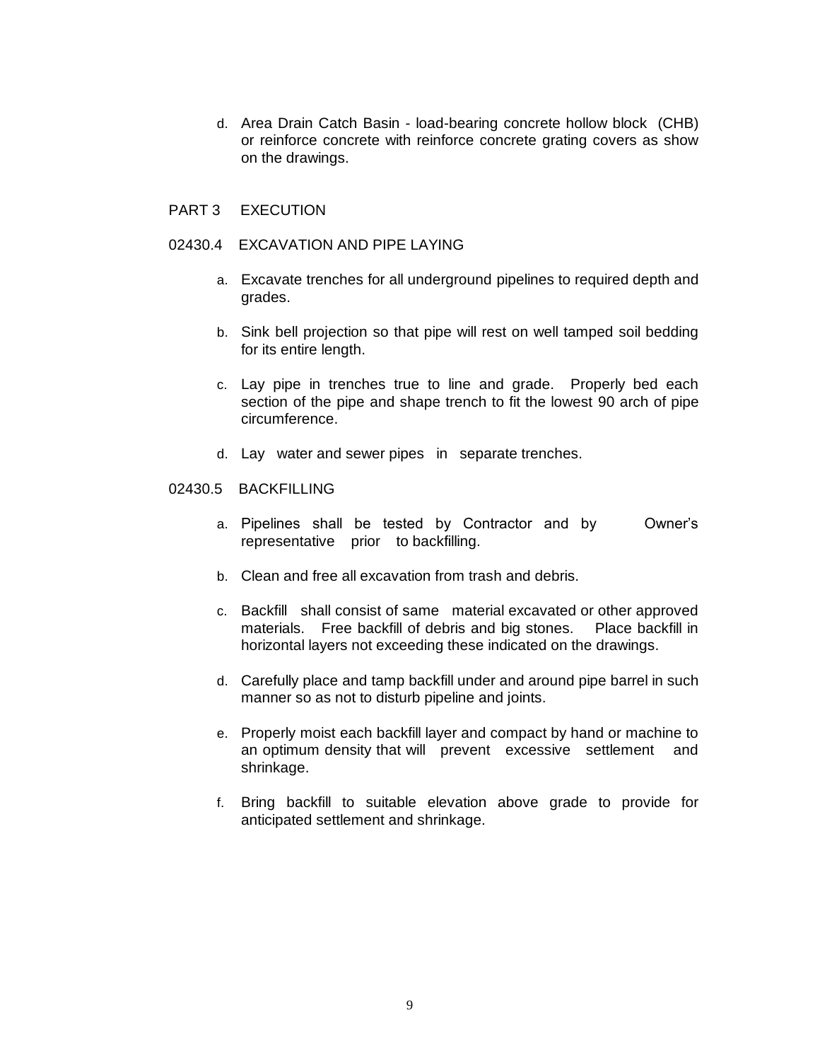d. Area Drain Catch Basin - load-bearing concrete hollow block (CHB) or reinforce concrete with reinforce concrete grating covers as show on the drawings.

## PART 3 EXECUTION

### 02430.4 EXCAVATION AND PIPE LAYING

a. Excavate trenches for all underground pipelines to required depth and grades.

b. Sink bell projection so that pipe will rest on well tamped soil bedding for its entire length.

c. Lay pipe in trenches true to line and grade. Properly bed each section of the pipe and shape trench to fit the lowest 90 arch of pipe circumference.

d. Lay water and sewer pipes in separate trenches.

### 02430.5 BACKFILLING

a. Pipelines shall be tested by Contractor and by Owner's representative prior to backfilling.

b. Clean and free all excavation from trash and debris.

c. Backfill shall consist of same material excavated or other approved materials. Free backfill of debris and big stones. Place backfill in horizontal layers not exceeding these indicated on the drawings.

d. Carefully place and tamp backfill under and around pipe barrel in such manner so as not to disturb pipeline and joints.

e. Properly moist each backfill layer and compact by hand or machine to an optimum density that will prevent excessive settlement and shrinkage.

f. Bring backfill to suitable elevation above grade to provide for anticipated settlement and shrinkage.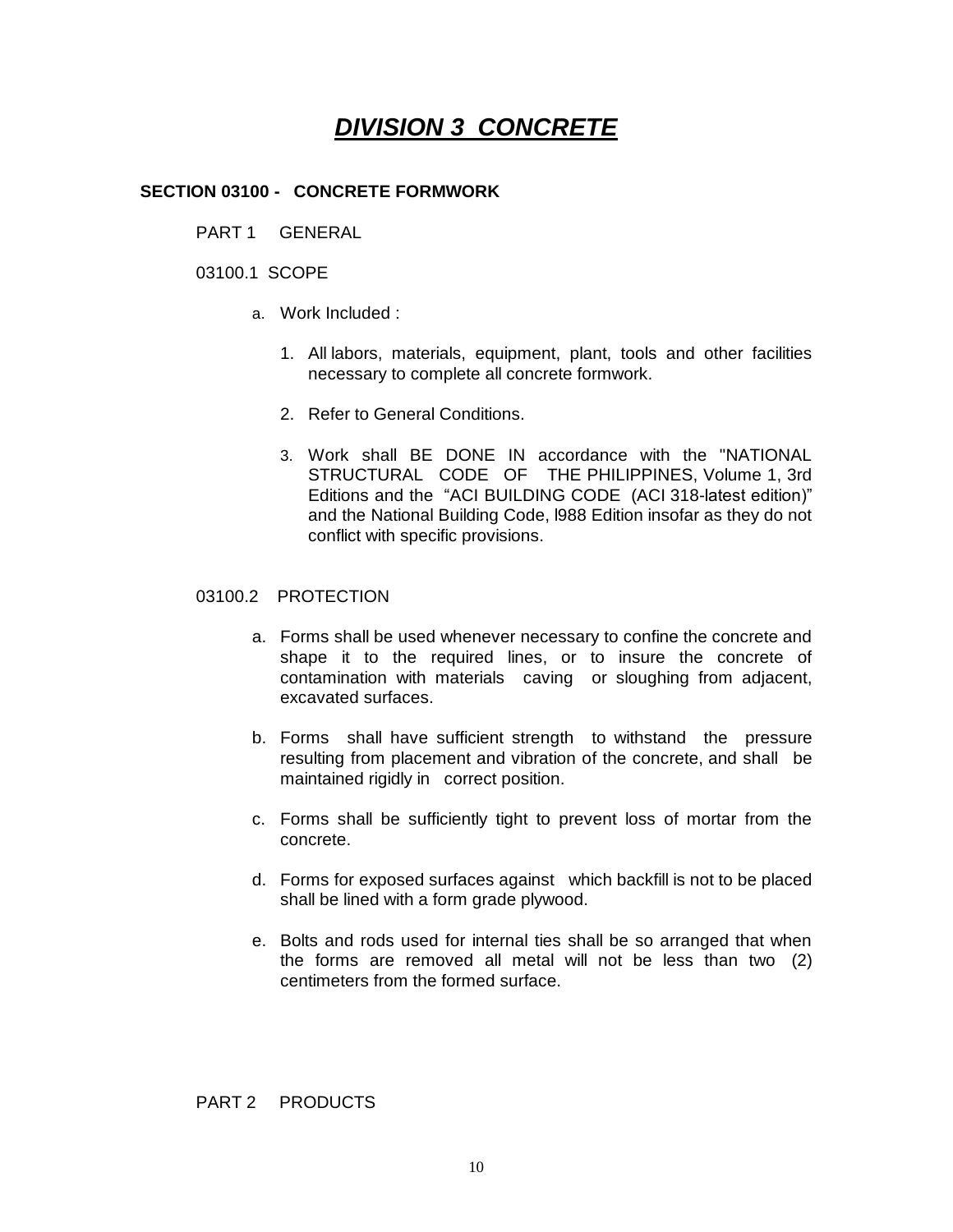# ***DIVISION 3 CONCRETE***

## SECTION 03100 - CONCRETE FORMWORK

PART 1 GENERAL

03100.1 SCOPE

a. Work Included :

1. All labors, materials, equipment, plant, tools and other facilities necessary to complete all concrete formwork.

2. Refer to General Conditions.

3. Work shall BE DONE IN accordance with the "NATIONAL STRUCTURAL CODE OF THE PHILIPPINES, Volume 1, 3rd Editions and the "ACI BUILDING CODE (ACI 318-latest edition)" and the National Building Code, l988 Edition insofar as they do not conflict with specific provisions.

03100.2 PROTECTION

a. Forms shall be used whenever necessary to confine the concrete and shape it to the required lines, or to insure the concrete of contamination with materials caving or sloughing from adjacent, excavated surfaces.

b. Forms shall have sufficient strength to withstand the pressure resulting from placement and vibration of the concrete, and shall be maintained rigidly in correct position.

c. Forms shall be sufficiently tight to prevent loss of mortar from the concrete.

d. Forms for exposed surfaces against which backfill is not to be placed shall be lined with a form grade plywood.

e. Bolts and rods used for internal ties shall be so arranged that when the forms are removed all metal will not be less than two (2) centimeters from the formed surface.

PART 2 PRODUCTS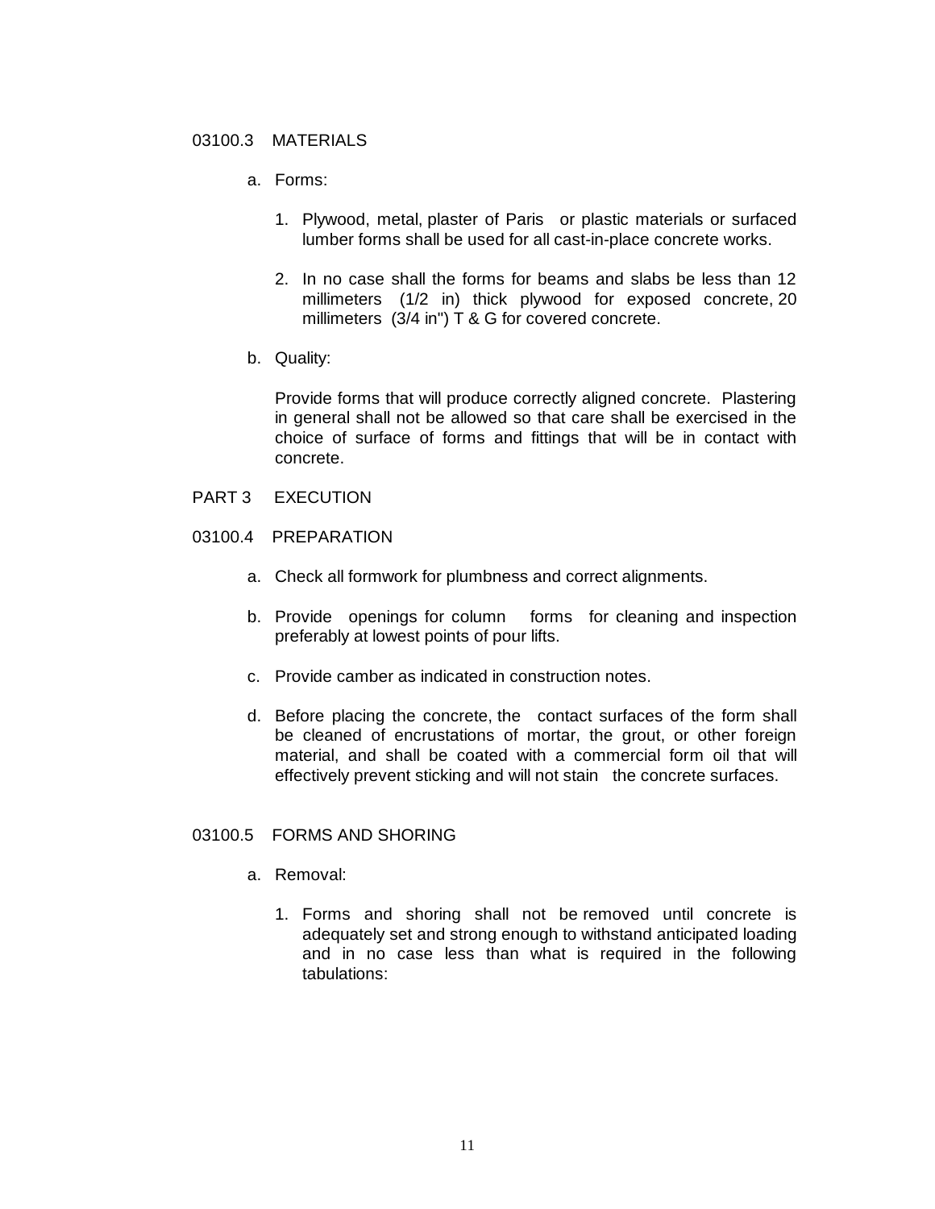## 03100.3 MATERIALS

a. Forms:

1. Plywood, metal, plaster of Paris or plastic materials or surfaced lumber forms shall be used for all cast-in-place concrete works.

2. In no case shall the forms for beams and slabs be less than 12 millimeters (1/2 in) thick plywood for exposed concrete, 20 millimeters (3/4 in") T & G for covered concrete.

b. Quality:

Provide forms that will produce correctly aligned concrete. Plastering in general shall not be allowed so that care shall be exercised in the choice of surface of forms and fittings that will be in contact with concrete.

# PART 3 EXECUTION

## 03100.4 PREPARATION

a. Check all formwork for plumbness and correct alignments.

b. Provide openings for column forms for cleaning and inspection preferably at lowest points of pour lifts.

c. Provide camber as indicated in construction notes.

d. Before placing the concrete, the contact surfaces of the form shall be cleaned of encrustations of mortar, the grout, or other foreign material, and shall be coated with a commercial form oil that will effectively prevent sticking and will not stain the concrete surfaces.

## 03100.5 FORMS AND SHORING

a. Removal:

1. Forms and shoring shall not be removed until concrete is adequately set and strong enough to withstand anticipated loading and in no case less than what is required in the following tabulations: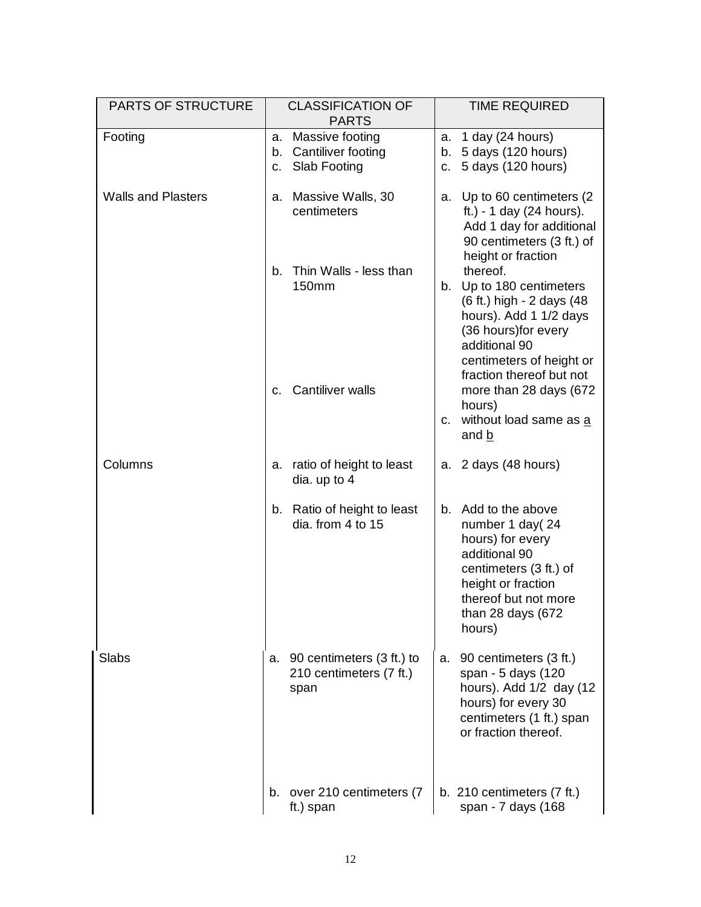| PARTS OF STRUCTURE | CLASSIFICATION OF PARTS | TIME REQUIRED |
|---|---|---|
| Footing | a. Massive footing<br>b. Cantiliver footing<br>c. Slab Footing | a. 1 day (24 hours)<br>b. 5 days (120 hours)<br>c. 5 days (120 hours) |
| Walls and Plasters | a. Massive Walls, 30 centimeters<br>b. Thin Walls - less than 150mm<br>c. Cantiliver walls | a. Up to 60 centimeters (2 ft.) - 1 day (24 hours). Add 1 day for additional 90 centimeters (3 ft.) of height or fraction thereof.<br>b. Up to 180 centimeters (6 ft.) high - 2 days (48 hours). Add 1 1/2 days (36 hours)for every additional 90 centimeters of height or fraction thereof but not more than 28 days (672 hours)<br>c. without load same as a and b |
| Columns | a. ratio of height to least dia. up to 4<br>b. Ratio of height to least dia. from 4 to 15 | a. 2 days (48 hours)<br>b. Add to the above number 1 day( 24 hours) for every additional 90 centimeters (3 ft.) of height or fraction thereof but not more than 28 days (672 hours) |
| Slabs | a. 90 centimeters (3 ft.) to 210 centimeters (7 ft.) span<br>b. over 210 centimeters (7 ft.) span | a. 90 centimeters (3 ft.) span - 5 days (120 hours). Add 1/2 day (12 hours) for every 30 centimeters (1 ft.) span or fraction thereof.<br>b. 210 centimeters (7 ft.) span - 7 days (168 |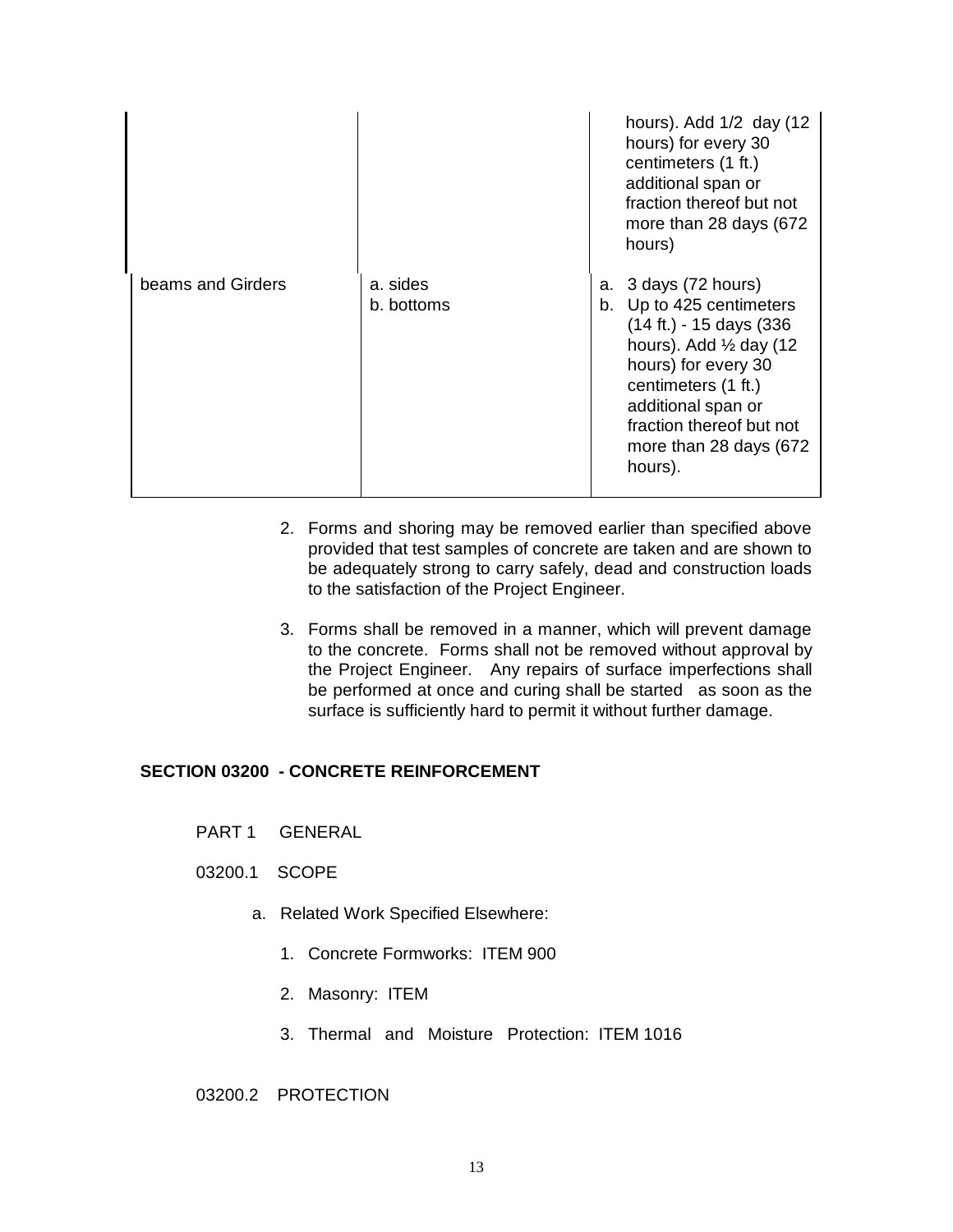| | | |
|---|---|---|
| | | hours). Add 1/2 day (12 hours) for every 30 centimeters (1 ft.) additional span or fraction thereof but not more than 28 days (672 hours) |
| beams and Girders | a. sides<br>b. bottoms | a. 3 days (72 hours)<br>b. Up to 425 centimeters (14 ft.) - 15 days (336 hours). Add ½ day (12 hours) for every 30 centimeters (1 ft.) additional span or fraction thereof but not more than 28 days (672 hours). |

2. Forms and shoring may be removed earlier than specified above provided that test samples of concrete are taken and are shown to be adequately strong to carry safely, dead and construction loads to the satisfaction of the Project Engineer.

3. Forms shall be removed in a manner, which will prevent damage to the concrete. Forms shall not be removed without approval by the Project Engineer. Any repairs of surface imperfections shall be performed at once and curing shall be started as soon as the surface is sufficiently hard to permit it without further damage.

## SECTION 03200 - CONCRETE REINFORCEMENT

PART 1 GENERAL

03200.1 SCOPE

a. Related Work Specified Elsewhere:

1. Concrete Formworks: ITEM 900
2. Masonry: ITEM
3. Thermal and Moisture Protection: ITEM 1016

03200.2 PROTECTION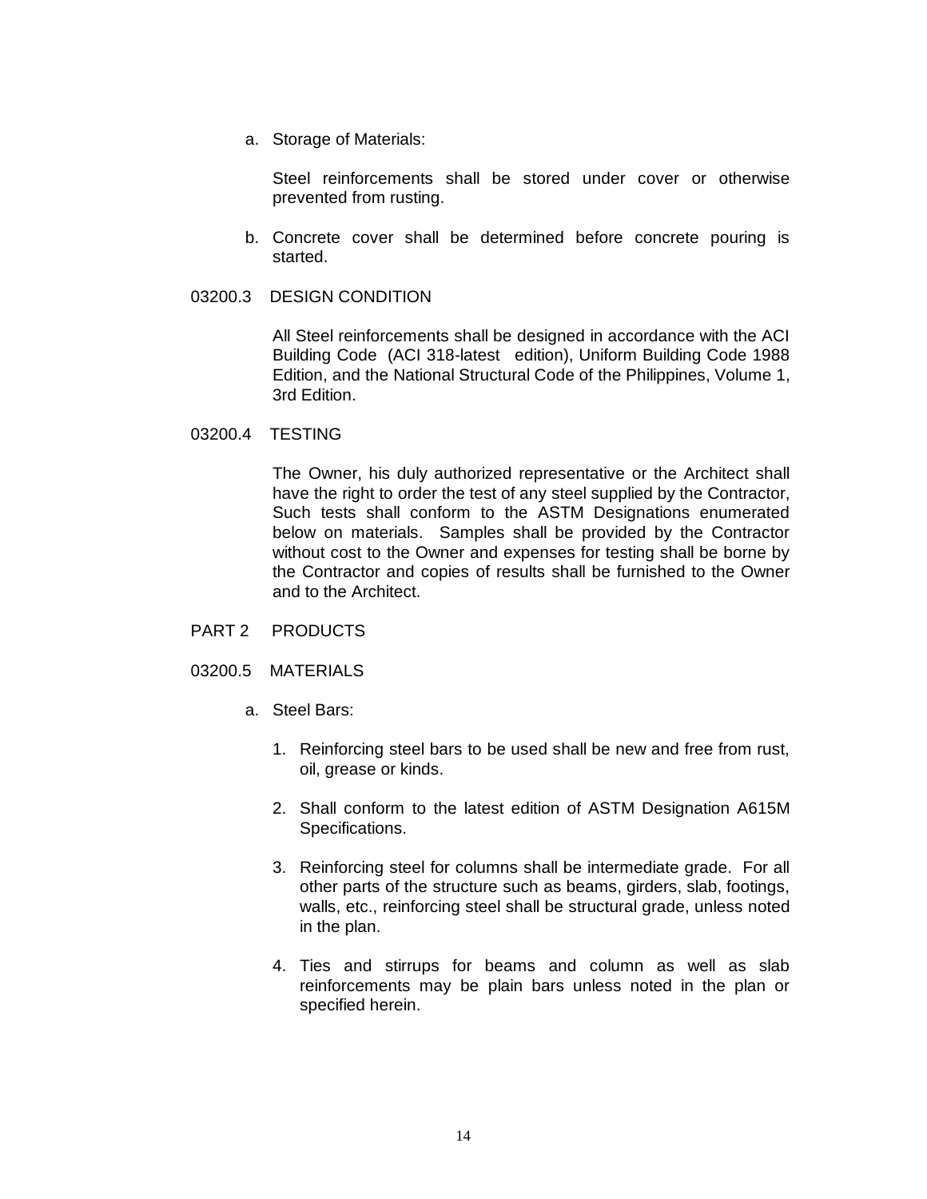a. Storage of Materials:

   Steel reinforcements shall be stored under cover or otherwise prevented from rusting.

b. Concrete cover shall be determined before concrete pouring is started.

03200.3 DESIGN CONDITION

All Steel reinforcements shall be designed in accordance with the ACI Building Code (ACI 318-latest edition), Uniform Building Code 1988 Edition, and the National Structural Code of the Philippines, Volume 1, 3rd Edition.

03200.4 TESTING

The Owner, his duly authorized representative or the Architect shall have the right to order the test of any steel supplied by the Contractor, Such tests shall conform to the ASTM Designations enumerated below on materials. Samples shall be provided by the Contractor without cost to the Owner and expenses for testing shall be borne by the Contractor and copies of results shall be furnished to the Owner and to the Architect.

PART 2 PRODUCTS

03200.5 MATERIALS

a. Steel Bars:

   1. Reinforcing steel bars to be used shall be new and free from rust, oil, grease or kinds.

   2. Shall conform to the latest edition of ASTM Designation A615M Specifications.

   3. Reinforcing steel for columns shall be intermediate grade. For all other parts of the structure such as beams, girders, slab, footings, walls, etc., reinforcing steel shall be structural grade, unless noted in the plan.

   4. Ties and stirrups for beams and column as well as slab reinforcements may be plain bars unless noted in the plan or specified herein.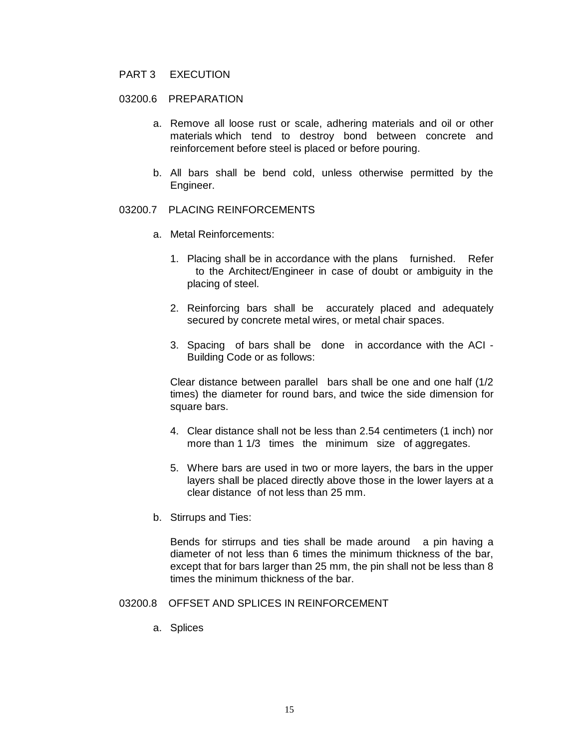PART 3 EXECUTION

03200.6 PREPARATION

a. Remove all loose rust or scale, adhering materials and oil or other materials which tend to destroy bond between concrete and reinforcement before steel is placed or before pouring.

b. All bars shall be bend cold, unless otherwise permitted by the Engineer.

03200.7 PLACING REINFORCEMENTS

a. Metal Reinforcements:

1. Placing shall be in accordance with the plans furnished. Refer to the Architect/Engineer in case of doubt or ambiguity in the placing of steel.

2. Reinforcing bars shall be accurately placed and adequately secured by concrete metal wires, or metal chair spaces.

3. Spacing of bars shall be done in accordance with the ACI - Building Code or as follows:

Clear distance between parallel bars shall be one and one half (1/2 times) the diameter for round bars, and twice the side dimension for square bars.

4. Clear distance shall not be less than 2.54 centimeters (1 inch) nor more than 1 1/3 times the minimum size of aggregates.

5. Where bars are used in two or more layers, the bars in the upper layers shall be placed directly above those in the lower layers at a clear distance of not less than 25 mm.

b. Stirrups and Ties:

Bends for stirrups and ties shall be made around a pin having a diameter of not less than 6 times the minimum thickness of the bar, except that for bars larger than 25 mm, the pin shall not be less than 8 times the minimum thickness of the bar.

03200.8 OFFSET AND SPLICES IN REINFORCEMENT

a. Splices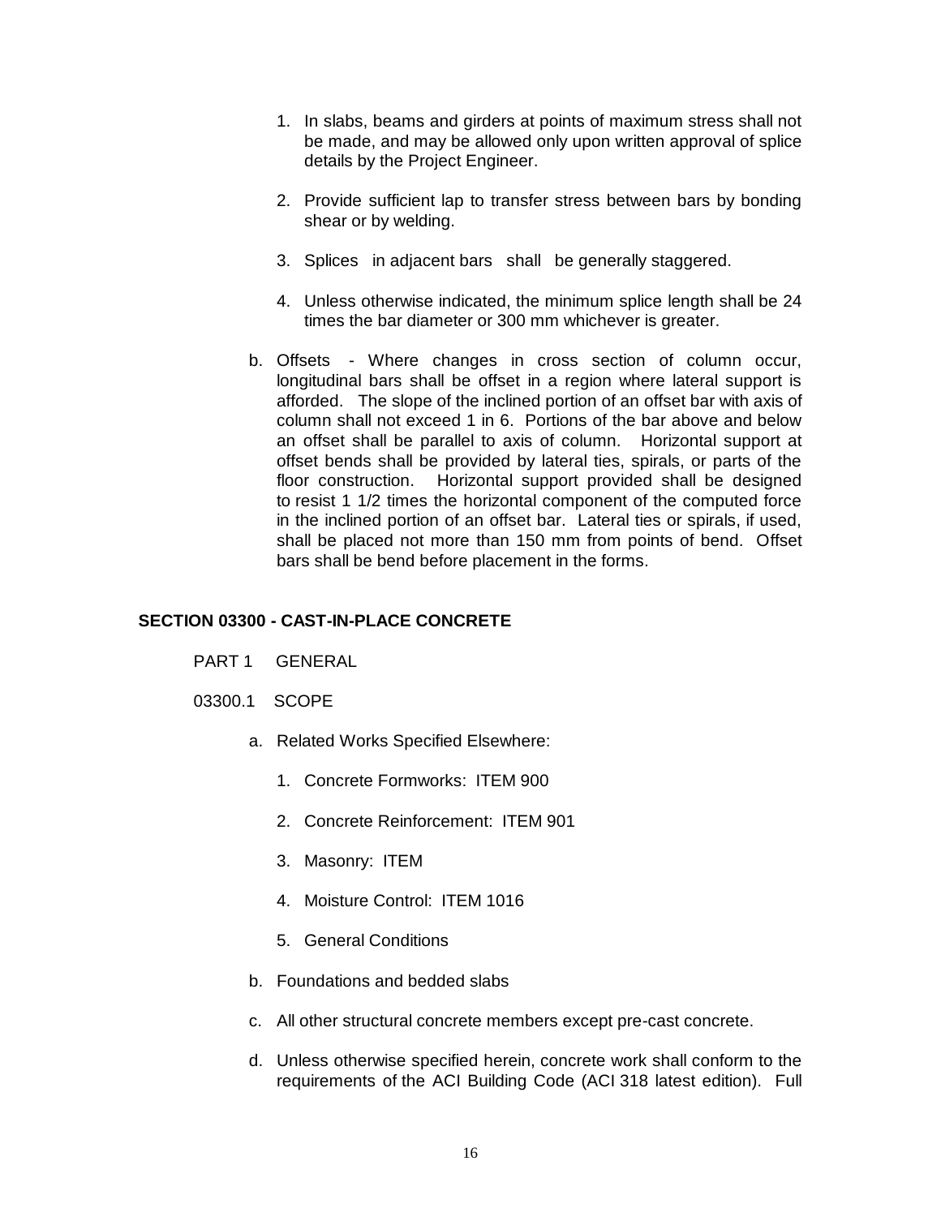1. In slabs, beams and girders at points of maximum stress shall not be made, and may be allowed only upon written approval of splice details by the Project Engineer.

2. Provide sufficient lap to transfer stress between bars by bonding shear or by welding.

3. Splices in adjacent bars shall be generally staggered.

4. Unless otherwise indicated, the minimum splice length shall be 24 times the bar diameter or 300 mm whichever is greater.

b. Offsets - Where changes in cross section of column occur, longitudinal bars shall be offset in a region where lateral support is afforded. The slope of the inclined portion of an offset bar with axis of column shall not exceed 1 in 6. Portions of the bar above and below an offset shall be parallel to axis of column. Horizontal support at offset bends shall be provided by lateral ties, spirals, or parts of the floor construction. Horizontal support provided shall be designed to resist 1 1/2 times the horizontal component of the computed force in the inclined portion of an offset bar. Lateral ties or spirals, if used, shall be placed not more than 150 mm from points of bend. Offset bars shall be bend before placement in the forms.

## SECTION 03300 - CAST-IN-PLACE CONCRETE

PART 1 GENERAL

03300.1 SCOPE

a. Related Works Specified Elsewhere:

1. Concrete Formworks: ITEM 900

2. Concrete Reinforcement: ITEM 901

3. Masonry: ITEM

4. Moisture Control: ITEM 1016

5. General Conditions

b. Foundations and bedded slabs

c. All other structural concrete members except pre-cast concrete.

d. Unless otherwise specified herein, concrete work shall conform to the requirements of the ACI Building Code (ACI 318 latest edition). Full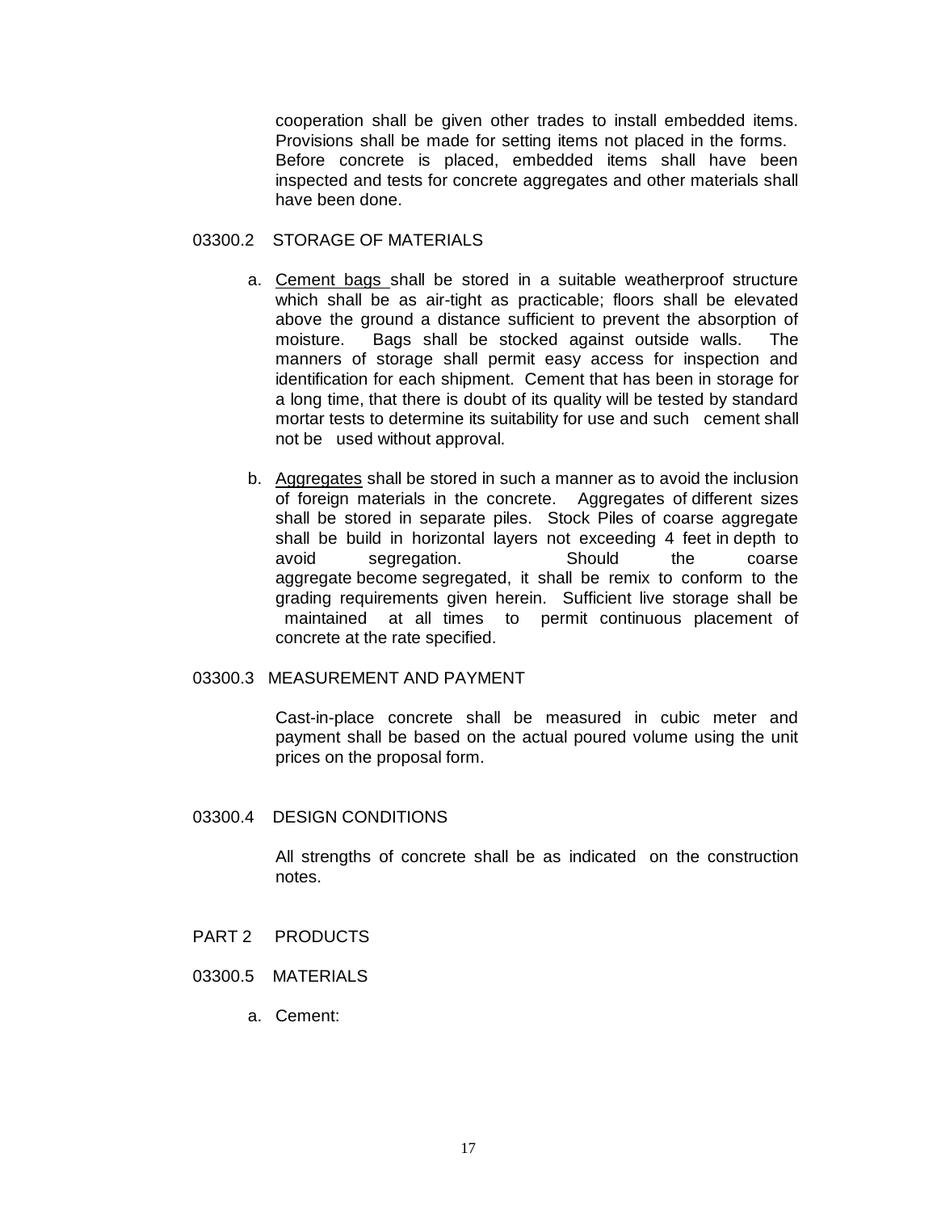cooperation shall be given other trades to install embedded items. Provisions shall be made for setting items not placed in the forms. Before concrete is placed, embedded items shall have been inspected and tests for concrete aggregates and other materials shall have been done.

03300.2 STORAGE OF MATERIALS

a. Cement bags shall be stored in a suitable weatherproof structure which shall be as air-tight as practicable; floors shall be elevated above the ground a distance sufficient to prevent the absorption of moisture. Bags shall be stocked against outside walls. The manners of storage shall permit easy access for inspection and identification for each shipment. Cement that has been in storage for a long time, that there is doubt of its quality will be tested by standard mortar tests to determine its suitability for use and such cement shall not be used without approval.

b. Aggregates shall be stored in such a manner as to avoid the inclusion of foreign materials in the concrete. Aggregates of different sizes shall be stored in separate piles. Stock Piles of coarse aggregate shall be build in horizontal layers not exceeding 4 feet in depth to avoid segregation. Should the coarse aggregate become segregated, it shall be remix to conform to the grading requirements given herein. Sufficient live storage shall be maintained at all times to permit continuous placement of concrete at the rate specified.

03300.3 MEASUREMENT AND PAYMENT

Cast-in-place concrete shall be measured in cubic meter and payment shall be based on the actual poured volume using the unit prices on the proposal form.

03300.4 DESIGN CONDITIONS

All strengths of concrete shall be as indicated on the construction notes.

PART 2 PRODUCTS

03300.5 MATERIALS

a. Cement: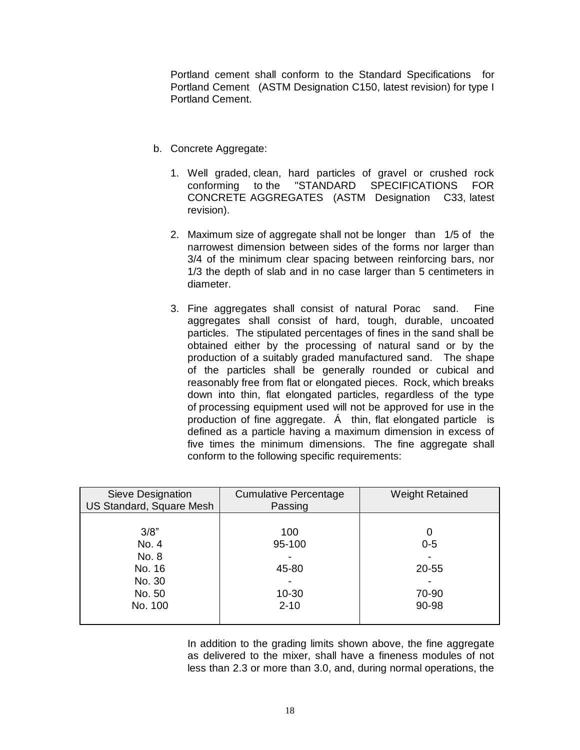Portland cement shall conform to the Standard Specifications for Portland Cement (ASTM Designation C150, latest revision) for type I Portland Cement.

b. Concrete Aggregate:

1. Well graded, clean, hard particles of gravel or crushed rock conforming to the "STANDARD SPECIFICATIONS FOR CONCRETE AGGREGATES (ASTM Designation C33, latest revision).

2. Maximum size of aggregate shall not be longer than 1/5 of the narrowest dimension between sides of the forms nor larger than 3/4 of the minimum clear spacing between reinforcing bars, nor 1/3 the depth of slab and in no case larger than 5 centimeters in diameter.

3. Fine aggregates shall consist of natural Porac sand. Fine aggregates shall consist of hard, tough, durable, uncoated particles. The stipulated percentages of fines in the sand shall be obtained either by the processing of natural sand or by the production of a suitably graded manufactured sand. The shape of the particles shall be generally rounded or cubical and reasonably free from flat or elongated pieces. Rock, which breaks down into thin, flat elongated particles, regardless of the type of processing equipment used will not be approved for use in the production of fine aggregate. Á thin, flat elongated particle is defined as a particle having a maximum dimension in excess of five times the minimum dimensions. The fine aggregate shall conform to the following specific requirements:

| Sieve Designation US Standard, Square Mesh | Cumulative Percentage Passing | Weight Retained |
|---|---|---|
| 3/8" | 100 | 0 |
| No. 4 | 95-100 | 0-5 |
| No. 8 | - | - |
| No. 16 | 45-80 | 20-55 |
| No. 30 | - | - |
| No. 50 | 10-30 | 70-90 |
| No. 100 | 2-10 | 90-98 |

In addition to the grading limits shown above, the fine aggregate as delivered to the mixer, shall have a fineness modules of not less than 2.3 or more than 3.0, and, during normal operations, the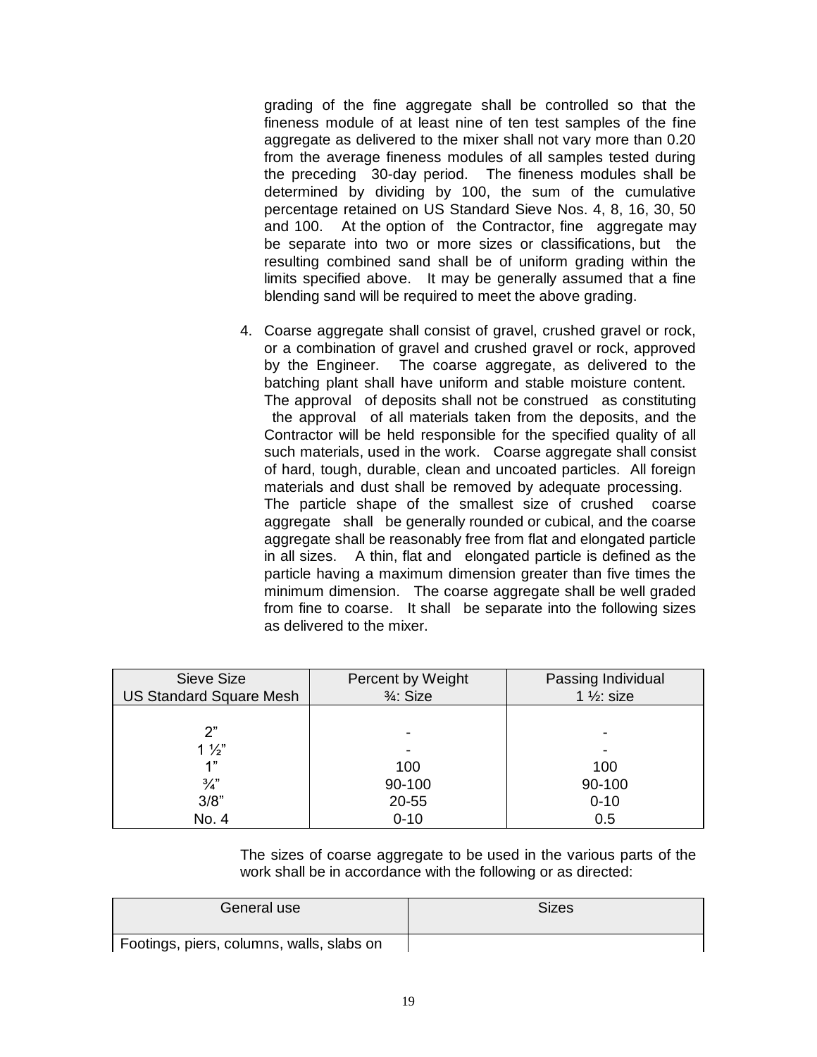grading of the fine aggregate shall be controlled so that the fineness module of at least nine of ten test samples of the fine aggregate as delivered to the mixer shall not vary more than 0.20 from the average fineness modules of all samples tested during the preceding 30-day period. The fineness modules shall be determined by dividing by 100, the sum of the cumulative percentage retained on US Standard Sieve Nos. 4, 8, 16, 30, 50 and 100. At the option of the Contractor, fine aggregate may be separate into two or more sizes or classifications, but the resulting combined sand shall be of uniform grading within the limits specified above. It may be generally assumed that a fine blending sand will be required to meet the above grading.

4. Coarse aggregate shall consist of gravel, crushed gravel or rock, or a combination of gravel and crushed gravel or rock, approved by the Engineer. The coarse aggregate, as delivered to the batching plant shall have uniform and stable moisture content. The approval of deposits shall not be construed as constituting the approval of all materials taken from the deposits, and the Contractor will be held responsible for the specified quality of all such materials, used in the work. Coarse aggregate shall consist of hard, tough, durable, clean and uncoated particles. All foreign materials and dust shall be removed by adequate processing. The particle shape of the smallest size of crushed coarse aggregate shall be generally rounded or cubical, and the coarse aggregate shall be reasonably free from flat and elongated particle in all sizes. A thin, flat and elongated particle is defined as the particle having a maximum dimension greater than five times the minimum dimension. The coarse aggregate shall be well graded from fine to coarse. It shall be separate into the following sizes as delivered to the mixer.

| Sieve Size US Standard Square Mesh | Percent by Weight ¾: Size | Passing Individual 1 ½: size |
|---|---|---|
| 2" | - | - |
| 1 ½" | - | - |
| 1" | 100 | 100 |
| ¾" | 90-100 | 90-100 |
| 3/8" | 20-55 | 0-10 |
| No. 4 | 0-10 | 0.5 |

The sizes of coarse aggregate to be used in the various parts of the work shall be in accordance with the following or as directed:

| General use | Sizes |
|---|---|
| Footings, piers, columns, walls, slabs on | |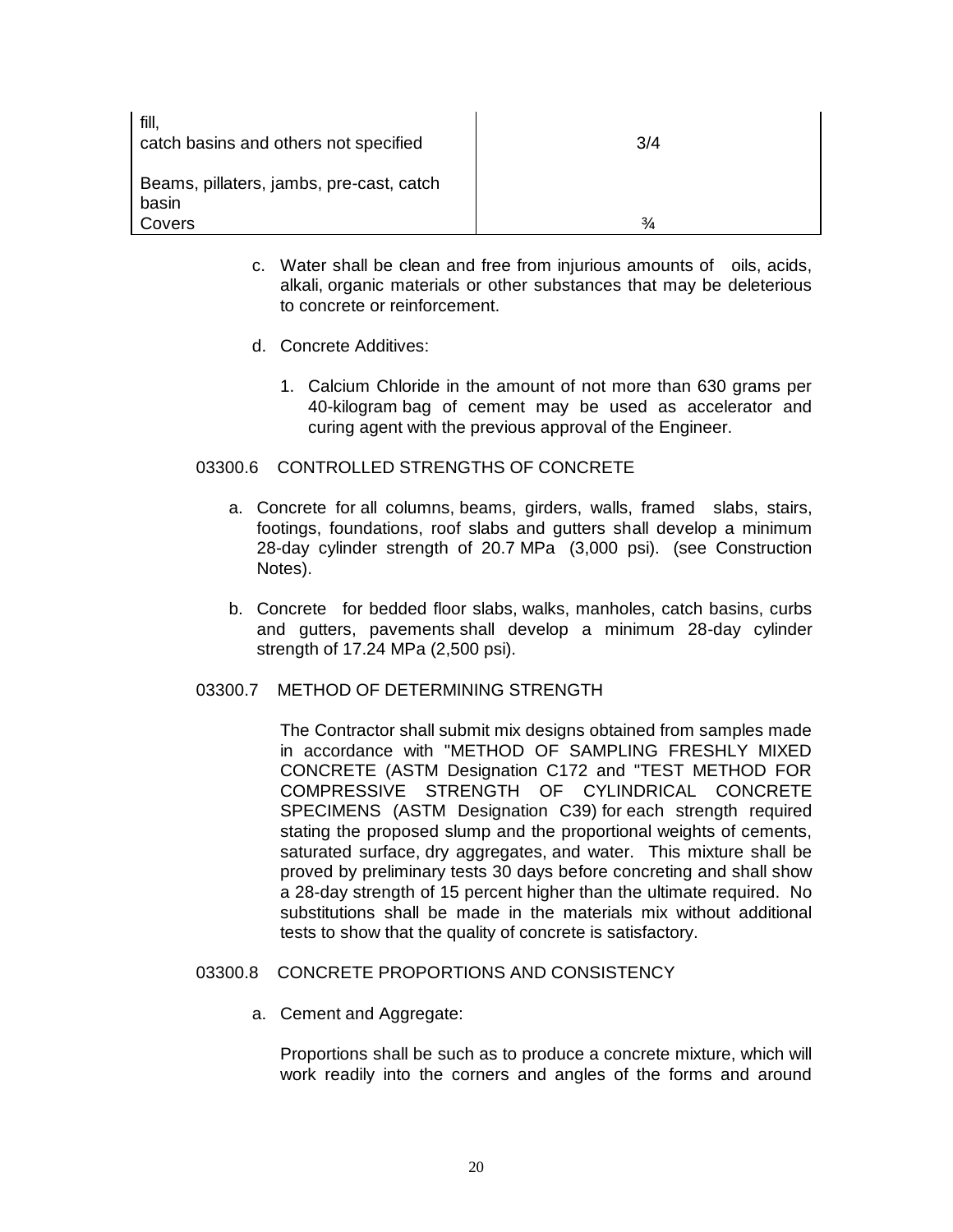| | |
|---|---|
| fill,<br>catch basins and others not specified | 3/4 |
| Beams, pillaters, jambs, pre-cast, catch basin<br>Covers | ¾ |

c. Water shall be clean and free from injurious amounts of oils, acids, alkali, organic materials or other substances that may be deleterious to concrete or reinforcement.

d. Concrete Additives:

1. Calcium Chloride in the amount of not more than 630 grams per 40-kilogram bag of cement may be used as accelerator and curing agent with the previous approval of the Engineer.

03300.6 CONTROLLED STRENGTHS OF CONCRETE

a. Concrete for all columns, beams, girders, walls, framed slabs, stairs, footings, foundations, roof slabs and gutters shall develop a minimum 28-day cylinder strength of 20.7 MPa (3,000 psi). (see Construction Notes).

b. Concrete for bedded floor slabs, walks, manholes, catch basins, curbs and gutters, pavements shall develop a minimum 28-day cylinder strength of 17.24 MPa (2,500 psi).

03300.7 METHOD OF DETERMINING STRENGTH

The Contractor shall submit mix designs obtained from samples made in accordance with "METHOD OF SAMPLING FRESHLY MIXED CONCRETE (ASTM Designation C172 and "TEST METHOD FOR COMPRESSIVE STRENGTH OF CYLINDRICAL CONCRETE SPECIMENS (ASTM Designation C39) for each strength required stating the proposed slump and the proportional weights of cements, saturated surface, dry aggregates, and water. This mixture shall be proved by preliminary tests 30 days before concreting and shall show a 28-day strength of 15 percent higher than the ultimate required. No substitutions shall be made in the materials mix without additional tests to show that the quality of concrete is satisfactory.

03300.8 CONCRETE PROPORTIONS AND CONSISTENCY

a. Cement and Aggregate:

Proportions shall be such as to produce a concrete mixture, which will work readily into the corners and angles of the forms and around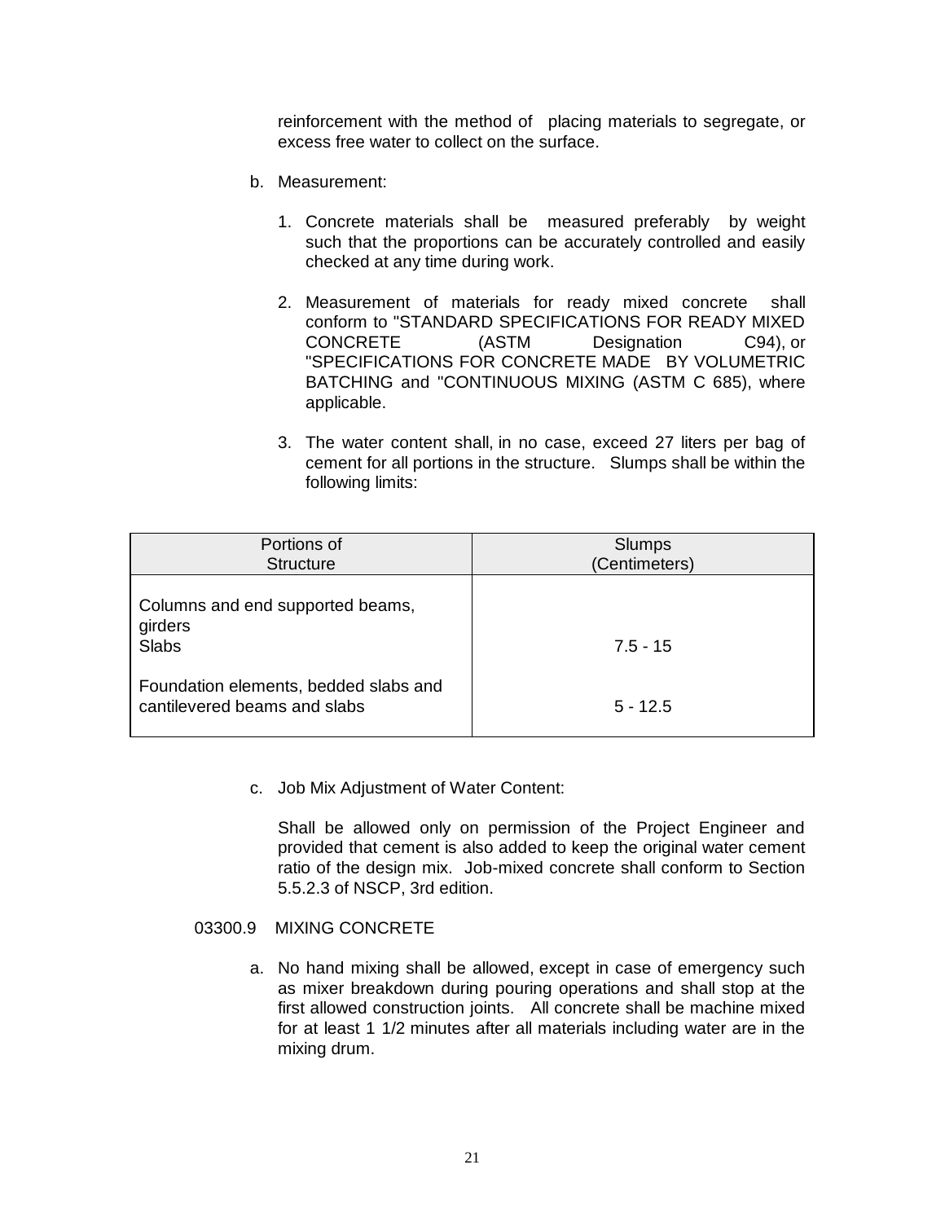reinforcement with the method of placing materials to segregate, or excess free water to collect on the surface.

b. Measurement:

1. Concrete materials shall be measured preferably by weight such that the proportions can be accurately controlled and easily checked at any time during work.

2. Measurement of materials for ready mixed concrete shall conform to "STANDARD SPECIFICATIONS FOR READY MIXED CONCRETE (ASTM Designation C94), or "SPECIFICATIONS FOR CONCRETE MADE BY VOLUMETRIC BATCHING and "CONTINUOUS MIXING (ASTM C 685), where applicable.

3. The water content shall, in no case, exceed 27 liters per bag of cement for all portions in the structure. Slumps shall be within the following limits:

| Portions of Structure | Slumps (Centimeters) |
| --- | --- |
| Columns and end supported beams, girders Slabs | 7.5 - 15 |
| Foundation elements, bedded slabs and cantilevered beams and slabs | 5 - 12.5 |

c. Job Mix Adjustment of Water Content:

Shall be allowed only on permission of the Project Engineer and provided that cement is also added to keep the original water cement ratio of the design mix. Job-mixed concrete shall conform to Section 5.5.2.3 of NSCP, 3rd edition.

03300.9 MIXING CONCRETE

a. No hand mixing shall be allowed, except in case of emergency such as mixer breakdown during pouring operations and shall stop at the first allowed construction joints. All concrete shall be machine mixed for at least 1 1/2 minutes after all materials including water are in the mixing drum.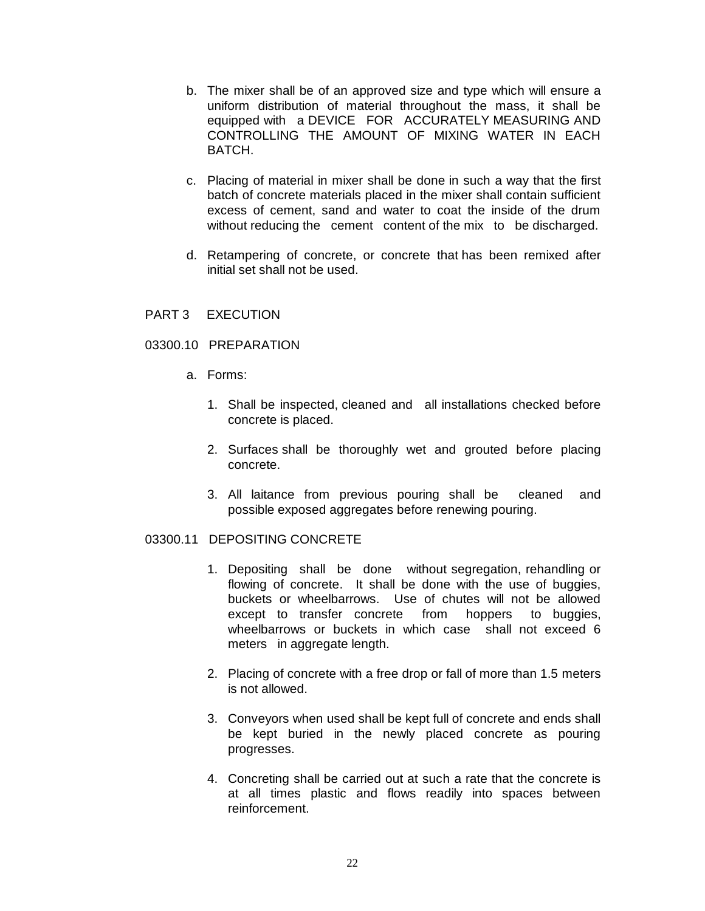b. The mixer shall be of an approved size and type which will ensure a uniform distribution of material throughout the mass, it shall be equipped with a DEVICE FOR ACCURATELY MEASURING AND CONTROLLING THE AMOUNT OF MIXING WATER IN EACH BATCH.

c. Placing of material in mixer shall be done in such a way that the first batch of concrete materials placed in the mixer shall contain sufficient excess of cement, sand and water to coat the inside of the drum without reducing the cement content of the mix to be discharged.

d. Retampering of concrete, or concrete that has been remixed after initial set shall not be used.

## PART 3 EXECUTION

### 03300.10 PREPARATION

a. Forms:

   1. Shall be inspected, cleaned and all installations checked before concrete is placed.

   2. Surfaces shall be thoroughly wet and grouted before placing concrete.

   3. All laitance from previous pouring shall be cleaned and possible exposed aggregates before renewing pouring.

### 03300.11 DEPOSITING CONCRETE

1. Depositing shall be done without segregation, rehandling or flowing of concrete. It shall be done with the use of buggies, buckets or wheelbarrows. Use of chutes will not be allowed except to transfer concrete from hoppers to buggies, wheelbarrows or buckets in which case shall not exceed 6 meters in aggregate length.

2. Placing of concrete with a free drop or fall of more than 1.5 meters is not allowed.

3. Conveyors when used shall be kept full of concrete and ends shall be kept buried in the newly placed concrete as pouring progresses.

4. Concreting shall be carried out at such a rate that the concrete is at all times plastic and flows readily into spaces between reinforcement.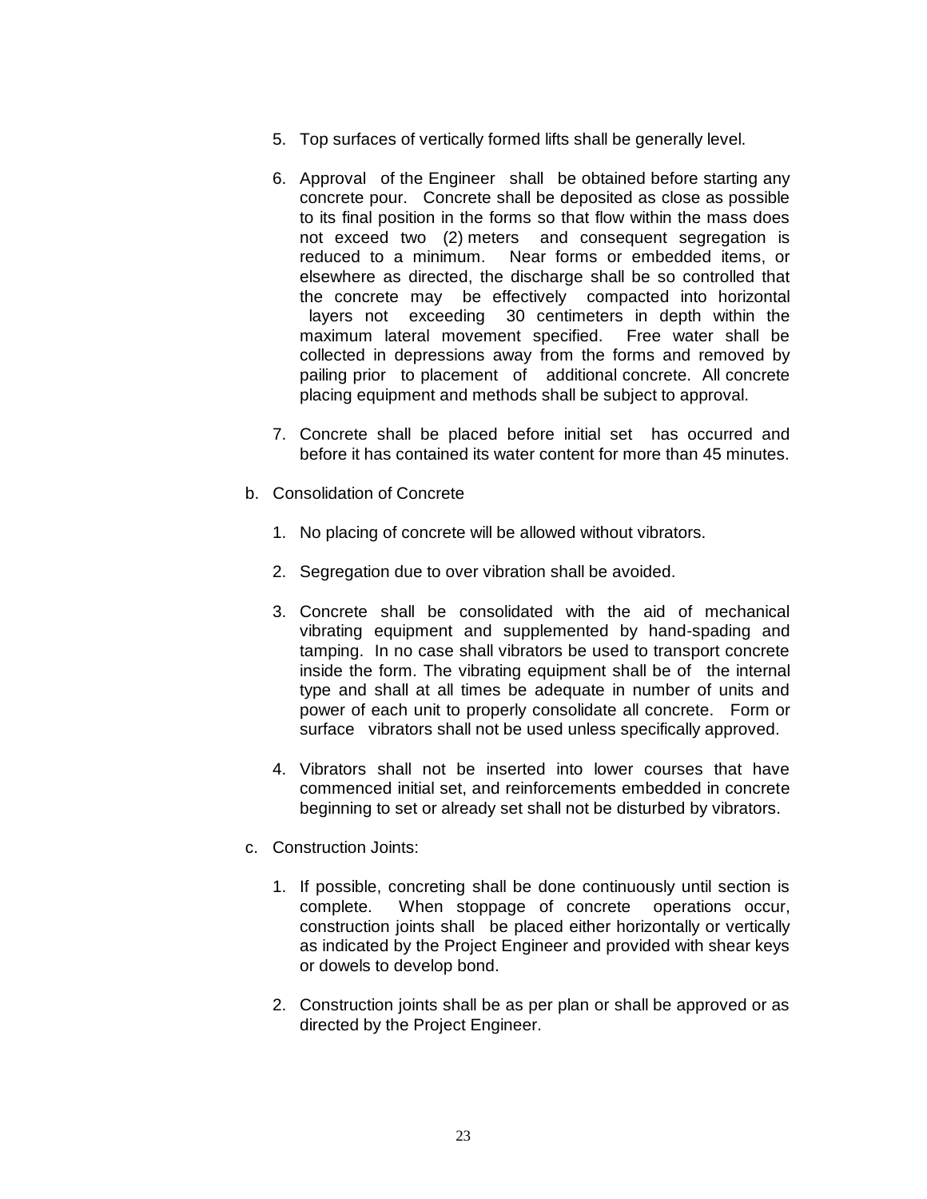5. Top surfaces of vertically formed lifts shall be generally level.

6. Approval of the Engineer shall be obtained before starting any concrete pour. Concrete shall be deposited as close as possible to its final position in the forms so that flow within the mass does not exceed two (2) meters and consequent segregation is reduced to a minimum. Near forms or embedded items, or elsewhere as directed, the discharge shall be so controlled that the concrete may be effectively compacted into horizontal layers not exceeding 30 centimeters in depth within the maximum lateral movement specified. Free water shall be collected in depressions away from the forms and removed by pailing prior to placement of additional concrete. All concrete placing equipment and methods shall be subject to approval.

7. Concrete shall be placed before initial set has occurred and before it has contained its water content for more than 45 minutes.

b. Consolidation of Concrete

   1. No placing of concrete will be allowed without vibrators.

   2. Segregation due to over vibration shall be avoided.

   3. Concrete shall be consolidated with the aid of mechanical vibrating equipment and supplemented by hand-spading and tamping. In no case shall vibrators be used to transport concrete inside the form. The vibrating equipment shall be of the internal type and shall at all times be adequate in number of units and power of each unit to properly consolidate all concrete. Form or surface vibrators shall not be used unless specifically approved.

   4. Vibrators shall not be inserted into lower courses that have commenced initial set, and reinforcements embedded in concrete beginning to set or already set shall not be disturbed by vibrators.

c. Construction Joints:

   1. If possible, concreting shall be done continuously until section is complete. When stoppage of concrete operations occur, construction joints shall be placed either horizontally or vertically as indicated by the Project Engineer and provided with shear keys or dowels to develop bond.

   2. Construction joints shall be as per plan or shall be approved or as directed by the Project Engineer.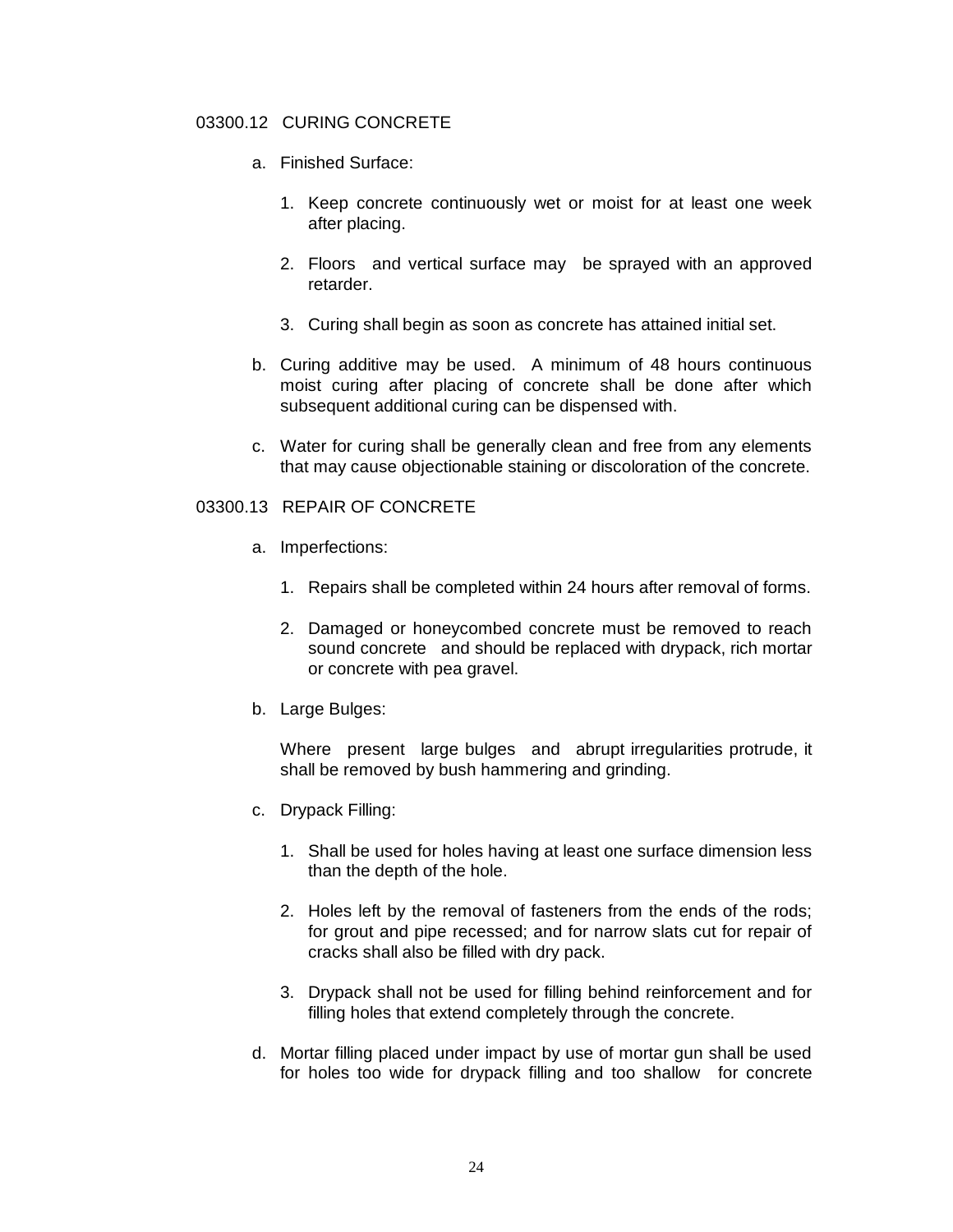## 03300.12 CURING CONCRETE

a. Finished Surface:

1. Keep concrete continuously wet or moist for at least one week after placing.

2. Floors and vertical surface may be sprayed with an approved retarder.

3. Curing shall begin as soon as concrete has attained initial set.

b. Curing additive may be used. A minimum of 48 hours continuous moist curing after placing of concrete shall be done after which subsequent additional curing can be dispensed with.

c. Water for curing shall be generally clean and free from any elements that may cause objectionable staining or discoloration of the concrete.

## 03300.13 REPAIR OF CONCRETE

a. Imperfections:

1. Repairs shall be completed within 24 hours after removal of forms.

2. Damaged or honeycombed concrete must be removed to reach sound concrete and should be replaced with drypack, rich mortar or concrete with pea gravel.

b. Large Bulges:

Where present large bulges and abrupt irregularities protrude, it shall be removed by bush hammering and grinding.

c. Drypack Filling:

1. Shall be used for holes having at least one surface dimension less than the depth of the hole.

2. Holes left by the removal of fasteners from the ends of the rods; for grout and pipe recessed; and for narrow slats cut for repair of cracks shall also be filled with dry pack.

3. Drypack shall not be used for filling behind reinforcement and for filling holes that extend completely through the concrete.

d. Mortar filling placed under impact by use of mortar gun shall be used for holes too wide for drypack filling and too shallow for concrete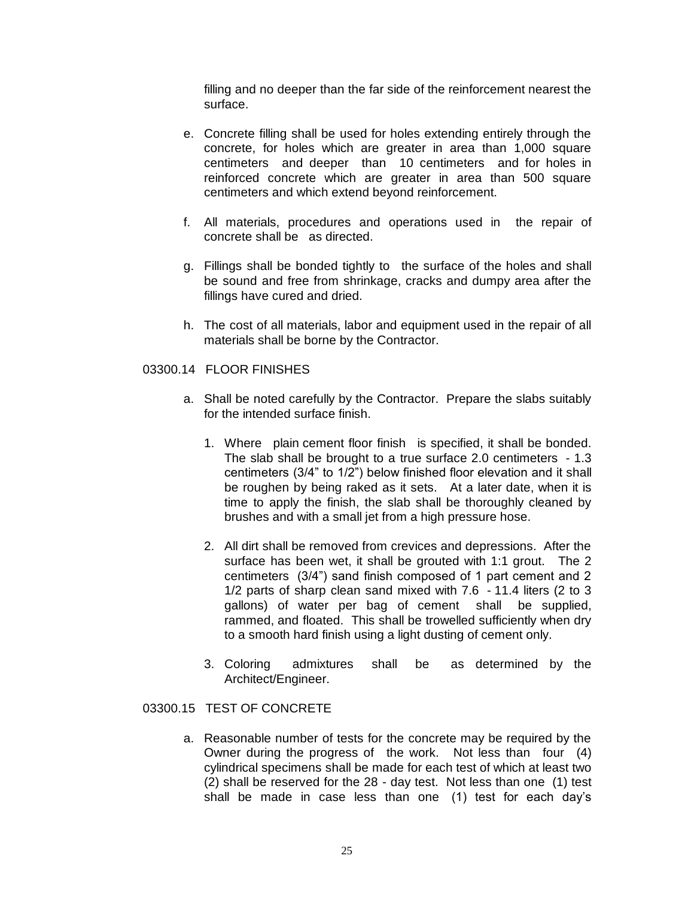filling and no deeper than the far side of the reinforcement nearest the surface.

e. Concrete filling shall be used for holes extending entirely through the concrete, for holes which are greater in area than 1,000 square centimeters and deeper than 10 centimeters and for holes in reinforced concrete which are greater in area than 500 square centimeters and which extend beyond reinforcement.

f. All materials, procedures and operations used in the repair of concrete shall be as directed.

g. Fillings shall be bonded tightly to the surface of the holes and shall be sound and free from shrinkage, cracks and dumpy area after the fillings have cured and dried.

h. The cost of all materials, labor and equipment used in the repair of all materials shall be borne by the Contractor.

03300.14 FLOOR FINISHES

a. Shall be noted carefully by the Contractor. Prepare the slabs suitably for the intended surface finish.

   1. Where plain cement floor finish is specified, it shall be bonded. The slab shall be brought to a true surface 2.0 centimeters - 1.3 centimeters (3/4" to 1/2") below finished floor elevation and it shall be roughen by being raked as it sets. At a later date, when it is time to apply the finish, the slab shall be thoroughly cleaned by brushes and with a small jet from a high pressure hose.

   2. All dirt shall be removed from crevices and depressions. After the surface has been wet, it shall be grouted with 1:1 grout. The 2 centimeters (3/4") sand finish composed of 1 part cement and 2 1/2 parts of sharp clean sand mixed with 7.6 - 11.4 liters (2 to 3 gallons) of water per bag of cement shall be supplied, rammed, and floated. This shall be trowelled sufficiently when dry to a smooth hard finish using a light dusting of cement only.

   3. Coloring admixtures shall be as determined by the Architect/Engineer.

03300.15 TEST OF CONCRETE

a. Reasonable number of tests for the concrete may be required by the Owner during the progress of the work. Not less than four (4) cylindrical specimens shall be made for each test of which at least two (2) shall be reserved for the 28 - day test. Not less than one (1) test shall be made in case less than one (1) test for each day's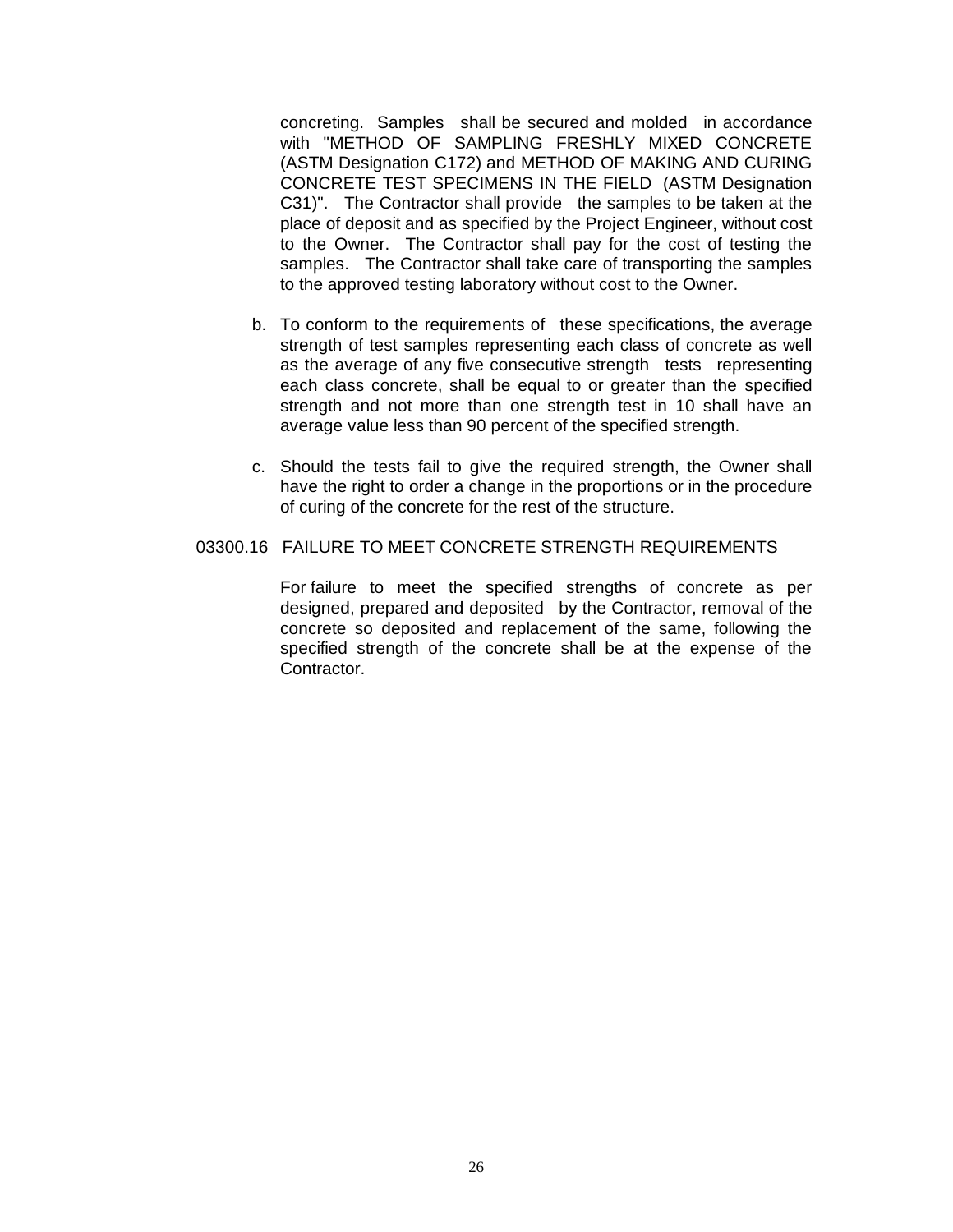concreting. Samples shall be secured and molded in accordance with "METHOD OF SAMPLING FRESHLY MIXED CONCRETE (ASTM Designation C172) and METHOD OF MAKING AND CURING CONCRETE TEST SPECIMENS IN THE FIELD (ASTM Designation C31)". The Contractor shall provide the samples to be taken at the place of deposit and as specified by the Project Engineer, without cost to the Owner. The Contractor shall pay for the cost of testing the samples. The Contractor shall take care of transporting the samples to the approved testing laboratory without cost to the Owner.

b. To conform to the requirements of these specifications, the average strength of test samples representing each class of concrete as well as the average of any five consecutive strength tests representing each class concrete, shall be equal to or greater than the specified strength and not more than one strength test in 10 shall have an average value less than 90 percent of the specified strength.

c. Should the tests fail to give the required strength, the Owner shall have the right to order a change in the proportions or in the procedure of curing of the concrete for the rest of the structure.

03300.16 FAILURE TO MEET CONCRETE STRENGTH REQUIREMENTS

For failure to meet the specified strengths of concrete as per designed, prepared and deposited by the Contractor, removal of the concrete so deposited and replacement of the same, following the specified strength of the concrete shall be at the expense of the Contractor.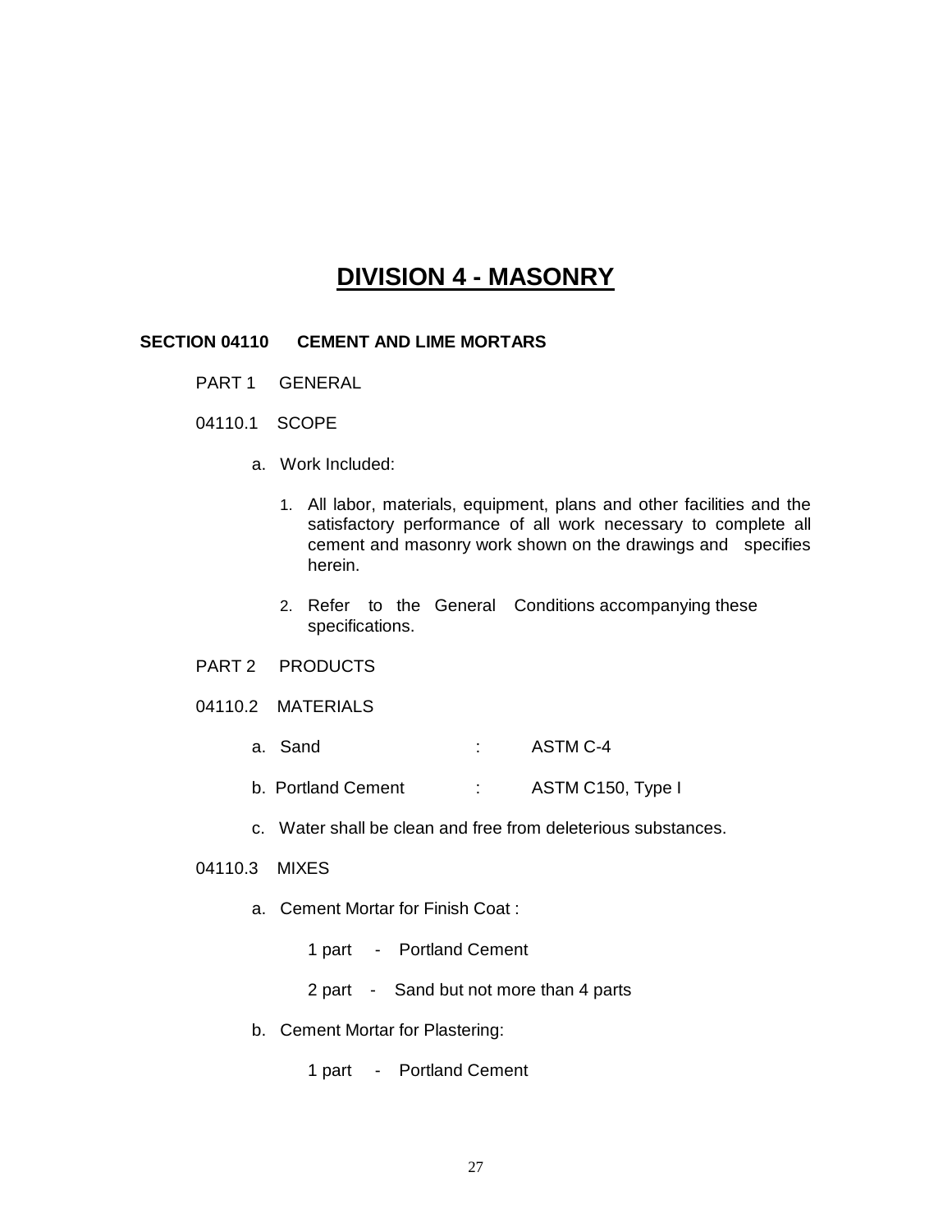# DIVISION 4 - MASONRY

**SECTION 04110 CEMENT AND LIME MORTARS**

PART 1 GENERAL

04110.1 SCOPE

a. Work Included:

1. All labor, materials, equipment, plans and other facilities and the satisfactory performance of all work necessary to complete all cement and masonry work shown on the drawings and specifies herein.

2. Refer to the General Conditions accompanying these specifications.

PART 2 PRODUCTS

04110.2 MATERIALS

a. Sand : ASTM C-4

b. Portland Cement : ASTM C150, Type I

c. Water shall be clean and free from deleterious substances.

04110.3 MIXES

a. Cement Mortar for Finish Coat :

1 part - Portland Cement

2 part - Sand but not more than 4 parts

b. Cement Mortar for Plastering:

1 part - Portland Cement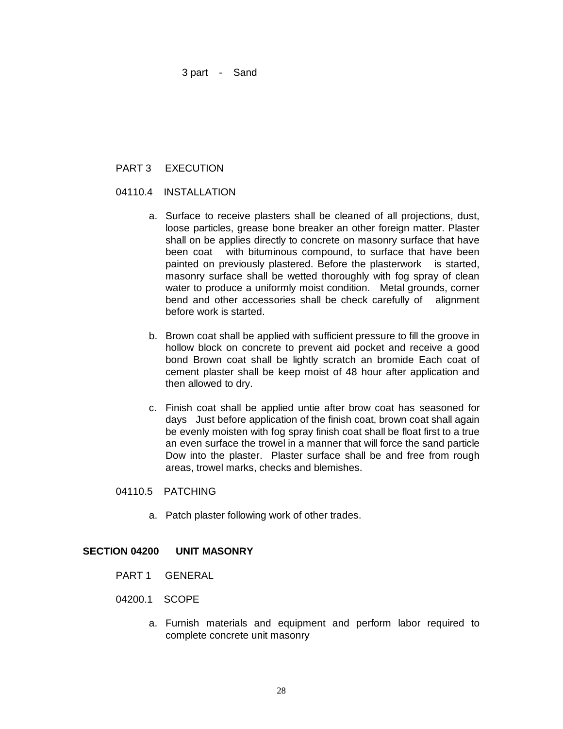3 part - Sand

PART 3 EXECUTION

04110.4 INSTALLATION

a. Surface to receive plasters shall be cleaned of all projections, dust, loose particles, grease bone breaker an other foreign matter. Plaster shall on be applies directly to concrete on masonry surface that have been coat with bituminous compound, to surface that have been painted on previously plastered. Before the plasterwork is started, masonry surface shall be wetted thoroughly with fog spray of clean water to produce a uniformly moist condition. Metal grounds, corner bend and other accessories shall be check carefully of alignment before work is started.

b. Brown coat shall be applied with sufficient pressure to fill the groove in hollow block on concrete to prevent aid pocket and receive a good bond Brown coat shall be lightly scratch an bromide Each coat of cement plaster shall be keep moist of 48 hour after application and then allowed to dry.

c. Finish coat shall be applied untie after brow coat has seasoned for days Just before application of the finish coat, brown coat shall again be evenly moisten with fog spray finish coat shall be float first to a true an even surface the trowel in a manner that will force the sand particle Dow into the plaster. Plaster surface shall be and free from rough areas, trowel marks, checks and blemishes.

04110.5 PATCHING

a. Patch plaster following work of other trades.

## SECTION 04200 UNIT MASONRY

PART 1 GENERAL

04200.1 SCOPE

a. Furnish materials and equipment and perform labor required to complete concrete unit masonry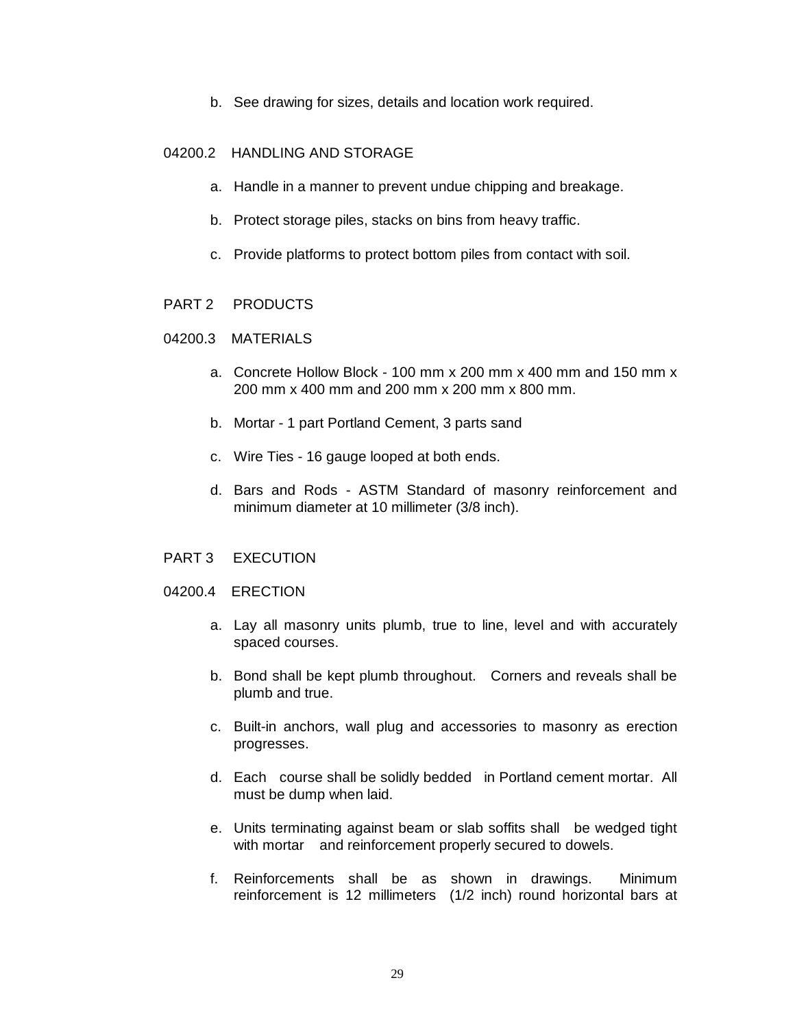b. See drawing for sizes, details and location work required.

## 04200.2 HANDLING AND STORAGE

a. Handle in a manner to prevent undue chipping and breakage.

b. Protect storage piles, stacks on bins from heavy traffic.

c. Provide platforms to protect bottom piles from contact with soil.

# PART 2 PRODUCTS

## 04200.3 MATERIALS

a. Concrete Hollow Block - 100 mm x 200 mm x 400 mm and 150 mm x 200 mm x 400 mm and 200 mm x 200 mm x 800 mm.

b. Mortar - 1 part Portland Cement, 3 parts sand

c. Wire Ties - 16 gauge looped at both ends.

d. Bars and Rods - ASTM Standard of masonry reinforcement and minimum diameter at 10 millimeter (3/8 inch).

# PART 3 EXECUTION

## 04200.4 ERECTION

a. Lay all masonry units plumb, true to line, level and with accurately spaced courses.

b. Bond shall be kept plumb throughout. Corners and reveals shall be plumb and true.

c. Built-in anchors, wall plug and accessories to masonry as erection progresses.

d. Each course shall be solidly bedded in Portland cement mortar. All must be dump when laid.

e. Units terminating against beam or slab soffits shall be wedged tight with mortar and reinforcement properly secured to dowels.

f. Reinforcements shall be as shown in drawings. Minimum reinforcement is 12 millimeters (1/2 inch) round horizontal bars at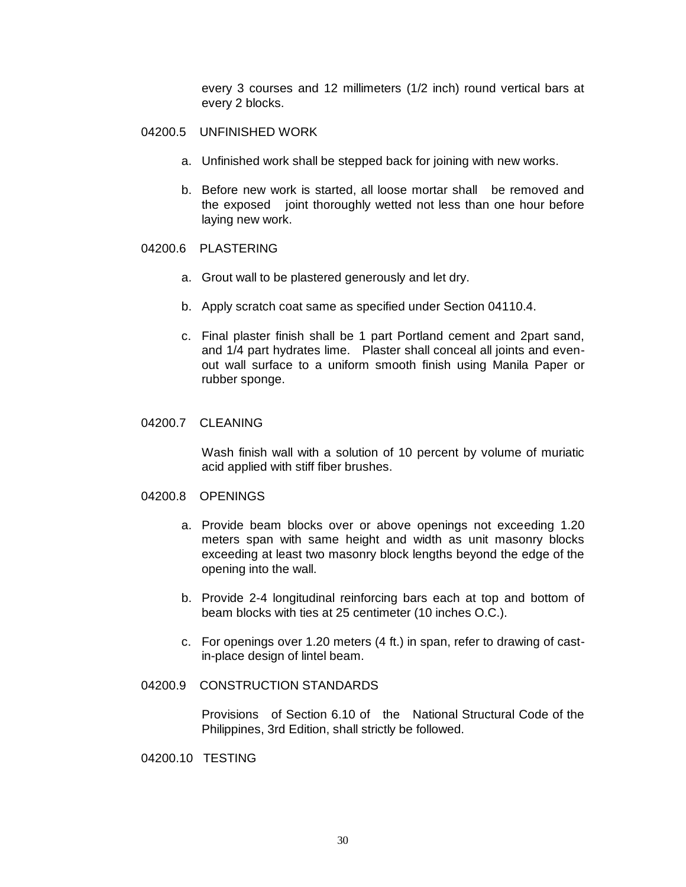every 3 courses and 12 millimeters (1/2 inch) round vertical bars at every 2 blocks.

## 04200.5 UNFINISHED WORK

a. Unfinished work shall be stepped back for joining with new works.

b. Before new work is started, all loose mortar shall be removed and the exposed joint thoroughly wetted not less than one hour before laying new work.

## 04200.6 PLASTERING

a. Grout wall to be plastered generously and let dry.

b. Apply scratch coat same as specified under Section 04110.4.

c. Final plaster finish shall be 1 part Portland cement and 2part sand, and 1/4 part hydrates lime. Plaster shall conceal all joints and even-out wall surface to a uniform smooth finish using Manila Paper or rubber sponge.

## 04200.7 CLEANING

Wash finish wall with a solution of 10 percent by volume of muriatic acid applied with stiff fiber brushes.

## 04200.8 OPENINGS

a. Provide beam blocks over or above openings not exceeding 1.20 meters span with same height and width as unit masonry blocks exceeding at least two masonry block lengths beyond the edge of the opening into the wall.

b. Provide 2-4 longitudinal reinforcing bars each at top and bottom of beam blocks with ties at 25 centimeter (10 inches O.C.).

c. For openings over 1.20 meters (4 ft.) in span, refer to drawing of cast-in-place design of lintel beam.

## 04200.9 CONSTRUCTION STANDARDS

Provisions of Section 6.10 of the National Structural Code of the Philippines, 3rd Edition, shall strictly be followed.

## 04200.10 TESTING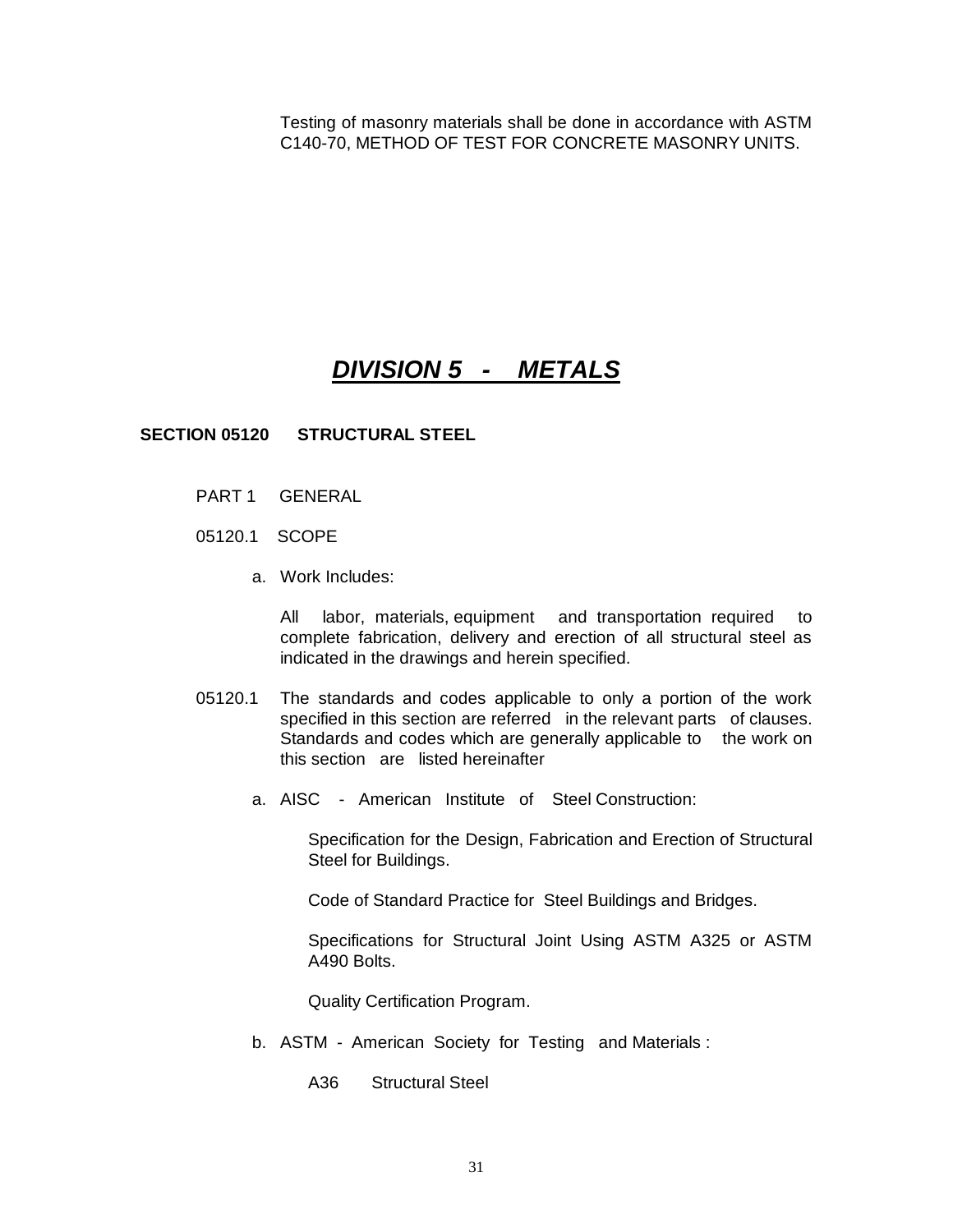Testing of masonry materials shall be done in accordance with ASTM C140-70, METHOD OF TEST FOR CONCRETE MASONRY UNITS.

# ***DIVISION 5 - METALS***

## SECTION 05120 STRUCTURAL STEEL

PART 1 GENERAL

05120.1 SCOPE

a. Work Includes:

All labor, materials, equipment and transportation required to complete fabrication, delivery and erection of all structural steel as indicated in the drawings and herein specified.

05120.1 The standards and codes applicable to only a portion of the work specified in this section are referred in the relevant parts of clauses. Standards and codes which are generally applicable to the work on this section are listed hereinafter

a. AISC - American Institute of Steel Construction:

Specification for the Design, Fabrication and Erection of Structural Steel for Buildings.

Code of Standard Practice for Steel Buildings and Bridges.

Specifications for Structural Joint Using ASTM A325 or ASTM A490 Bolts.

Quality Certification Program.

b. ASTM - American Society for Testing and Materials :

A36 Structural Steel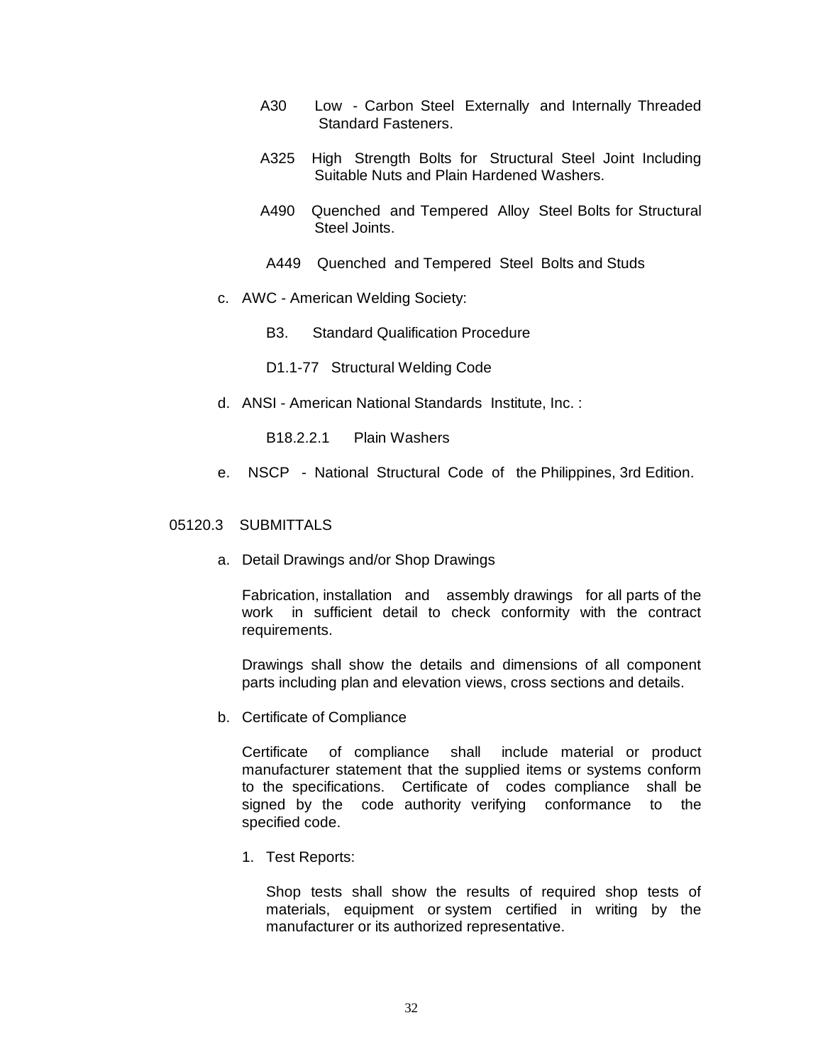A30 Low - Carbon Steel Externally and Internally Threaded Standard Fasteners.

A325 High Strength Bolts for Structural Steel Joint Including Suitable Nuts and Plain Hardened Washers.

A490 Quenched and Tempered Alloy Steel Bolts for Structural Steel Joints.

A449 Quenched and Tempered Steel Bolts and Studs

c. AWC - American Welding Society:

B3. Standard Qualification Procedure

D1.1-77 Structural Welding Code

d. ANSI - American National Standards Institute, Inc. :

B18.2.2.1 Plain Washers

e. NSCP - National Structural Code of the Philippines, 3rd Edition.

## 05120.3 SUBMITTALS

a. Detail Drawings and/or Shop Drawings

Fabrication, installation and assembly drawings for all parts of the work in sufficient detail to check conformity with the contract requirements.

Drawings shall show the details and dimensions of all component parts including plan and elevation views, cross sections and details.

b. Certificate of Compliance

Certificate of compliance shall include material or product manufacturer statement that the supplied items or systems conform to the specifications. Certificate of codes compliance shall be signed by the code authority verifying conformance to the specified code.

1. Test Reports:

   Shop tests shall show the results of required shop tests of materials, equipment or system certified in writing by the manufacturer or its authorized representative.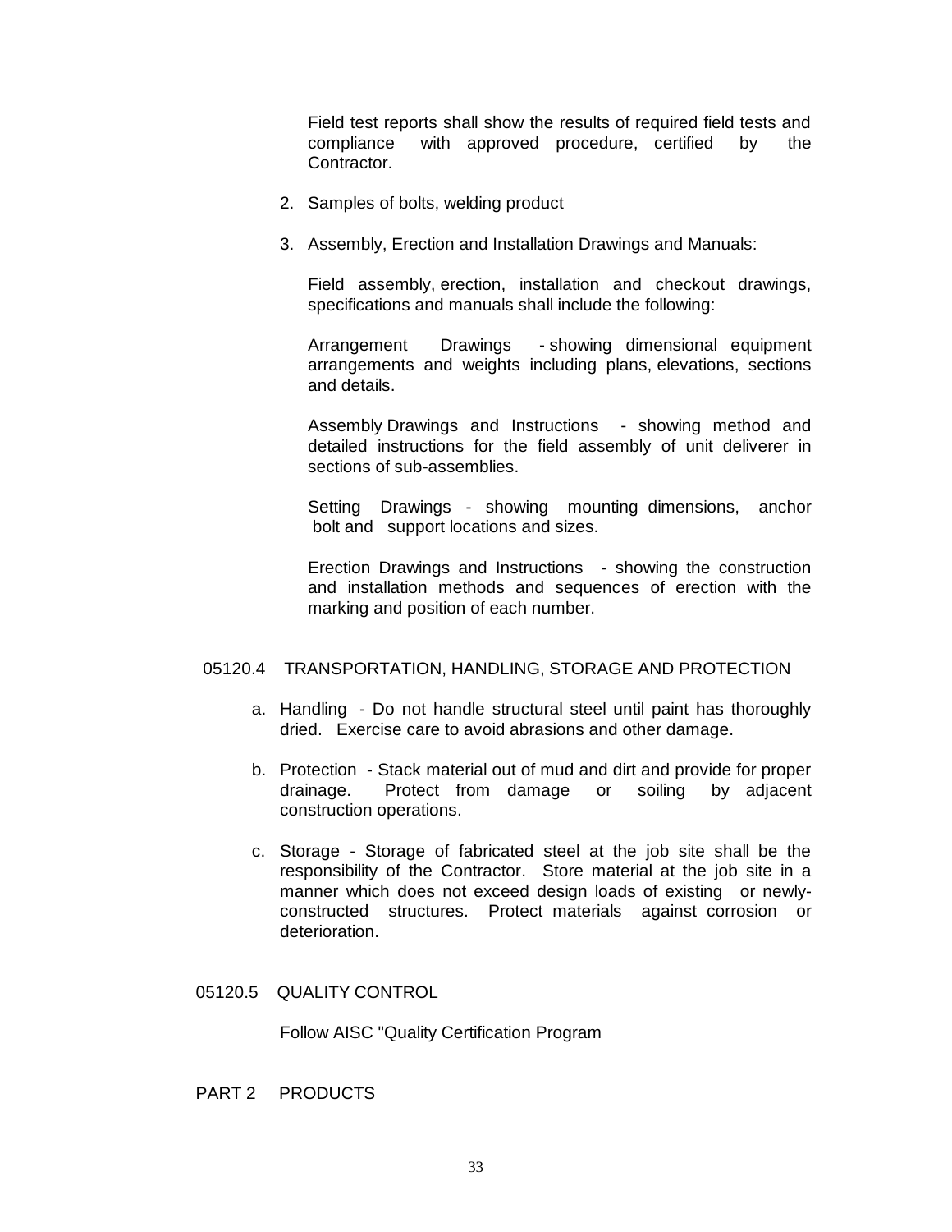Field test reports shall show the results of required field tests and compliance with approved procedure, certified by the Contractor.

2. Samples of bolts, welding product

3. Assembly, Erection and Installation Drawings and Manuals:

   Field assembly, erection, installation and checkout drawings, specifications and manuals shall include the following:

   Arrangement Drawings - showing dimensional equipment arrangements and weights including plans, elevations, sections and details.

   Assembly Drawings and Instructions - showing method and detailed instructions for the field assembly of unit deliverer in sections of sub-assemblies.

   Setting Drawings - showing mounting dimensions, anchor bolt and support locations and sizes.

   Erection Drawings and Instructions - showing the construction and installation methods and sequences of erection with the marking and position of each number.

## 05120.4 TRANSPORTATION, HANDLING, STORAGE AND PROTECTION

a. Handling - Do not handle structural steel until paint has thoroughly dried. Exercise care to avoid abrasions and other damage.

b. Protection - Stack material out of mud and dirt and provide for proper drainage. Protect from damage or soiling by adjacent construction operations.

c. Storage - Storage of fabricated steel at the job site shall be the responsibility of the Contractor. Store material at the job site in a manner which does not exceed design loads of existing or newly-constructed structures. Protect materials against corrosion or deterioration.

## 05120.5 QUALITY CONTROL

Follow AISC "Quality Certification Program

# PART 2 PRODUCTS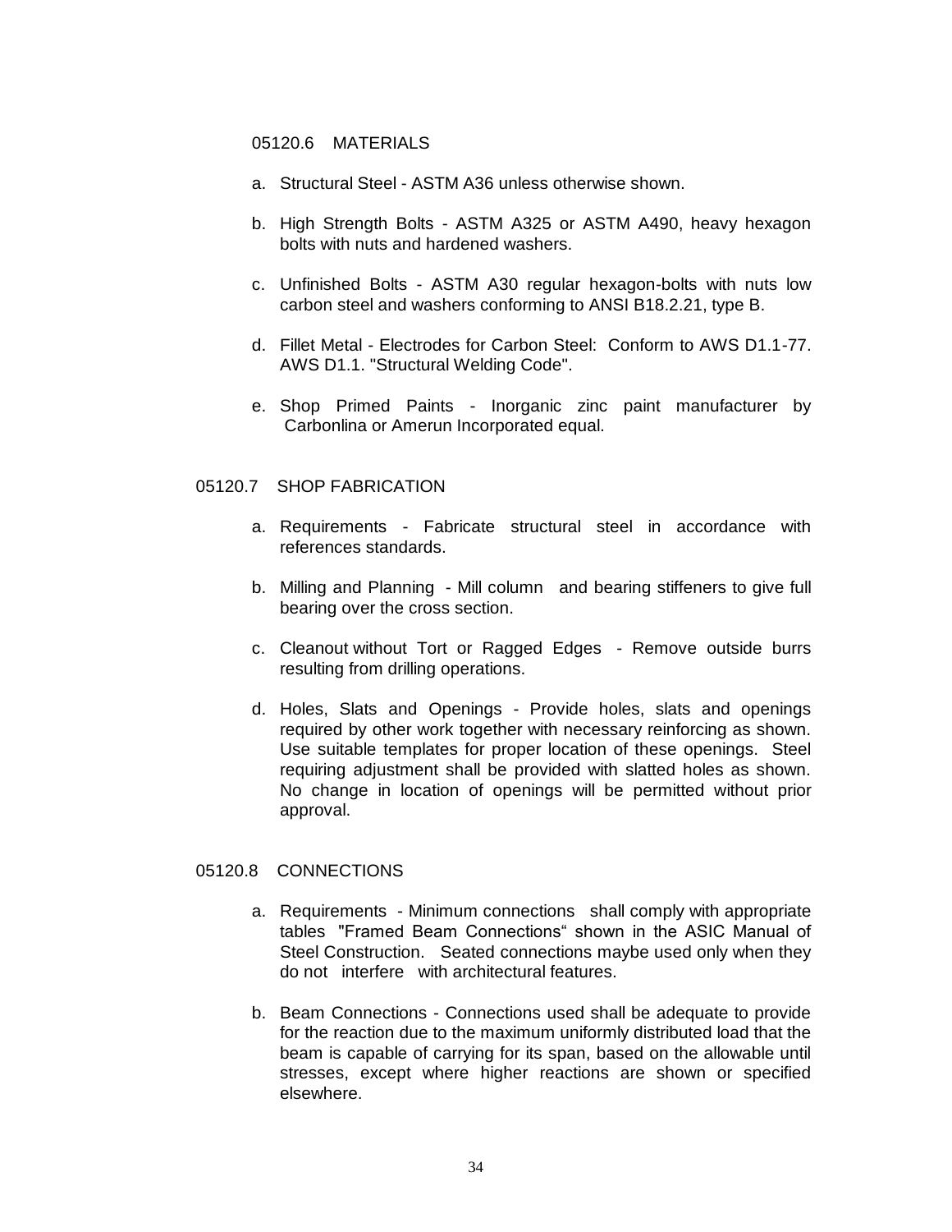05120.6 MATERIALS

a. Structural Steel - ASTM A36 unless otherwise shown.

b. High Strength Bolts - ASTM A325 or ASTM A490, heavy hexagon bolts with nuts and hardened washers.

c. Unfinished Bolts - ASTM A30 regular hexagon-bolts with nuts low carbon steel and washers conforming to ANSI B18.2.21, type B.

d. Fillet Metal - Electrodes for Carbon Steel: Conform to AWS D1.1-77. AWS D1.1. "Structural Welding Code".

e. Shop Primed Paints - Inorganic zinc paint manufacturer by Carbonlina or Amerun Incorporated equal.

05120.7 SHOP FABRICATION

a. Requirements - Fabricate structural steel in accordance with references standards.

b. Milling and Planning - Mill column and bearing stiffeners to give full bearing over the cross section.

c. Cleanout without Tort or Ragged Edges - Remove outside burrs resulting from drilling operations.

d. Holes, Slats and Openings - Provide holes, slats and openings required by other work together with necessary reinforcing as shown. Use suitable templates for proper location of these openings. Steel requiring adjustment shall be provided with slatted holes as shown. No change in location of openings will be permitted without prior approval.

05120.8 CONNECTIONS

a. Requirements - Minimum connections shall comply with appropriate tables "Framed Beam Connections" shown in the ASIC Manual of Steel Construction. Seated connections maybe used only when they do not interfere with architectural features.

b. Beam Connections - Connections used shall be adequate to provide for the reaction due to the maximum uniformly distributed load that the beam is capable of carrying for its span, based on the allowable until stresses, except where higher reactions are shown or specified elsewhere.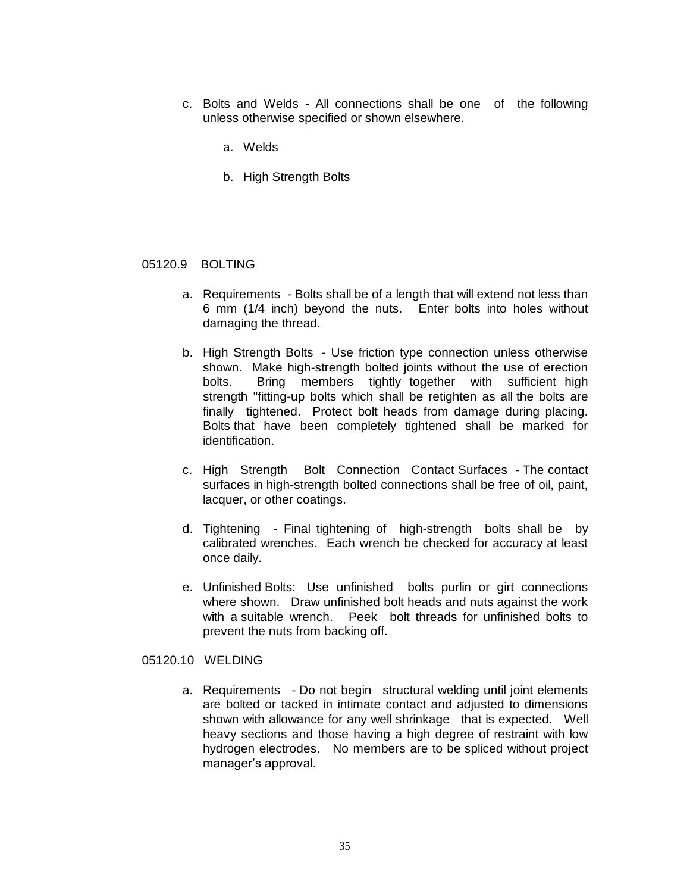c. Bolts and Welds - All connections shall be one of the following unless otherwise specified or shown elsewhere.

   a. Welds

   b. High Strength Bolts

## 05120.9 BOLTING

a. Requirements - Bolts shall be of a length that will extend not less than 6 mm (1/4 inch) beyond the nuts. Enter bolts into holes without damaging the thread.

b. High Strength Bolts - Use friction type connection unless otherwise shown. Make high-strength bolted joints without the use of erection bolts. Bring members tightly together with sufficient high strength "fitting-up bolts which shall be retighten as all the bolts are finally tightened. Protect bolt heads from damage during placing. Bolts that have been completely tightened shall be marked for identification.

c. High Strength Bolt Connection Contact Surfaces - The contact surfaces in high-strength bolted connections shall be free of oil, paint, lacquer, or other coatings.

d. Tightening - Final tightening of high-strength bolts shall be by calibrated wrenches. Each wrench be checked for accuracy at least once daily.

e. Unfinished Bolts: Use unfinished bolts purlin or girt connections where shown. Draw unfinished bolt heads and nuts against the work with a suitable wrench. Peek bolt threads for unfinished bolts to prevent the nuts from backing off.

## 05120.10 WELDING

a. Requirements - Do not begin structural welding until joint elements are bolted or tacked in intimate contact and adjusted to dimensions shown with allowance for any well shrinkage that is expected. Well heavy sections and those having a high degree of restraint with low hydrogen electrodes. No members are to be spliced without project manager's approval.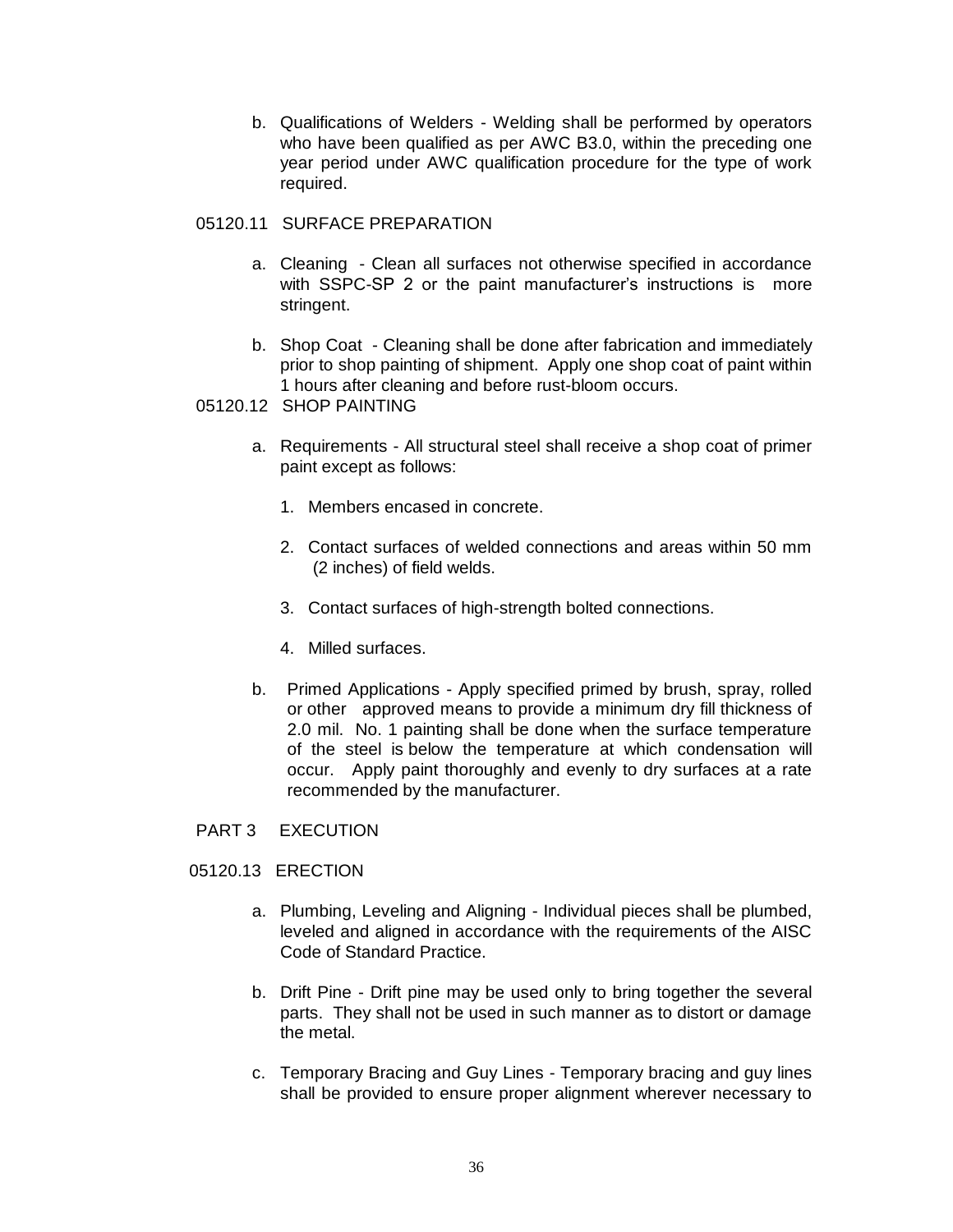b. Qualifications of Welders - Welding shall be performed by operators who have been qualified as per AWC B3.0, within the preceding one year period under AWC qualification procedure for the type of work required.

05120.11 SURFACE PREPARATION

a. Cleaning - Clean all surfaces not otherwise specified in accordance with SSPC-SP 2 or the paint manufacturer's instructions is more stringent.

b. Shop Coat - Cleaning shall be done after fabrication and immediately prior to shop painting of shipment. Apply one shop coat of paint within 1 hours after cleaning and before rust-bloom occurs.

05120.12 SHOP PAINTING

a. Requirements - All structural steel shall receive a shop coat of primer paint except as follows:

1. Members encased in concrete.

2. Contact surfaces of welded connections and areas within 50 mm (2 inches) of field welds.

3. Contact surfaces of high-strength bolted connections.

4. Milled surfaces.

b. Primed Applications - Apply specified primed by brush, spray, rolled or other approved means to provide a minimum dry fill thickness of 2.0 mil. No. 1 painting shall be done when the surface temperature of the steel is below the temperature at which condensation will occur. Apply paint thoroughly and evenly to dry surfaces at a rate recommended by the manufacturer.

PART 3 EXECUTION

05120.13 ERECTION

a. Plumbing, Leveling and Aligning - Individual pieces shall be plumbed, leveled and aligned in accordance with the requirements of the AISC Code of Standard Practice.

b. Drift Pine - Drift pine may be used only to bring together the several parts. They shall not be used in such manner as to distort or damage the metal.

c. Temporary Bracing and Guy Lines - Temporary bracing and guy lines shall be provided to ensure proper alignment wherever necessary to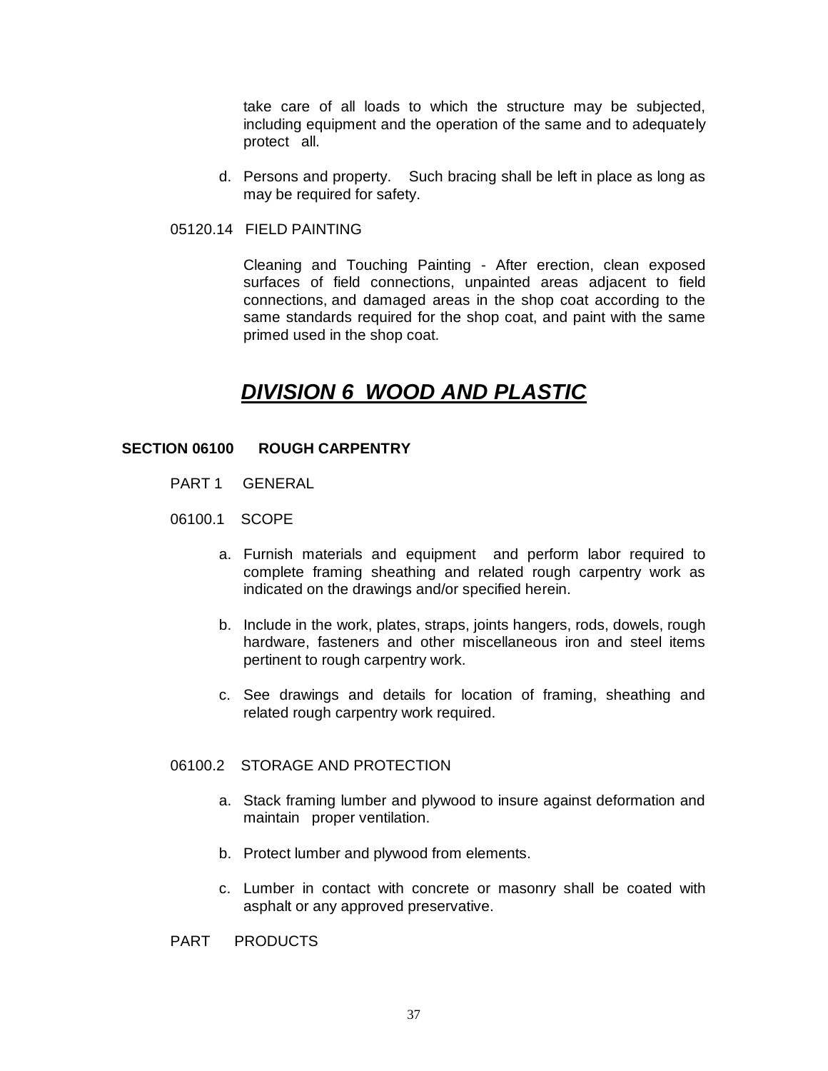take care of all loads to which the structure may be subjected, including equipment and the operation of the same and to adequately protect all.

d. Persons and property. Such bracing shall be left in place as long as may be required for safety.

05120.14 FIELD PAINTING

Cleaning and Touching Painting - After erection, clean exposed surfaces of field connections, unpainted areas adjacent to field connections, and damaged areas in the shop coat according to the same standards required for the shop coat, and paint with the same primed used in the shop coat.

# ***DIVISION 6 WOOD AND PLASTIC***

**SECTION 06100 ROUGH CARPENTRY**

PART 1 GENERAL

06100.1 SCOPE

a. Furnish materials and equipment and perform labor required to complete framing sheathing and related rough carpentry work as indicated on the drawings and/or specified herein.

b. Include in the work, plates, straps, joints hangers, rods, dowels, rough hardware, fasteners and other miscellaneous iron and steel items pertinent to rough carpentry work.

c. See drawings and details for location of framing, sheathing and related rough carpentry work required.

06100.2 STORAGE AND PROTECTION

a. Stack framing lumber and plywood to insure against deformation and maintain proper ventilation.

b. Protect lumber and plywood from elements.

c. Lumber in contact with concrete or masonry shall be coated with asphalt or any approved preservative.

PART PRODUCTS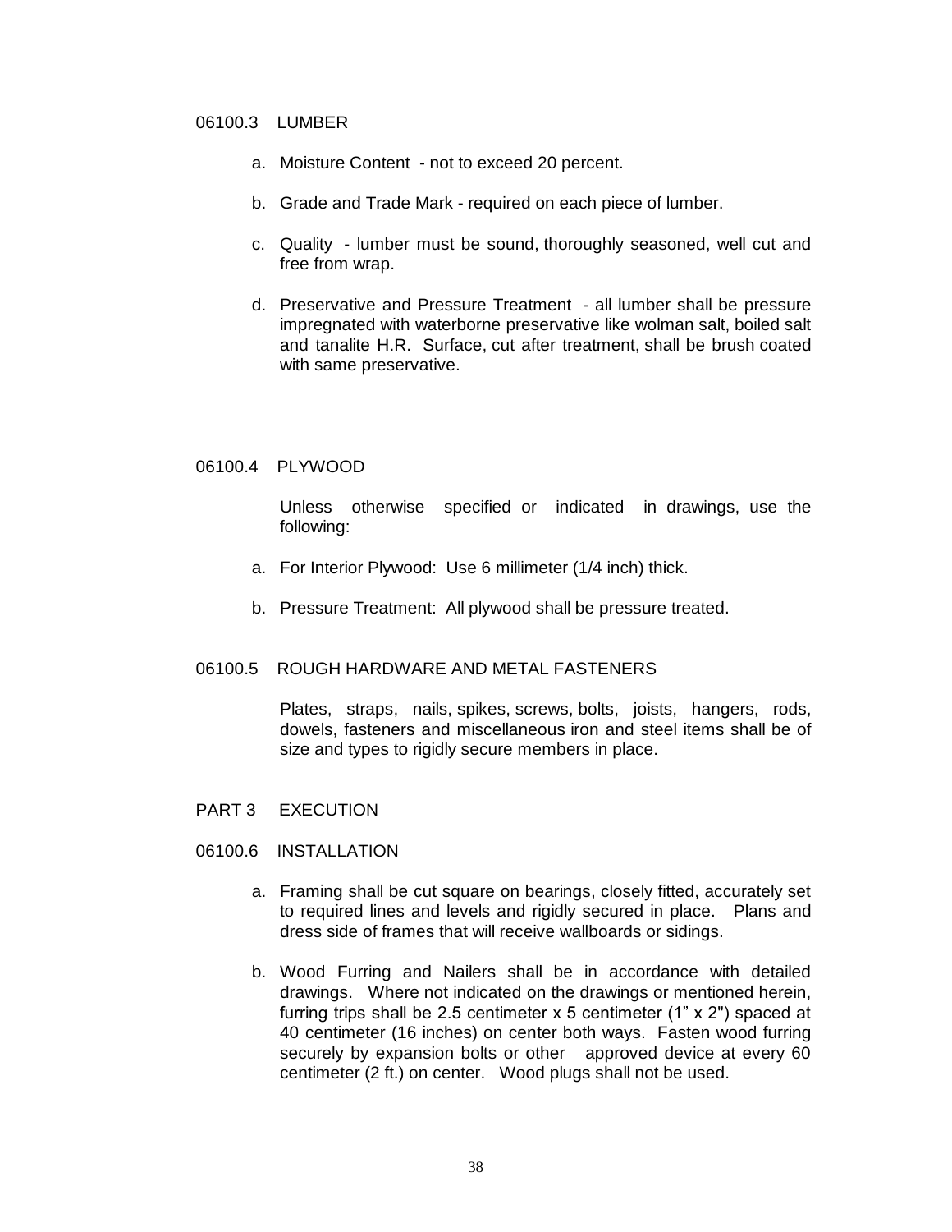## 06100.3 LUMBER

a. Moisture Content - not to exceed 20 percent.

b. Grade and Trade Mark - required on each piece of lumber.

c. Quality - lumber must be sound, thoroughly seasoned, well cut and free from wrap.

d. Preservative and Pressure Treatment - all lumber shall be pressure impregnated with waterborne preservative like wolman salt, boiled salt and tanalite H.R. Surface, cut after treatment, shall be brush coated with same preservative.

## 06100.4 PLYWOOD

Unless otherwise specified or indicated in drawings, use the following:

a. For Interior Plywood: Use 6 millimeter (1/4 inch) thick.

b. Pressure Treatment: All plywood shall be pressure treated.

## 06100.5 ROUGH HARDWARE AND METAL FASTENERS

Plates, straps, nails, spikes, screws, bolts, joists, hangers, rods, dowels, fasteners and miscellaneous iron and steel items shall be of size and types to rigidly secure members in place.

# PART 3 EXECUTION

## 06100.6 INSTALLATION

a. Framing shall be cut square on bearings, closely fitted, accurately set to required lines and levels and rigidly secured in place. Plans and dress side of frames that will receive wallboards or sidings.

b. Wood Furring and Nailers shall be in accordance with detailed drawings. Where not indicated on the drawings or mentioned herein, furring trips shall be 2.5 centimeter x 5 centimeter (1" x 2") spaced at 40 centimeter (16 inches) on center both ways. Fasten wood furring securely by expansion bolts or other approved device at every 60 centimeter (2 ft.) on center. Wood plugs shall not be used.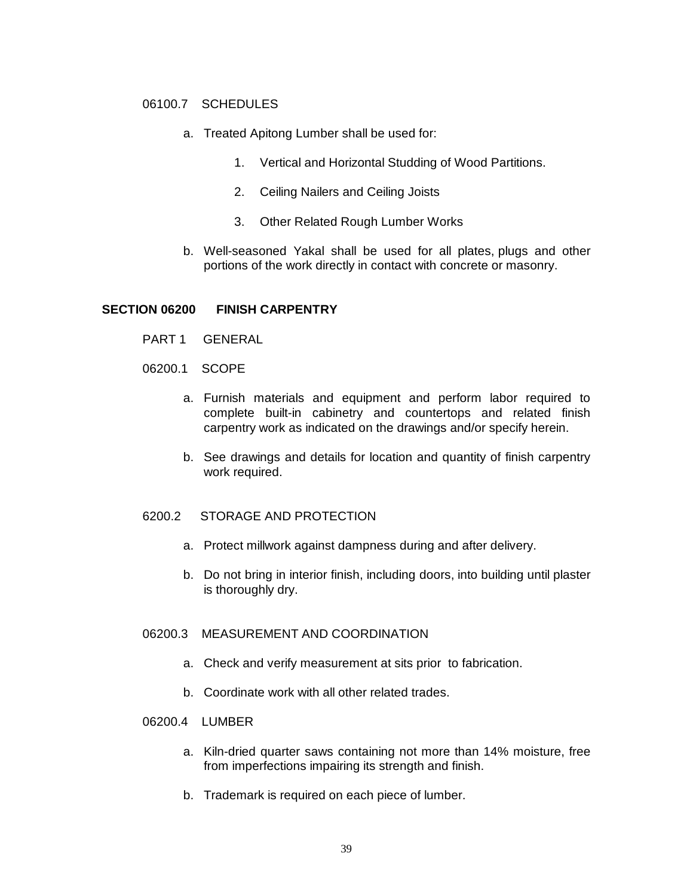06100.7 SCHEDULES

a. Treated Apitong Lumber shall be used for:

    1. Vertical and Horizontal Studding of Wood Partitions.

    2. Ceiling Nailers and Ceiling Joists

    3. Other Related Rough Lumber Works

b. Well-seasoned Yakal shall be used for all plates, plugs and other portions of the work directly in contact with concrete or masonry.

## SECTION 06200 FINISH CARPENTRY

PART 1 GENERAL

06200.1 SCOPE

a. Furnish materials and equipment and perform labor required to complete built-in cabinetry and countertops and related finish carpentry work as indicated on the drawings and/or specify herein.

b. See drawings and details for location and quantity of finish carpentry work required.

6200.2 STORAGE AND PROTECTION

a. Protect millwork against dampness during and after delivery.

b. Do not bring in interior finish, including doors, into building until plaster is thoroughly dry.

06200.3 MEASUREMENT AND COORDINATION

a. Check and verify measurement at sits prior to fabrication.

b. Coordinate work with all other related trades.

06200.4 LUMBER

a. Kiln-dried quarter saws containing not more than 14% moisture, free from imperfections impairing its strength and finish.

b. Trademark is required on each piece of lumber.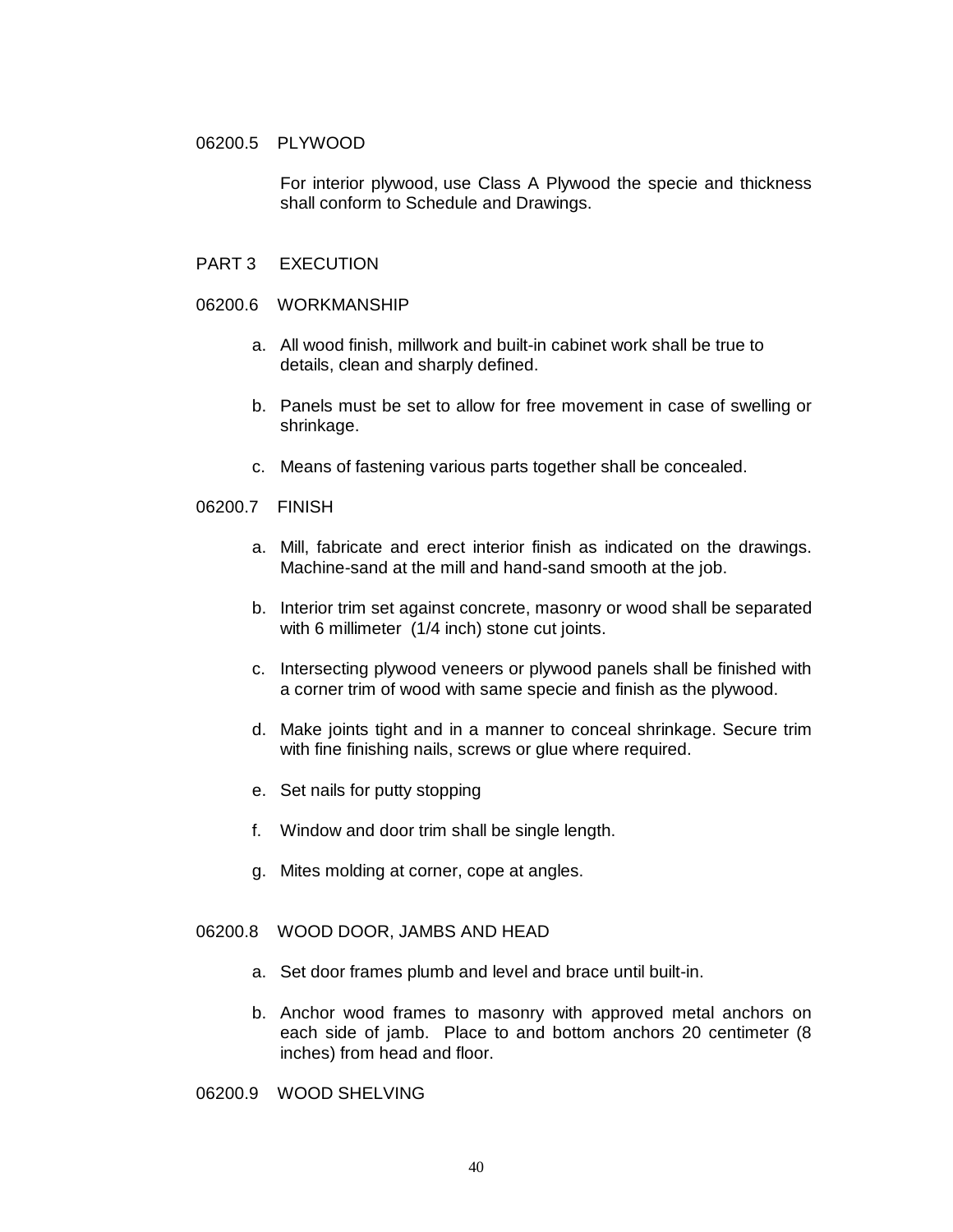## 06200.5 PLYWOOD

For interior plywood, use Class A Plywood the specie and thickness shall conform to Schedule and Drawings.

# PART 3 EXECUTION

## 06200.6 WORKMANSHIP

a. All wood finish, millwork and built-in cabinet work shall be true to details, clean and sharply defined.

b. Panels must be set to allow for free movement in case of swelling or shrinkage.

c. Means of fastening various parts together shall be concealed.

## 06200.7 FINISH

a. Mill, fabricate and erect interior finish as indicated on the drawings. Machine-sand at the mill and hand-sand smooth at the job.

b. Interior trim set against concrete, masonry or wood shall be separated with 6 millimeter (1/4 inch) stone cut joints.

c. Intersecting plywood veneers or plywood panels shall be finished with a corner trim of wood with same specie and finish as the plywood.

d. Make joints tight and in a manner to conceal shrinkage. Secure trim with fine finishing nails, screws or glue where required.

e. Set nails for putty stopping

f. Window and door trim shall be single length.

g. Mites molding at corner, cope at angles.

## 06200.8 WOOD DOOR, JAMBS AND HEAD

a. Set door frames plumb and level and brace until built-in.

b. Anchor wood frames to masonry with approved metal anchors on each side of jamb. Place to and bottom anchors 20 centimeter (8 inches) from head and floor.

## 06200.9 WOOD SHELVING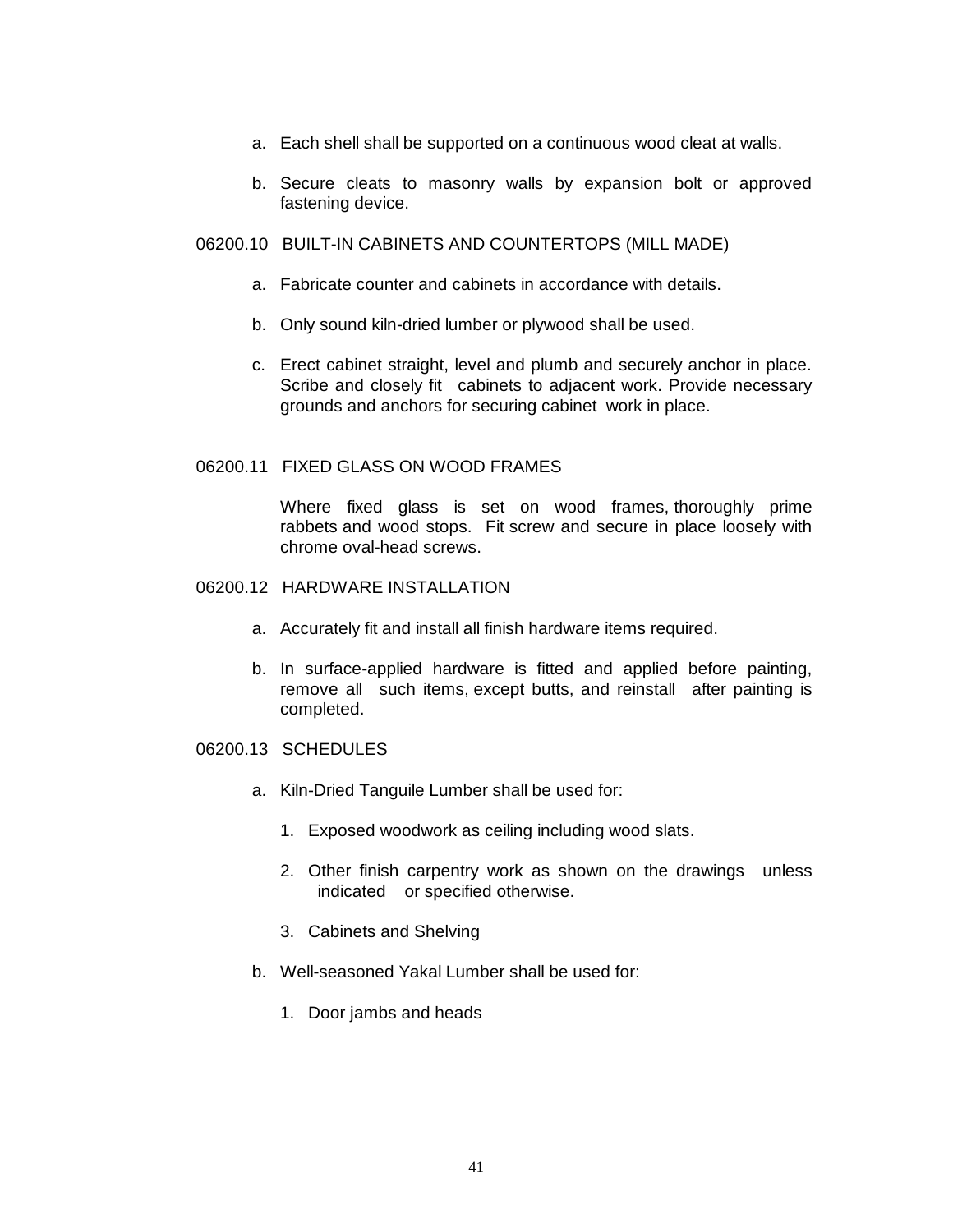a. Each shell shall be supported on a continuous wood cleat at walls.

b. Secure cleats to masonry walls by expansion bolt or approved fastening device.

## 06200.10 BUILT-IN CABINETS AND COUNTERTOPS (MILL MADE)

a. Fabricate counter and cabinets in accordance with details.

b. Only sound kiln-dried lumber or plywood shall be used.

c. Erect cabinet straight, level and plumb and securely anchor in place. Scribe and closely fit cabinets to adjacent work. Provide necessary grounds and anchors for securing cabinet work in place.

## 06200.11 FIXED GLASS ON WOOD FRAMES

Where fixed glass is set on wood frames, thoroughly prime rabbets and wood stops. Fit screw and secure in place loosely with chrome oval-head screws.

## 06200.12 HARDWARE INSTALLATION

a. Accurately fit and install all finish hardware items required.

b. In surface-applied hardware is fitted and applied before painting, remove all such items, except butts, and reinstall after painting is completed.

## 06200.13 SCHEDULES

a. Kiln-Dried Tanguile Lumber shall be used for:

   1. Exposed woodwork as ceiling including wood slats.

   2. Other finish carpentry work as shown on the drawings unless indicated or specified otherwise.

   3. Cabinets and Shelving

b. Well-seasoned Yakal Lumber shall be used for:

   1. Door jambs and heads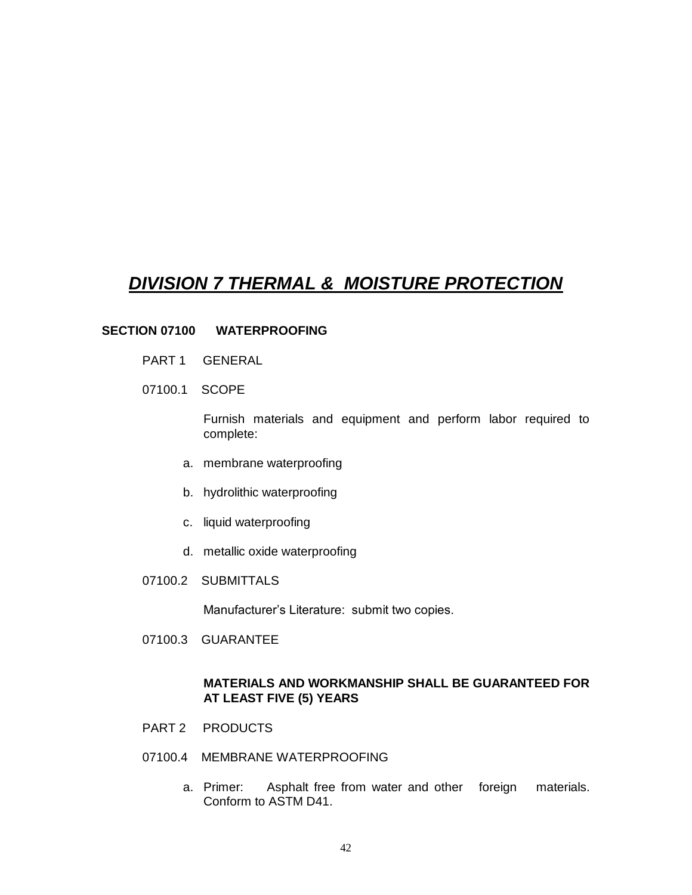# ***DIVISION 7 THERMAL & MOISTURE PROTECTION***

## SECTION 07100 WATERPROOFING

PART 1 GENERAL

07100.1 SCOPE

Furnish materials and equipment and perform labor required to complete:

a. membrane waterproofing

b. hydrolithic waterproofing

c. liquid waterproofing

d. metallic oxide waterproofing

07100.2 SUBMITTALS

Manufacturer's Literature: submit two copies.

07100.3 GUARANTEE

**MATERIALS AND WORKMANSHIP SHALL BE GUARANTEED FOR AT LEAST FIVE (5) YEARS**

PART 2 PRODUCTS

07100.4 MEMBRANE WATERPROOFING

a. Primer: Asphalt free from water and other foreign materials. Conform to ASTM D41.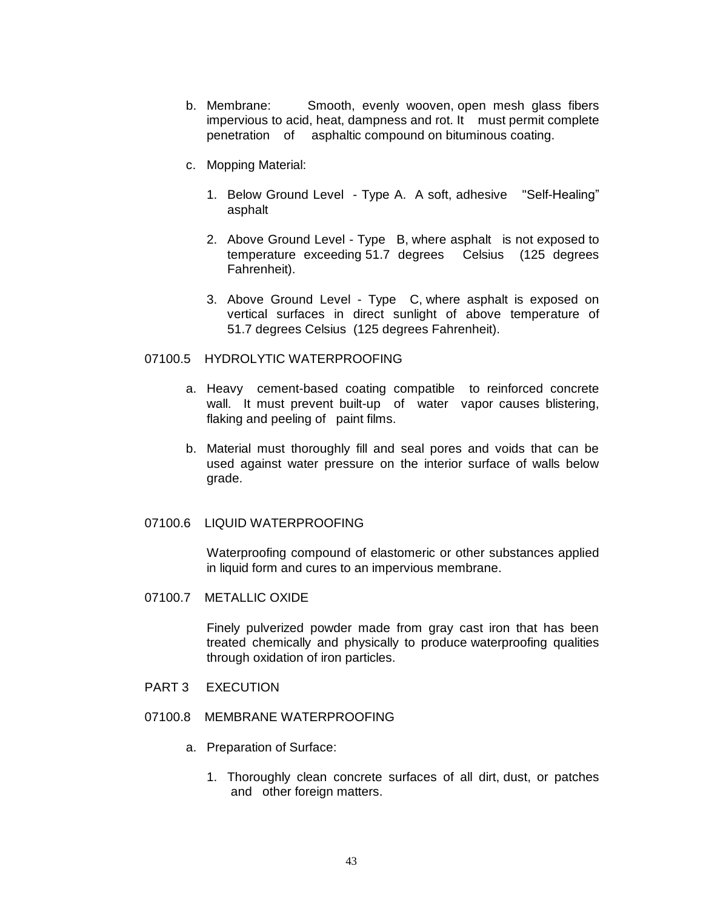b. Membrane: Smooth, evenly wooven, open mesh glass fibers impervious to acid, heat, dampness and rot. It must permit complete penetration of asphaltic compound on bituminous coating.

c. Mopping Material:

   1. Below Ground Level - Type A. A soft, adhesive "Self-Healing" asphalt

   2. Above Ground Level - Type B, where asphalt is not exposed to temperature exceeding 51.7 degrees Celsius (125 degrees Fahrenheit).

   3. Above Ground Level - Type C, where asphalt is exposed on vertical surfaces in direct sunlight of above temperature of 51.7 degrees Celsius (125 degrees Fahrenheit).

## 07100.5 HYDROLYTIC WATERPROOFING

a. Heavy cement-based coating compatible to reinforced concrete wall. It must prevent built-up of water vapor causes blistering, flaking and peeling of paint films.

b. Material must thoroughly fill and seal pores and voids that can be used against water pressure on the interior surface of walls below grade.

## 07100.6 LIQUID WATERPROOFING

Waterproofing compound of elastomeric or other substances applied in liquid form and cures to an impervious membrane.

## 07100.7 METALLIC OXIDE

Finely pulverized powder made from gray cast iron that has been treated chemically and physically to produce waterproofing qualities through oxidation of iron particles.

# PART 3 EXECUTION

## 07100.8 MEMBRANE WATERPROOFING

a. Preparation of Surface:

   1. Thoroughly clean concrete surfaces of all dirt, dust, or patches and other foreign matters.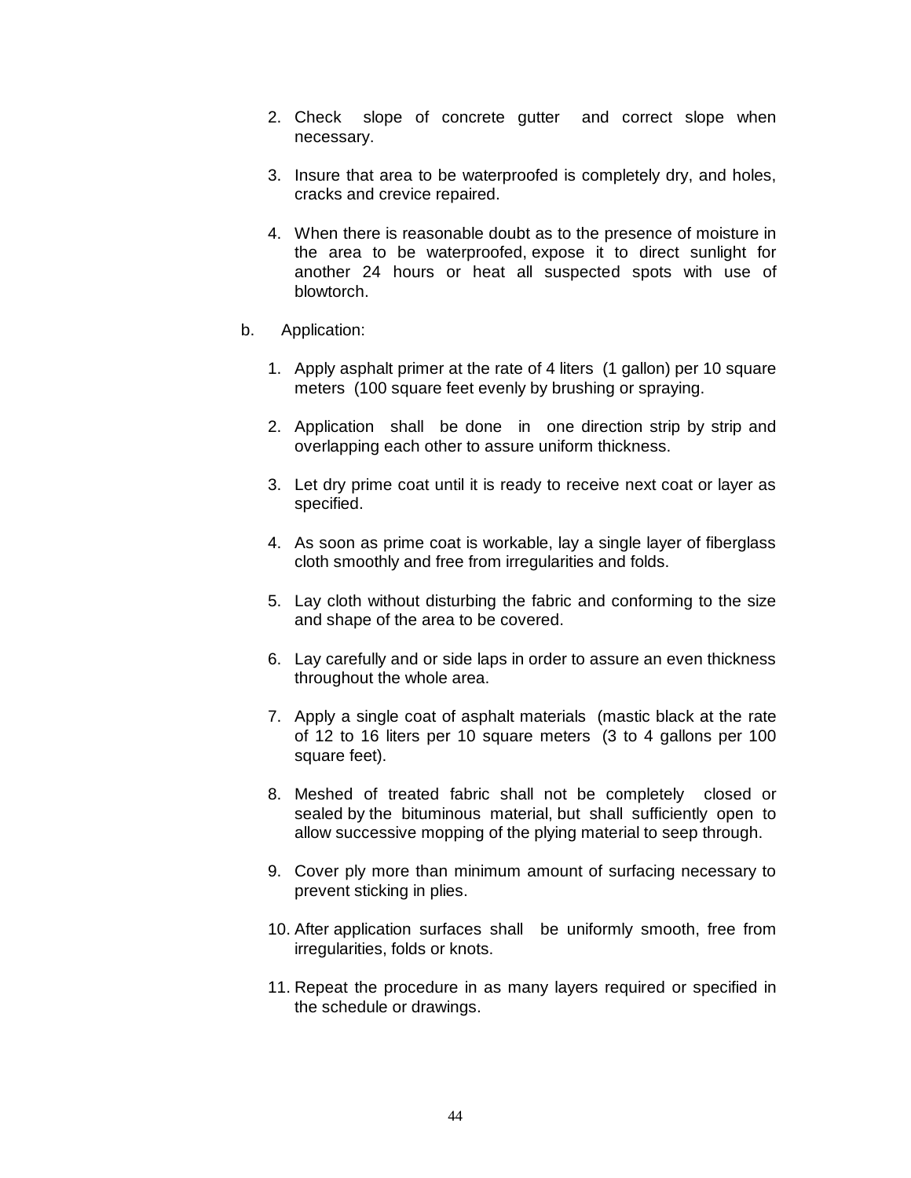2. Check slope of concrete gutter and correct slope when necessary.

3. Insure that area to be waterproofed is completely dry, and holes, cracks and crevice repaired.

4. When there is reasonable doubt as to the presence of moisture in the area to be waterproofed, expose it to direct sunlight for another 24 hours or heat all suspected spots with use of blowtorch.

b. Application:

1. Apply asphalt primer at the rate of 4 liters (1 gallon) per 10 square meters (100 square feet evenly by brushing or spraying.

2. Application shall be done in one direction strip by strip and overlapping each other to assure uniform thickness.

3. Let dry prime coat until it is ready to receive next coat or layer as specified.

4. As soon as prime coat is workable, lay a single layer of fiberglass cloth smoothly and free from irregularities and folds.

5. Lay cloth without disturbing the fabric and conforming to the size and shape of the area to be covered.

6. Lay carefully and or side laps in order to assure an even thickness throughout the whole area.

7. Apply a single coat of asphalt materials (mastic black at the rate of 12 to 16 liters per 10 square meters (3 to 4 gallons per 100 square feet).

8. Meshed of treated fabric shall not be completely closed or sealed by the bituminous material, but shall sufficiently open to allow successive mopping of the plying material to seep through.

9. Cover ply more than minimum amount of surfacing necessary to prevent sticking in plies.

10. After application surfaces shall be uniformly smooth, free from irregularities, folds or knots.

11. Repeat the procedure in as many layers required or specified in the schedule or drawings.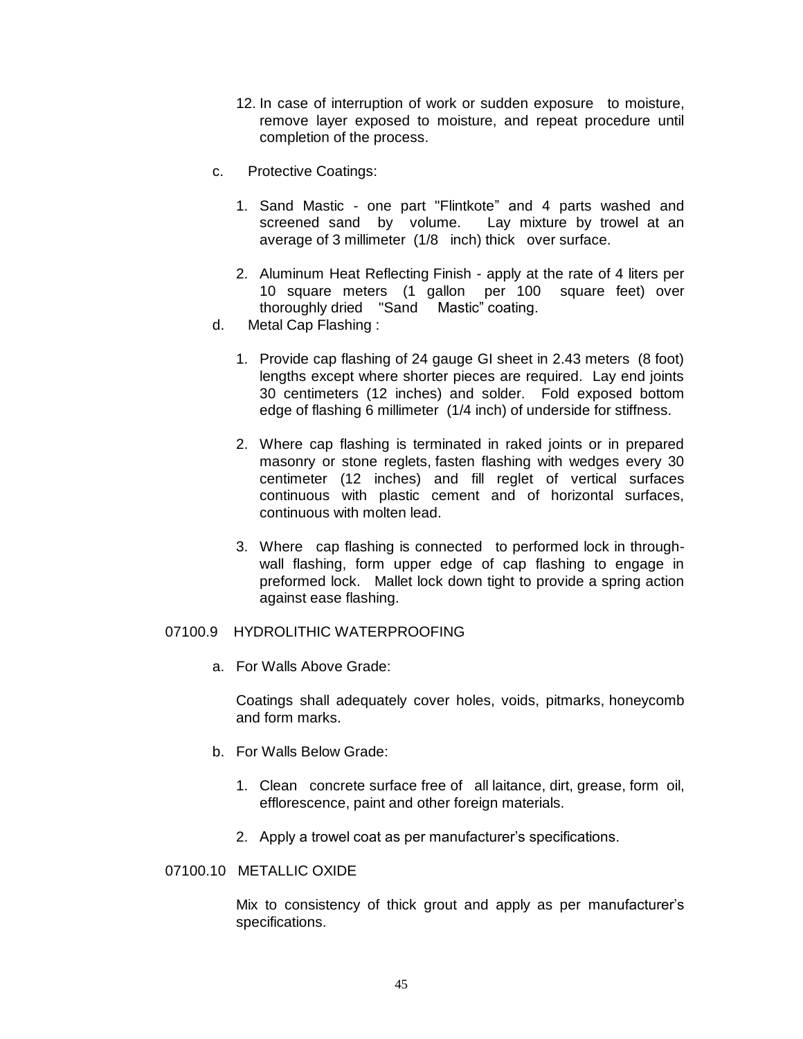12. In case of interruption of work or sudden exposure to moisture, remove layer exposed to moisture, and repeat procedure until completion of the process.

c. Protective Coatings:

1. Sand Mastic - one part "Flintkote" and 4 parts washed and screened sand by volume. Lay mixture by trowel at an average of 3 millimeter (1/8 inch) thick over surface.

2. Aluminum Heat Reflecting Finish - apply at the rate of 4 liters per 10 square meters (1 gallon per 100 square feet) over thoroughly dried "Sand Mastic" coating.

d. Metal Cap Flashing :

1. Provide cap flashing of 24 gauge GI sheet in 2.43 meters (8 foot) lengths except where shorter pieces are required. Lay end joints 30 centimeters (12 inches) and solder. Fold exposed bottom edge of flashing 6 millimeter (1/4 inch) of underside for stiffness.

2. Where cap flashing is terminated in raked joints or in prepared masonry or stone reglets, fasten flashing with wedges every 30 centimeter (12 inches) and fill reglet of vertical surfaces continuous with plastic cement and of horizontal surfaces, continuous with molten lead.

3. Where cap flashing is connected to performed lock in through-wall flashing, form upper edge of cap flashing to engage in preformed lock. Mallet lock down tight to provide a spring action against ease flashing.

## 07100.9 HYDROLITHIC WATERPROOFING

a. For Walls Above Grade:

Coatings shall adequately cover holes, voids, pitmarks, honeycomb and form marks.

b. For Walls Below Grade:

1. Clean concrete surface free of all laitance, dirt, grease, form oil, efflorescence, paint and other foreign materials.

2. Apply a trowel coat as per manufacturer's specifications.

## 07100.10 METALLIC OXIDE

Mix to consistency of thick grout and apply as per manufacturer's specifications.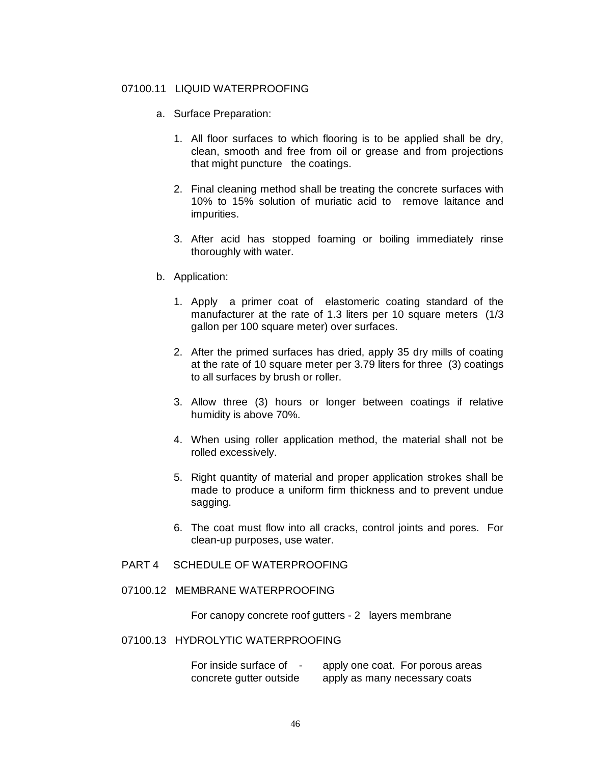## 07100.11 LIQUID WATERPROOFING

a. Surface Preparation:

1. All floor surfaces to which flooring is to be applied shall be dry, clean, smooth and free from oil or grease and from projections that might puncture the coatings.

2. Final cleaning method shall be treating the concrete surfaces with 10% to 15% solution of muriatic acid to remove laitance and impurities.

3. After acid has stopped foaming or boiling immediately rinse thoroughly with water.

b. Application:

1. Apply a primer coat of elastomeric coating standard of the manufacturer at the rate of 1.3 liters per 10 square meters (1/3 gallon per 100 square meter) over surfaces.

2. After the primed surfaces has dried, apply 35 dry mills of coating at the rate of 10 square meter per 3.79 liters for three (3) coatings to all surfaces by brush or roller.

3. Allow three (3) hours or longer between coatings if relative humidity is above 70%.

4. When using roller application method, the material shall not be rolled excessively.

5. Right quantity of material and proper application strokes shall be made to produce a uniform firm thickness and to prevent undue sagging.

6. The coat must flow into all cracks, control joints and pores. For clean-up purposes, use water.

# PART 4 SCHEDULE OF WATERPROOFING

## 07100.12 MEMBRANE WATERPROOFING

For canopy concrete roof gutters - 2 layers membrane

## 07100.13 HYDROLYTIC WATERPROOFING

| | |
|---|---|
| For inside surface of - concrete gutter outside | apply one coat. For porous areas apply as many necessary coats |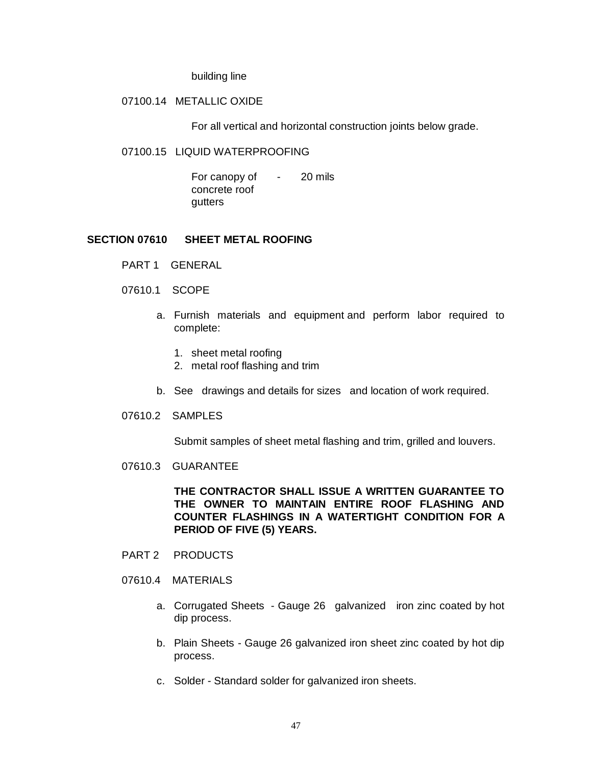building line

07100.14 METALLIC OXIDE

For all vertical and horizontal construction joints below grade.

07100.15 LIQUID WATERPROOFING

| | | |
|---|---|---|
| For canopy of concrete roof gutters | - | 20 mils |

## SECTION 07610 SHEET METAL ROOFING

PART 1 GENERAL

07610.1 SCOPE

a. Furnish materials and equipment and perform labor required to complete:

1. sheet metal roofing
2. metal roof flashing and trim

b. See drawings and details for sizes and location of work required.

07610.2 SAMPLES

Submit samples of sheet metal flashing and trim, grilled and louvers.

07610.3 GUARANTEE

**THE CONTRACTOR SHALL ISSUE A WRITTEN GUARANTEE TO THE OWNER TO MAINTAIN ENTIRE ROOF FLASHING AND COUNTER FLASHINGS IN A WATERTIGHT CONDITION FOR A PERIOD OF FIVE (5) YEARS.**

PART 2 PRODUCTS

07610.4 MATERIALS

a. Corrugated Sheets - Gauge 26 galvanized iron zinc coated by hot dip process.

b. Plain Sheets - Gauge 26 galvanized iron sheet zinc coated by hot dip process.

c. Solder - Standard solder for galvanized iron sheets.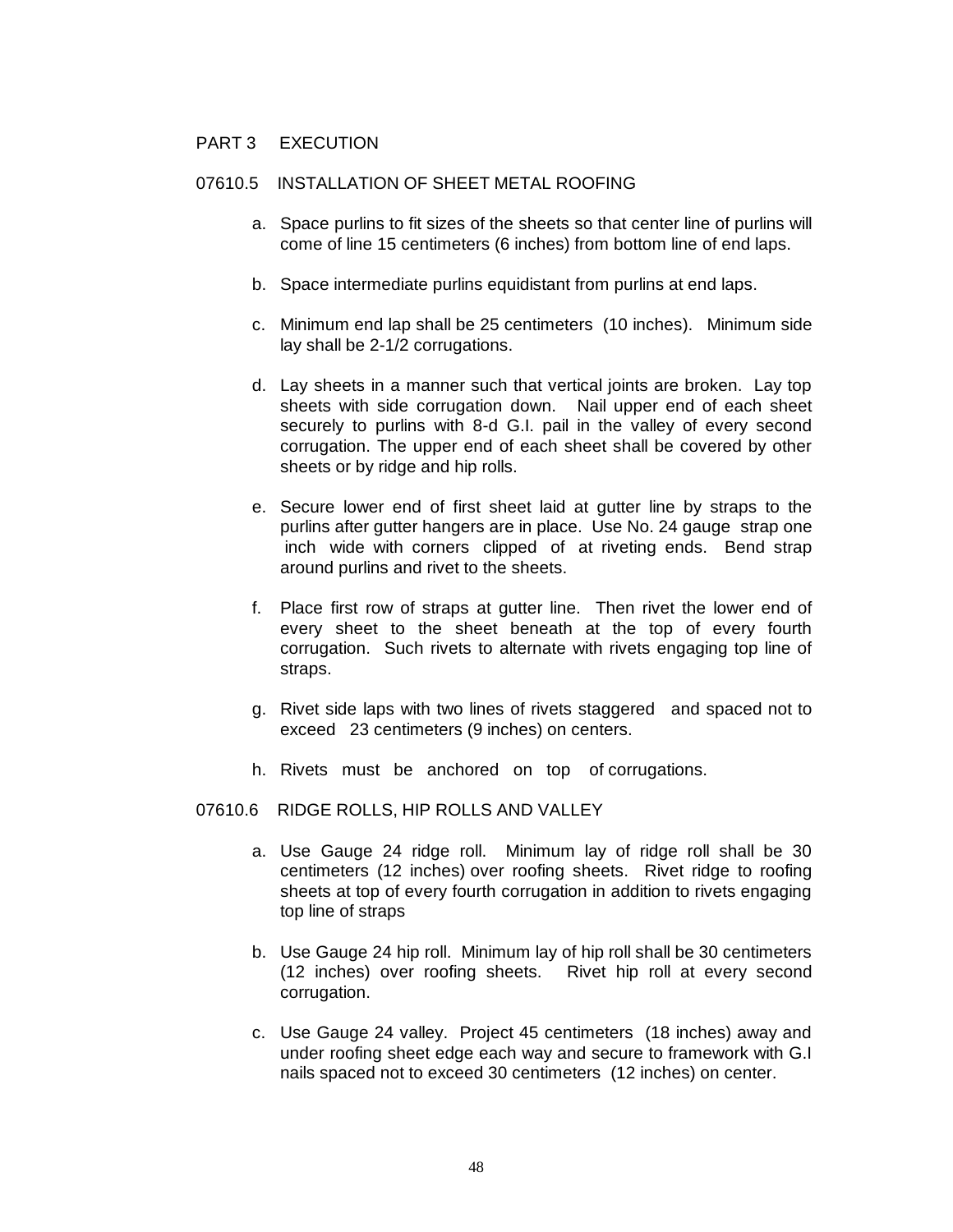## PART 3 EXECUTION

### 07610.5 INSTALLATION OF SHEET METAL ROOFING

a. Space purlins to fit sizes of the sheets so that center line of purlins will come of line 15 centimeters (6 inches) from bottom line of end laps.

b. Space intermediate purlins equidistant from purlins at end laps.

c. Minimum end lap shall be 25 centimeters (10 inches). Minimum side lay shall be 2-1/2 corrugations.

d. Lay sheets in a manner such that vertical joints are broken. Lay top sheets with side corrugation down. Nail upper end of each sheet securely to purlins with 8-d G.I. pail in the valley of every second corrugation. The upper end of each sheet shall be covered by other sheets or by ridge and hip rolls.

e. Secure lower end of first sheet laid at gutter line by straps to the purlins after gutter hangers are in place. Use No. 24 gauge strap one inch wide with corners clipped of at riveting ends. Bend strap around purlins and rivet to the sheets.

f. Place first row of straps at gutter line. Then rivet the lower end of every sheet to the sheet beneath at the top of every fourth corrugation. Such rivets to alternate with rivets engaging top line of straps.

g. Rivet side laps with two lines of rivets staggered and spaced not to exceed 23 centimeters (9 inches) on centers.

h. Rivets must be anchored on top of corrugations.

### 07610.6 RIDGE ROLLS, HIP ROLLS AND VALLEY

a. Use Gauge 24 ridge roll. Minimum lay of ridge roll shall be 30 centimeters (12 inches) over roofing sheets. Rivet ridge to roofing sheets at top of every fourth corrugation in addition to rivets engaging top line of straps

b. Use Gauge 24 hip roll. Minimum lay of hip roll shall be 30 centimeters (12 inches) over roofing sheets. Rivet hip roll at every second corrugation.

c. Use Gauge 24 valley. Project 45 centimeters (18 inches) away and under roofing sheet edge each way and secure to framework with G.I nails spaced not to exceed 30 centimeters (12 inches) on center.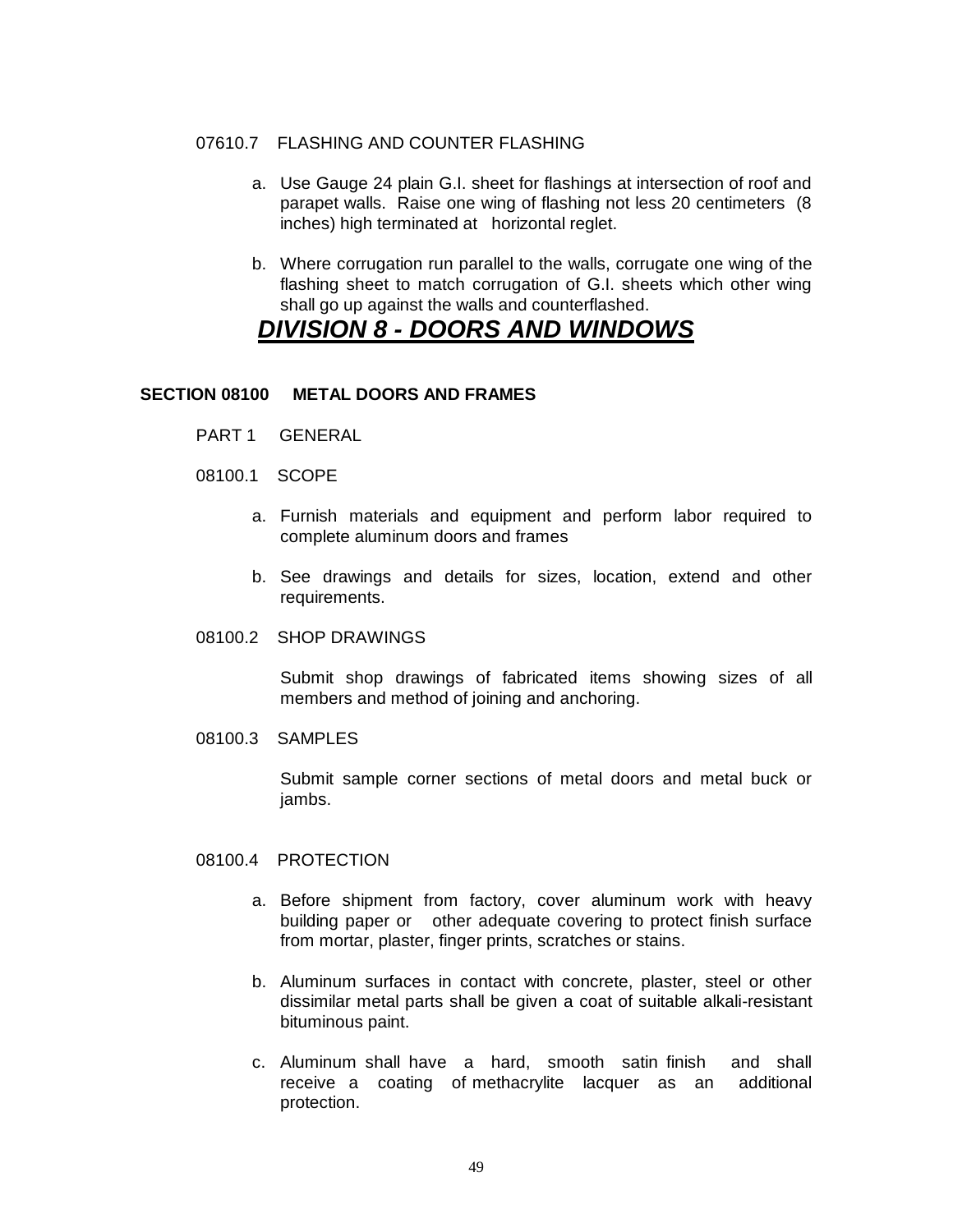07610.7 FLASHING AND COUNTER FLASHING

a. Use Gauge 24 plain G.I. sheet for flashings at intersection of roof and parapet walls. Raise one wing of flashing not less 20 centimeters (8 inches) high terminated at horizontal reglet.

b. Where corrugation run parallel to the walls, corrugate one wing of the flashing sheet to match corrugation of G.I. sheets which other wing shall go up against the walls and counterflashed.

# ***DIVISION 8 - DOORS AND WINDOWS***

**SECTION 08100 METAL DOORS AND FRAMES**

PART 1 GENERAL

08100.1 SCOPE

a. Furnish materials and equipment and perform labor required to complete aluminum doors and frames

b. See drawings and details for sizes, location, extend and other requirements.

08100.2 SHOP DRAWINGS

Submit shop drawings of fabricated items showing sizes of all members and method of joining and anchoring.

08100.3 SAMPLES

Submit sample corner sections of metal doors and metal buck or jambs.

08100.4 PROTECTION

a. Before shipment from factory, cover aluminum work with heavy building paper or other adequate covering to protect finish surface from mortar, plaster, finger prints, scratches or stains.

b. Aluminum surfaces in contact with concrete, plaster, steel or other dissimilar metal parts shall be given a coat of suitable alkali-resistant bituminous paint.

c. Aluminum shall have a hard, smooth satin finish and shall receive a coating of methacrylite lacquer as an additional protection.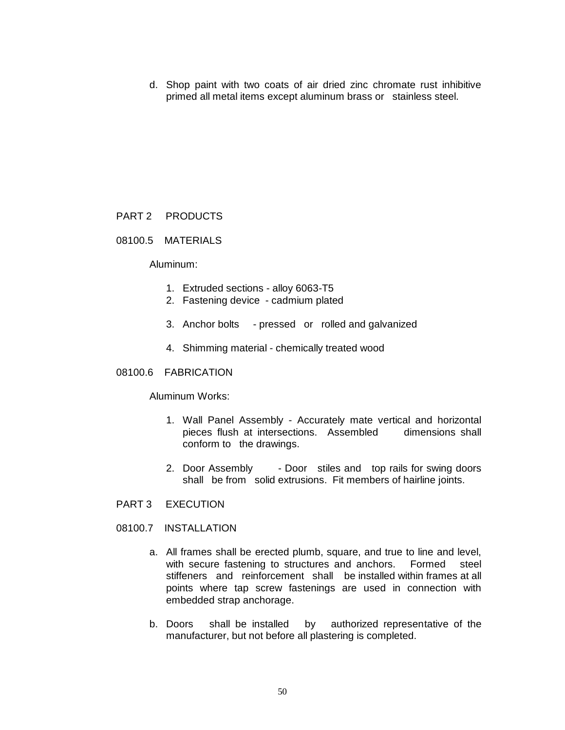d. Shop paint with two coats of air dried zinc chromate rust inhibitive primed all metal items except aluminum brass or stainless steel.

## PART 2 PRODUCTS

### 08100.5 MATERIALS

Aluminum:

1. Extruded sections - alloy 6063-T5
2. Fastening device - cadmium plated
3. Anchor bolts - pressed or rolled and galvanized
4. Shimming material - chemically treated wood

### 08100.6 FABRICATION

Aluminum Works:

1. Wall Panel Assembly - Accurately mate vertical and horizontal pieces flush at intersections. Assembled dimensions shall conform to the drawings.
2. Door Assembly - Door stiles and top rails for swing doors shall be from solid extrusions. Fit members of hairline joints.

## PART 3 EXECUTION

### 08100.7 INSTALLATION

a. All frames shall be erected plumb, square, and true to line and level, with secure fastening to structures and anchors. Formed steel stiffeners and reinforcement shall be installed within frames at all points where tap screw fastenings are used in connection with embedded strap anchorage.

b. Doors shall be installed by authorized representative of the manufacturer, but not before all plastering is completed.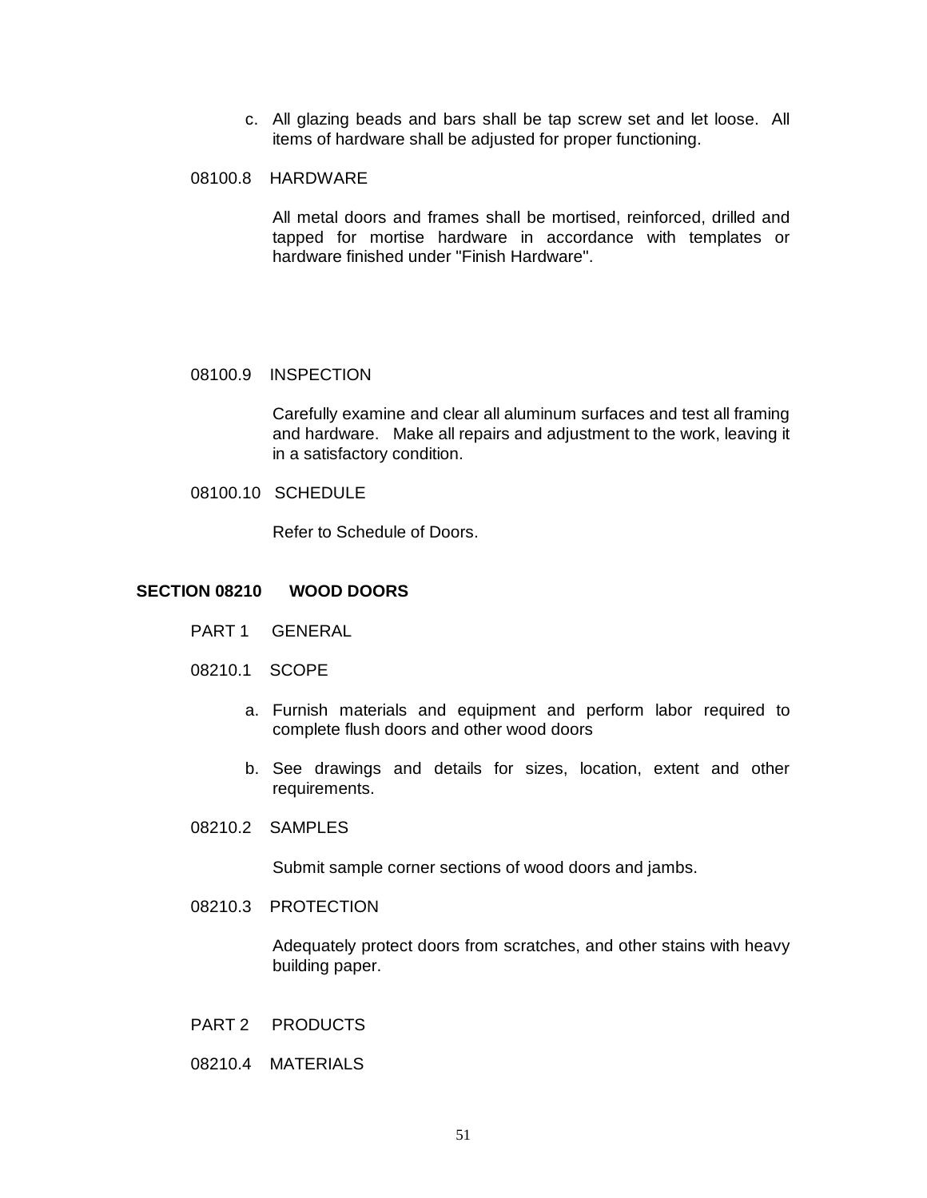c. All glazing beads and bars shall be tap screw set and let loose. All items of hardware shall be adjusted for proper functioning.

08100.8 HARDWARE

All metal doors and frames shall be mortised, reinforced, drilled and tapped for mortise hardware in accordance with templates or hardware finished under "Finish Hardware".

08100.9 INSPECTION

Carefully examine and clear all aluminum surfaces and test all framing and hardware. Make all repairs and adjustment to the work, leaving it in a satisfactory condition.

08100.10 SCHEDULE

Refer to Schedule of Doors.

## SECTION 08210 WOOD DOORS

PART 1 GENERAL

08210.1 SCOPE

a. Furnish materials and equipment and perform labor required to complete flush doors and other wood doors

b. See drawings and details for sizes, location, extent and other requirements.

08210.2 SAMPLES

Submit sample corner sections of wood doors and jambs.

08210.3 PROTECTION

Adequately protect doors from scratches, and other stains with heavy building paper.

PART 2 PRODUCTS

08210.4 MATERIALS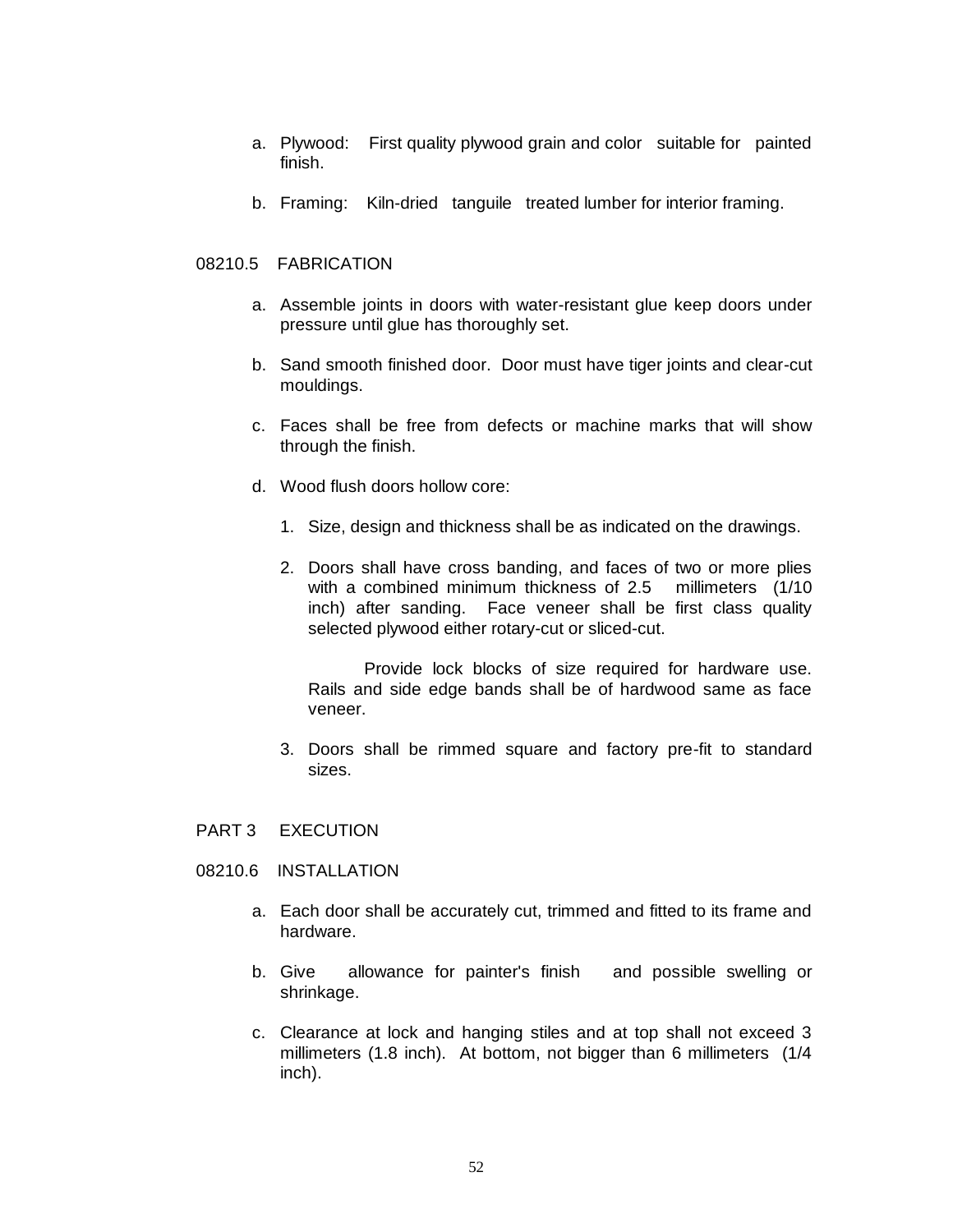a. Plywood: First quality plywood grain and color suitable for painted finish.

b. Framing: Kiln-dried tanguile treated lumber for interior framing.

## 08210.5 FABRICATION

a. Assemble joints in doors with water-resistant glue keep doors under pressure until glue has thoroughly set.

b. Sand smooth finished door. Door must have tiger joints and clear-cut mouldings.

c. Faces shall be free from defects or machine marks that will show through the finish.

d. Wood flush doors hollow core:

   1. Size, design and thickness shall be as indicated on the drawings.

   2. Doors shall have cross banding, and faces of two or more plies with a combined minimum thickness of 2.5 millimeters (1/10 inch) after sanding. Face veneer shall be first class quality selected plywood either rotary-cut or sliced-cut.

      Provide lock blocks of size required for hardware use. Rails and side edge bands shall be of hardwood same as face veneer.

   3. Doors shall be rimmed square and factory pre-fit to standard sizes.

# PART 3 EXECUTION

## 08210.6 INSTALLATION

a. Each door shall be accurately cut, trimmed and fitted to its frame and hardware.

b. Give allowance for painter's finish and possible swelling or shrinkage.

c. Clearance at lock and hanging stiles and at top shall not exceed 3 millimeters (1.8 inch). At bottom, not bigger than 6 millimeters (1/4 inch).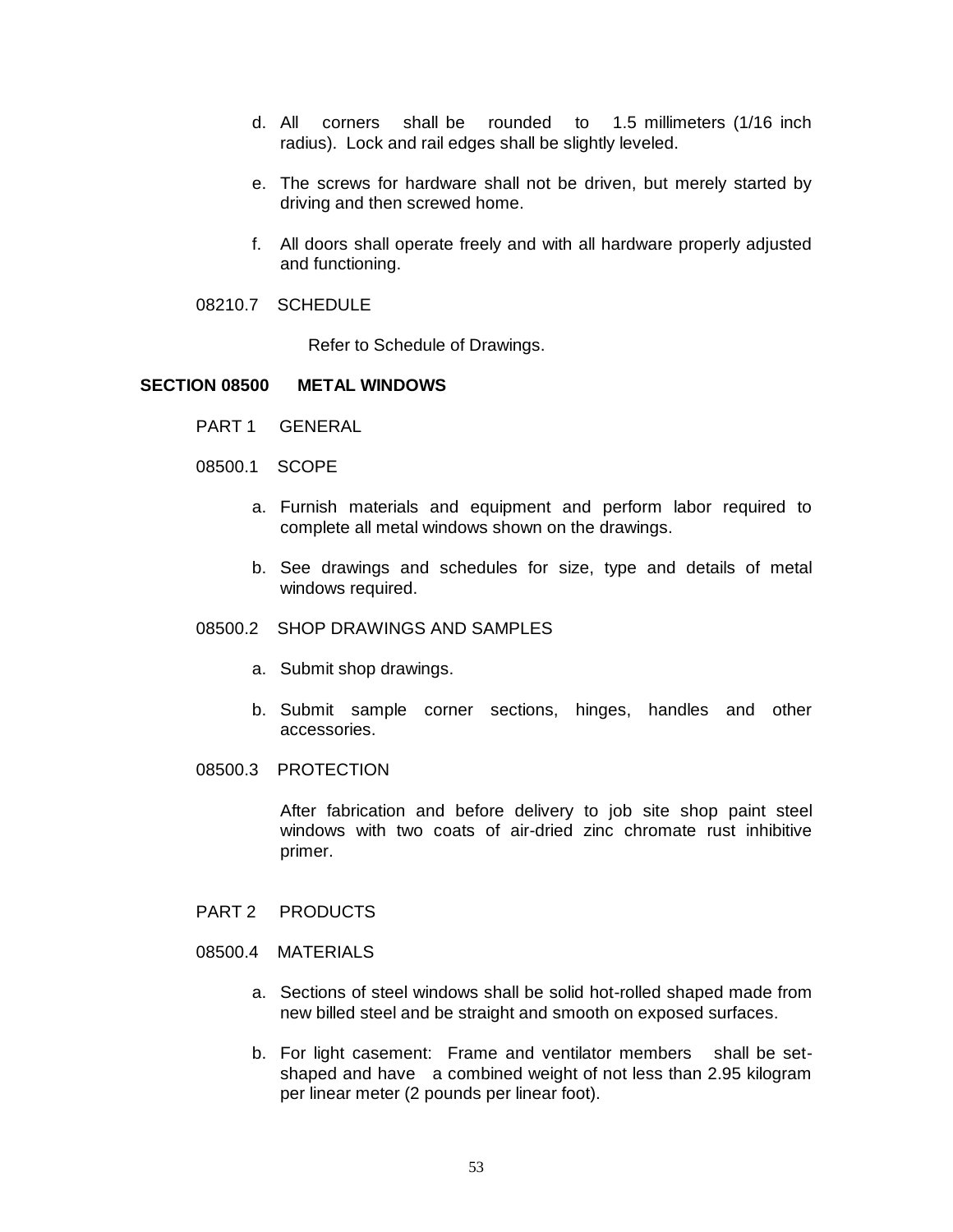d. All corners shall be rounded to 1.5 millimeters (1/16 inch radius). Lock and rail edges shall be slightly leveled.

e. The screws for hardware shall not be driven, but merely started by driving and then screwed home.

f. All doors shall operate freely and with all hardware properly adjusted and functioning.

08210.7 SCHEDULE

Refer to Schedule of Drawings.

## SECTION 08500 METAL WINDOWS

PART 1 GENERAL

08500.1 SCOPE

a. Furnish materials and equipment and perform labor required to complete all metal windows shown on the drawings.

b. See drawings and schedules for size, type and details of metal windows required.

08500.2 SHOP DRAWINGS AND SAMPLES

a. Submit shop drawings.

b. Submit sample corner sections, hinges, handles and other accessories.

08500.3 PROTECTION

After fabrication and before delivery to job site shop paint steel windows with two coats of air-dried zinc chromate rust inhibitive primer.

PART 2 PRODUCTS

08500.4 MATERIALS

a. Sections of steel windows shall be solid hot-rolled shaped made from new billed steel and be straight and smooth on exposed surfaces.

b. For light casement: Frame and ventilator members shall be set-shaped and have a combined weight of not less than 2.95 kilogram per linear meter (2 pounds per linear foot).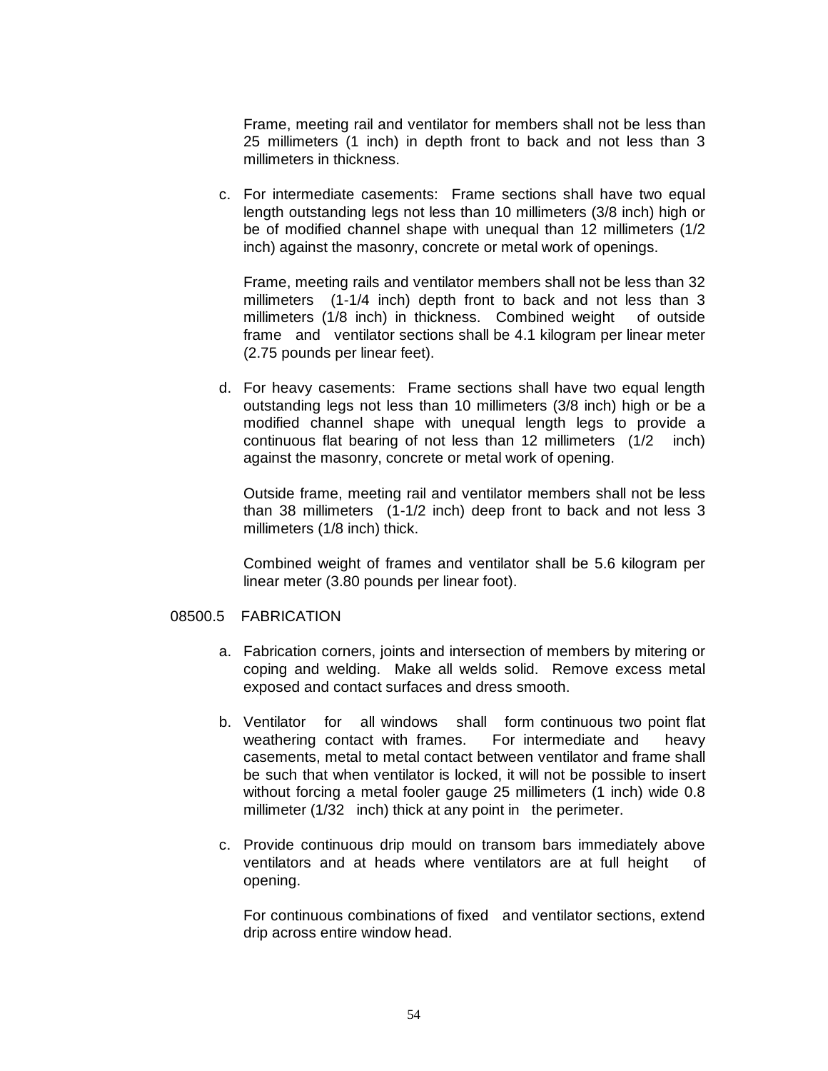Frame, meeting rail and ventilator for members shall not be less than 25 millimeters (1 inch) in depth front to back and not less than 3 millimeters in thickness.

c. For intermediate casements: Frame sections shall have two equal length outstanding legs not less than 10 millimeters (3/8 inch) high or be of modified channel shape with unequal than 12 millimeters (1/2 inch) against the masonry, concrete or metal work of openings.

   Frame, meeting rails and ventilator members shall not be less than 32 millimeters (1-1/4 inch) depth front to back and not less than 3 millimeters (1/8 inch) in thickness. Combined weight of outside frame and ventilator sections shall be 4.1 kilogram per linear meter (2.75 pounds per linear feet).

d. For heavy casements: Frame sections shall have two equal length outstanding legs not less than 10 millimeters (3/8 inch) high or be a modified channel shape with unequal length legs to provide a continuous flat bearing of not less than 12 millimeters (1/2 inch) against the masonry, concrete or metal work of opening.

   Outside frame, meeting rail and ventilator members shall not be less than 38 millimeters (1-1/2 inch) deep front to back and not less 3 millimeters (1/8 inch) thick.

   Combined weight of frames and ventilator shall be 5.6 kilogram per linear meter (3.80 pounds per linear foot).

## 08500.5 FABRICATION

a. Fabrication corners, joints and intersection of members by mitering or coping and welding. Make all welds solid. Remove excess metal exposed and contact surfaces and dress smooth.

b. Ventilator for all windows shall form continuous two point flat weathering contact with frames. For intermediate and heavy casements, metal to metal contact between ventilator and frame shall be such that when ventilator is locked, it will not be possible to insert without forcing a metal fooler gauge 25 millimeters (1 inch) wide 0.8 millimeter (1/32 inch) thick at any point in the perimeter.

c. Provide continuous drip mould on transom bars immediately above ventilators and at heads where ventilators are at full height of opening.

   For continuous combinations of fixed and ventilator sections, extend drip across entire window head.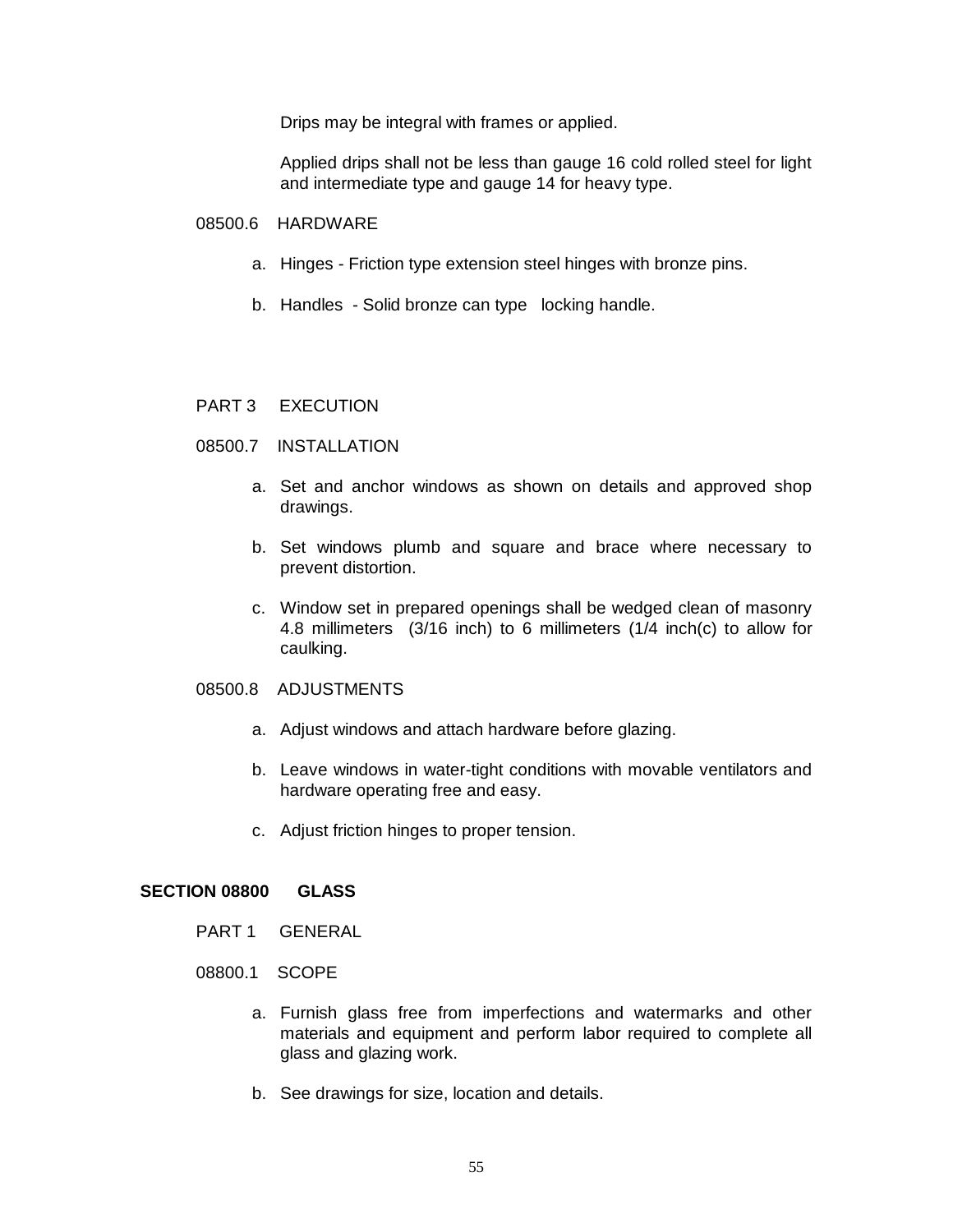Drips may be integral with frames or applied.

Applied drips shall not be less than gauge 16 cold rolled steel for light and intermediate type and gauge 14 for heavy type.

08500.6 HARDWARE

a. Hinges - Friction type extension steel hinges with bronze pins.

b. Handles - Solid bronze can type locking handle.

PART 3 EXECUTION

08500.7 INSTALLATION

a. Set and anchor windows as shown on details and approved shop drawings.

b. Set windows plumb and square and brace where necessary to prevent distortion.

c. Window set in prepared openings shall be wedged clean of masonry 4.8 millimeters (3/16 inch) to 6 millimeters (1/4 inch(c) to allow for caulking.

08500.8 ADJUSTMENTS

a. Adjust windows and attach hardware before glazing.

b. Leave windows in water-tight conditions with movable ventilators and hardware operating free and easy.

c. Adjust friction hinges to proper tension.

## SECTION 08800 GLASS

PART 1 GENERAL

08800.1 SCOPE

a. Furnish glass free from imperfections and watermarks and other materials and equipment and perform labor required to complete all glass and glazing work.

b. See drawings for size, location and details.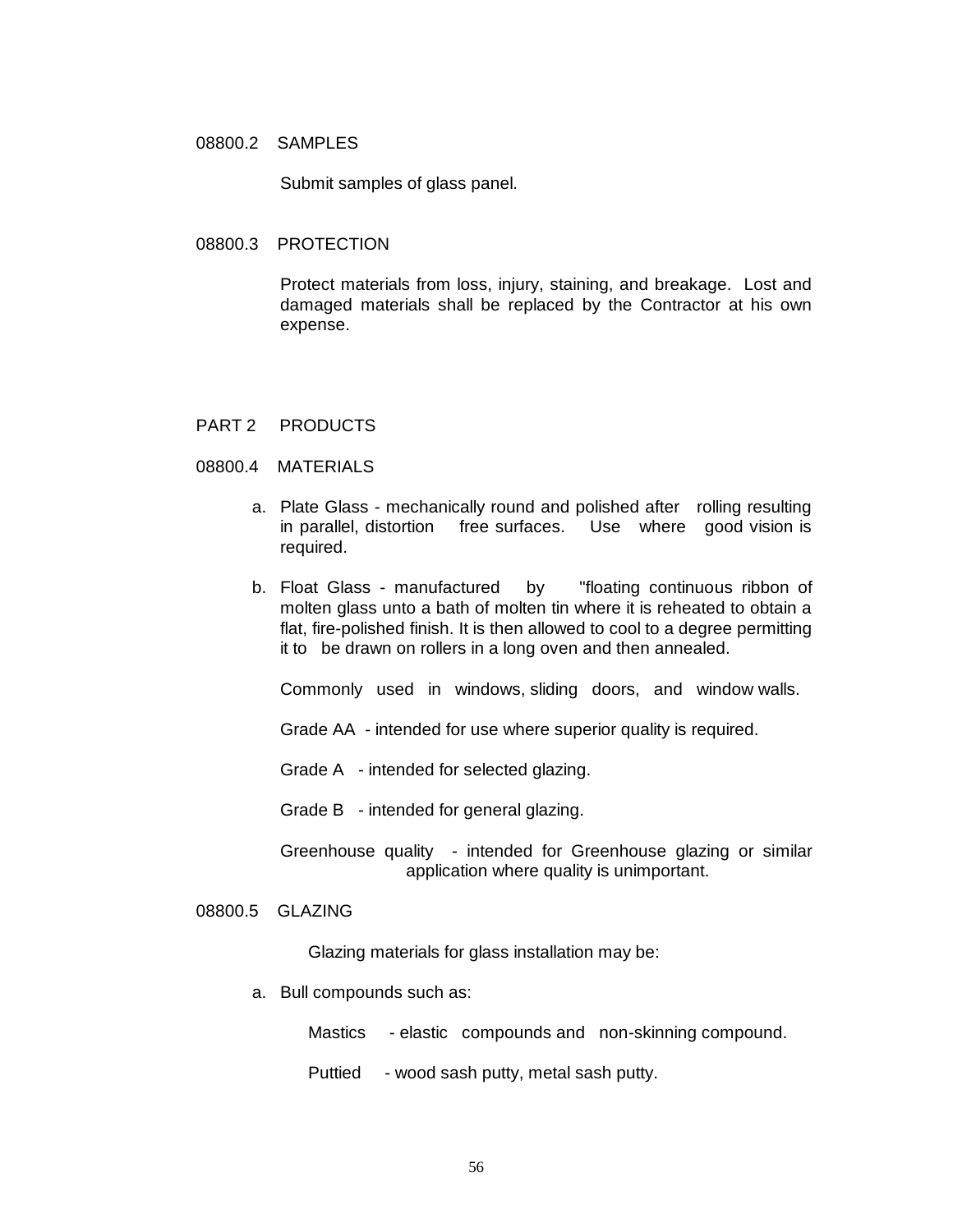08800.2 SAMPLES

Submit samples of glass panel.

08800.3 PROTECTION

Protect materials from loss, injury, staining, and breakage. Lost and damaged materials shall be replaced by the Contractor at his own expense.

## PART 2 PRODUCTS

08800.4 MATERIALS

a. Plate Glass - mechanically round and polished after rolling resulting in parallel, distortion free surfaces. Use where good vision is required.

b. Float Glass - manufactured by "floating continuous ribbon of molten glass unto a bath of molten tin where it is reheated to obtain a flat, fire-polished finish. It is then allowed to cool to a degree permitting it to be drawn on rollers in a long oven and then annealed.

   Commonly used in windows, sliding doors, and window walls.

   Grade AA - intended for use where superior quality is required.

   Grade A - intended for selected glazing.

   Grade B - intended for general glazing.

   Greenhouse quality - intended for Greenhouse glazing or similar application where quality is unimportant.

08800.5 GLAZING

Glazing materials for glass installation may be:

a. Bull compounds such as:

   Mastics - elastic compounds and non-skinning compound.

   Puttied - wood sash putty, metal sash putty.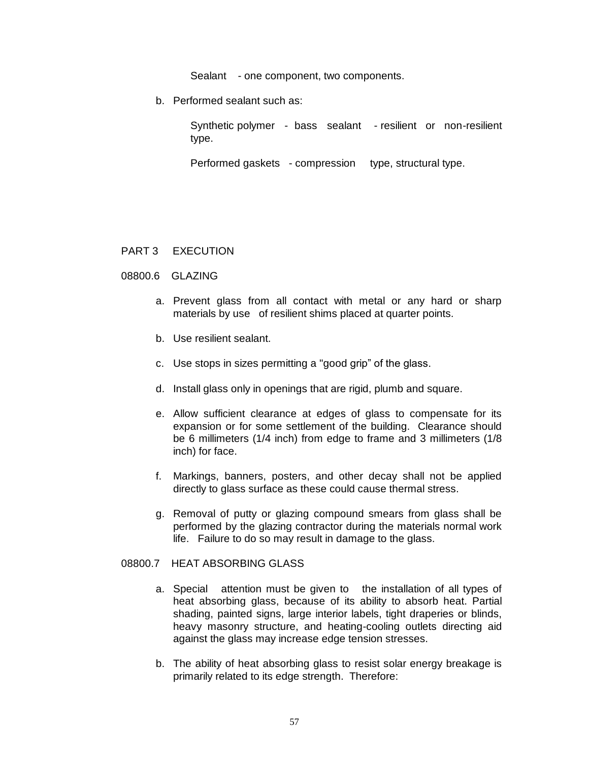Sealant - one component, two components.

b. Performed sealant such as:

Synthetic polymer - bass sealant - resilient or non-resilient type.

Performed gaskets - compression type, structural type.

## PART 3 EXECUTION

### 08800.6 GLAZING

a. Prevent glass from all contact with metal or any hard or sharp materials by use of resilient shims placed at quarter points.

b. Use resilient sealant.

c. Use stops in sizes permitting a "good grip" of the glass.

d. Install glass only in openings that are rigid, plumb and square.

e. Allow sufficient clearance at edges of glass to compensate for its expansion or for some settlement of the building. Clearance should be 6 millimeters (1/4 inch) from edge to frame and 3 millimeters (1/8 inch) for face.

f. Markings, banners, posters, and other decay shall not be applied directly to glass surface as these could cause thermal stress.

g. Removal of putty or glazing compound smears from glass shall be performed by the glazing contractor during the materials normal work life. Failure to do so may result in damage to the glass.

### 08800.7 HEAT ABSORBING GLASS

a. Special attention must be given to the installation of all types of heat absorbing glass, because of its ability to absorb heat. Partial shading, painted signs, large interior labels, tight draperies or blinds, heavy masonry structure, and heating-cooling outlets directing aid against the glass may increase edge tension stresses.

b. The ability of heat absorbing glass to resist solar energy breakage is primarily related to its edge strength. Therefore: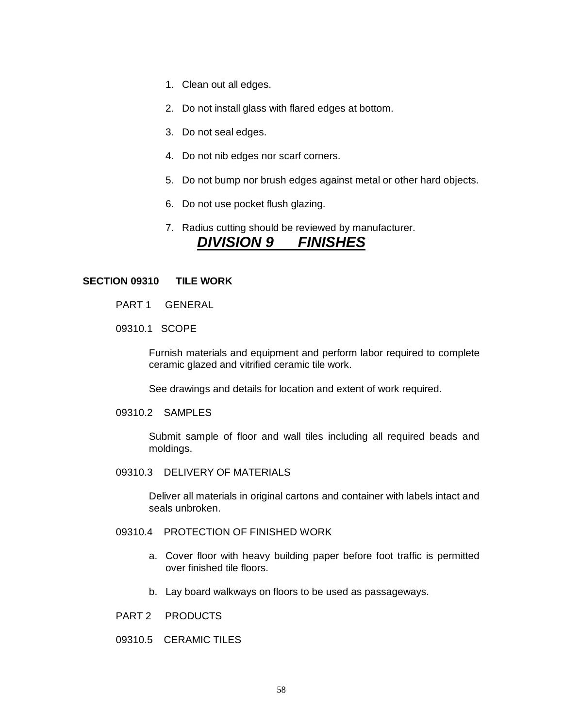1. Clean out all edges.

2. Do not install glass with flared edges at bottom.

3. Do not seal edges.

4. Do not nib edges nor scarf corners.

5. Do not bump nor brush edges against metal or other hard objects.

6. Do not use pocket flush glazing.

7. Radius cutting should be reviewed by manufacturer.

# ***DIVISION 9 FINISHES***

## SECTION 09310 TILE WORK

PART 1 GENERAL

09310.1 SCOPE

Furnish materials and equipment and perform labor required to complete ceramic glazed and vitrified ceramic tile work.

See drawings and details for location and extent of work required.

09310.2 SAMPLES

Submit sample of floor and wall tiles including all required beads and moldings.

09310.3 DELIVERY OF MATERIALS

Deliver all materials in original cartons and container with labels intact and seals unbroken.

09310.4 PROTECTION OF FINISHED WORK

a. Cover floor with heavy building paper before foot traffic is permitted over finished tile floors.

b. Lay board walkways on floors to be used as passageways.

PART 2 PRODUCTS

09310.5 CERAMIC TILES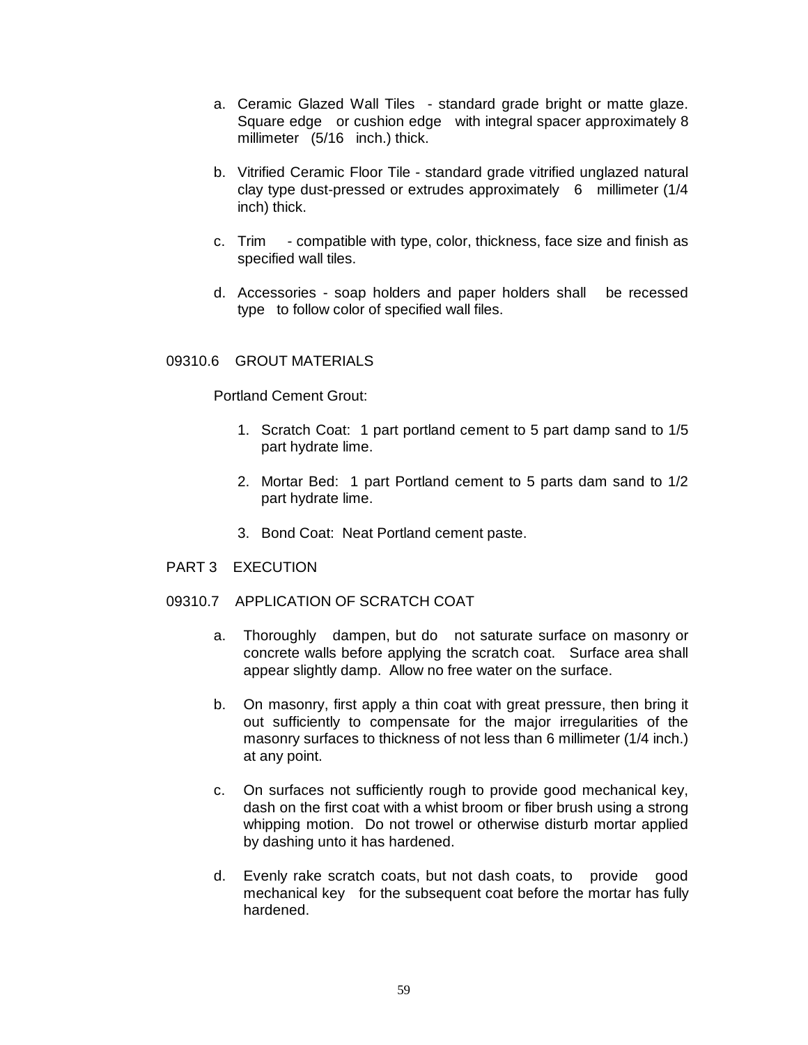a. Ceramic Glazed Wall Tiles - standard grade bright or matte glaze. Square edge or cushion edge with integral spacer approximately 8 millimeter (5/16 inch.) thick.

b. Vitrified Ceramic Floor Tile - standard grade vitrified unglazed natural clay type dust-pressed or extrudes approximately 6 millimeter (1/4 inch) thick.

c. Trim - compatible with type, color, thickness, face size and finish as specified wall tiles.

d. Accessories - soap holders and paper holders shall be recessed type to follow color of specified wall files.

## 09310.6 GROUT MATERIALS

Portland Cement Grout:

1. Scratch Coat: 1 part portland cement to 5 part damp sand to 1/5 part hydrate lime.

2. Mortar Bed: 1 part Portland cement to 5 parts dam sand to 1/2 part hydrate lime.

3. Bond Coat: Neat Portland cement paste.

# PART 3 EXECUTION

## 09310.7 APPLICATION OF SCRATCH COAT

a. Thoroughly dampen, but do not saturate surface on masonry or concrete walls before applying the scratch coat. Surface area shall appear slightly damp. Allow no free water on the surface.

b. On masonry, first apply a thin coat with great pressure, then bring it out sufficiently to compensate for the major irregularities of the masonry surfaces to thickness of not less than 6 millimeter (1/4 inch.) at any point.

c. On surfaces not sufficiently rough to provide good mechanical key, dash on the first coat with a whist broom or fiber brush using a strong whipping motion. Do not trowel or otherwise disturb mortar applied by dashing unto it has hardened.

d. Evenly rake scratch coats, but not dash coats, to provide good mechanical key for the subsequent coat before the mortar has fully hardened.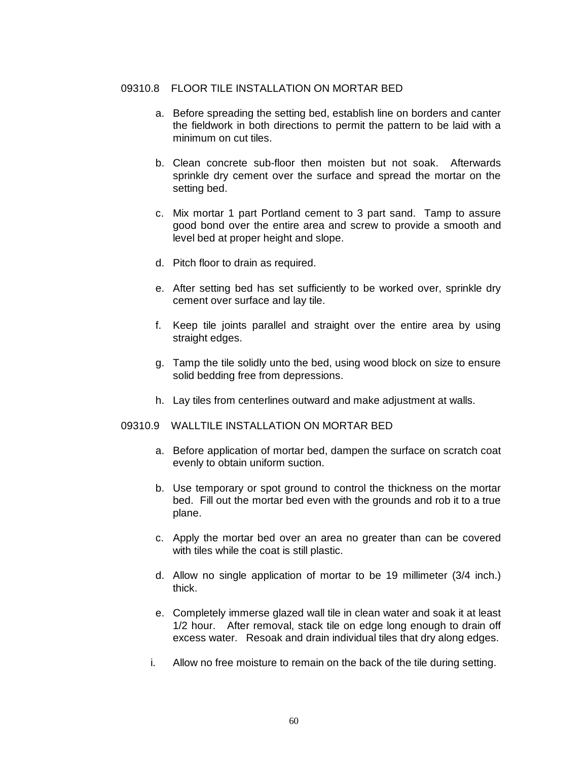## 09310.8 FLOOR TILE INSTALLATION ON MORTAR BED

a. Before spreading the setting bed, establish line on borders and canter the fieldwork in both directions to permit the pattern to be laid with a minimum on cut tiles.

b. Clean concrete sub-floor then moisten but not soak. Afterwards sprinkle dry cement over the surface and spread the mortar on the setting bed.

c. Mix mortar 1 part Portland cement to 3 part sand. Tamp to assure good bond over the entire area and screw to provide a smooth and level bed at proper height and slope.

d. Pitch floor to drain as required.

e. After setting bed has set sufficiently to be worked over, sprinkle dry cement over surface and lay tile.

f. Keep tile joints parallel and straight over the entire area by using straight edges.

g. Tamp the tile solidly unto the bed, using wood block on size to ensure solid bedding free from depressions.

h. Lay tiles from centerlines outward and make adjustment at walls.

## 09310.9 WALLTILE INSTALLATION ON MORTAR BED

a. Before application of mortar bed, dampen the surface on scratch coat evenly to obtain uniform suction.

b. Use temporary or spot ground to control the thickness on the mortar bed. Fill out the mortar bed even with the grounds and rob it to a true plane.

c. Apply the mortar bed over an area no greater than can be covered with tiles while the coat is still plastic.

d. Allow no single application of mortar to be 19 millimeter (3/4 inch.) thick.

e. Completely immerse glazed wall tile in clean water and soak it at least 1/2 hour. After removal, stack tile on edge long enough to drain off excess water. Resoak and drain individual tiles that dry along edges.

i. Allow no free moisture to remain on the back of the tile during setting.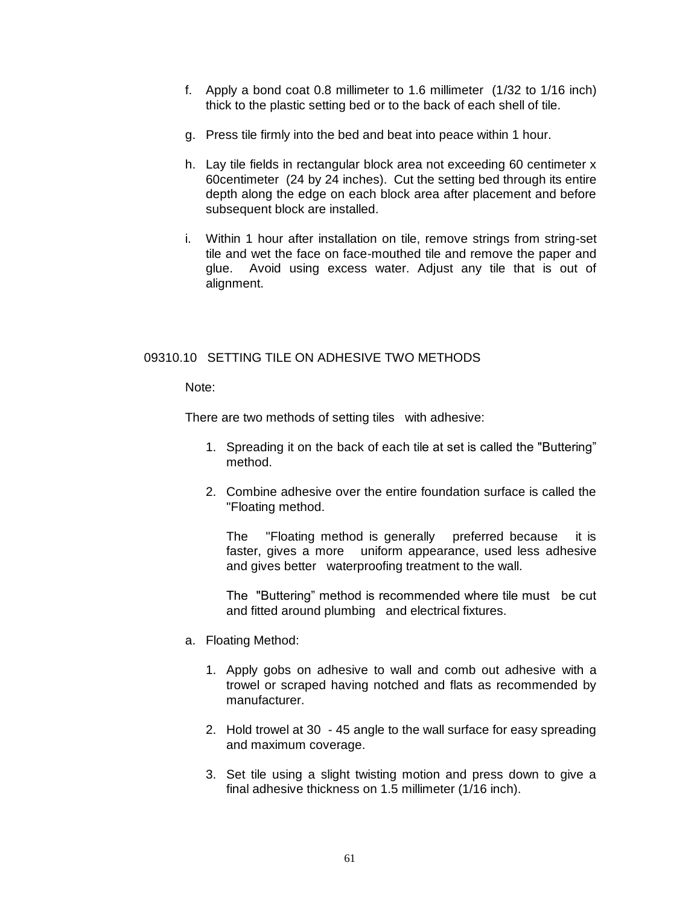f. Apply a bond coat 0.8 millimeter to 1.6 millimeter (1/32 to 1/16 inch) thick to the plastic setting bed or to the back of each shell of tile.

g. Press tile firmly into the bed and beat into peace within 1 hour.

h. Lay tile fields in rectangular block area not exceeding 60 centimeter x 60centimeter (24 by 24 inches). Cut the setting bed through its entire depth along the edge on each block area after placement and before subsequent block are installed.

i. Within 1 hour after installation on tile, remove strings from string-set tile and wet the face on face-mouthed tile and remove the paper and glue. Avoid using excess water. Adjust any tile that is out of alignment.

## 09310.10 SETTING TILE ON ADHESIVE TWO METHODS

Note:

There are two methods of setting tiles with adhesive:

1. Spreading it on the back of each tile at set is called the "Buttering" method.

2. Combine adhesive over the entire foundation surface is called the "Floating method.

   The "Floating method is generally preferred because it is faster, gives a more uniform appearance, used less adhesive and gives better waterproofing treatment to the wall.

   The "Buttering" method is recommended where tile must be cut and fitted around plumbing and electrical fixtures.

a. Floating Method:

   1. Apply gobs on adhesive to wall and comb out adhesive with a trowel or scraped having notched and flats as recommended by manufacturer.

   2. Hold trowel at 30 - 45 angle to the wall surface for easy spreading and maximum coverage.

   3. Set tile using a slight twisting motion and press down to give a final adhesive thickness on 1.5 millimeter (1/16 inch).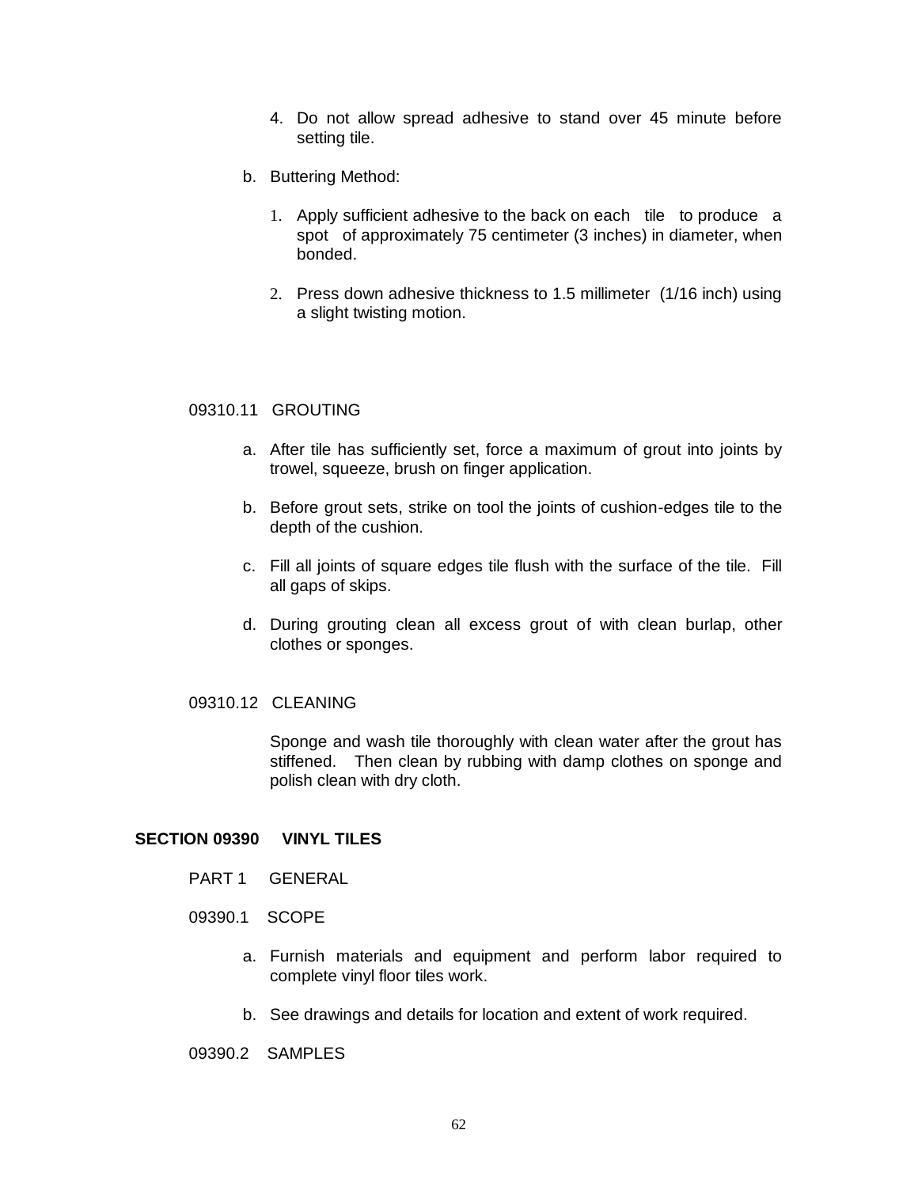4. Do not allow spread adhesive to stand over 45 minute before setting tile.

b. Buttering Method:

1. Apply sufficient adhesive to the back on each tile to produce a spot of approximately 75 centimeter (3 inches) in diameter, when bonded.

2. Press down adhesive thickness to 1.5 millimeter (1/16 inch) using a slight twisting motion.

09310.11 GROUTING

a. After tile has sufficiently set, force a maximum of grout into joints by trowel, squeeze, brush on finger application.

b. Before grout sets, strike on tool the joints of cushion-edges tile to the depth of the cushion.

c. Fill all joints of square edges tile flush with the surface of the tile. Fill all gaps of skips.

d. During grouting clean all excess grout of with clean burlap, other clothes or sponges.

09310.12 CLEANING

Sponge and wash tile thoroughly with clean water after the grout has stiffened. Then clean by rubbing with damp clothes on sponge and polish clean with dry cloth.

## SECTION 09390 VINYL TILES

PART 1 GENERAL

09390.1 SCOPE

a. Furnish materials and equipment and perform labor required to complete vinyl floor tiles work.

b. See drawings and details for location and extent of work required.

09390.2 SAMPLES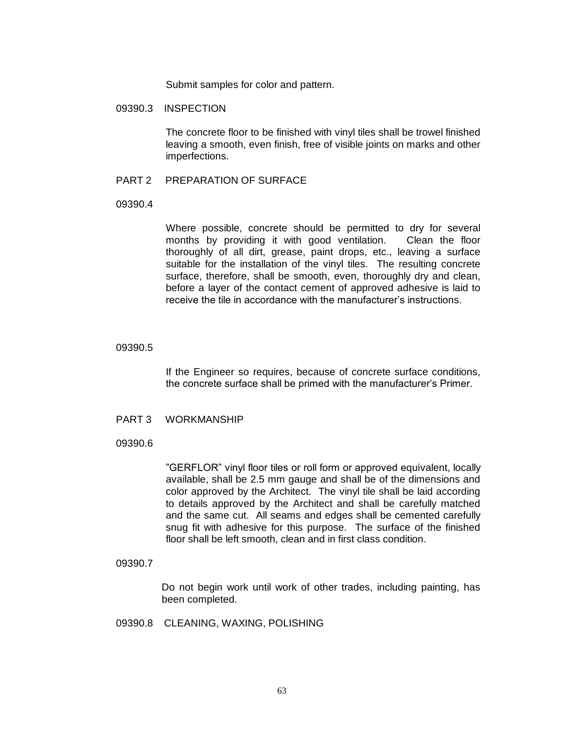Submit samples for color and pattern.

09390.3 INSPECTION

The concrete floor to be finished with vinyl tiles shall be trowel finished leaving a smooth, even finish, free of visible joints on marks and other imperfections.

PART 2 PREPARATION OF SURFACE

09390.4

Where possible, concrete should be permitted to dry for several months by providing it with good ventilation. Clean the floor thoroughly of all dirt, grease, paint drops, etc., leaving a surface suitable for the installation of the vinyl tiles. The resulting concrete surface, therefore, shall be smooth, even, thoroughly dry and clean, before a layer of the contact cement of approved adhesive is laid to receive the tile in accordance with the manufacturer's instructions.

09390.5

If the Engineer so requires, because of concrete surface conditions, the concrete surface shall be primed with the manufacturer's Primer.

PART 3 WORKMANSHIP

09390.6

"GERFLOR" vinyl floor tiles or roll form or approved equivalent, locally available, shall be 2.5 mm gauge and shall be of the dimensions and color approved by the Architect. The vinyl tile shall be laid according to details approved by the Architect and shall be carefully matched and the same cut. All seams and edges shall be cemented carefully snug fit with adhesive for this purpose. The surface of the finished floor shall be left smooth, clean and in first class condition.

09390.7

Do not begin work until work of other trades, including painting, has been completed.

09390.8 CLEANING, WAXING, POLISHING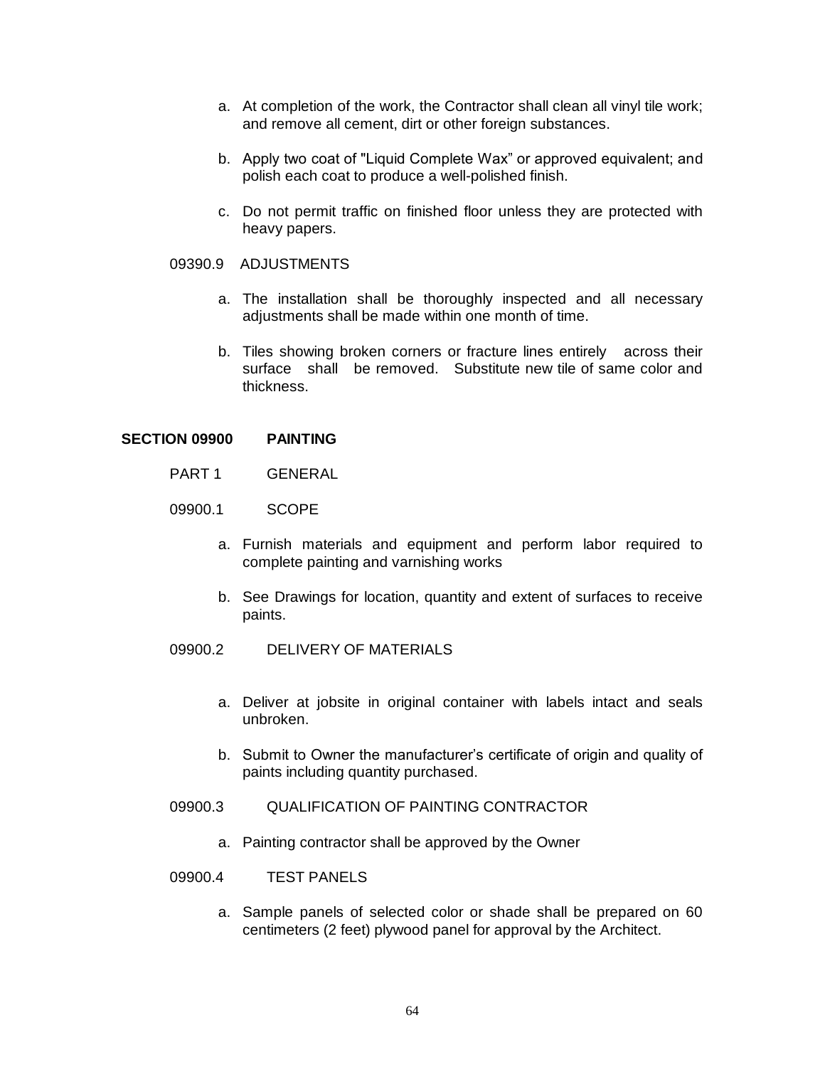a. At completion of the work, the Contractor shall clean all vinyl tile work; and remove all cement, dirt or other foreign substances.

b. Apply two coat of "Liquid Complete Wax" or approved equivalent; and polish each coat to produce a well-polished finish.

c. Do not permit traffic on finished floor unless they are protected with heavy papers.

09390.9 ADJUSTMENTS

a. The installation shall be thoroughly inspected and all necessary adjustments shall be made within one month of time.

b. Tiles showing broken corners or fracture lines entirely across their surface shall be removed. Substitute new tile of same color and thickness.

## SECTION 09900 PAINTING

PART 1 GENERAL

09900.1 SCOPE

a. Furnish materials and equipment and perform labor required to complete painting and varnishing works

b. See Drawings for location, quantity and extent of surfaces to receive paints.

09900.2 DELIVERY OF MATERIALS

a. Deliver at jobsite in original container with labels intact and seals unbroken.

b. Submit to Owner the manufacturer's certificate of origin and quality of paints including quantity purchased.

09900.3 QUALIFICATION OF PAINTING CONTRACTOR

a. Painting contractor shall be approved by the Owner

09900.4 TEST PANELS

a. Sample panels of selected color or shade shall be prepared on 60 centimeters (2 feet) plywood panel for approval by the Architect.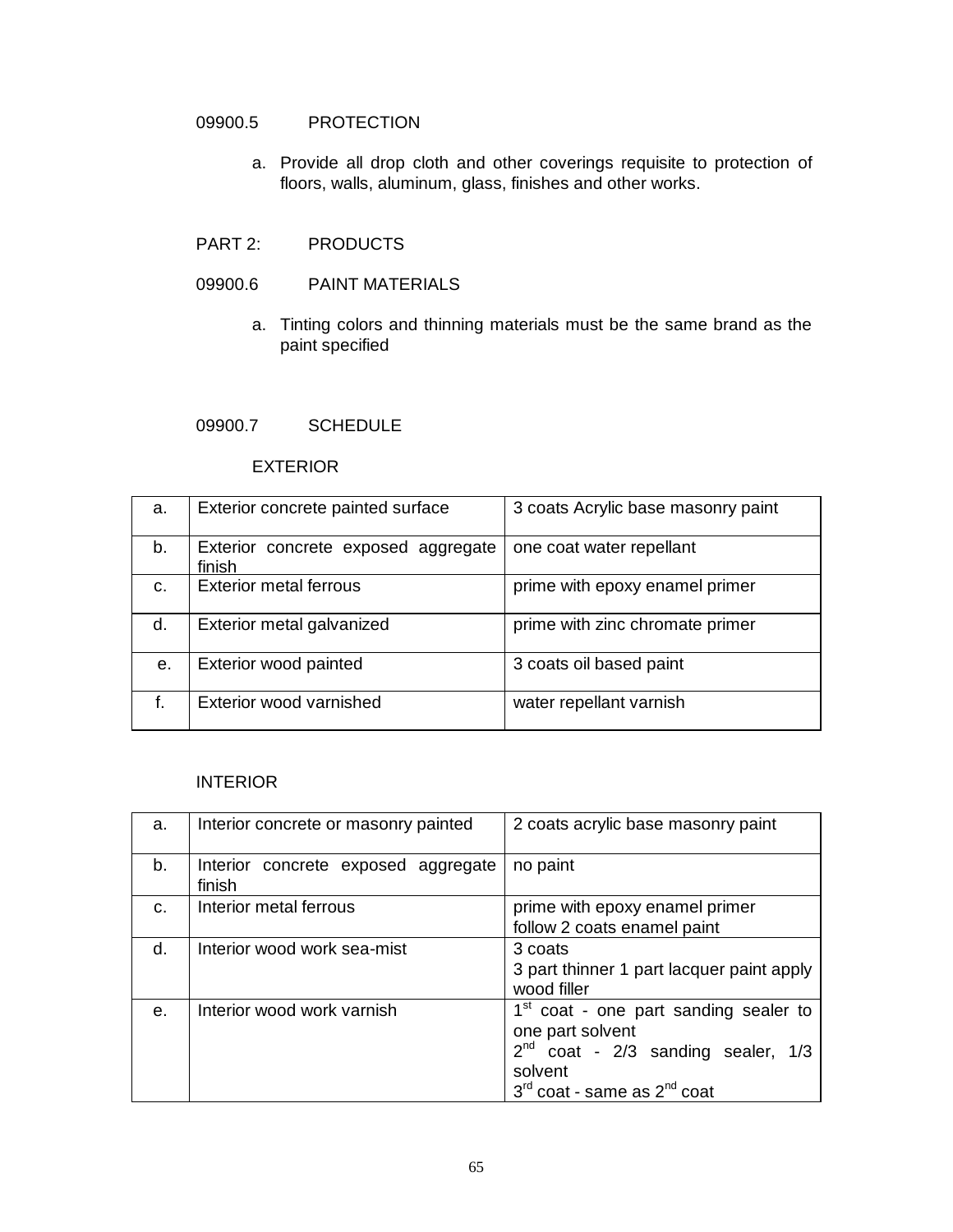09900.5 PROTECTION

a. Provide all drop cloth and other coverings requisite to protection of floors, walls, aluminum, glass, finishes and other works.

PART 2: PRODUCTS

09900.6 PAINT MATERIALS

a. Tinting colors and thinning materials must be the same brand as the paint specified

09900.7 SCHEDULE

EXTERIOR

| | | |
|---|---|---|
| a. | Exterior concrete painted surface | 3 coats Acrylic base masonry paint |
| b. | Exterior concrete exposed aggregate finish | one coat water repellant |
| c. | Exterior metal ferrous | prime with epoxy enamel primer |
| d. | Exterior metal galvanized | prime with zinc chromate primer |
| e. | Exterior wood painted | 3 coats oil based paint |
| f. | Exterior wood varnished | water repellant varnish |

INTERIOR

| | | |
|---|---|---|
| a. | Interior concrete or masonry painted | 2 coats acrylic base masonry paint |
| b. | Interior concrete exposed aggregate finish | no paint |
| c. | Interior metal ferrous | prime with epoxy enamel primer<br>follow 2 coats enamel paint |
| d. | Interior wood work sea-mist | 3 coats<br>3 part thinner 1 part lacquer paint apply wood filler |
| e. | Interior wood work varnish | 1st coat - one part sanding sealer to one part solvent<br>2nd coat - 2/3 sanding sealer, 1/3 solvent<br>3rd coat - same as 2nd coat |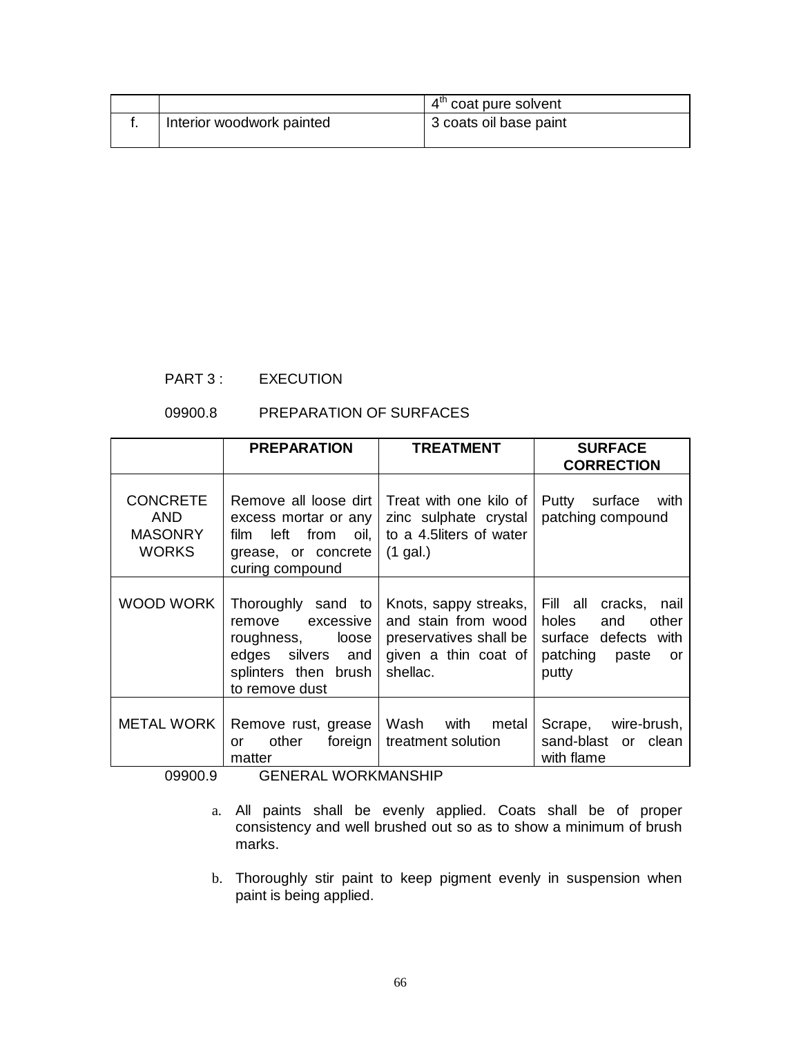|  |  | 4th coat pure solvent |
|---|---|---|
| f. | Interior woodwork painted | 3 coats oil base paint |

PART 3 : EXECUTION

09900.8 PREPARATION OF SURFACES

|  | PREPARATION | TREATMENT | SURFACE CORRECTION |
|---|---|---|---|
| CONCRETE AND MASONRY WORKS | Remove all loose dirt excess mortar or any film left from oil, grease, or concrete curing compound | Treat with one kilo of zinc sulphate crystal to a 4.5liters of water (1 gal.) | Putty surface with patching compound |
| WOOD WORK | Thoroughly sand to remove excessive roughness, loose edges silvers and splinters then brush to remove dust | Knots, sappy streaks, and stain from wood preservatives shall be given a thin coat of shellac. | Fill all cracks, nail holes and other surface defects with patching paste or putty |
| METAL WORK | Remove rust, grease or other foreign matter | Wash with metal treatment solution | Scrape, wire-brush, sand-blast or clean with flame |

09900.9 GENERAL WORKMANSHIP

a. All paints shall be evenly applied. Coats shall be of proper consistency and well brushed out so as to show a minimum of brush marks.

b. Thoroughly stir paint to keep pigment evenly in suspension when paint is being applied.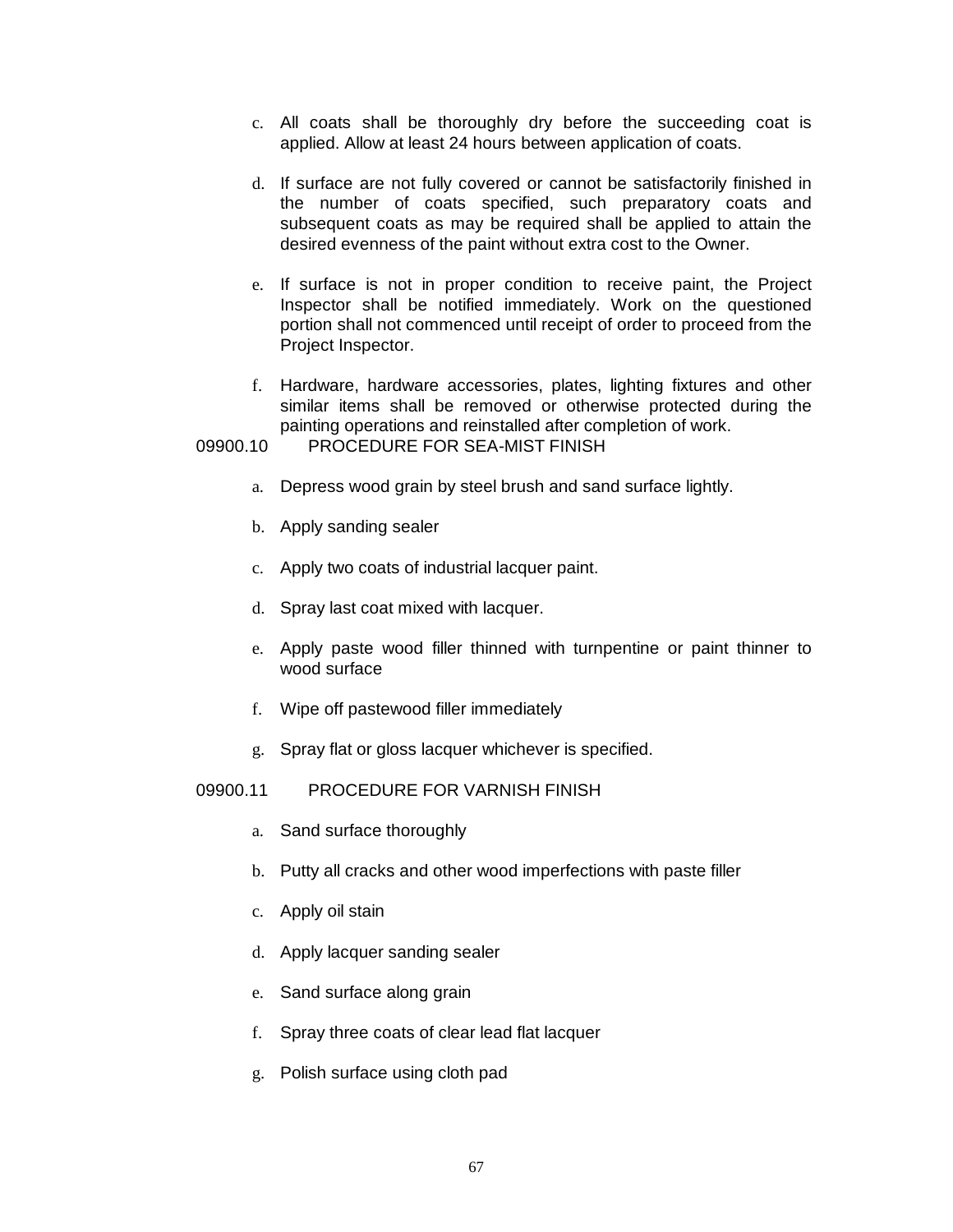c. All coats shall be thoroughly dry before the succeeding coat is applied. Allow at least 24 hours between application of coats.

d. If surface are not fully covered or cannot be satisfactorily finished in the number of coats specified, such preparatory coats and subsequent coats as may be required shall be applied to attain the desired evenness of the paint without extra cost to the Owner.

e. If surface is not in proper condition to receive paint, the Project Inspector shall be notified immediately. Work on the questioned portion shall not commenced until receipt of order to proceed from the Project Inspector.

f. Hardware, hardware accessories, plates, lighting fixtures and other similar items shall be removed or otherwise protected during the painting operations and reinstalled after completion of work.

09900.10 PROCEDURE FOR SEA-MIST FINISH

a. Depress wood grain by steel brush and sand surface lightly.

b. Apply sanding sealer

c. Apply two coats of industrial lacquer paint.

d. Spray last coat mixed with lacquer.

e. Apply paste wood filler thinned with turnpentine or paint thinner to wood surface

f. Wipe off pastewood filler immediately

g. Spray flat or gloss lacquer whichever is specified.

09900.11 PROCEDURE FOR VARNISH FINISH

a. Sand surface thoroughly

b. Putty all cracks and other wood imperfections with paste filler

c. Apply oil stain

d. Apply lacquer sanding sealer

e. Sand surface along grain

f. Spray three coats of clear lead flat lacquer

g. Polish surface using cloth pad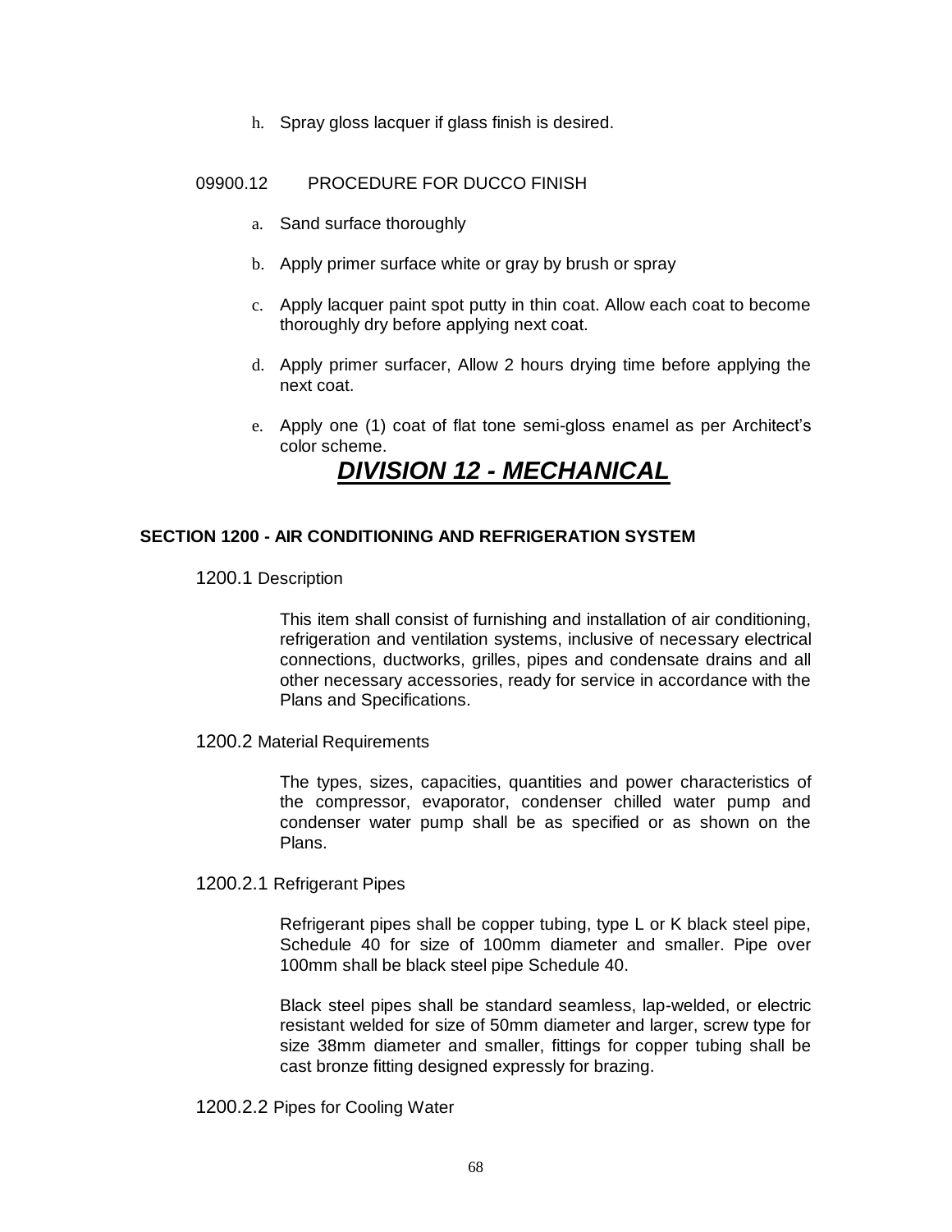h. Spray gloss lacquer if glass finish is desired.

09900.12 PROCEDURE FOR DUCCO FINISH

a. Sand surface thoroughly

b. Apply primer surface white or gray by brush or spray

c. Apply lacquer paint spot putty in thin coat. Allow each coat to become thoroughly dry before applying next coat.

d. Apply primer surfacer, Allow 2 hours drying time before applying the next coat.

e. Apply one (1) coat of flat tone semi-gloss enamel as per Architect's color scheme.

# ***DIVISION 12 - MECHANICAL***

## **SECTION 1200 - AIR CONDITIONING AND REFRIGERATION SYSTEM**

1200.1 Description

This item shall consist of furnishing and installation of air conditioning, refrigeration and ventilation systems, inclusive of necessary electrical connections, ductworks, grilles, pipes and condensate drains and all other necessary accessories, ready for service in accordance with the Plans and Specifications.

1200.2 Material Requirements

The types, sizes, capacities, quantities and power characteristics of the compressor, evaporator, condenser chilled water pump and condenser water pump shall be as specified or as shown on the Plans.

1200.2.1 Refrigerant Pipes

Refrigerant pipes shall be copper tubing, type L or K black steel pipe, Schedule 40 for size of 100mm diameter and smaller. Pipe over 100mm shall be black steel pipe Schedule 40.

Black steel pipes shall be standard seamless, lap-welded, or electric resistant welded for size of 50mm diameter and larger, screw type for size 38mm diameter and smaller, fittings for copper tubing shall be cast bronze fitting designed expressly for brazing.

1200.2.2 Pipes for Cooling Water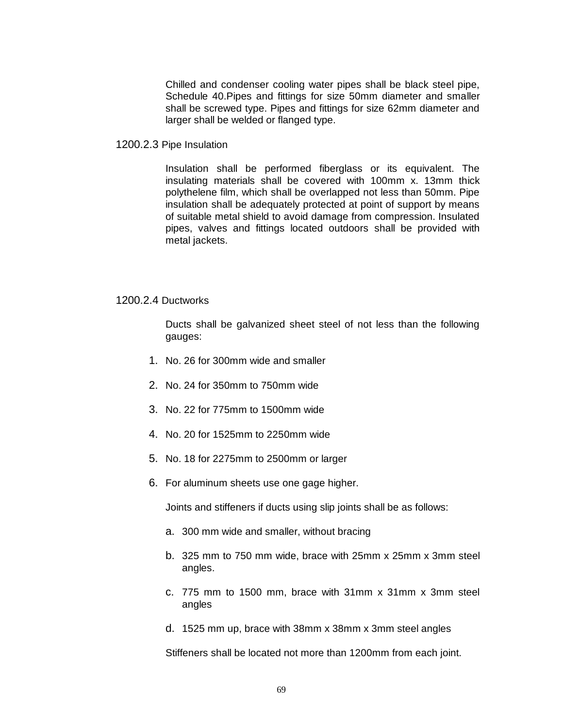Chilled and condenser cooling water pipes shall be black steel pipe, Schedule 40.Pipes and fittings for size 50mm diameter and smaller shall be screwed type. Pipes and fittings for size 62mm diameter and larger shall be welded or flanged type.

### 1200.2.3 Pipe Insulation

Insulation shall be performed fiberglass or its equivalent. The insulating materials shall be covered with 100mm x. 13mm thick polythelene film, which shall be overlapped not less than 50mm. Pipe insulation shall be adequately protected at point of support by means of suitable metal shield to avoid damage from compression. Insulated pipes, valves and fittings located outdoors shall be provided with metal jackets.

### 1200.2.4 Ductworks

Ducts shall be galvanized sheet steel of not less than the following gauges:

1. No. 26 for 300mm wide and smaller
2. No. 24 for 350mm to 750mm wide
3. No. 22 for 775mm to 1500mm wide
4. No. 20 for 1525mm to 2250mm wide
5. No. 18 for 2275mm to 2500mm or larger
6. For aluminum sheets use one gage higher.

Joints and stiffeners if ducts using slip joints shall be as follows:

a. 300 mm wide and smaller, without bracing

b. 325 mm to 750 mm wide, brace with 25mm x 25mm x 3mm steel angles.

c. 775 mm to 1500 mm, brace with 31mm x 31mm x 3mm steel angles

d. 1525 mm up, brace with 38mm x 38mm x 3mm steel angles

Stiffeners shall be located not more than 1200mm from each joint.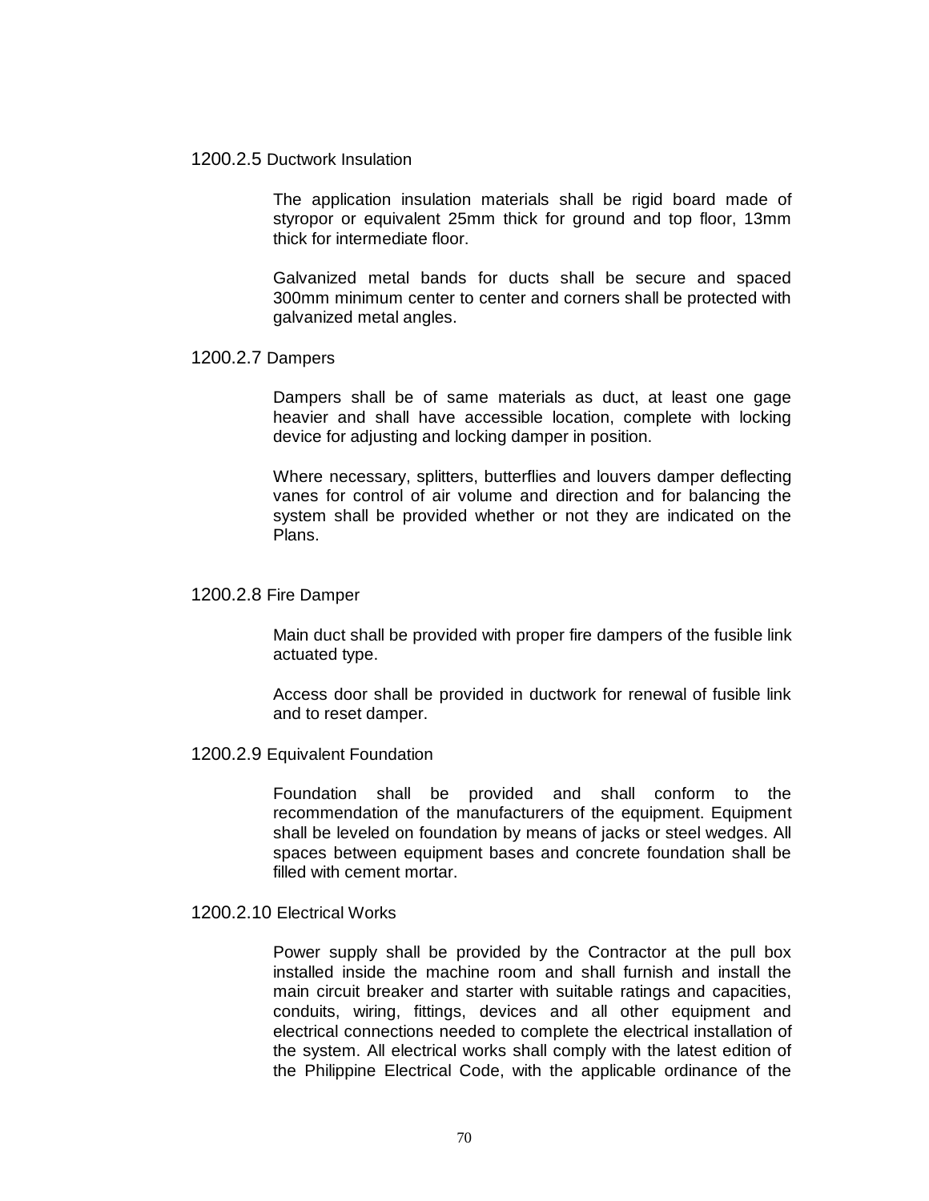### 1200.2.5 Ductwork Insulation

The application insulation materials shall be rigid board made of styropor or equivalent 25mm thick for ground and top floor, 13mm thick for intermediate floor.

Galvanized metal bands for ducts shall be secure and spaced 300mm minimum center to center and corners shall be protected with galvanized metal angles.

### 1200.2.7 Dampers

Dampers shall be of same materials as duct, at least one gage heavier and shall have accessible location, complete with locking device for adjusting and locking damper in position.

Where necessary, splitters, butterflies and louvers damper deflecting vanes for control of air volume and direction and for balancing the system shall be provided whether or not they are indicated on the Plans.

### 1200.2.8 Fire Damper

Main duct shall be provided with proper fire dampers of the fusible link actuated type.

Access door shall be provided in ductwork for renewal of fusible link and to reset damper.

### 1200.2.9 Equivalent Foundation

Foundation shall be provided and shall conform to the recommendation of the manufacturers of the equipment. Equipment shall be leveled on foundation by means of jacks or steel wedges. All spaces between equipment bases and concrete foundation shall be filled with cement mortar.

### 1200.2.10 Electrical Works

Power supply shall be provided by the Contractor at the pull box installed inside the machine room and shall furnish and install the main circuit breaker and starter with suitable ratings and capacities, conduits, wiring, fittings, devices and all other equipment and electrical connections needed to complete the electrical installation of the system. All electrical works shall comply with the latest edition of the Philippine Electrical Code, with the applicable ordinance of the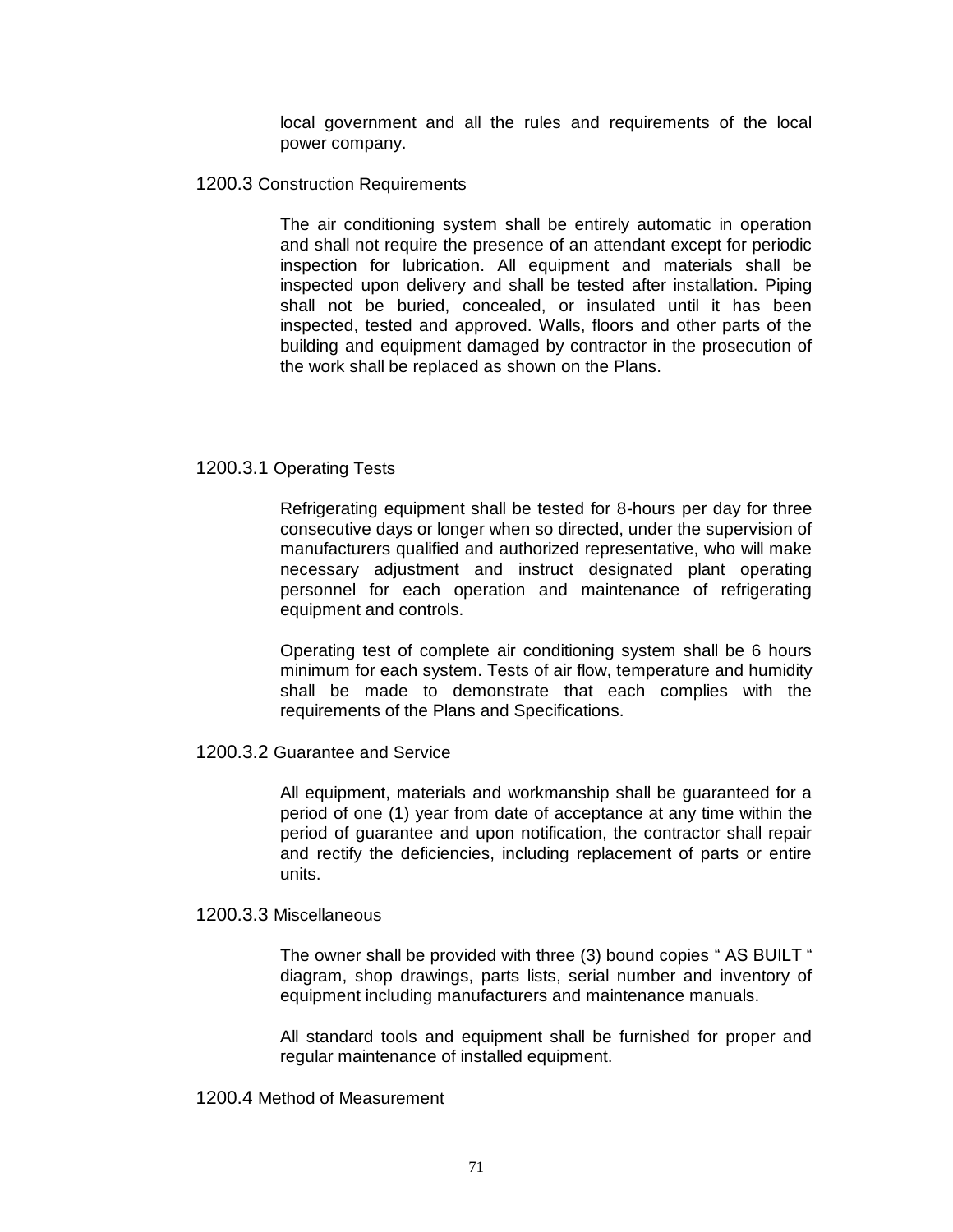local government and all the rules and requirements of the local power company.

### 1200.3 Construction Requirements

The air conditioning system shall be entirely automatic in operation and shall not require the presence of an attendant except for periodic inspection for lubrication. All equipment and materials shall be inspected upon delivery and shall be tested after installation. Piping shall not be buried, concealed, or insulated until it has been inspected, tested and approved. Walls, floors and other parts of the building and equipment damaged by contractor in the prosecution of the work shall be replaced as shown on the Plans.

#### 1200.3.1 Operating Tests

Refrigerating equipment shall be tested for 8-hours per day for three consecutive days or longer when so directed, under the supervision of manufacturers qualified and authorized representative, who will make necessary adjustment and instruct designated plant operating personnel for each operation and maintenance of refrigerating equipment and controls.

Operating test of complete air conditioning system shall be 6 hours minimum for each system. Tests of air flow, temperature and humidity shall be made to demonstrate that each complies with the requirements of the Plans and Specifications.

#### 1200.3.2 Guarantee and Service

All equipment, materials and workmanship shall be guaranteed for a period of one (1) year from date of acceptance at any time within the period of guarantee and upon notification, the contractor shall repair and rectify the deficiencies, including replacement of parts or entire units.

#### 1200.3.3 Miscellaneous

The owner shall be provided with three (3) bound copies " AS BUILT " diagram, shop drawings, parts lists, serial number and inventory of equipment including manufacturers and maintenance manuals.

All standard tools and equipment shall be furnished for proper and regular maintenance of installed equipment.

### 1200.4 Method of Measurement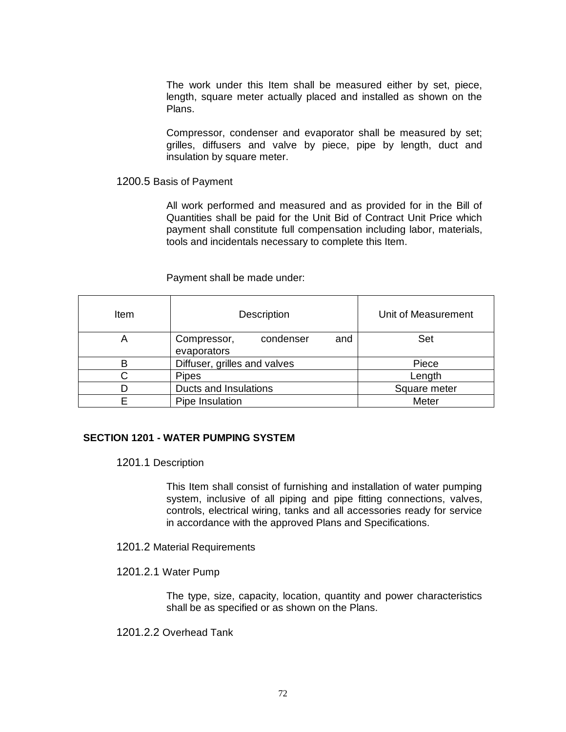The work under this Item shall be measured either by set, piece, length, square meter actually placed and installed as shown on the Plans.

Compressor, condenser and evaporator shall be measured by set; grilles, diffusers and valve by piece, pipe by length, duct and insulation by square meter.

### 1200.5 Basis of Payment

All work performed and measured and as provided for in the Bill of Quantities shall be paid for the Unit Bid of Contract Unit Price which payment shall constitute full compensation including labor, materials, tools and incidentals necessary to complete this Item.

Payment shall be made under:

| Item | Description | Unit of Measurement |
|---|---|---|
| A | Compressor, condenser and evaporators | Set |
| B | Diffuser, grilles and valves | Piece |
| C | Pipes | Length |
| D | Ducts and Insulations | Square meter |
| E | Pipe Insulation | Meter |

## SECTION 1201 - WATER PUMPING SYSTEM

### 1201.1 Description

This Item shall consist of furnishing and installation of water pumping system, inclusive of all piping and pipe fitting connections, valves, controls, electrical wiring, tanks and all accessories ready for service in accordance with the approved Plans and Specifications.

### 1201.2 Material Requirements

#### 1201.2.1 Water Pump

The type, size, capacity, location, quantity and power characteristics shall be as specified or as shown on the Plans.

#### 1201.2.2 Overhead Tank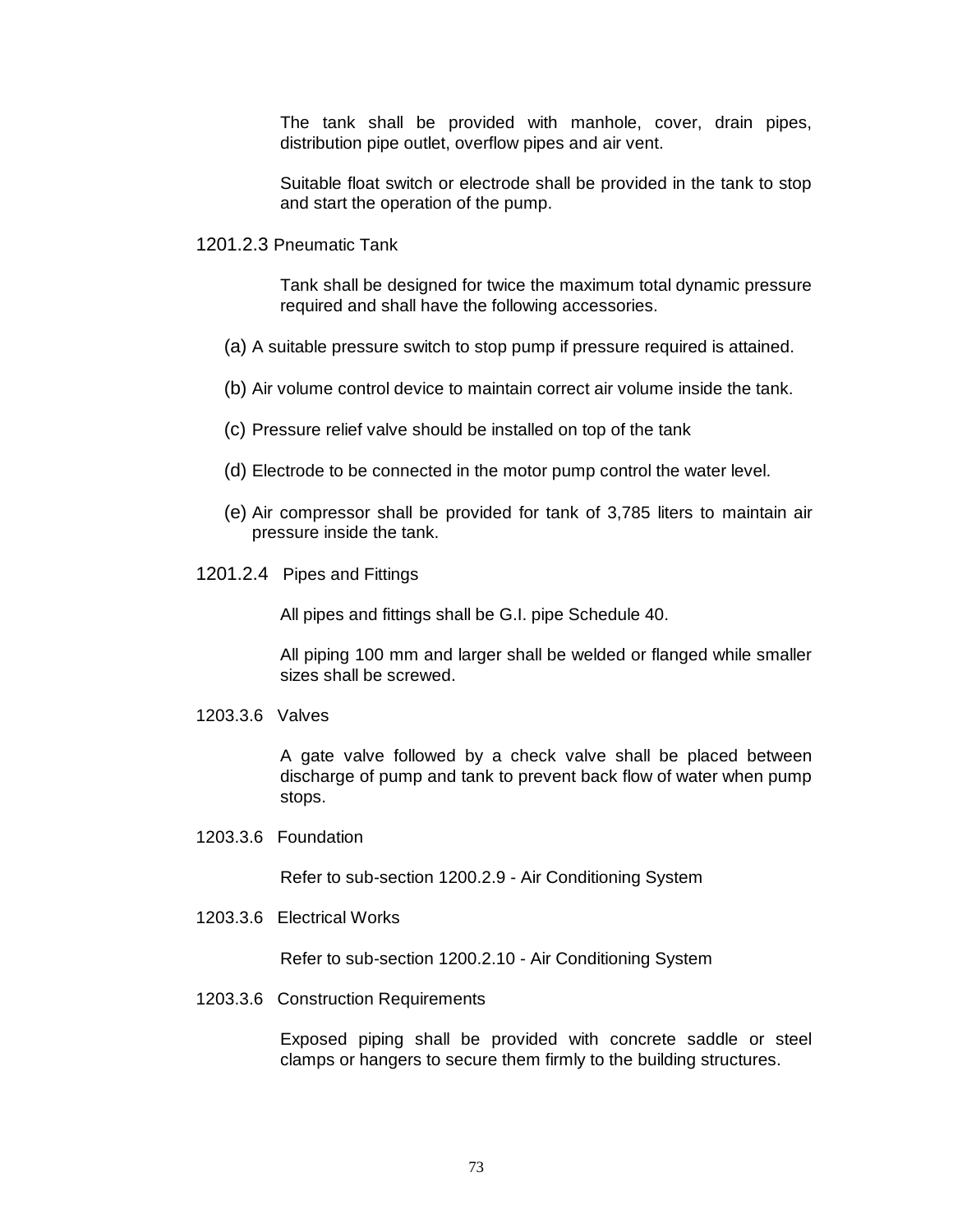The tank shall be provided with manhole, cover, drain pipes, distribution pipe outlet, overflow pipes and air vent.

Suitable float switch or electrode shall be provided in the tank to stop and start the operation of the pump.

### 1201.2.3 Pneumatic Tank

Tank shall be designed for twice the maximum total dynamic pressure required and shall have the following accessories.

(a) A suitable pressure switch to stop pump if pressure required is attained.

(b) Air volume control device to maintain correct air volume inside the tank.

(c) Pressure relief valve should be installed on top of the tank

(d) Electrode to be connected in the motor pump control the water level.

(e) Air compressor shall be provided for tank of 3,785 liters to maintain air pressure inside the tank.

### 1201.2.4 Pipes and Fittings

All pipes and fittings shall be G.I. pipe Schedule 40.

All piping 100 mm and larger shall be welded or flanged while smaller sizes shall be screwed.

### 1203.3.6 Valves

A gate valve followed by a check valve shall be placed between discharge of pump and tank to prevent back flow of water when pump stops.

### 1203.3.6 Foundation

Refer to sub-section 1200.2.9 - Air Conditioning System

### 1203.3.6 Electrical Works

Refer to sub-section 1200.2.10 - Air Conditioning System

### 1203.3.6 Construction Requirements

Exposed piping shall be provided with concrete saddle or steel clamps or hangers to secure them firmly to the building structures.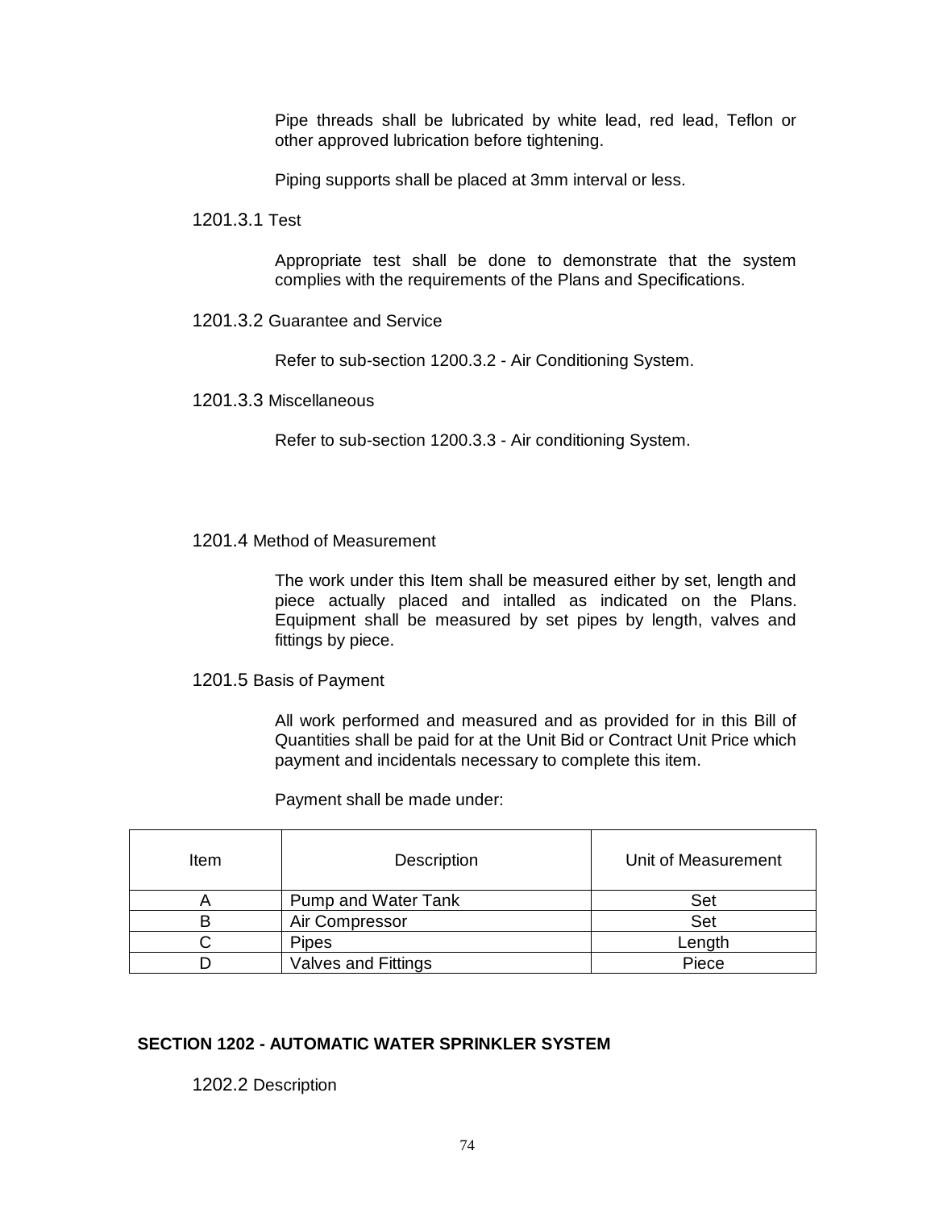Pipe threads shall be lubricated by white lead, red lead, Teflon or other approved lubrication before tightening.

Piping supports shall be placed at 3mm interval or less.

1201.3.1 Test

Appropriate test shall be done to demonstrate that the system complies with the requirements of the Plans and Specifications.

1201.3.2 Guarantee and Service

Refer to sub-section 1200.3.2 - Air Conditioning System.

1201.3.3 Miscellaneous

Refer to sub-section 1200.3.3 - Air conditioning System.

1201.4 Method of Measurement

The work under this Item shall be measured either by set, length and piece actually placed and intalled as indicated on the Plans. Equipment shall be measured by set pipes by length, valves and fittings by piece.

1201.5 Basis of Payment

All work performed and measured and as provided for in this Bill of Quantities shall be paid for at the Unit Bid or Contract Unit Price which payment and incidentals necessary to complete this item.

Payment shall be made under:

| Item | Description | Unit of Measurement |
|---|---|---|
| A | Pump and Water Tank | Set |
| B | Air Compressor | Set |
| C | Pipes | Length |
| D | Valves and Fittings | Piece |

## SECTION 1202 - AUTOMATIC WATER SPRINKLER SYSTEM

1202.2 Description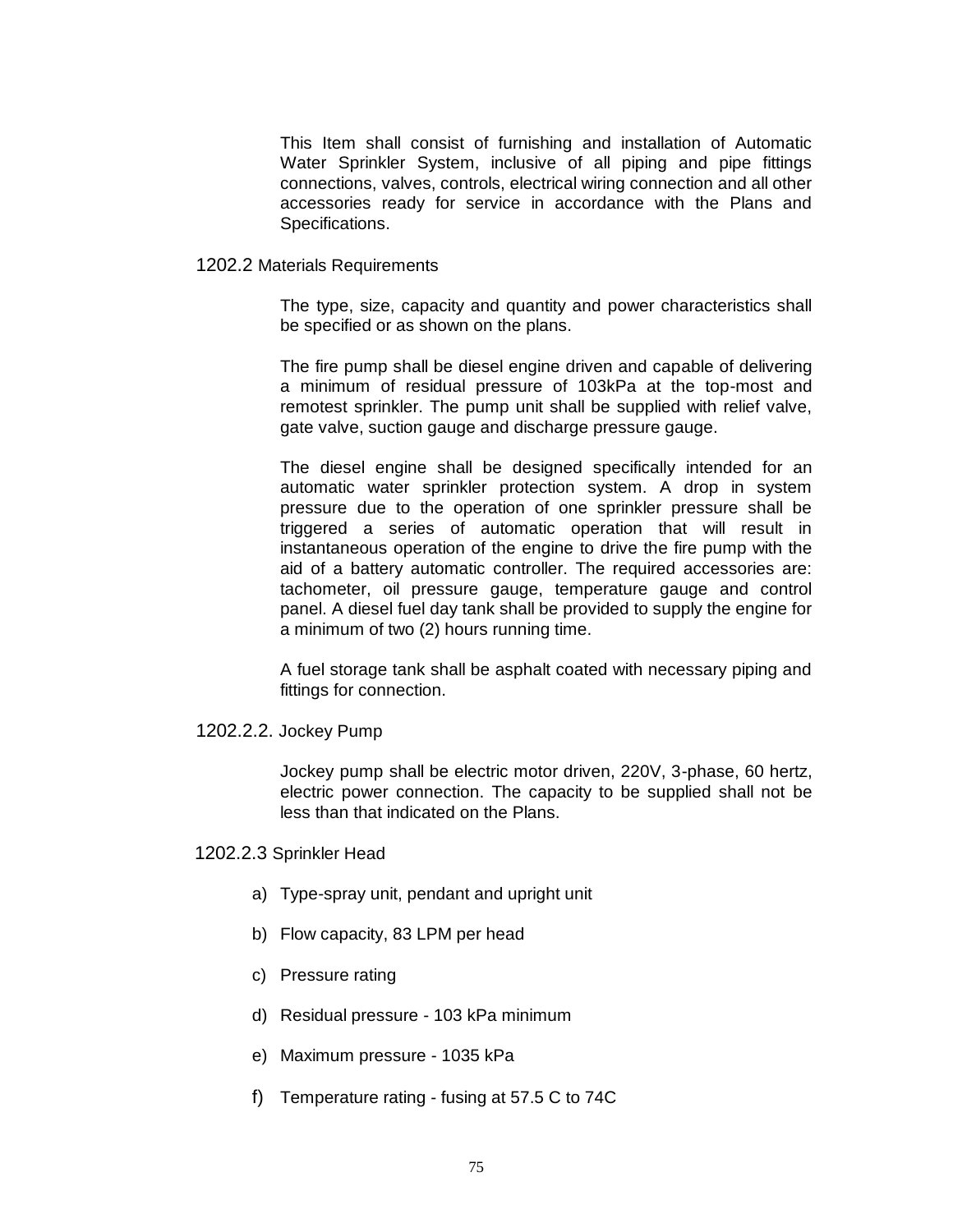This Item shall consist of furnishing and installation of Automatic Water Sprinkler System, inclusive of all piping and pipe fittings connections, valves, controls, electrical wiring connection and all other accessories ready for service in accordance with the Plans and Specifications.

## 1202.2 Materials Requirements

The type, size, capacity and quantity and power characteristics shall be specified or as shown on the plans.

The fire pump shall be diesel engine driven and capable of delivering a minimum of residual pressure of 103kPa at the top-most and remotest sprinkler. The pump unit shall be supplied with relief valve, gate valve, suction gauge and discharge pressure gauge.

The diesel engine shall be designed specifically intended for an automatic water sprinkler protection system. A drop in system pressure due to the operation of one sprinkler pressure shall be triggered a series of automatic operation that will result in instantaneous operation of the engine to drive the fire pump with the aid of a battery automatic controller. The required accessories are: tachometer, oil pressure gauge, temperature gauge and control panel. A diesel fuel day tank shall be provided to supply the engine for a minimum of two (2) hours running time.

A fuel storage tank shall be asphalt coated with necessary piping and fittings for connection.

### 1202.2.2. Jockey Pump

Jockey pump shall be electric motor driven, 220V, 3-phase, 60 hertz, electric power connection. The capacity to be supplied shall not be less than that indicated on the Plans.

### 1202.2.3 Sprinkler Head

a) Type-spray unit, pendant and upright unit

b) Flow capacity, 83 LPM per head

c) Pressure rating

d) Residual pressure - 103 kPa minimum

e) Maximum pressure - 1035 kPa

f) Temperature rating - fusing at 57.5 C to 74C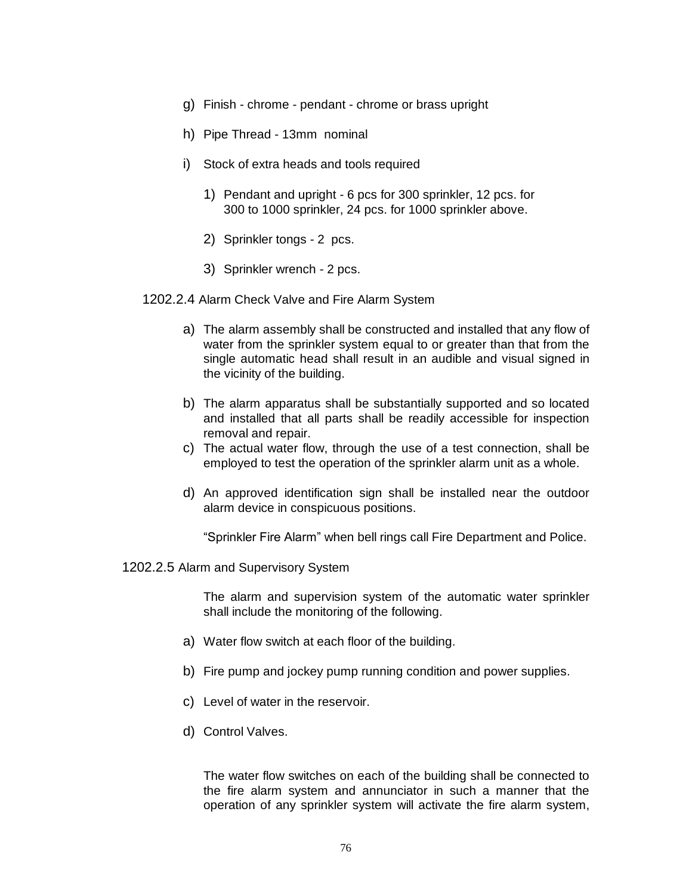g) Finish - chrome - pendant - chrome or brass upright

h) Pipe Thread - 13mm nominal

i) Stock of extra heads and tools required

   1) Pendant and upright - 6 pcs for 300 sprinkler, 12 pcs. for 300 to 1000 sprinkler, 24 pcs. for 1000 sprinkler above.

   2) Sprinkler tongs - 2 pcs.

   3) Sprinkler wrench - 2 pcs.

### 1202.2.4 Alarm Check Valve and Fire Alarm System

a) The alarm assembly shall be constructed and installed that any flow of water from the sprinkler system equal to or greater than that from the single automatic head shall result in an audible and visual signed in the vicinity of the building.

b) The alarm apparatus shall be substantially supported and so located and installed that all parts shall be readily accessible for inspection removal and repair.

c) The actual water flow, through the use of a test connection, shall be employed to test the operation of the sprinkler alarm unit as a whole.

d) An approved identification sign shall be installed near the outdoor alarm device in conspicuous positions.

   "Sprinkler Fire Alarm" when bell rings call Fire Department and Police.

### 1202.2.5 Alarm and Supervisory System

The alarm and supervision system of the automatic water sprinkler shall include the monitoring of the following.

a) Water flow switch at each floor of the building.

b) Fire pump and jockey pump running condition and power supplies.

c) Level of water in the reservoir.

d) Control Valves.

The water flow switches on each of the building shall be connected to the fire alarm system and annunciator in such a manner that the operation of any sprinkler system will activate the fire alarm system,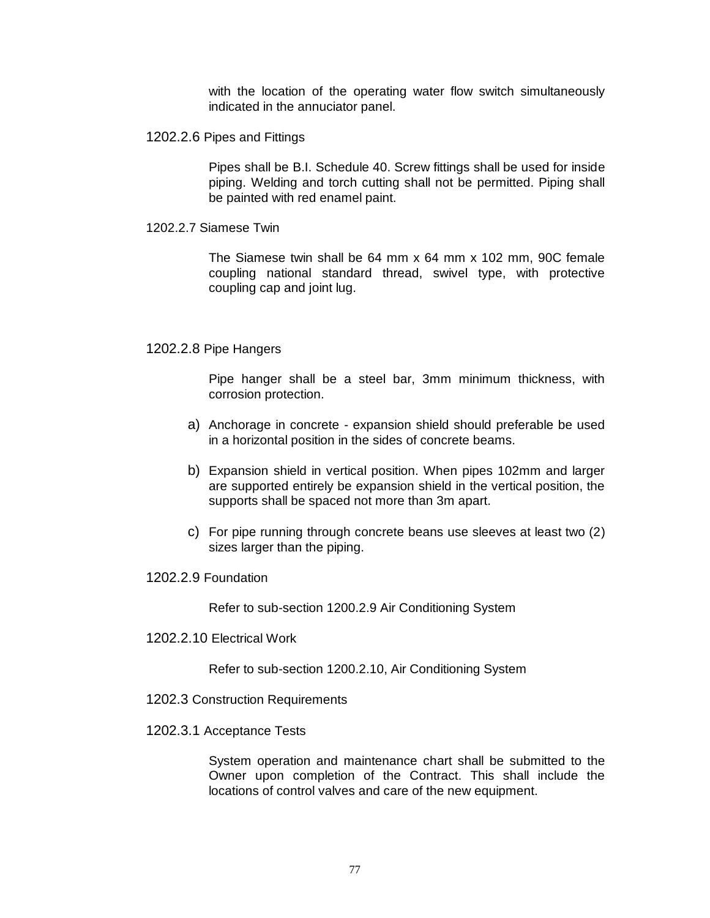with the location of the operating water flow switch simultaneously indicated in the annuciator panel.

### 1202.2.6 Pipes and Fittings

Pipes shall be B.I. Schedule 40. Screw fittings shall be used for inside piping. Welding and torch cutting shall not be permitted. Piping shall be painted with red enamel paint.

### 1202.2.7 Siamese Twin

The Siamese twin shall be 64 mm x 64 mm x 102 mm, 90C female coupling national standard thread, swivel type, with protective coupling cap and joint lug.

### 1202.2.8 Pipe Hangers

Pipe hanger shall be a steel bar, 3mm minimum thickness, with corrosion protection.

a) Anchorage in concrete - expansion shield should preferable be used in a horizontal position in the sides of concrete beams.

b) Expansion shield in vertical position. When pipes 102mm and larger are supported entirely be expansion shield in the vertical position, the supports shall be spaced not more than 3m apart.

c) For pipe running through concrete beans use sleeves at least two (2) sizes larger than the piping.

### 1202.2.9 Foundation

Refer to sub-section 1200.2.9 Air Conditioning System

### 1202.2.10 Electrical Work

Refer to sub-section 1200.2.10, Air Conditioning System

## 1202.3 Construction Requirements

### 1202.3.1 Acceptance Tests

System operation and maintenance chart shall be submitted to the Owner upon completion of the Contract. This shall include the locations of control valves and care of the new equipment.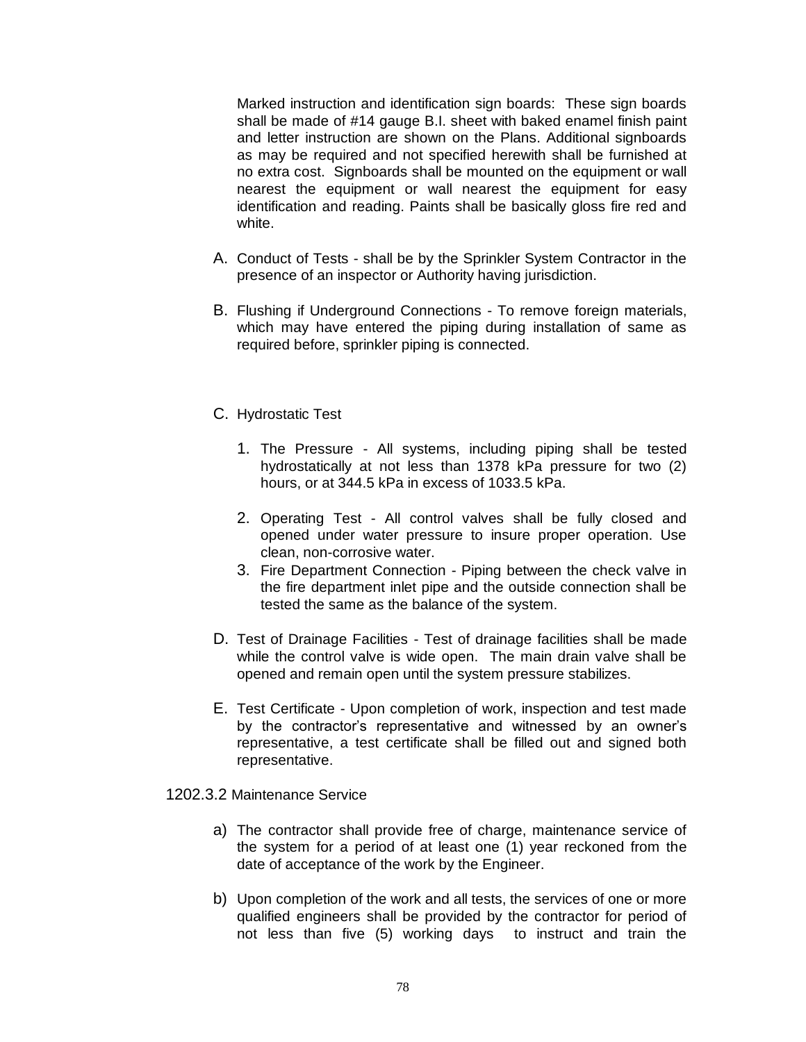Marked instruction and identification sign boards: These sign boards shall be made of #14 gauge B.I. sheet with baked enamel finish paint and letter instruction are shown on the Plans. Additional signboards as may be required and not specified herewith shall be furnished at no extra cost. Signboards shall be mounted on the equipment or wall nearest the equipment or wall nearest the equipment for easy identification and reading. Paints shall be basically gloss fire red and white.

A. Conduct of Tests - shall be by the Sprinkler System Contractor in the presence of an inspector or Authority having jurisdiction.

B. Flushing if Underground Connections - To remove foreign materials, which may have entered the piping during installation of same as required before, sprinkler piping is connected.

C. Hydrostatic Test

   1. The Pressure - All systems, including piping shall be tested hydrostatically at not less than 1378 kPa pressure for two (2) hours, or at 344.5 kPa in excess of 1033.5 kPa.

   2. Operating Test - All control valves shall be fully closed and opened under water pressure to insure proper operation. Use clean, non-corrosive water.

   3. Fire Department Connection - Piping between the check valve in the fire department inlet pipe and the outside connection shall be tested the same as the balance of the system.

D. Test of Drainage Facilities - Test of drainage facilities shall be made while the control valve is wide open. The main drain valve shall be opened and remain open until the system pressure stabilizes.

E. Test Certificate - Upon completion of work, inspection and test made by the contractor's representative and witnessed by an owner's representative, a test certificate shall be filled out and signed both representative.

1202.3.2 Maintenance Service

a) The contractor shall provide free of charge, maintenance service of the system for a period of at least one (1) year reckoned from the date of acceptance of the work by the Engineer.

b) Upon completion of the work and all tests, the services of one or more qualified engineers shall be provided by the contractor for period of not less than five (5) working days to instruct and train the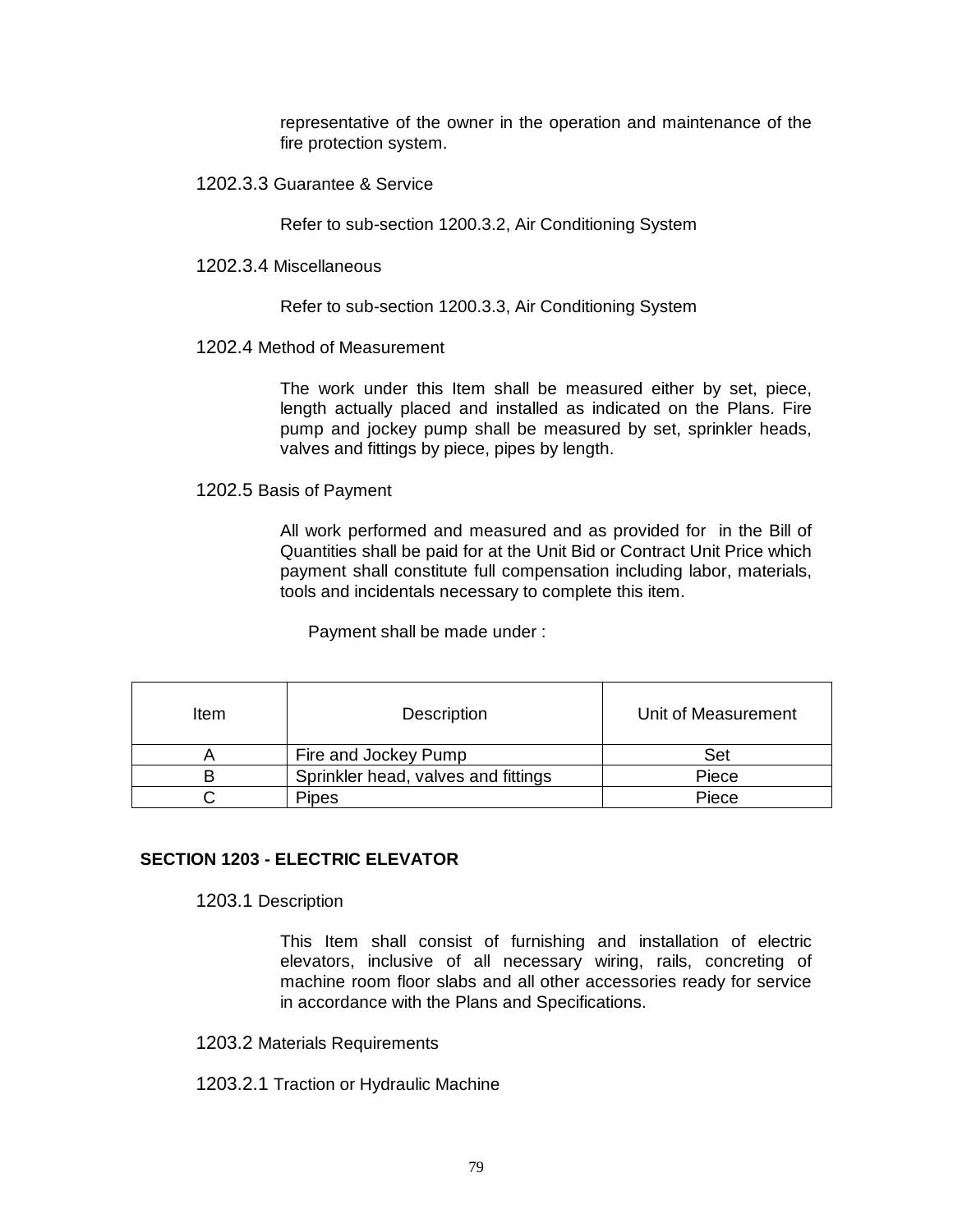representative of the owner in the operation and maintenance of the fire protection system.

1202.3.3 Guarantee & Service

Refer to sub-section 1200.3.2, Air Conditioning System

1202.3.4 Miscellaneous

Refer to sub-section 1200.3.3, Air Conditioning System

1202.4 Method of Measurement

The work under this Item shall be measured either by set, piece, length actually placed and installed as indicated on the Plans. Fire pump and jockey pump shall be measured by set, sprinkler heads, valves and fittings by piece, pipes by length.

1202.5 Basis of Payment

All work performed and measured and as provided for in the Bill of Quantities shall be paid for at the Unit Bid or Contract Unit Price which payment shall constitute full compensation including labor, materials, tools and incidentals necessary to complete this item.

Payment shall be made under :

| Item | Description | Unit of Measurement |
|---|---|---|
| A | Fire and Jockey Pump | Set |
| B | Sprinkler head, valves and fittings | Piece |
| C | Pipes | Piece |

## SECTION 1203 - ELECTRIC ELEVATOR

1203.1 Description

This Item shall consist of furnishing and installation of electric elevators, inclusive of all necessary wiring, rails, concreting of machine room floor slabs and all other accessories ready for service in accordance with the Plans and Specifications.

1203.2 Materials Requirements

1203.2.1 Traction or Hydraulic Machine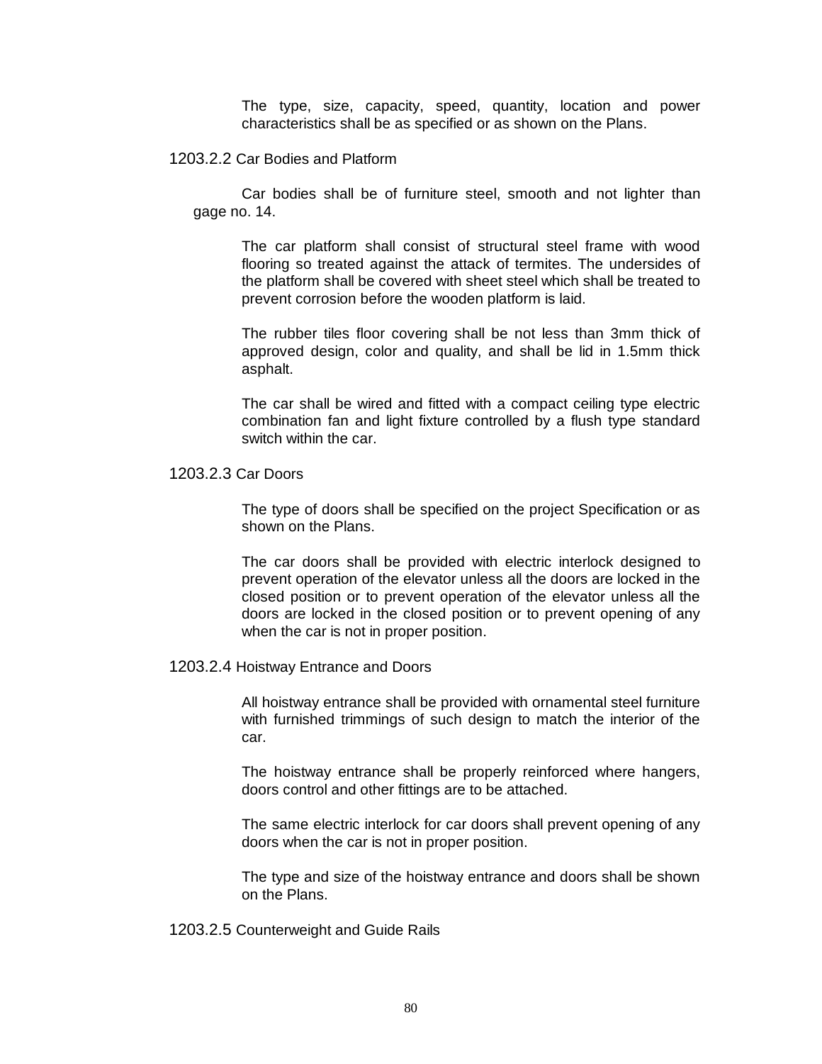The type, size, capacity, speed, quantity, location and power characteristics shall be as specified or as shown on the Plans.

#### 1203.2.2 Car Bodies and Platform

Car bodies shall be of furniture steel, smooth and not lighter than gage no. 14.

The car platform shall consist of structural steel frame with wood flooring so treated against the attack of termites. The undersides of the platform shall be covered with sheet steel which shall be treated to prevent corrosion before the wooden platform is laid.

The rubber tiles floor covering shall be not less than 3mm thick of approved design, color and quality, and shall be lid in 1.5mm thick asphalt.

The car shall be wired and fitted with a compact ceiling type electric combination fan and light fixture controlled by a flush type standard switch within the car.

#### 1203.2.3 Car Doors

The type of doors shall be specified on the project Specification or as shown on the Plans.

The car doors shall be provided with electric interlock designed to prevent operation of the elevator unless all the doors are locked in the closed position or to prevent operation of the elevator unless all the doors are locked in the closed position or to prevent opening of any when the car is not in proper position.

#### 1203.2.4 Hoistway Entrance and Doors

All hoistway entrance shall be provided with ornamental steel furniture with furnished trimmings of such design to match the interior of the car.

The hoistway entrance shall be properly reinforced where hangers, doors control and other fittings are to be attached.

The same electric interlock for car doors shall prevent opening of any doors when the car is not in proper position.

The type and size of the hoistway entrance and doors shall be shown on the Plans.

#### 1203.2.5 Counterweight and Guide Rails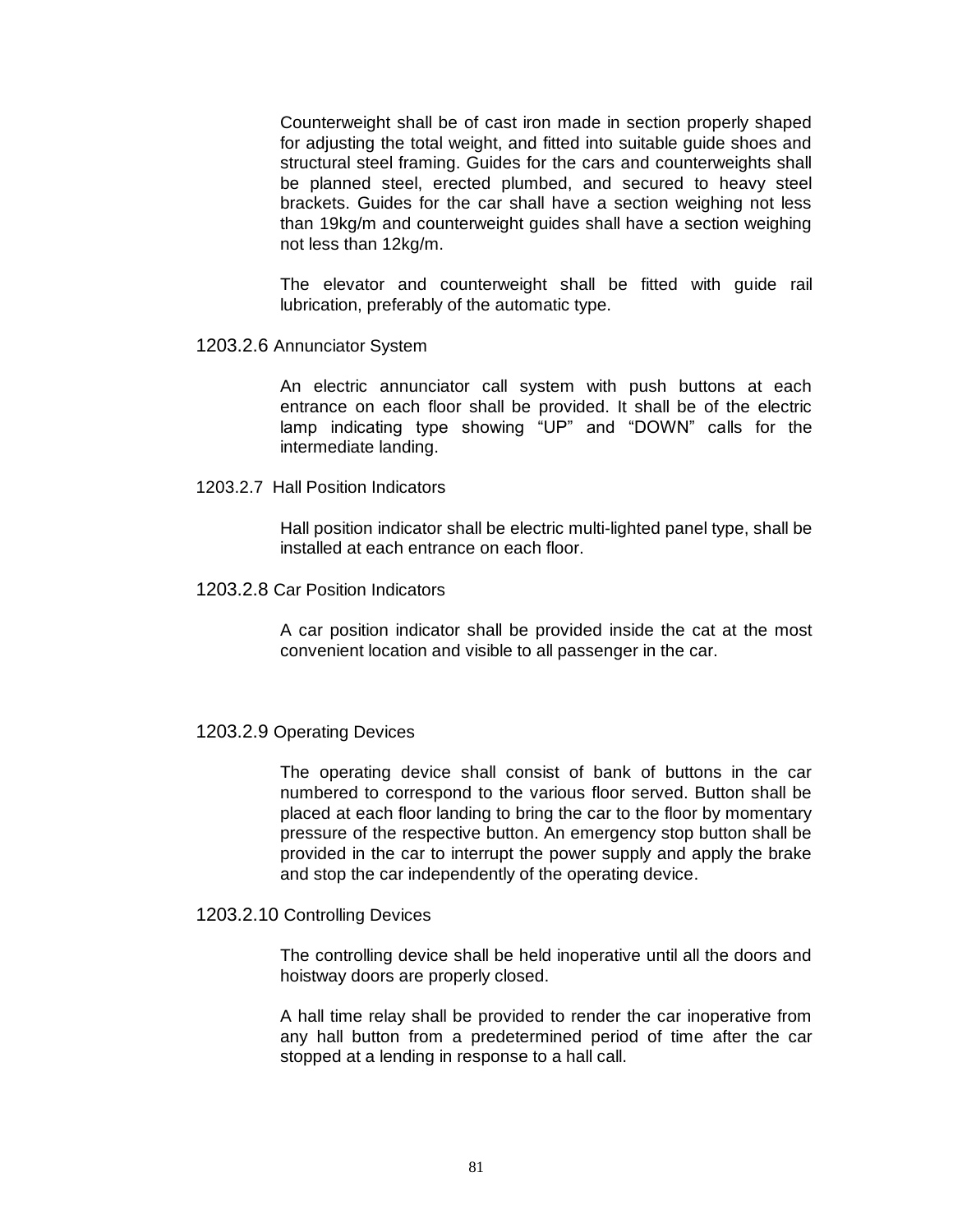Counterweight shall be of cast iron made in section properly shaped for adjusting the total weight, and fitted into suitable guide shoes and structural steel framing. Guides for the cars and counterweights shall be planned steel, erected plumbed, and secured to heavy steel brackets. Guides for the car shall have a section weighing not less than 19kg/m and counterweight guides shall have a section weighing not less than 12kg/m.

The elevator and counterweight shall be fitted with guide rail lubrication, preferably of the automatic type.

1203.2.6 Annunciator System

An electric annunciator call system with push buttons at each entrance on each floor shall be provided. It shall be of the electric lamp indicating type showing "UP" and "DOWN" calls for the intermediate landing.

1203.2.7 Hall Position Indicators

Hall position indicator shall be electric multi-lighted panel type, shall be installed at each entrance on each floor.

1203.2.8 Car Position Indicators

A car position indicator shall be provided inside the cat at the most convenient location and visible to all passenger in the car.

1203.2.9 Operating Devices

The operating device shall consist of bank of buttons in the car numbered to correspond to the various floor served. Button shall be placed at each floor landing to bring the car to the floor by momentary pressure of the respective button. An emergency stop button shall be provided in the car to interrupt the power supply and apply the brake and stop the car independently of the operating device.

1203.2.10 Controlling Devices

The controlling device shall be held inoperative until all the doors and hoistway doors are properly closed.

A hall time relay shall be provided to render the car inoperative from any hall button from a predetermined period of time after the car stopped at a lending in response to a hall call.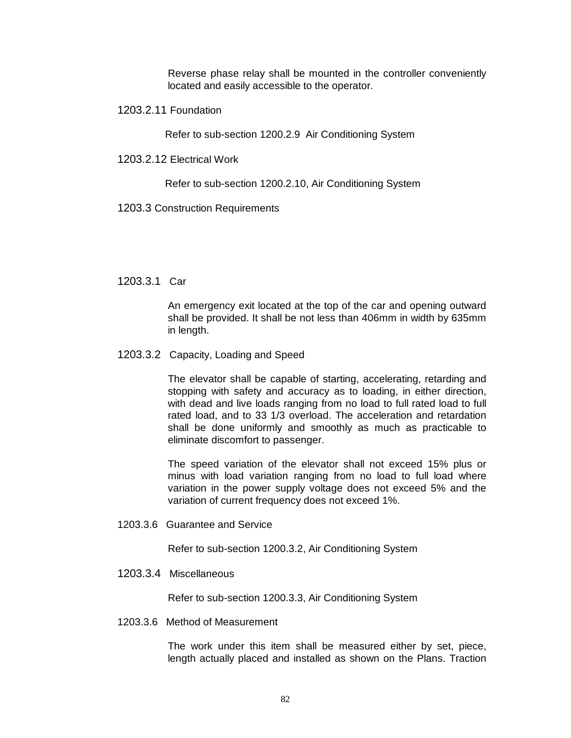Reverse phase relay shall be mounted in the controller conveniently located and easily accessible to the operator.

### 1203.2.11 Foundation

Refer to sub-section 1200.2.9 Air Conditioning System

### 1203.2.12 Electrical Work

Refer to sub-section 1200.2.10, Air Conditioning System

## 1203.3 Construction Requirements

### 1203.3.1 Car

An emergency exit located at the top of the car and opening outward shall be provided. It shall be not less than 406mm in width by 635mm in length.

### 1203.3.2 Capacity, Loading and Speed

The elevator shall be capable of starting, accelerating, retarding and stopping with safety and accuracy as to loading, in either direction, with dead and live loads ranging from no load to full rated load to full rated load, and to 33 1/3 overload. The acceleration and retardation shall be done uniformly and smoothly as much as practicable to eliminate discomfort to passenger.

The speed variation of the elevator shall not exceed 15% plus or minus with load variation ranging from no load to full load where variation in the power supply voltage does not exceed 5% and the variation of current frequency does not exceed 1%.

### 1203.3.6 Guarantee and Service

Refer to sub-section 1200.3.2, Air Conditioning System

### 1203.3.4 Miscellaneous

Refer to sub-section 1200.3.3, Air Conditioning System

### 1203.3.6 Method of Measurement

The work under this item shall be measured either by set, piece, length actually placed and installed as shown on the Plans. Traction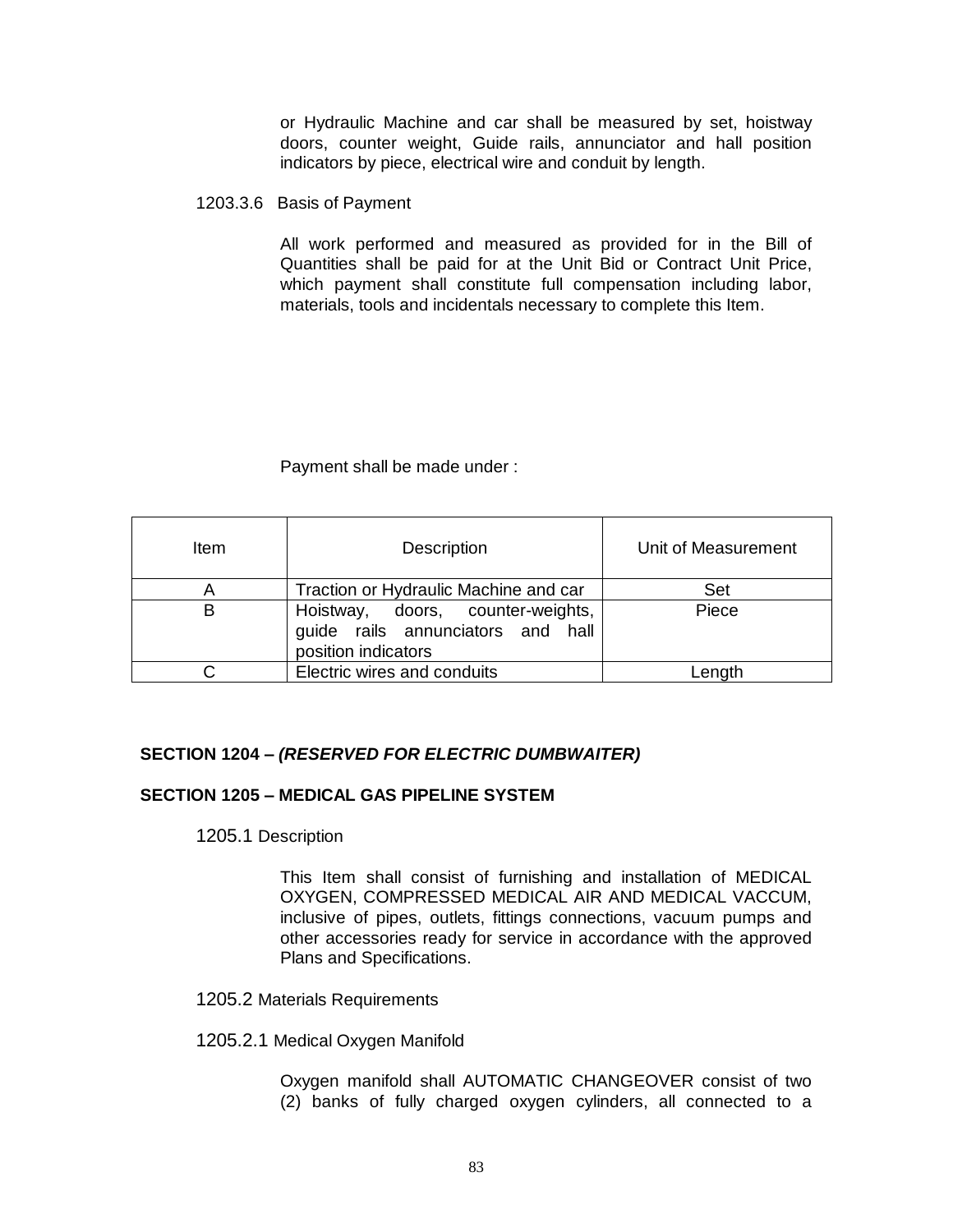or Hydraulic Machine and car shall be measured by set, hoistway doors, counter weight, Guide rails, annunciator and hall position indicators by piece, electrical wire and conduit by length.

1203.3.6 Basis of Payment

All work performed and measured as provided for in the Bill of Quantities shall be paid for at the Unit Bid or Contract Unit Price, which payment shall constitute full compensation including labor, materials, tools and incidentals necessary to complete this Item.

Payment shall be made under :

| Item | Description | Unit of Measurement |
|---|---|---|
| A | Traction or Hydraulic Machine and car | Set |
| B | Hoistway, doors, counter-weights, guide rails annunciators and hall position indicators | Piece |
| C | Electric wires and conduits | Length |

**SECTION 1204 – *(RESERVED FOR ELECTRIC DUMBWAITER)***

**SECTION 1205 – MEDICAL GAS PIPELINE SYSTEM**

1205.1 Description

This Item shall consist of furnishing and installation of MEDICAL OXYGEN, COMPRESSED MEDICAL AIR AND MEDICAL VACCUM, inclusive of pipes, outlets, fittings connections, vacuum pumps and other accessories ready for service in accordance with the approved Plans and Specifications.

1205.2 Materials Requirements

1205.2.1 Medical Oxygen Manifold

Oxygen manifold shall AUTOMATIC CHANGEOVER consist of two (2) banks of fully charged oxygen cylinders, all connected to a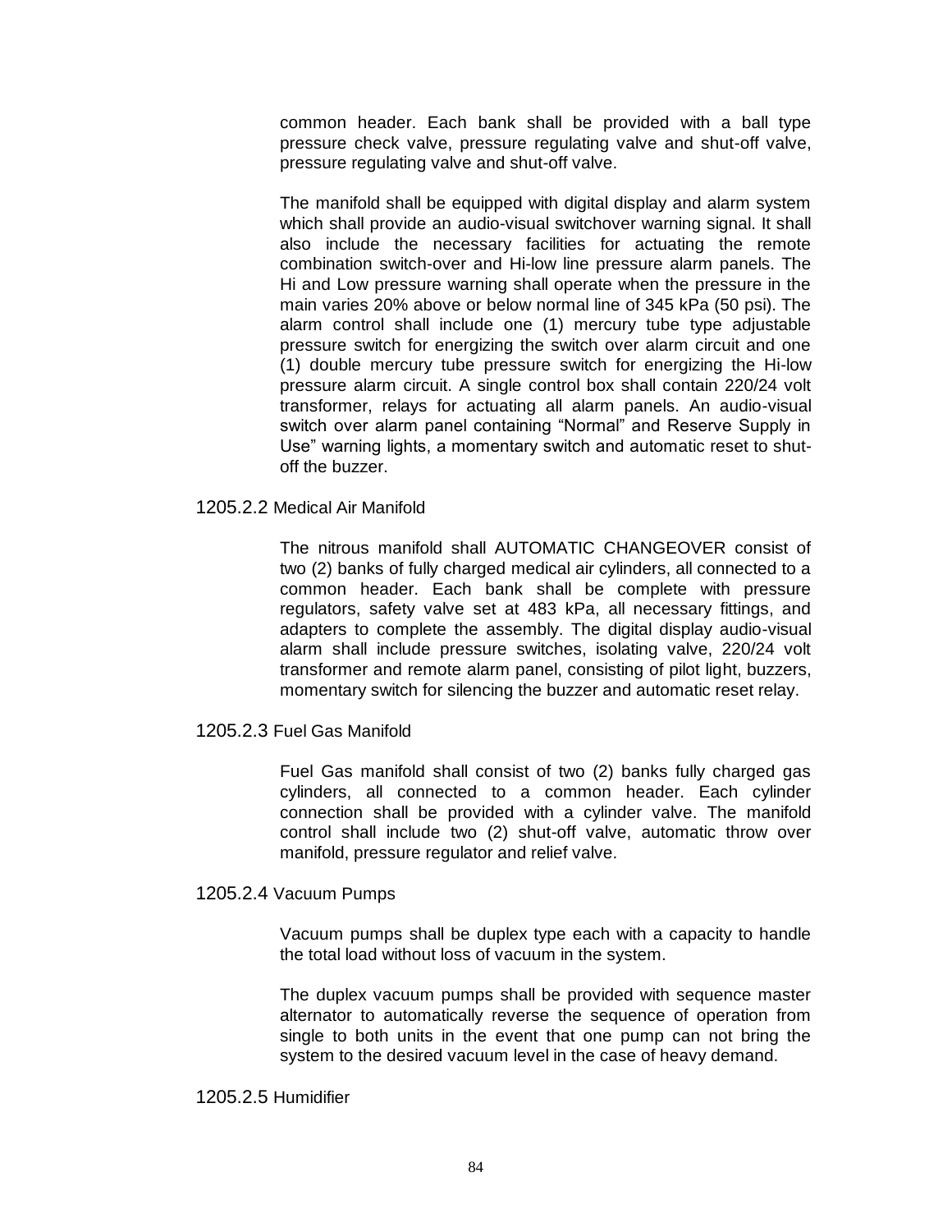common header. Each bank shall be provided with a ball type pressure check valve, pressure regulating valve and shut-off valve, pressure regulating valve and shut-off valve.

The manifold shall be equipped with digital display and alarm system which shall provide an audio-visual switchover warning signal. It shall also include the necessary facilities for actuating the remote combination switch-over and Hi-low line pressure alarm panels. The Hi and Low pressure warning shall operate when the pressure in the main varies 20% above or below normal line of 345 kPa (50 psi). The alarm control shall include one (1) mercury tube type adjustable pressure switch for energizing the switch over alarm circuit and one (1) double mercury tube pressure switch for energizing the Hi-low pressure alarm circuit. A single control box shall contain 220/24 volt transformer, relays for actuating all alarm panels. An audio-visual switch over alarm panel containing "Normal" and Reserve Supply in Use" warning lights, a momentary switch and automatic reset to shut-off the buzzer.

### 1205.2.2 Medical Air Manifold

The nitrous manifold shall AUTOMATIC CHANGEOVER consist of two (2) banks of fully charged medical air cylinders, all connected to a common header. Each bank shall be complete with pressure regulators, safety valve set at 483 kPa, all necessary fittings, and adapters to complete the assembly. The digital display audio-visual alarm shall include pressure switches, isolating valve, 220/24 volt transformer and remote alarm panel, consisting of pilot light, buzzers, momentary switch for silencing the buzzer and automatic reset relay.

### 1205.2.3 Fuel Gas Manifold

Fuel Gas manifold shall consist of two (2) banks fully charged gas cylinders, all connected to a common header. Each cylinder connection shall be provided with a cylinder valve. The manifold control shall include two (2) shut-off valve, automatic throw over manifold, pressure regulator and relief valve.

### 1205.2.4 Vacuum Pumps

Vacuum pumps shall be duplex type each with a capacity to handle the total load without loss of vacuum in the system.

The duplex vacuum pumps shall be provided with sequence master alternator to automatically reverse the sequence of operation from single to both units in the event that one pump can not bring the system to the desired vacuum level in the case of heavy demand.

### 1205.2.5 Humidifier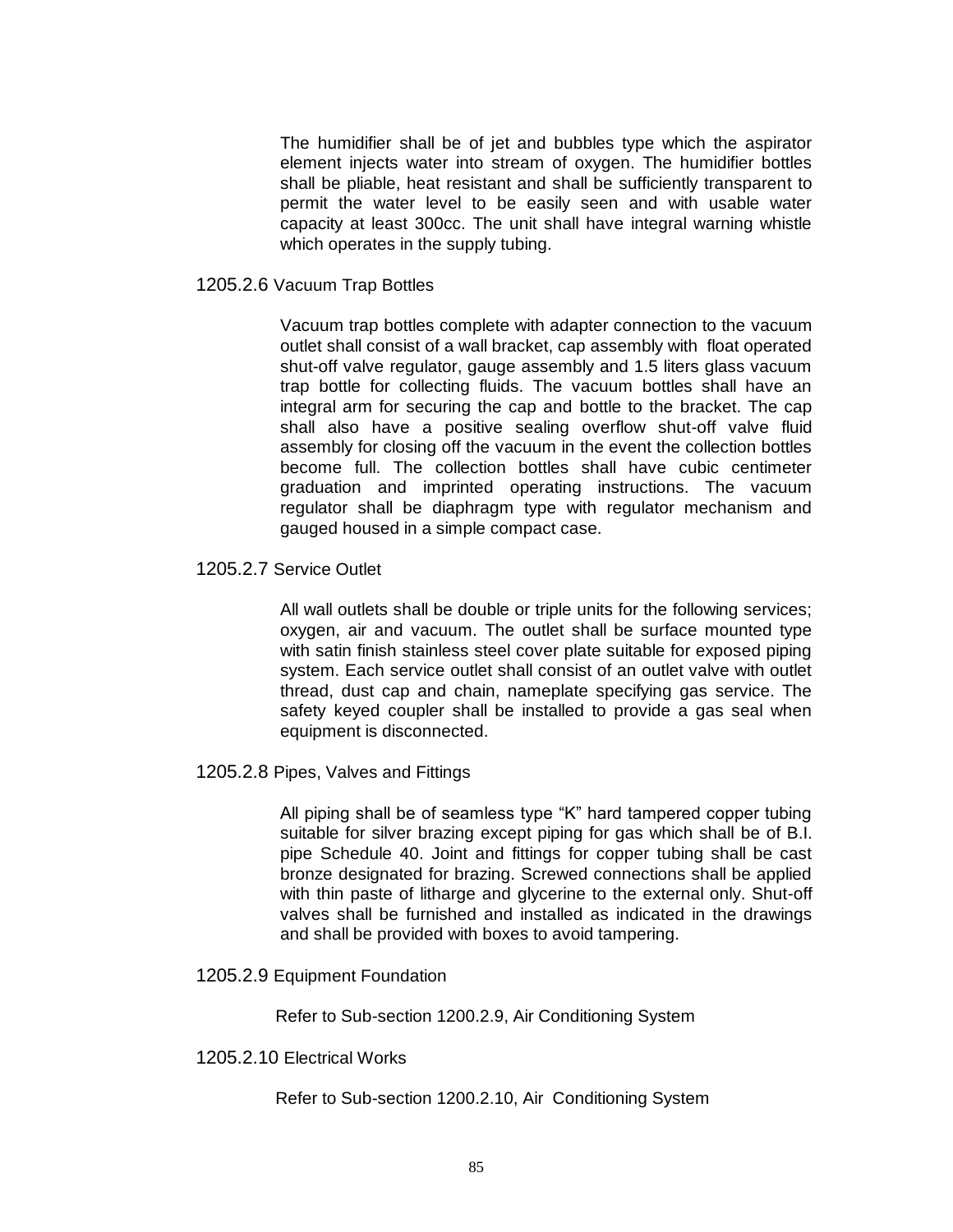The humidifier shall be of jet and bubbles type which the aspirator element injects water into stream of oxygen. The humidifier bottles shall be pliable, heat resistant and shall be sufficiently transparent to permit the water level to be easily seen and with usable water capacity at least 300cc. The unit shall have integral warning whistle which operates in the supply tubing.

#### 1205.2.6 Vacuum Trap Bottles

Vacuum trap bottles complete with adapter connection to the vacuum outlet shall consist of a wall bracket, cap assembly with float operated shut-off valve regulator, gauge assembly and 1.5 liters glass vacuum trap bottle for collecting fluids. The vacuum bottles shall have an integral arm for securing the cap and bottle to the bracket. The cap shall also have a positive sealing overflow shut-off valve fluid assembly for closing off the vacuum in the event the collection bottles become full. The collection bottles shall have cubic centimeter graduation and imprinted operating instructions. The vacuum regulator shall be diaphragm type with regulator mechanism and gauged housed in a simple compact case.

#### 1205.2.7 Service Outlet

All wall outlets shall be double or triple units for the following services; oxygen, air and vacuum. The outlet shall be surface mounted type with satin finish stainless steel cover plate suitable for exposed piping system. Each service outlet shall consist of an outlet valve with outlet thread, dust cap and chain, nameplate specifying gas service. The safety keyed coupler shall be installed to provide a gas seal when equipment is disconnected.

#### 1205.2.8 Pipes, Valves and Fittings

All piping shall be of seamless type “K” hard tampered copper tubing suitable for silver brazing except piping for gas which shall be of B.I. pipe Schedule 40. Joint and fittings for copper tubing shall be cast bronze designated for brazing. Screwed connections shall be applied with thin paste of litharge and glycerine to the external only. Shut-off valves shall be furnished and installed as indicated in the drawings and shall be provided with boxes to avoid tampering.

#### 1205.2.9 Equipment Foundation

Refer to Sub-section 1200.2.9, Air Conditioning System

#### 1205.2.10 Electrical Works

Refer to Sub-section 1200.2.10, Air Conditioning System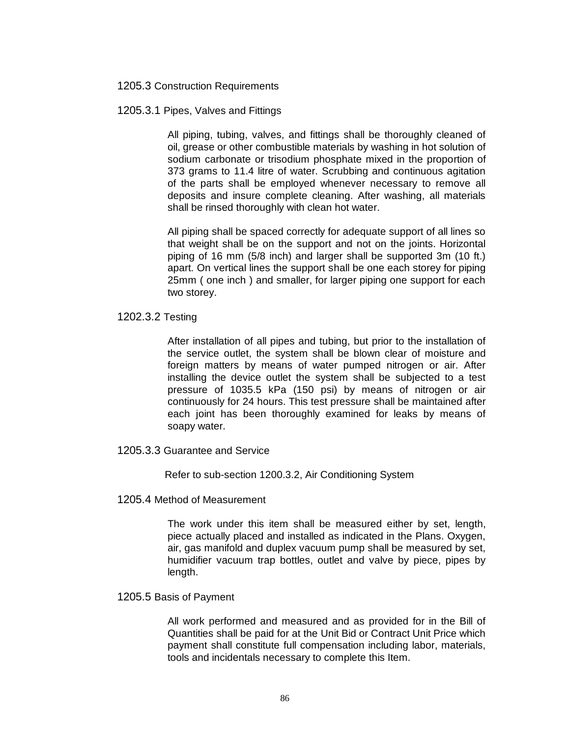## 1205.3 Construction Requirements

### 1205.3.1 Pipes, Valves and Fittings

All piping, tubing, valves, and fittings shall be thoroughly cleaned of oil, grease or other combustible materials by washing in hot solution of sodium carbonate or trisodium phosphate mixed in the proportion of 373 grams to 11.4 litre of water. Scrubbing and continuous agitation of the parts shall be employed whenever necessary to remove all deposits and insure complete cleaning. After washing, all materials shall be rinsed thoroughly with clean hot water.

All piping shall be spaced correctly for adequate support of all lines so that weight shall be on the support and not on the joints. Horizontal piping of 16 mm (5/8 inch) and larger shall be supported 3m (10 ft.) apart. On vertical lines the support shall be one each storey for piping 25mm ( one inch ) and smaller, for larger piping one support for each two storey.

### 1202.3.2 Testing

After installation of all pipes and tubing, but prior to the installation of the service outlet, the system shall be blown clear of moisture and foreign matters by means of water pumped nitrogen or air. After installing the device outlet the system shall be subjected to a test pressure of 1035.5 kPa (150 psi) by means of nitrogen or air continuously for 24 hours. This test pressure shall be maintained after each joint has been thoroughly examined for leaks by means of soapy water.

### 1205.3.3 Guarantee and Service

Refer to sub-section 1200.3.2, Air Conditioning System

## 1205.4 Method of Measurement

The work under this item shall be measured either by set, length, piece actually placed and installed as indicated in the Plans. Oxygen, air, gas manifold and duplex vacuum pump shall be measured by set, humidifier vacuum trap bottles, outlet and valve by piece, pipes by length.

## 1205.5 Basis of Payment

All work performed and measured and as provided for in the Bill of Quantities shall be paid for at the Unit Bid or Contract Unit Price which payment shall constitute full compensation including labor, materials, tools and incidentals necessary to complete this Item.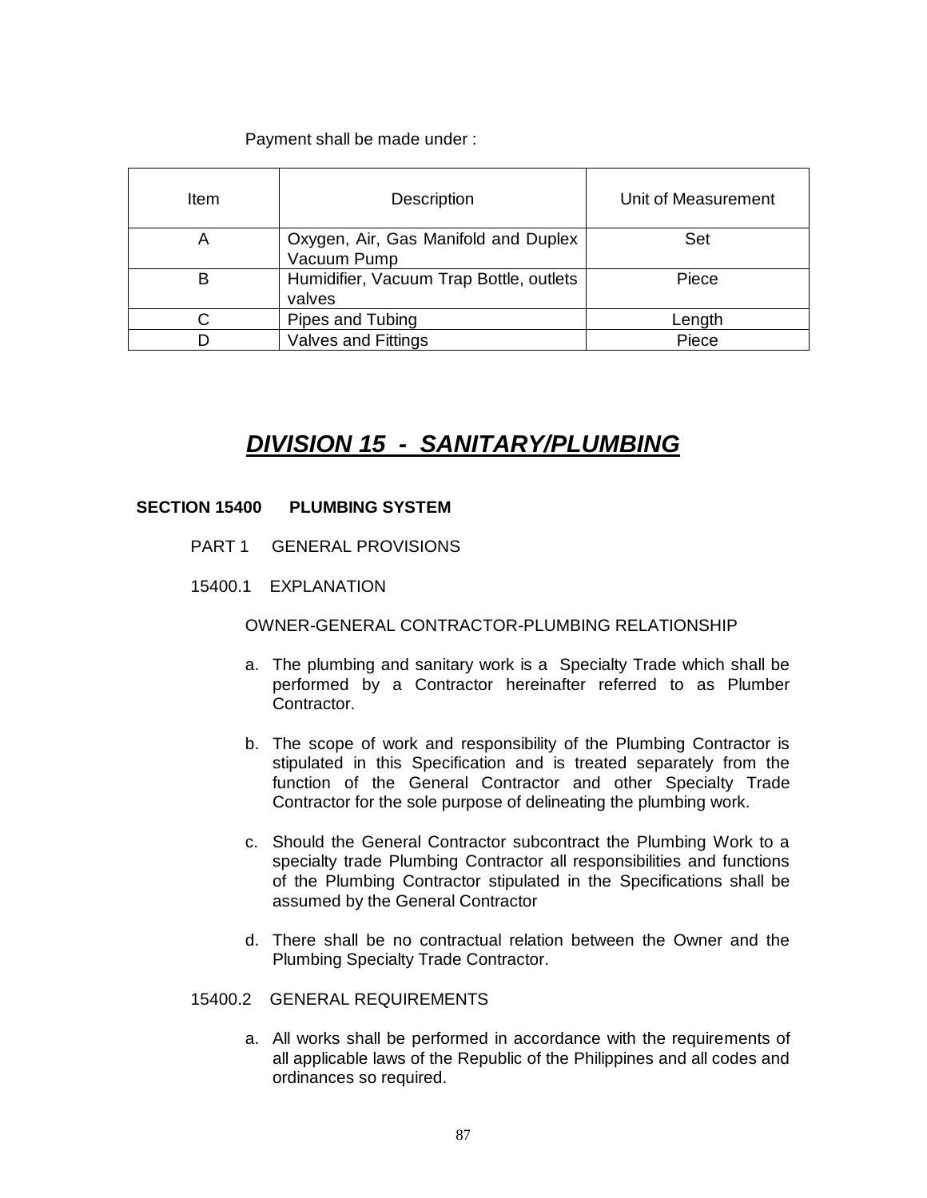Payment shall be made under :

| Item | Description | Unit of Measurement |
|---|---|---|
| A | Oxygen, Air, Gas Manifold and Duplex Vacuum Pump | Set |
| B | Humidifier, Vacuum Trap Bottle, outlets valves | Piece |
| C | Pipes and Tubing | Length |
| D | Valves and Fittings | Piece |

# ***DIVISION 15 - SANITARY/PLUMBING***

## **SECTION 15400 PLUMBING SYSTEM**

PART 1 GENERAL PROVISIONS

15400.1 EXPLANATION

OWNER-GENERAL CONTRACTOR-PLUMBING RELATIONSHIP

a. The plumbing and sanitary work is a Specialty Trade which shall be performed by a Contractor hereinafter referred to as Plumber Contractor.

b. The scope of work and responsibility of the Plumbing Contractor is stipulated in this Specification and is treated separately from the function of the General Contractor and other Specialty Trade Contractor for the sole purpose of delineating the plumbing work.

c. Should the General Contractor subcontract the Plumbing Work to a specialty trade Plumbing Contractor all responsibilities and functions of the Plumbing Contractor stipulated in the Specifications shall be assumed by the General Contractor

d. There shall be no contractual relation between the Owner and the Plumbing Specialty Trade Contractor.

15400.2 GENERAL REQUIREMENTS

a. All works shall be performed in accordance with the requirements of all applicable laws of the Republic of the Philippines and all codes and ordinances so required.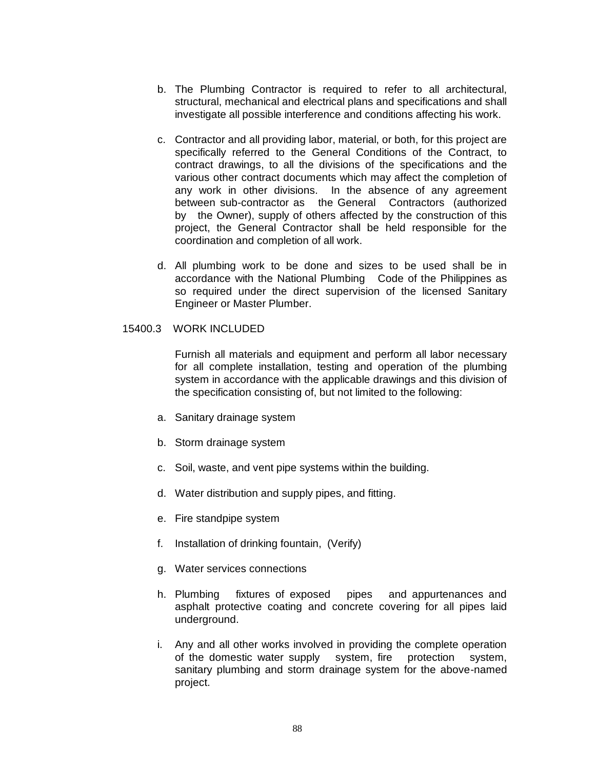b. The Plumbing Contractor is required to refer to all architectural, structural, mechanical and electrical plans and specifications and shall investigate all possible interference and conditions affecting his work.

c. Contractor and all providing labor, material, or both, for this project are specifically referred to the General Conditions of the Contract, to contract drawings, to all the divisions of the specifications and the various other contract documents which may affect the completion of any work in other divisions. In the absence of any agreement between sub-contractor as the General Contractors (authorized by the Owner), supply of others affected by the construction of this project, the General Contractor shall be held responsible for the coordination and completion of all work.

d. All plumbing work to be done and sizes to be used shall be in accordance with the National Plumbing Code of the Philippines as so required under the direct supervision of the licensed Sanitary Engineer or Master Plumber.

15400.3 WORK INCLUDED

Furnish all materials and equipment and perform all labor necessary for all complete installation, testing and operation of the plumbing system in accordance with the applicable drawings and this division of the specification consisting of, but not limited to the following:

a. Sanitary drainage system

b. Storm drainage system

c. Soil, waste, and vent pipe systems within the building.

d. Water distribution and supply pipes, and fitting.

e. Fire standpipe system

f. Installation of drinking fountain, (Verify)

g. Water services connections

h. Plumbing fixtures of exposed pipes and appurtenances and asphalt protective coating and concrete covering for all pipes laid underground.

i. Any and all other works involved in providing the complete operation of the domestic water supply system, fire protection system, sanitary plumbing and storm drainage system for the above-named project.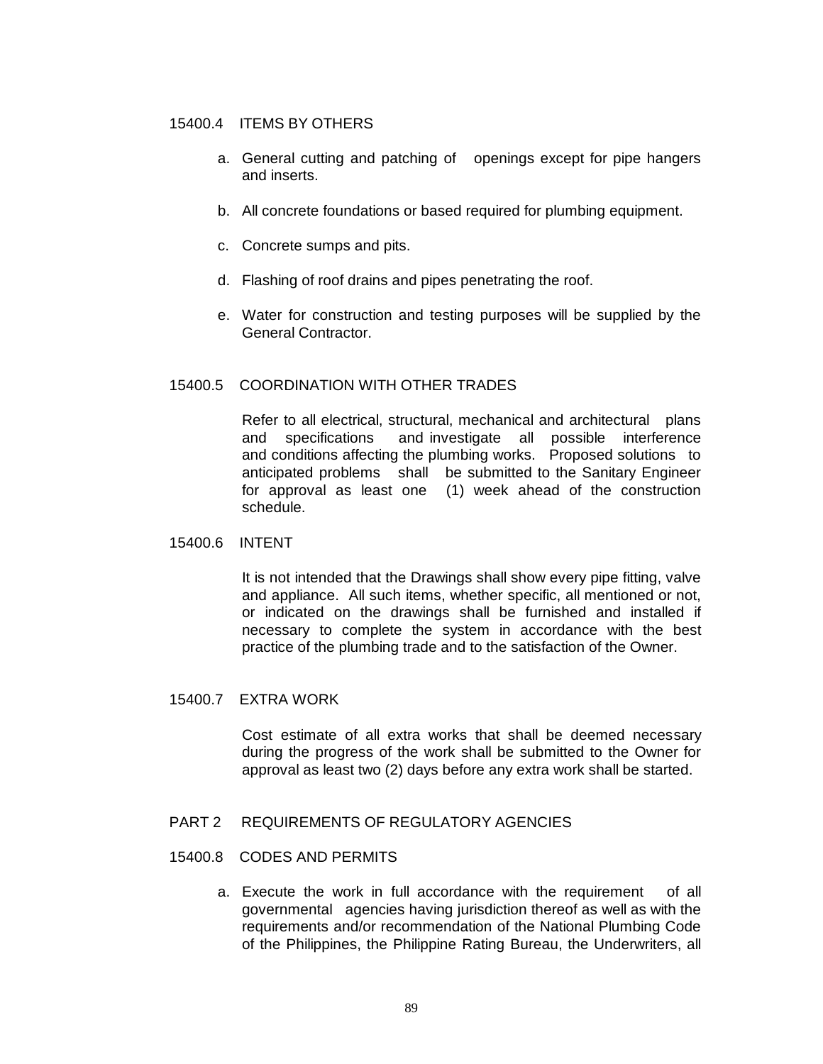15400.4 ITEMS BY OTHERS

a. General cutting and patching of openings except for pipe hangers and inserts.

b. All concrete foundations or based required for plumbing equipment.

c. Concrete sumps and pits.

d. Flashing of roof drains and pipes penetrating the roof.

e. Water for construction and testing purposes will be supplied by the General Contractor.

15400.5 COORDINATION WITH OTHER TRADES

Refer to all electrical, structural, mechanical and architectural plans and specifications and investigate all possible interference and conditions affecting the plumbing works. Proposed solutions to anticipated problems shall be submitted to the Sanitary Engineer for approval as least one (1) week ahead of the construction schedule.

15400.6 INTENT

It is not intended that the Drawings shall show every pipe fitting, valve and appliance. All such items, whether specific, all mentioned or not, or indicated on the drawings shall be furnished and installed if necessary to complete the system in accordance with the best practice of the plumbing trade and to the satisfaction of the Owner.

15400.7 EXTRA WORK

Cost estimate of all extra works that shall be deemed necessary during the progress of the work shall be submitted to the Owner for approval as least two (2) days before any extra work shall be started.

PART 2 REQUIREMENTS OF REGULATORY AGENCIES

15400.8 CODES AND PERMITS

a. Execute the work in full accordance with the requirement of all governmental agencies having jurisdiction thereof as well as with the requirements and/or recommendation of the National Plumbing Code of the Philippines, the Philippine Rating Bureau, the Underwriters, all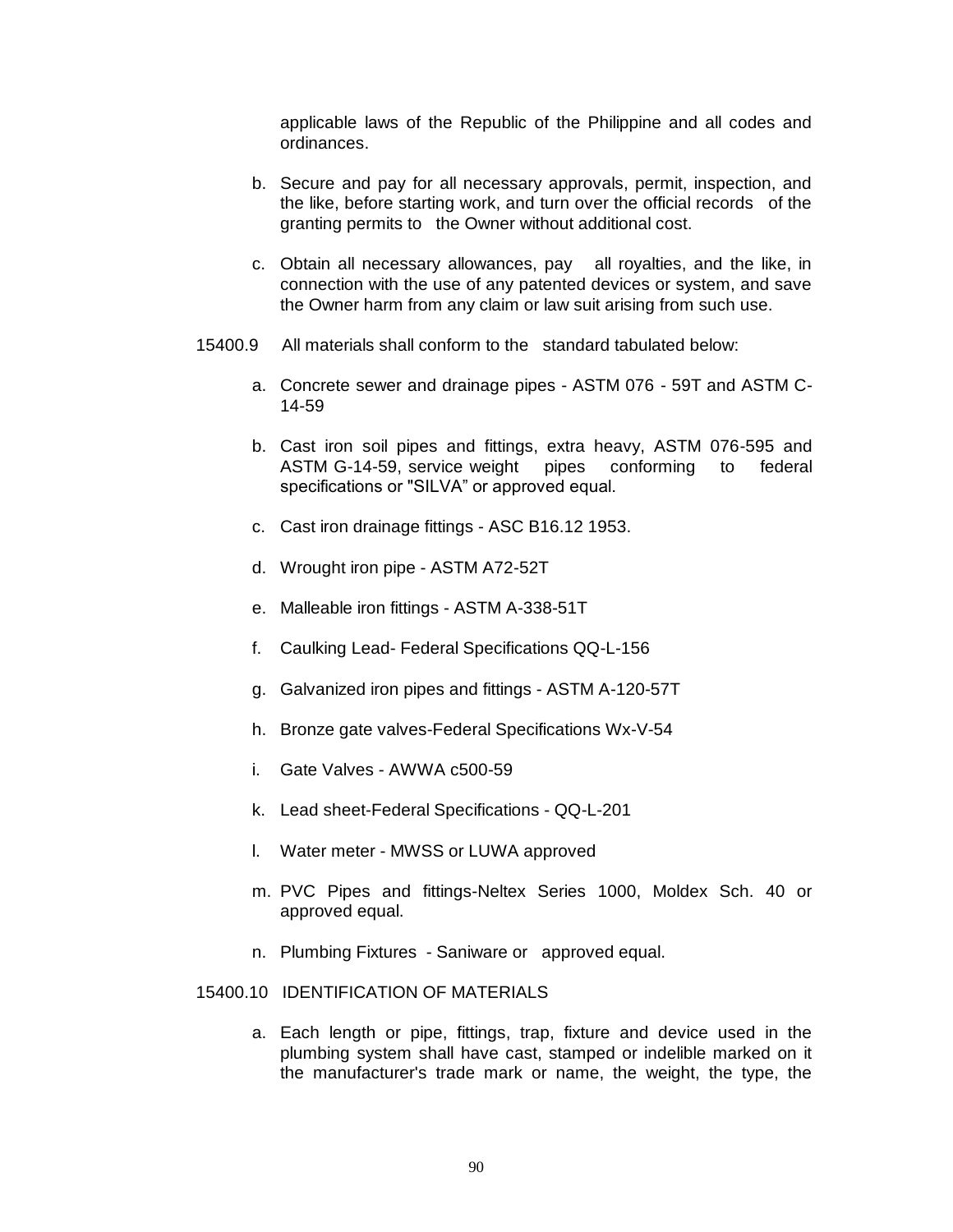applicable laws of the Republic of the Philippine and all codes and ordinances.

b. Secure and pay for all necessary approvals, permit, inspection, and the like, before starting work, and turn over the official records of the granting permits to the Owner without additional cost.

c. Obtain all necessary allowances, pay all royalties, and the like, in connection with the use of any patented devices or system, and save the Owner harm from any claim or law suit arising from such use.

15400.9 All materials shall conform to the standard tabulated below:

a. Concrete sewer and drainage pipes - ASTM 076 - 59T and ASTM C-14-59

b. Cast iron soil pipes and fittings, extra heavy, ASTM 076-595 and ASTM G-14-59, service weight pipes conforming to federal specifications or "SILVA" or approved equal.

c. Cast iron drainage fittings - ASC B16.12 1953.

d. Wrought iron pipe - ASTM A72-52T

e. Malleable iron fittings - ASTM A-338-51T

f. Caulking Lead- Federal Specifications QQ-L-156

g. Galvanized iron pipes and fittings - ASTM A-120-57T

h. Bronze gate valves-Federal Specifications Wx-V-54

i. Gate Valves - AWWA c500-59

k. Lead sheet-Federal Specifications - QQ-L-201

l. Water meter - MWSS or LUWA approved

m. PVC Pipes and fittings-Neltex Series 1000, Moldex Sch. 40 or approved equal.

n. Plumbing Fixtures - Saniware or approved equal.

15400.10 IDENTIFICATION OF MATERIALS

a. Each length or pipe, fittings, trap, fixture and device used in the plumbing system shall have cast, stamped or indelible marked on it the manufacturer's trade mark or name, the weight, the type, the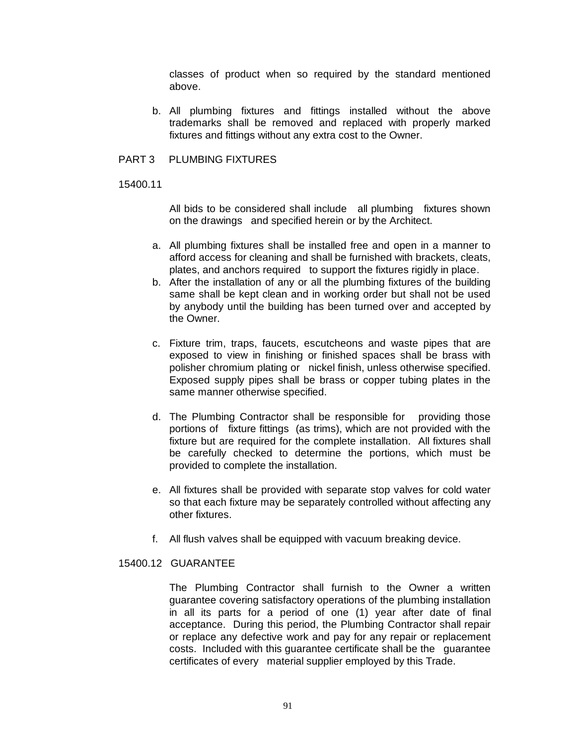classes of product when so required by the standard mentioned above.

b. All plumbing fixtures and fittings installed without the above trademarks shall be removed and replaced with properly marked fixtures and fittings without any extra cost to the Owner.

## PART 3 PLUMBING FIXTURES

### 15400.11

All bids to be considered shall include all plumbing fixtures shown on the drawings and specified herein or by the Architect.

a. All plumbing fixtures shall be installed free and open in a manner to afford access for cleaning and shall be furnished with brackets, cleats, plates, and anchors required to support the fixtures rigidly in place.

b. After the installation of any or all the plumbing fixtures of the building same shall be kept clean and in working order but shall not be used by anybody until the building has been turned over and accepted by the Owner.

c. Fixture trim, traps, faucets, escutcheons and waste pipes that are exposed to view in finishing or finished spaces shall be brass with polisher chromium plating or nickel finish, unless otherwise specified. Exposed supply pipes shall be brass or copper tubing plates in the same manner otherwise specified.

d. The Plumbing Contractor shall be responsible for providing those portions of fixture fittings (as trims), which are not provided with the fixture but are required for the complete installation. All fixtures shall be carefully checked to determine the portions, which must be provided to complete the installation.

e. All fixtures shall be provided with separate stop valves for cold water so that each fixture may be separately controlled without affecting any other fixtures.

f. All flush valves shall be equipped with vacuum breaking device.

### 15400.12 GUARANTEE

The Plumbing Contractor shall furnish to the Owner a written guarantee covering satisfactory operations of the plumbing installation in all its parts for a period of one (1) year after date of final acceptance. During this period, the Plumbing Contractor shall repair or replace any defective work and pay for any repair or replacement costs. Included with this guarantee certificate shall be the guarantee certificates of every material supplier employed by this Trade.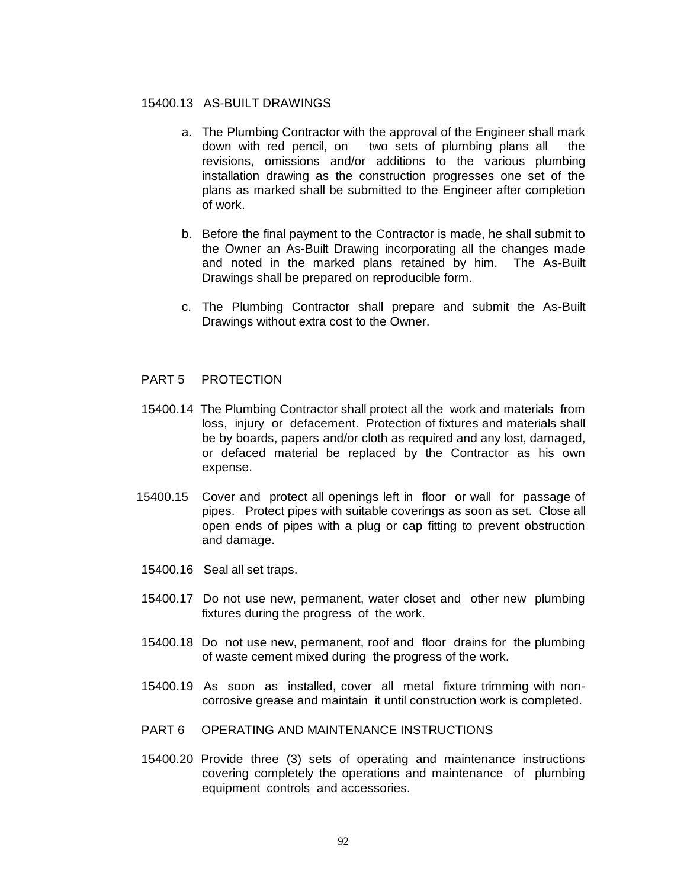15400.13 AS-BUILT DRAWINGS

a. The Plumbing Contractor with the approval of the Engineer shall mark down with red pencil, on two sets of plumbing plans all the revisions, omissions and/or additions to the various plumbing installation drawing as the construction progresses one set of the plans as marked shall be submitted to the Engineer after completion of work.

b. Before the final payment to the Contractor is made, he shall submit to the Owner an As-Built Drawing incorporating all the changes made and noted in the marked plans retained by him. The As-Built Drawings shall be prepared on reproducible form.

c. The Plumbing Contractor shall prepare and submit the As-Built Drawings without extra cost to the Owner.

PART 5 PROTECTION

15400.14 The Plumbing Contractor shall protect all the work and materials from loss, injury or defacement. Protection of fixtures and materials shall be by boards, papers and/or cloth as required and any lost, damaged, or defaced material be replaced by the Contractor as his own expense.

15400.15 Cover and protect all openings left in floor or wall for passage of pipes. Protect pipes with suitable coverings as soon as set. Close all open ends of pipes with a plug or cap fitting to prevent obstruction and damage.

15400.16 Seal all set traps.

15400.17 Do not use new, permanent, water closet and other new plumbing fixtures during the progress of the work.

15400.18 Do not use new, permanent, roof and floor drains for the plumbing of waste cement mixed during the progress of the work.

15400.19 As soon as installed, cover all metal fixture trimming with non-corrosive grease and maintain it until construction work is completed.

PART 6 OPERATING AND MAINTENANCE INSTRUCTIONS

15400.20 Provide three (3) sets of operating and maintenance instructions covering completely the operations and maintenance of plumbing equipment controls and accessories.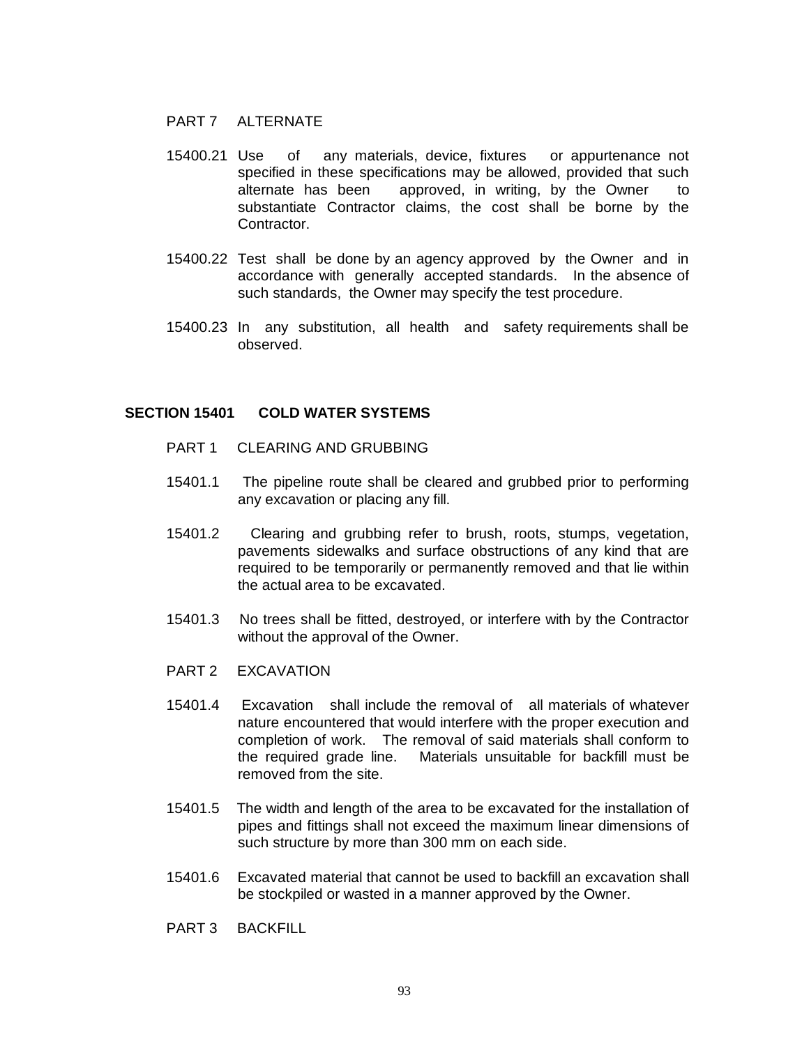PART 7 ALTERNATE

15400.21 Use of any materials, device, fixtures or appurtenance not specified in these specifications may be allowed, provided that such alternate has been approved, in writing, by the Owner to substantiate Contractor claims, the cost shall be borne by the Contractor.

15400.22 Test shall be done by an agency approved by the Owner and in accordance with generally accepted standards. In the absence of such standards, the Owner may specify the test procedure.

15400.23 In any substitution, all health and safety requirements shall be observed.

## SECTION 15401 COLD WATER SYSTEMS

PART 1 CLEARING AND GRUBBING

15401.1 The pipeline route shall be cleared and grubbed prior to performing any excavation or placing any fill.

15401.2 Clearing and grubbing refer to brush, roots, stumps, vegetation, pavements sidewalks and surface obstructions of any kind that are required to be temporarily or permanently removed and that lie within the actual area to be excavated.

15401.3 No trees shall be fitted, destroyed, or interfere with by the Contractor without the approval of the Owner.

PART 2 EXCAVATION

15401.4 Excavation shall include the removal of all materials of whatever nature encountered that would interfere with the proper execution and completion of work. The removal of said materials shall conform to the required grade line. Materials unsuitable for backfill must be removed from the site.

15401.5 The width and length of the area to be excavated for the installation of pipes and fittings shall not exceed the maximum linear dimensions of such structure by more than 300 mm on each side.

15401.6 Excavated material that cannot be used to backfill an excavation shall be stockpiled or wasted in a manner approved by the Owner.

PART 3 BACKFILL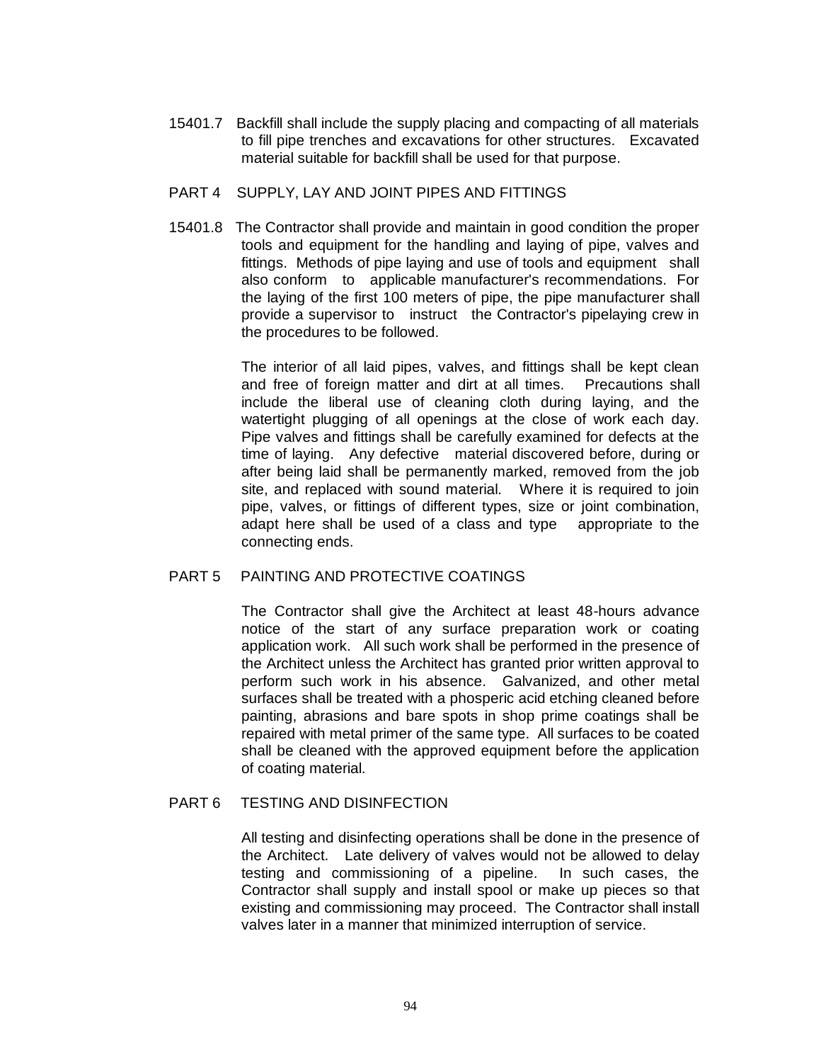15401.7 Backfill shall include the supply placing and compacting of all materials to fill pipe trenches and excavations for other structures. Excavated material suitable for backfill shall be used for that purpose.

## PART 4 SUPPLY, LAY AND JOINT PIPES AND FITTINGS

15401.8 The Contractor shall provide and maintain in good condition the proper tools and equipment for the handling and laying of pipe, valves and fittings. Methods of pipe laying and use of tools and equipment shall also conform to applicable manufacturer's recommendations. For the laying of the first 100 meters of pipe, the pipe manufacturer shall provide a supervisor to instruct the Contractor's pipelaying crew in the procedures to be followed.

The interior of all laid pipes, valves, and fittings shall be kept clean and free of foreign matter and dirt at all times. Precautions shall include the liberal use of cleaning cloth during laying, and the watertight plugging of all openings at the close of work each day. Pipe valves and fittings shall be carefully examined for defects at the time of laying. Any defective material discovered before, during or after being laid shall be permanently marked, removed from the job site, and replaced with sound material. Where it is required to join pipe, valves, or fittings of different types, size or joint combination, adapt here shall be used of a class and type appropriate to the connecting ends.

## PART 5 PAINTING AND PROTECTIVE COATINGS

The Contractor shall give the Architect at least 48-hours advance notice of the start of any surface preparation work or coating application work. All such work shall be performed in the presence of the Architect unless the Architect has granted prior written approval to perform such work in his absence. Galvanized, and other metal surfaces shall be treated with a phosperic acid etching cleaned before painting, abrasions and bare spots in shop prime coatings shall be repaired with metal primer of the same type. All surfaces to be coated shall be cleaned with the approved equipment before the application of coating material.

## PART 6 TESTING AND DISINFECTION

All testing and disinfecting operations shall be done in the presence of the Architect. Late delivery of valves would not be allowed to delay testing and commissioning of a pipeline. In such cases, the Contractor shall supply and install spool or make up pieces so that existing and commissioning may proceed. The Contractor shall install valves later in a manner that minimized interruption of service.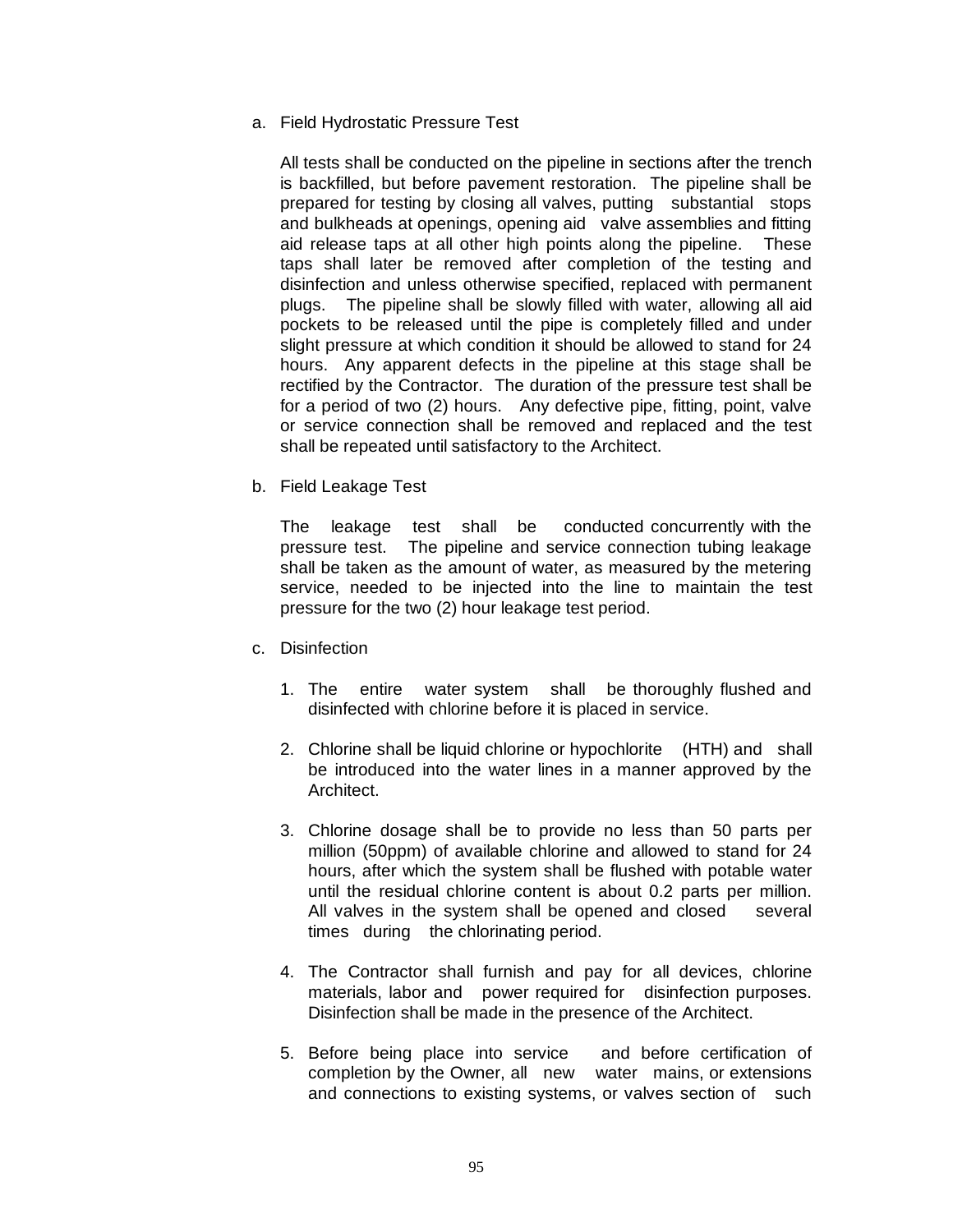a. Field Hydrostatic Pressure Test

   All tests shall be conducted on the pipeline in sections after the trench is backfilled, but before pavement restoration. The pipeline shall be prepared for testing by closing all valves, putting substantial stops and bulkheads at openings, opening aid valve assemblies and fitting aid release taps at all other high points along the pipeline. These taps shall later be removed after completion of the testing and disinfection and unless otherwise specified, replaced with permanent plugs. The pipeline shall be slowly filled with water, allowing all aid pockets to be released until the pipe is completely filled and under slight pressure at which condition it should be allowed to stand for 24 hours. Any apparent defects in the pipeline at this stage shall be rectified by the Contractor. The duration of the pressure test shall be for a period of two (2) hours. Any defective pipe, fitting, point, valve or service connection shall be removed and replaced and the test shall be repeated until satisfactory to the Architect.

b. Field Leakage Test

   The leakage test shall be conducted concurrently with the pressure test. The pipeline and service connection tubing leakage shall be taken as the amount of water, as measured by the metering service, needed to be injected into the line to maintain the test pressure for the two (2) hour leakage test period.

c. Disinfection

   1. The entire water system shall be thoroughly flushed and disinfected with chlorine before it is placed in service.

   2. Chlorine shall be liquid chlorine or hypochlorite (HTH) and shall be introduced into the water lines in a manner approved by the Architect.

   3. Chlorine dosage shall be to provide no less than 50 parts per million (50ppm) of available chlorine and allowed to stand for 24 hours, after which the system shall be flushed with potable water until the residual chlorine content is about 0.2 parts per million. All valves in the system shall be opened and closed several times during the chlorinating period.

   4. The Contractor shall furnish and pay for all devices, chlorine materials, labor and power required for disinfection purposes. Disinfection shall be made in the presence of the Architect.

   5. Before being place into service and before certification of completion by the Owner, all new water mains, or extensions and connections to existing systems, or valves section of such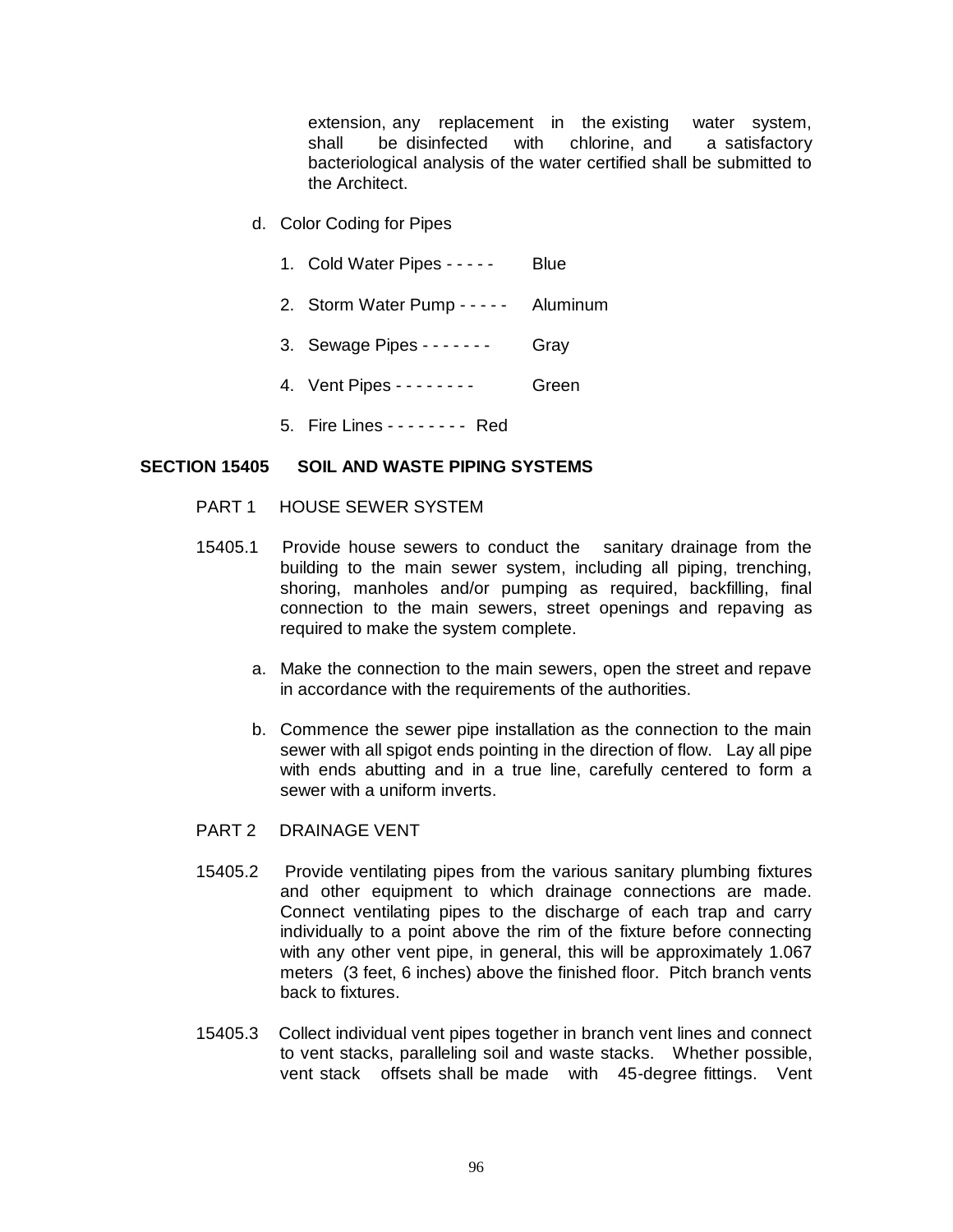extension, any replacement in the existing water system, shall be disinfected with chlorine, and a satisfactory bacteriological analysis of the water certified shall be submitted to the Architect.

d. Color Coding for Pipes

1. Cold Water Pipes - - - - - Blue
2. Storm Water Pump - - - - - Aluminum
3. Sewage Pipes - - - - - - - Gray
4. Vent Pipes - - - - - - - - Green
5. Fire Lines - - - - - - - - Red

## SECTION 15405 SOIL AND WASTE PIPING SYSTEMS

PART 1 HOUSE SEWER SYSTEM

15405.1 Provide house sewers to conduct the sanitary drainage from the building to the main sewer system, including all piping, trenching, shoring, manholes and/or pumping as required, backfilling, final connection to the main sewers, street openings and repaving as required to make the system complete.

a. Make the connection to the main sewers, open the street and repave in accordance with the requirements of the authorities.

b. Commence the sewer pipe installation as the connection to the main sewer with all spigot ends pointing in the direction of flow. Lay all pipe with ends abutting and in a true line, carefully centered to form a sewer with a uniform inverts.

PART 2 DRAINAGE VENT

15405.2 Provide ventilating pipes from the various sanitary plumbing fixtures and other equipment to which drainage connections are made. Connect ventilating pipes to the discharge of each trap and carry individually to a point above the rim of the fixture before connecting with any other vent pipe, in general, this will be approximately 1.067 meters (3 feet, 6 inches) above the finished floor. Pitch branch vents back to fixtures.

15405.3 Collect individual vent pipes together in branch vent lines and connect to vent stacks, paralleling soil and waste stacks. Whether possible, vent stack offsets shall be made with 45-degree fittings. Vent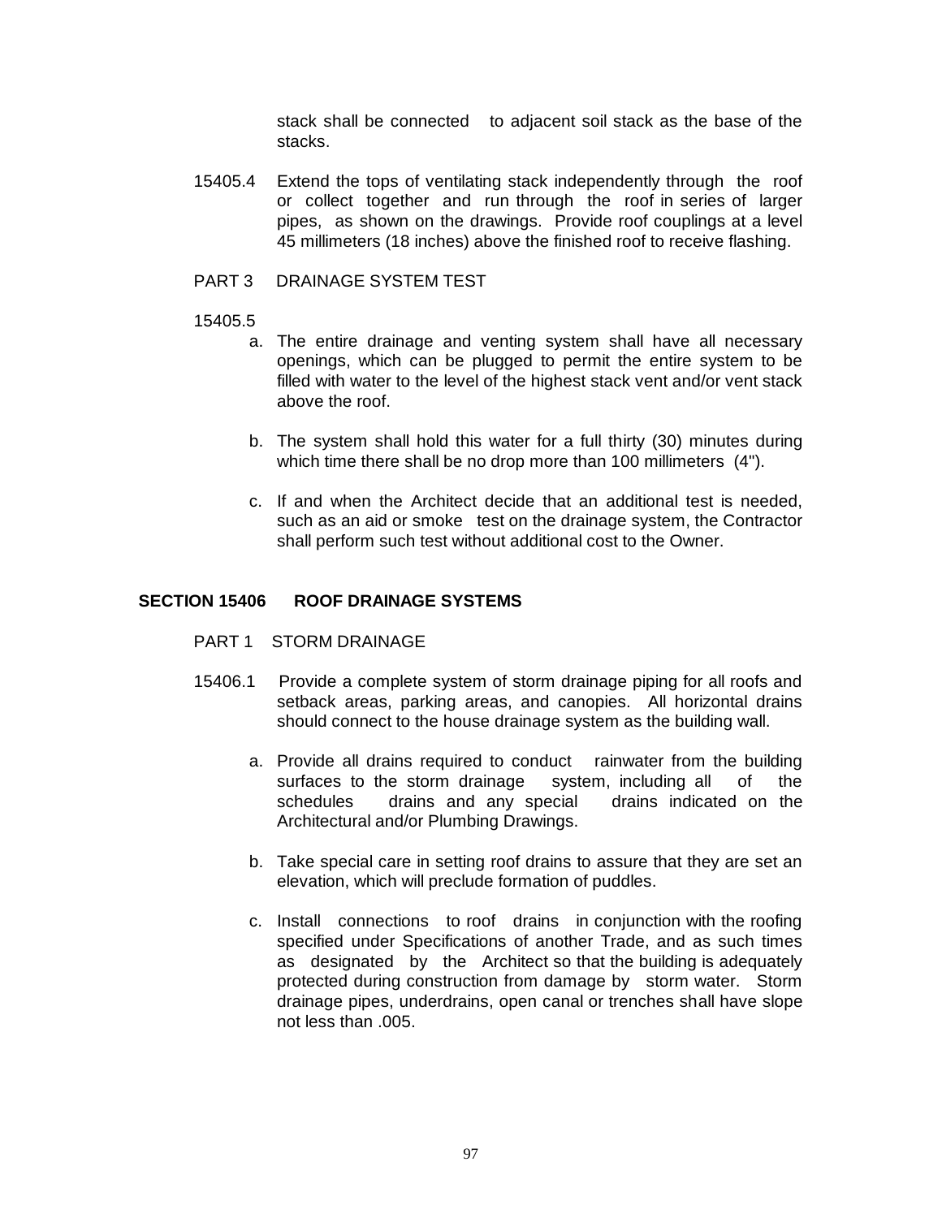stack shall be connected to adjacent soil stack as the base of the stacks.

15405.4 Extend the tops of ventilating stack independently through the roof or collect together and run through the roof in series of larger pipes, as shown on the drawings. Provide roof couplings at a level 45 millimeters (18 inches) above the finished roof to receive flashing.

PART 3 DRAINAGE SYSTEM TEST

15405.5

a. The entire drainage and venting system shall have all necessary openings, which can be plugged to permit the entire system to be filled with water to the level of the highest stack vent and/or vent stack above the roof.

b. The system shall hold this water for a full thirty (30) minutes during which time there shall be no drop more than 100 millimeters (4").

c. If and when the Architect decide that an additional test is needed, such as an aid or smoke test on the drainage system, the Contractor shall perform such test without additional cost to the Owner.

## SECTION 15406 ROOF DRAINAGE SYSTEMS

PART 1 STORM DRAINAGE

15406.1 Provide a complete system of storm drainage piping for all roofs and setback areas, parking areas, and canopies. All horizontal drains should connect to the house drainage system as the building wall.

a. Provide all drains required to conduct rainwater from the building surfaces to the storm drainage system, including all of the schedules drains and any special drains indicated on the Architectural and/or Plumbing Drawings.

b. Take special care in setting roof drains to assure that they are set an elevation, which will preclude formation of puddles.

c. Install connections to roof drains in conjunction with the roofing specified under Specifications of another Trade, and as such times as designated by the Architect so that the building is adequately protected during construction from damage by storm water. Storm drainage pipes, underdrains, open canal or trenches shall have slope not less than .005.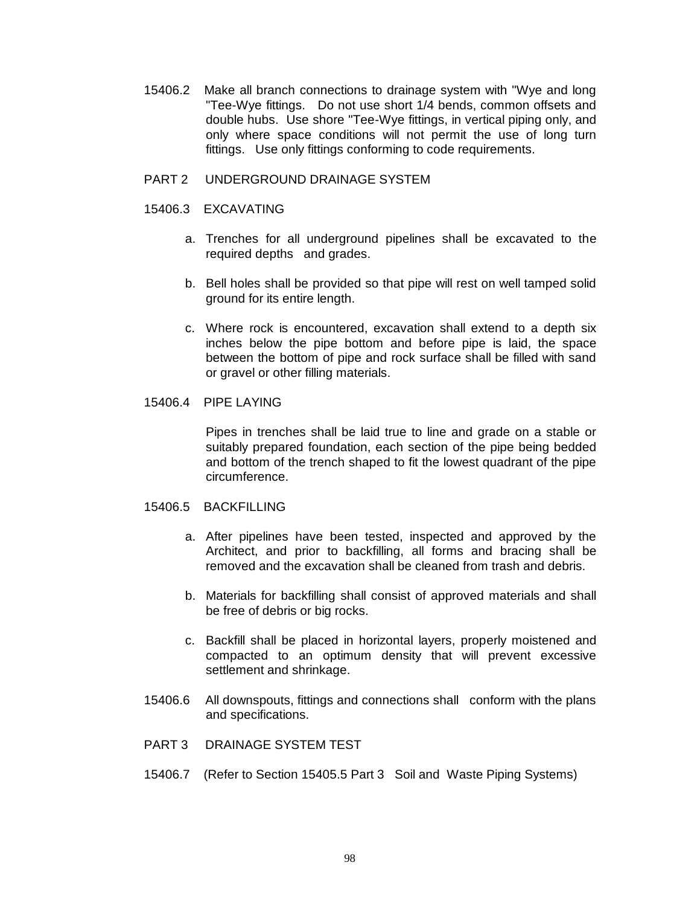15406.2 Make all branch connections to drainage system with "Wye and long "Tee-Wye fittings. Do not use short 1/4 bends, common offsets and double hubs. Use shore "Tee-Wye fittings, in vertical piping only, and only where space conditions will not permit the use of long turn fittings. Use only fittings conforming to code requirements.

PART 2 UNDERGROUND DRAINAGE SYSTEM

15406.3 EXCAVATING

a. Trenches for all underground pipelines shall be excavated to the required depths and grades.

b. Bell holes shall be provided so that pipe will rest on well tamped solid ground for its entire length.

c. Where rock is encountered, excavation shall extend to a depth six inches below the pipe bottom and before pipe is laid, the space between the bottom of pipe and rock surface shall be filled with sand or gravel or other filling materials.

15406.4 PIPE LAYING

Pipes in trenches shall be laid true to line and grade on a stable or suitably prepared foundation, each section of the pipe being bedded and bottom of the trench shaped to fit the lowest quadrant of the pipe circumference.

15406.5 BACKFILLING

a. After pipelines have been tested, inspected and approved by the Architect, and prior to backfilling, all forms and bracing shall be removed and the excavation shall be cleaned from trash and debris.

b. Materials for backfilling shall consist of approved materials and shall be free of debris or big rocks.

c. Backfill shall be placed in horizontal layers, properly moistened and compacted to an optimum density that will prevent excessive settlement and shrinkage.

15406.6 All downspouts, fittings and connections shall conform with the plans and specifications.

PART 3 DRAINAGE SYSTEM TEST

15406.7 (Refer to Section 15405.5 Part 3 Soil and Waste Piping Systems)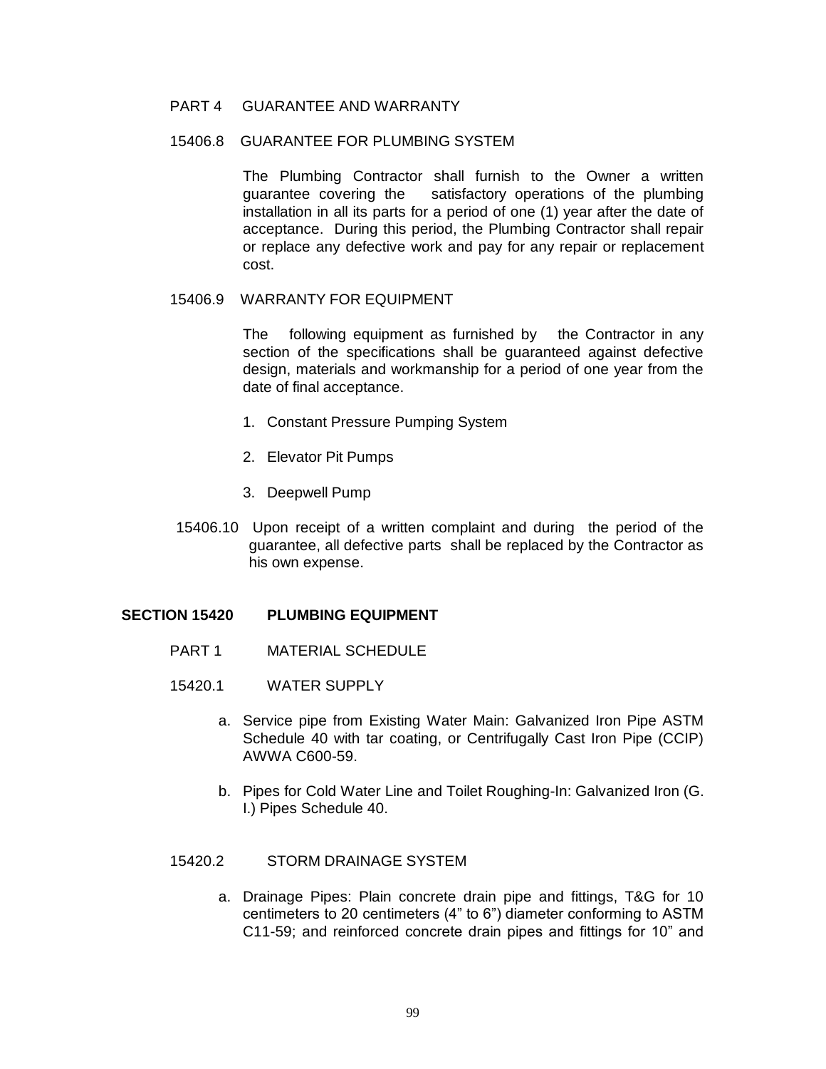PART 4 GUARANTEE AND WARRANTY

15406.8 GUARANTEE FOR PLUMBING SYSTEM

The Plumbing Contractor shall furnish to the Owner a written guarantee covering the satisfactory operations of the plumbing installation in all its parts for a period of one (1) year after the date of acceptance. During this period, the Plumbing Contractor shall repair or replace any defective work and pay for any repair or replacement cost.

15406.9 WARRANTY FOR EQUIPMENT

The following equipment as furnished by the Contractor in any section of the specifications shall be guaranteed against defective design, materials and workmanship for a period of one year from the date of final acceptance.

1. Constant Pressure Pumping System
2. Elevator Pit Pumps
3. Deepwell Pump

15406.10 Upon receipt of a written complaint and during the period of the guarantee, all defective parts shall be replaced by the Contractor as his own expense.

## SECTION 15420 PLUMBING EQUIPMENT

PART 1 MATERIAL SCHEDULE

15420.1 WATER SUPPLY

a. Service pipe from Existing Water Main: Galvanized Iron Pipe ASTM Schedule 40 with tar coating, or Centrifugally Cast Iron Pipe (CCIP) AWWA C600-59.

b. Pipes for Cold Water Line and Toilet Roughing-In: Galvanized Iron (G. I.) Pipes Schedule 40.

15420.2 STORM DRAINAGE SYSTEM

a. Drainage Pipes: Plain concrete drain pipe and fittings, T&G for 10 centimeters to 20 centimeters (4" to 6") diameter conforming to ASTM C11-59; and reinforced concrete drain pipes and fittings for 10" and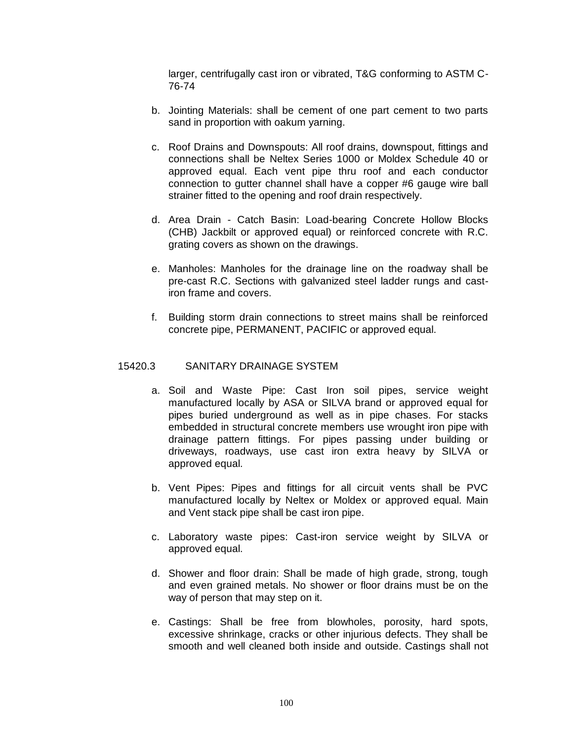larger, centrifugally cast iron or vibrated, T&G conforming to ASTM C-76-74

b. Jointing Materials: shall be cement of one part cement to two parts sand in proportion with oakum yarning.

c. Roof Drains and Downspouts: All roof drains, downspout, fittings and connections shall be Neltex Series 1000 or Moldex Schedule 40 or approved equal. Each vent pipe thru roof and each conductor connection to gutter channel shall have a copper #6 gauge wire ball strainer fitted to the opening and roof drain respectively.

d. Area Drain - Catch Basin: Load-bearing Concrete Hollow Blocks (CHB) Jackbilt or approved equal) or reinforced concrete with R.C. grating covers as shown on the drawings.

e. Manholes: Manholes for the drainage line on the roadway shall be pre-cast R.C. Sections with galvanized steel ladder rungs and cast-iron frame and covers.

f. Building storm drain connections to street mains shall be reinforced concrete pipe, PERMANENT, PACIFIC or approved equal.

## 15420.3 SANITARY DRAINAGE SYSTEM

a. Soil and Waste Pipe: Cast Iron soil pipes, service weight manufactured locally by ASA or SILVA brand or approved equal for pipes buried underground as well as in pipe chases. For stacks embedded in structural concrete members use wrought iron pipe with drainage pattern fittings. For pipes passing under building or driveways, roadways, use cast iron extra heavy by SILVA or approved equal.

b. Vent Pipes: Pipes and fittings for all circuit vents shall be PVC manufactured locally by Neltex or Moldex or approved equal. Main and Vent stack pipe shall be cast iron pipe.

c. Laboratory waste pipes: Cast-iron service weight by SILVA or approved equal.

d. Shower and floor drain: Shall be made of high grade, strong, tough and even grained metals. No shower or floor drains must be on the way of person that may step on it.

e. Castings: Shall be free from blowholes, porosity, hard spots, excessive shrinkage, cracks or other injurious defects. They shall be smooth and well cleaned both inside and outside. Castings shall not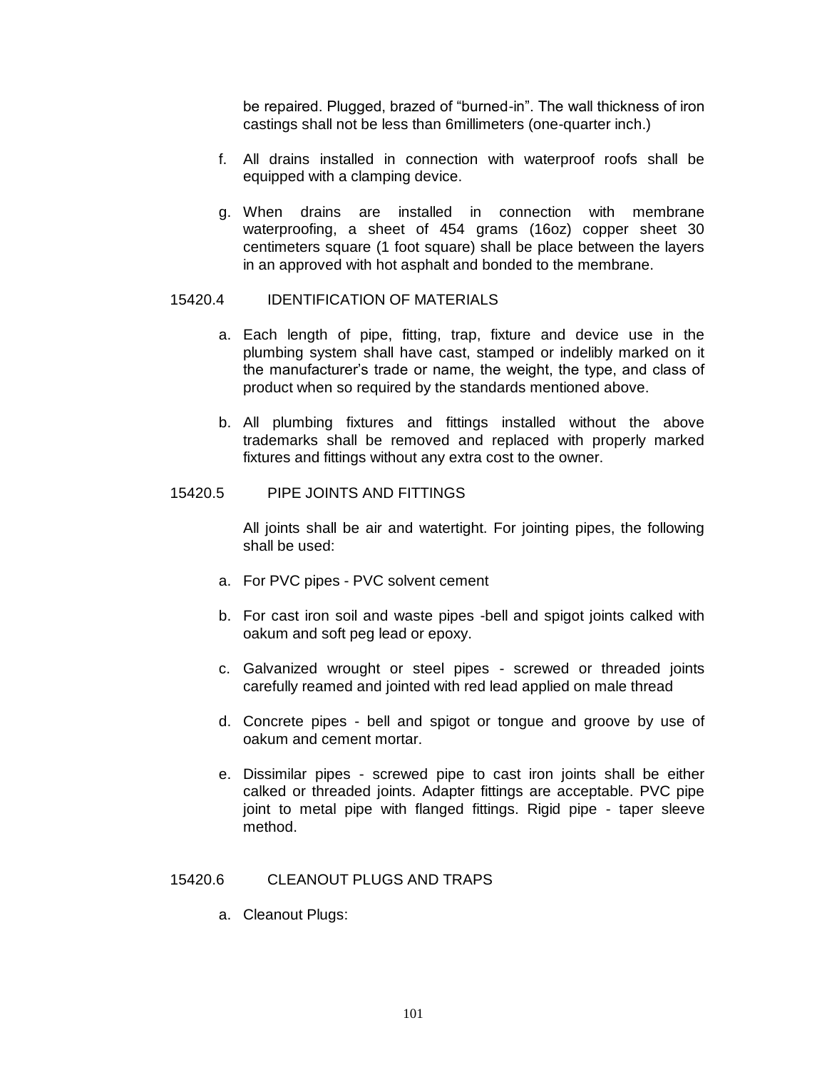be repaired. Plugged, brazed of "burned-in". The wall thickness of iron castings shall not be less than 6millimeters (one-quarter inch.)

f. All drains installed in connection with waterproof roofs shall be equipped with a clamping device.

g. When drains are installed in connection with membrane waterproofing, a sheet of 454 grams (16oz) copper sheet 30 centimeters square (1 foot square) shall be place between the layers in an approved with hot asphalt and bonded to the membrane.

## 15420.4 IDENTIFICATION OF MATERIALS

a. Each length of pipe, fitting, trap, fixture and device use in the plumbing system shall have cast, stamped or indelibly marked on it the manufacturer's trade or name, the weight, the type, and class of product when so required by the standards mentioned above.

b. All plumbing fixtures and fittings installed without the above trademarks shall be removed and replaced with properly marked fixtures and fittings without any extra cost to the owner.

## 15420.5 PIPE JOINTS AND FITTINGS

All joints shall be air and watertight. For jointing pipes, the following shall be used:

a. For PVC pipes - PVC solvent cement

b. For cast iron soil and waste pipes -bell and spigot joints calked with oakum and soft peg lead or epoxy.

c. Galvanized wrought or steel pipes - screwed or threaded joints carefully reamed and jointed with red lead applied on male thread

d. Concrete pipes - bell and spigot or tongue and groove by use of oakum and cement mortar.

e. Dissimilar pipes - screwed pipe to cast iron joints shall be either calked or threaded joints. Adapter fittings are acceptable. PVC pipe joint to metal pipe with flanged fittings. Rigid pipe - taper sleeve method.

## 15420.6 CLEANOUT PLUGS AND TRAPS

a. Cleanout Plugs: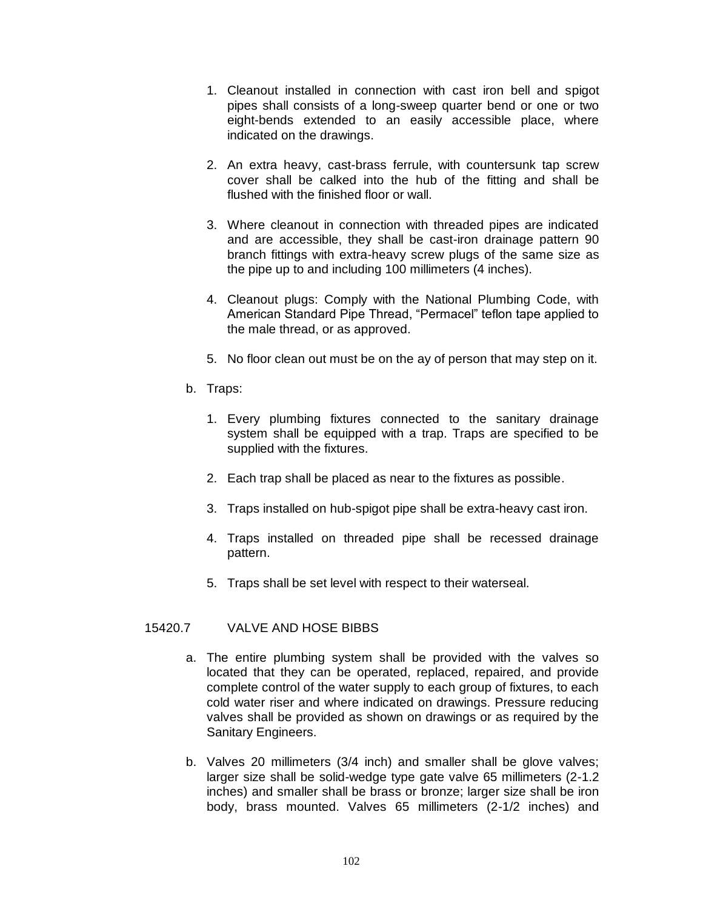1. Cleanout installed in connection with cast iron bell and spigot pipes shall consists of a long-sweep quarter bend or one or two eight-bends extended to an easily accessible place, where indicated on the drawings.

2. An extra heavy, cast-brass ferrule, with countersunk tap screw cover shall be calked into the hub of the fitting and shall be flushed with the finished floor or wall.

3. Where cleanout in connection with threaded pipes are indicated and are accessible, they shall be cast-iron drainage pattern 90 branch fittings with extra-heavy screw plugs of the same size as the pipe up to and including 100 millimeters (4 inches).

4. Cleanout plugs: Comply with the National Plumbing Code, with American Standard Pipe Thread, "Permacel" teflon tape applied to the male thread, or as approved.

5. No floor clean out must be on the ay of person that may step on it.

b. Traps:

1. Every plumbing fixtures connected to the sanitary drainage system shall be equipped with a trap. Traps are specified to be supplied with the fixtures.

2. Each trap shall be placed as near to the fixtures as possible.

3. Traps installed on hub-spigot pipe shall be extra-heavy cast iron.

4. Traps installed on threaded pipe shall be recessed drainage pattern.

5. Traps shall be set level with respect to their waterseal.

## 15420.7 VALVE AND HOSE BIBBS

a. The entire plumbing system shall be provided with the valves so located that they can be operated, replaced, repaired, and provide complete control of the water supply to each group of fixtures, to each cold water riser and where indicated on drawings. Pressure reducing valves shall be provided as shown on drawings or as required by the Sanitary Engineers.

b. Valves 20 millimeters (3/4 inch) and smaller shall be glove valves; larger size shall be solid-wedge type gate valve 65 millimeters (2-1.2 inches) and smaller shall be brass or bronze; larger size shall be iron body, brass mounted. Valves 65 millimeters (2-1/2 inches) and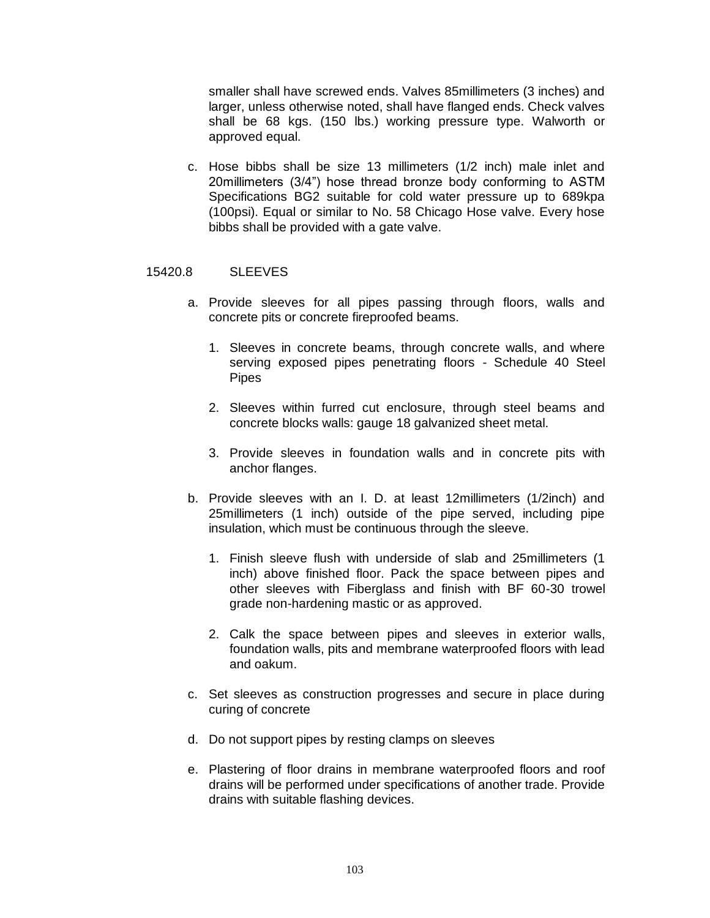smaller shall have screwed ends. Valves 85millimeters (3 inches) and larger, unless otherwise noted, shall have flanged ends. Check valves shall be 68 kgs. (150 lbs.) working pressure type. Walworth or approved equal.

c. Hose bibbs shall be size 13 millimeters (1/2 inch) male inlet and 20millimeters (3/4") hose thread bronze body conforming to ASTM Specifications BG2 suitable for cold water pressure up to 689kpa (100psi). Equal or similar to No. 58 Chicago Hose valve. Every hose bibbs shall be provided with a gate valve.

## 15420.8 SLEEVES

a. Provide sleeves for all pipes passing through floors, walls and concrete pits or concrete fireproofed beams.

   1. Sleeves in concrete beams, through concrete walls, and where serving exposed pipes penetrating floors - Schedule 40 Steel Pipes

   2. Sleeves within furred cut enclosure, through steel beams and concrete blocks walls: gauge 18 galvanized sheet metal.

   3. Provide sleeves in foundation walls and in concrete pits with anchor flanges.

b. Provide sleeves with an I. D. at least 12millimeters (1/2inch) and 25millimeters (1 inch) outside of the pipe served, including pipe insulation, which must be continuous through the sleeve.

   1. Finish sleeve flush with underside of slab and 25millimeters (1 inch) above finished floor. Pack the space between pipes and other sleeves with Fiberglass and finish with BF 60-30 trowel grade non-hardening mastic or as approved.

   2. Calk the space between pipes and sleeves in exterior walls, foundation walls, pits and membrane waterproofed floors with lead and oakum.

c. Set sleeves as construction progresses and secure in place during curing of concrete

d. Do not support pipes by resting clamps on sleeves

e. Plastering of floor drains in membrane waterproofed floors and roof drains will be performed under specifications of another trade. Provide drains with suitable flashing devices.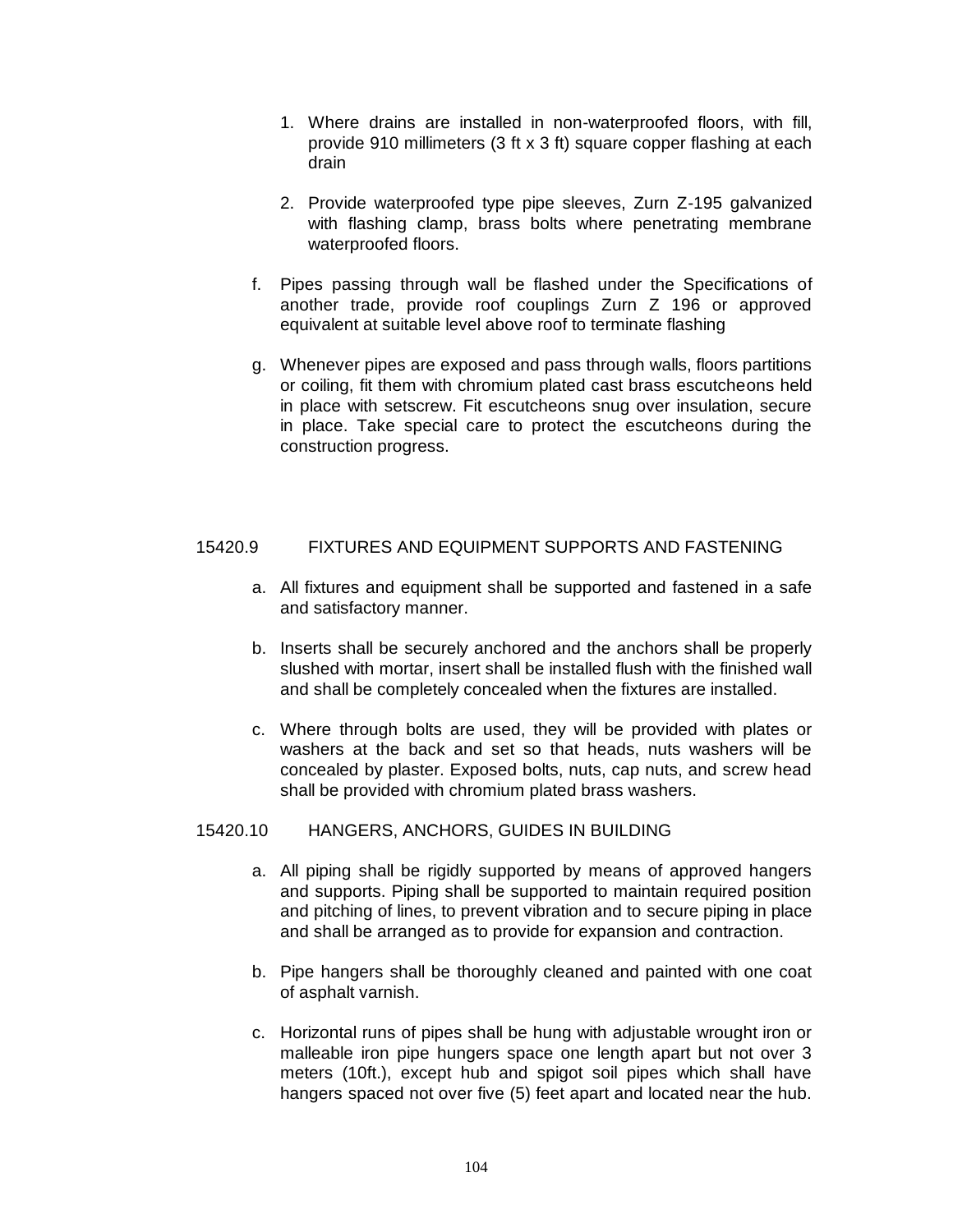1. Where drains are installed in non-waterproofed floors, with fill, provide 910 millimeters (3 ft x 3 ft) square copper flashing at each drain

2. Provide waterproofed type pipe sleeves, Zurn Z-195 galvanized with flashing clamp, brass bolts where penetrating membrane waterproofed floors.

f. Pipes passing through wall be flashed under the Specifications of another trade, provide roof couplings Zurn Z 196 or approved equivalent at suitable level above roof to terminate flashing

g. Whenever pipes are exposed and pass through walls, floors partitions or coiling, fit them with chromium plated cast brass escutcheons held in place with setscrew. Fit escutcheons snug over insulation, secure in place. Take special care to protect the escutcheons during the construction progress.

## 15420.9 FIXTURES AND EQUIPMENT SUPPORTS AND FASTENING

a. All fixtures and equipment shall be supported and fastened in a safe and satisfactory manner.

b. Inserts shall be securely anchored and the anchors shall be properly slushed with mortar, insert shall be installed flush with the finished wall and shall be completely concealed when the fixtures are installed.

c. Where through bolts are used, they will be provided with plates or washers at the back and set so that heads, nuts washers will be concealed by plaster. Exposed bolts, nuts, cap nuts, and screw head shall be provided with chromium plated brass washers.

## 15420.10 HANGERS, ANCHORS, GUIDES IN BUILDING

a. All piping shall be rigidly supported by means of approved hangers and supports. Piping shall be supported to maintain required position and pitching of lines, to prevent vibration and to secure piping in place and shall be arranged as to provide for expansion and contraction.

b. Pipe hangers shall be thoroughly cleaned and painted with one coat of asphalt varnish.

c. Horizontal runs of pipes shall be hung with adjustable wrought iron or malleable iron pipe hungers space one length apart but not over 3 meters (10ft.), except hub and spigot soil pipes which shall have hangers spaced not over five (5) feet apart and located near the hub.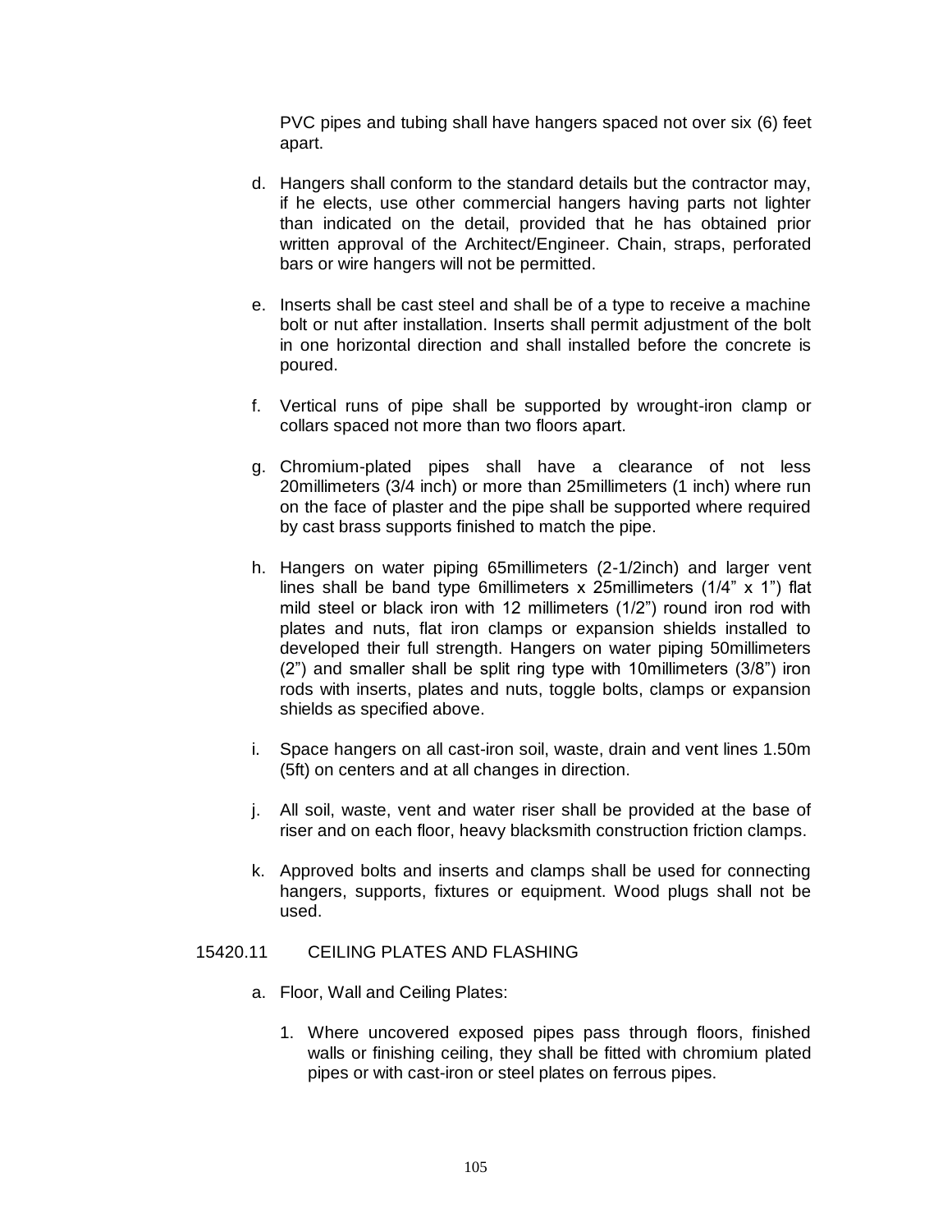PVC pipes and tubing shall have hangers spaced not over six (6) feet apart.

d. Hangers shall conform to the standard details but the contractor may, if he elects, use other commercial hangers having parts not lighter than indicated on the detail, provided that he has obtained prior written approval of the Architect/Engineer. Chain, straps, perforated bars or wire hangers will not be permitted.

e. Inserts shall be cast steel and shall be of a type to receive a machine bolt or nut after installation. Inserts shall permit adjustment of the bolt in one horizontal direction and shall installed before the concrete is poured.

f. Vertical runs of pipe shall be supported by wrought-iron clamp or collars spaced not more than two floors apart.

g. Chromium-plated pipes shall have a clearance of not less 20millimeters (3/4 inch) or more than 25millimeters (1 inch) where run on the face of plaster and the pipe shall be supported where required by cast brass supports finished to match the pipe.

h. Hangers on water piping 65millimeters (2-1/2inch) and larger vent lines shall be band type 6millimeters x 25millimeters (1/4" x 1") flat mild steel or black iron with 12 millimeters (1/2") round iron rod with plates and nuts, flat iron clamps or expansion shields installed to developed their full strength. Hangers on water piping 50millimeters (2") and smaller shall be split ring type with 10millimeters (3/8") iron rods with inserts, plates and nuts, toggle bolts, clamps or expansion shields as specified above.

i. Space hangers on all cast-iron soil, waste, drain and vent lines 1.50m (5ft) on centers and at all changes in direction.

j. All soil, waste, vent and water riser shall be provided at the base of riser and on each floor, heavy blacksmith construction friction clamps.

k. Approved bolts and inserts and clamps shall be used for connecting hangers, supports, fixtures or equipment. Wood plugs shall not be used.

## 15420.11 CEILING PLATES AND FLASHING

a. Floor, Wall and Ceiling Plates:

   1. Where uncovered exposed pipes pass through floors, finished walls or finishing ceiling, they shall be fitted with chromium plated pipes or with cast-iron or steel plates on ferrous pipes.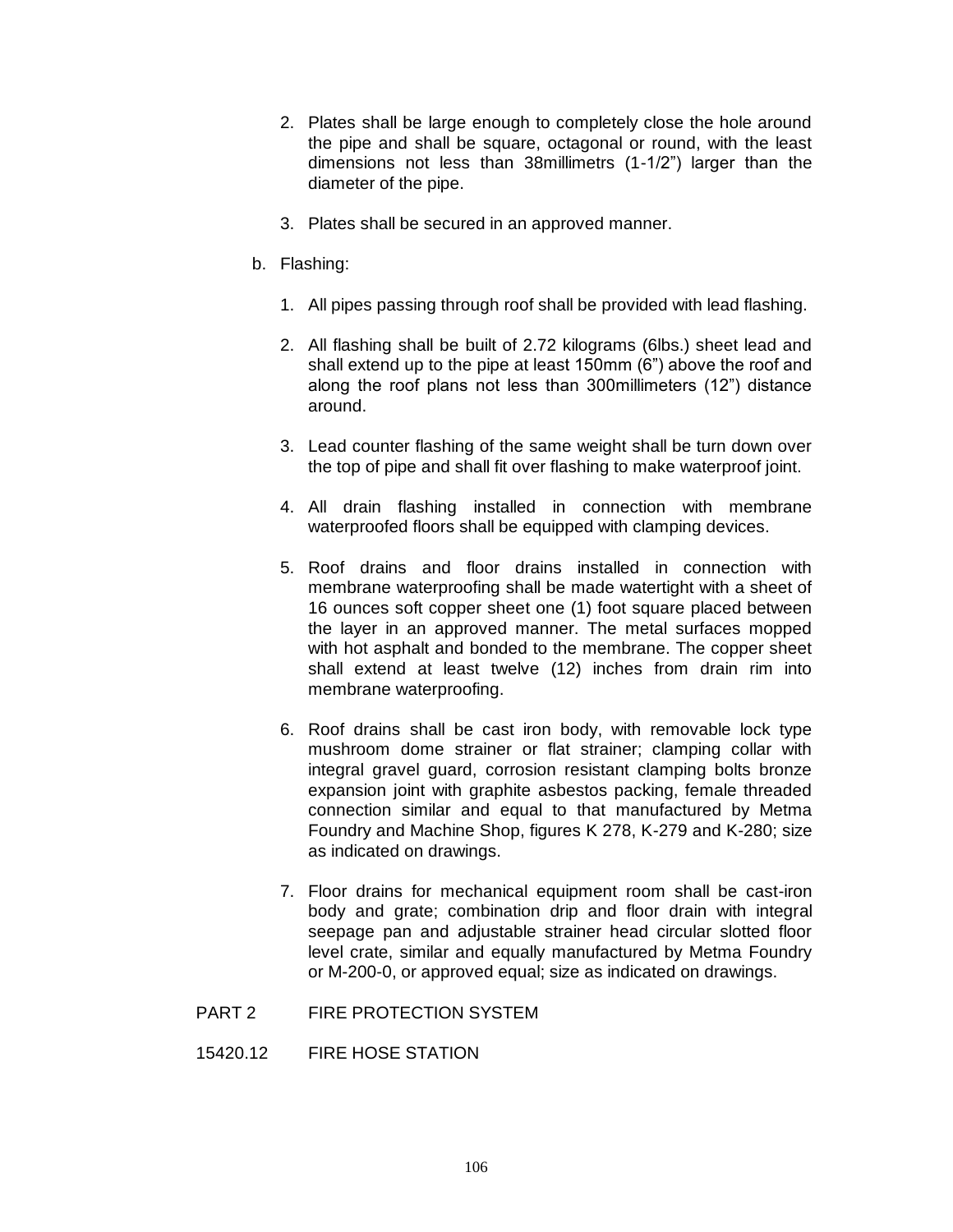2. Plates shall be large enough to completely close the hole around the pipe and shall be square, octagonal or round, with the least dimensions not less than 38millimetrs (1-1/2") larger than the diameter of the pipe.

3. Plates shall be secured in an approved manner.

b. Flashing:

1. All pipes passing through roof shall be provided with lead flashing.

2. All flashing shall be built of 2.72 kilograms (6lbs.) sheet lead and shall extend up to the pipe at least 150mm (6") above the roof and along the roof plans not less than 300millimeters (12") distance around.

3. Lead counter flashing of the same weight shall be turn down over the top of pipe and shall fit over flashing to make waterproof joint.

4. All drain flashing installed in connection with membrane waterproofed floors shall be equipped with clamping devices.

5. Roof drains and floor drains installed in connection with membrane waterproofing shall be made watertight with a sheet of 16 ounces soft copper sheet one (1) foot square placed between the layer in an approved manner. The metal surfaces mopped with hot asphalt and bonded to the membrane. The copper sheet shall extend at least twelve (12) inches from drain rim into membrane waterproofing.

6. Roof drains shall be cast iron body, with removable lock type mushroom dome strainer or flat strainer; clamping collar with integral gravel guard, corrosion resistant clamping bolts bronze expansion joint with graphite asbestos packing, female threaded connection similar and equal to that manufactured by Metma Foundry and Machine Shop, figures K 278, K-279 and K-280; size as indicated on drawings.

7. Floor drains for mechanical equipment room shall be cast-iron body and grate; combination drip and floor drain with integral seepage pan and adjustable strainer head circular slotted floor level crate, similar and equally manufactured by Metma Foundry or M-200-0, or approved equal; size as indicated on drawings.

## PART 2 FIRE PROTECTION SYSTEM

### 15420.12 FIRE HOSE STATION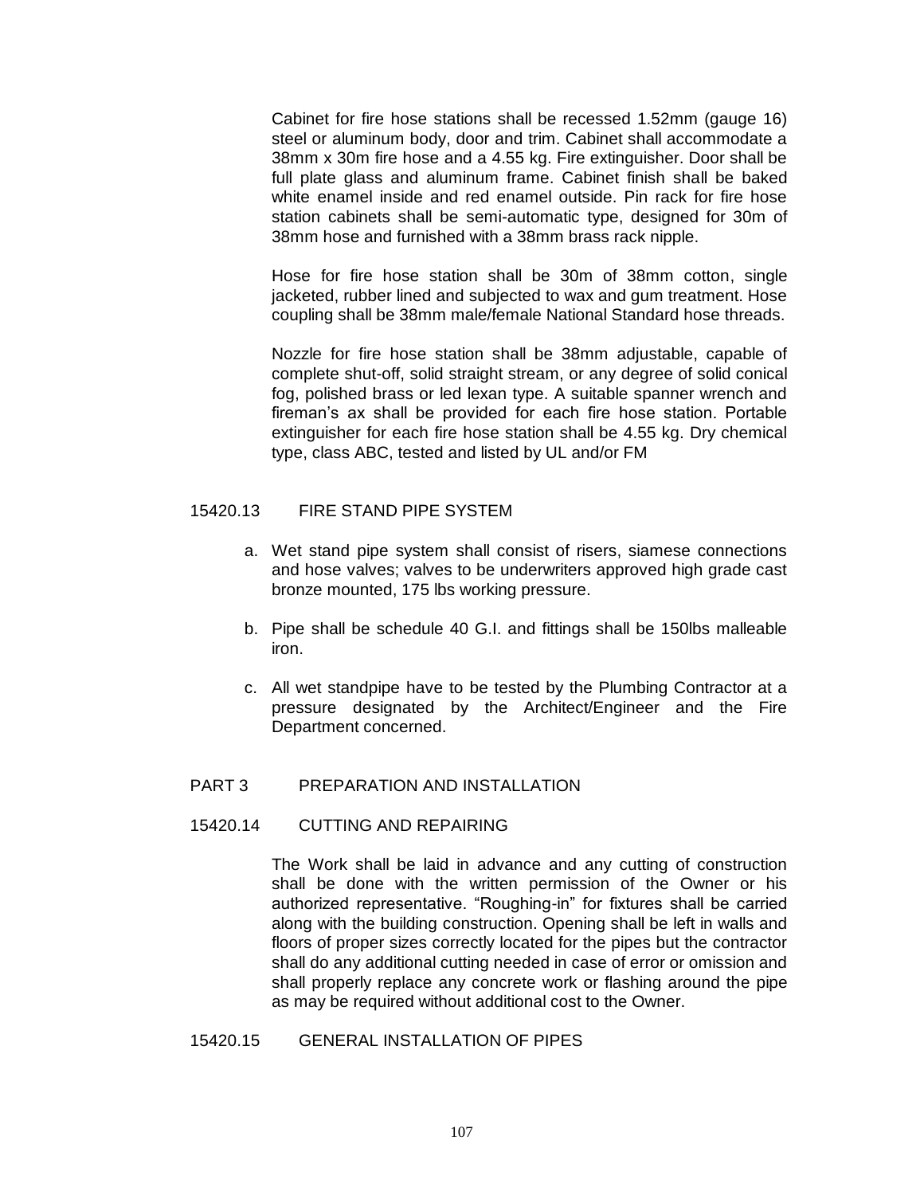Cabinet for fire hose stations shall be recessed 1.52mm (gauge 16) steel or aluminum body, door and trim. Cabinet shall accommodate a 38mm x 30m fire hose and a 4.55 kg. Fire extinguisher. Door shall be full plate glass and aluminum frame. Cabinet finish shall be baked white enamel inside and red enamel outside. Pin rack for fire hose station cabinets shall be semi-automatic type, designed for 30m of 38mm hose and furnished with a 38mm brass rack nipple.

Hose for fire hose station shall be 30m of 38mm cotton, single jacketed, rubber lined and subjected to wax and gum treatment. Hose coupling shall be 38mm male/female National Standard hose threads.

Nozzle for fire hose station shall be 38mm adjustable, capable of complete shut-off, solid straight stream, or any degree of solid conical fog, polished brass or led lexan type. A suitable spanner wrench and fireman's ax shall be provided for each fire hose station. Portable extinguisher for each fire hose station shall be 4.55 kg. Dry chemical type, class ABC, tested and listed by UL and/or FM

## 15420.13 FIRE STAND PIPE SYSTEM

a. Wet stand pipe system shall consist of risers, siamese connections and hose valves; valves to be underwriters approved high grade cast bronze mounted, 175 lbs working pressure.

b. Pipe shall be schedule 40 G.I. and fittings shall be 150lbs malleable iron.

c. All wet standpipe have to be tested by the Plumbing Contractor at a pressure designated by the Architect/Engineer and the Fire Department concerned.

# PART 3 PREPARATION AND INSTALLATION

## 15420.14 CUTTING AND REPAIRING

The Work shall be laid in advance and any cutting of construction shall be done with the written permission of the Owner or his authorized representative. "Roughing-in" for fixtures shall be carried along with the building construction. Opening shall be left in walls and floors of proper sizes correctly located for the pipes but the contractor shall do any additional cutting needed in case of error or omission and shall properly replace any concrete work or flashing around the pipe as may be required without additional cost to the Owner.

## 15420.15 GENERAL INSTALLATION OF PIPES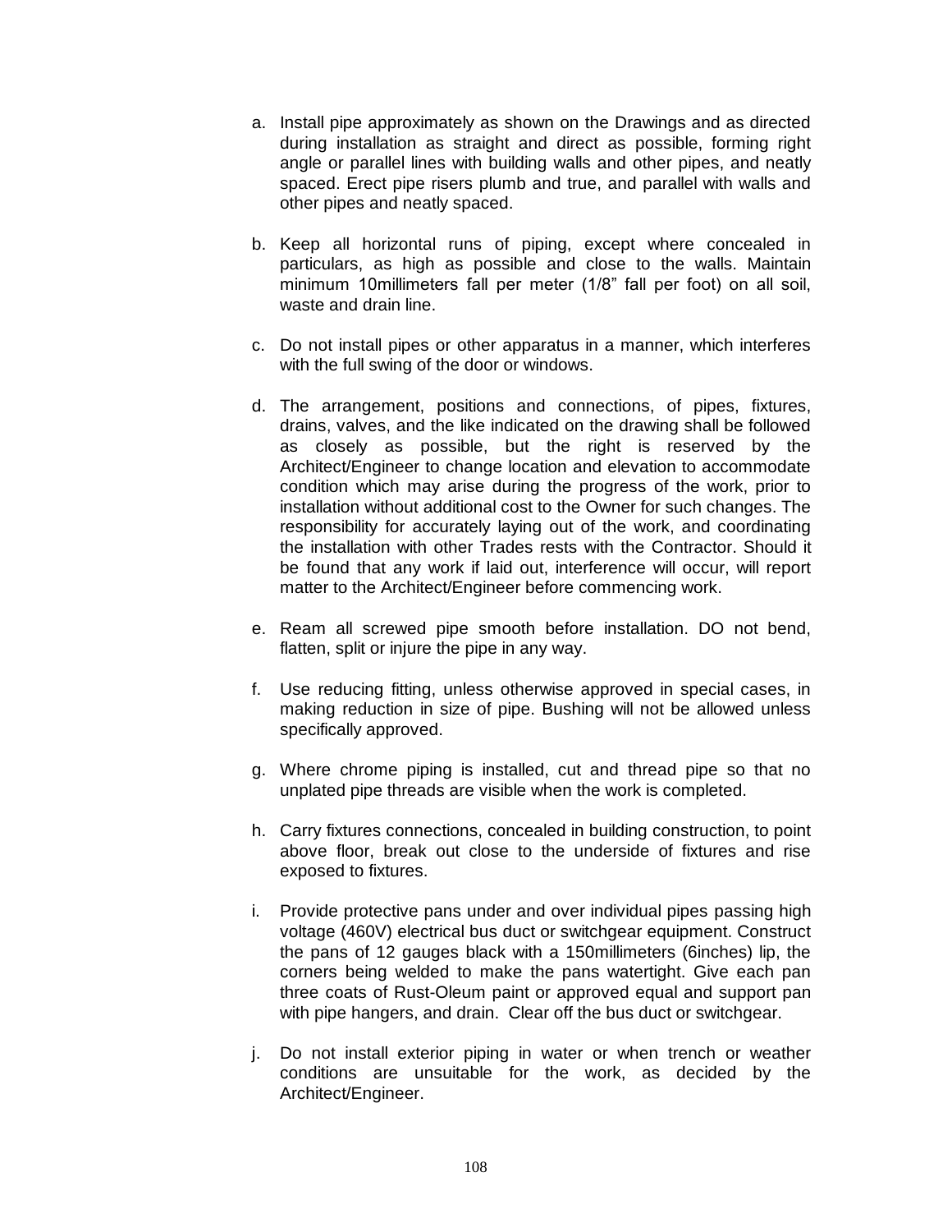a. Install pipe approximately as shown on the Drawings and as directed during installation as straight and direct as possible, forming right angle or parallel lines with building walls and other pipes, and neatly spaced. Erect pipe risers plumb and true, and parallel with walls and other pipes and neatly spaced.

b. Keep all horizontal runs of piping, except where concealed in particulars, as high as possible and close to the walls. Maintain minimum 10millimeters fall per meter (1/8" fall per foot) on all soil, waste and drain line.

c. Do not install pipes or other apparatus in a manner, which interferes with the full swing of the door or windows.

d. The arrangement, positions and connections, of pipes, fixtures, drains, valves, and the like indicated on the drawing shall be followed as closely as possible, but the right is reserved by the Architect/Engineer to change location and elevation to accommodate condition which may arise during the progress of the work, prior to installation without additional cost to the Owner for such changes. The responsibility for accurately laying out of the work, and coordinating the installation with other Trades rests with the Contractor. Should it be found that any work if laid out, interference will occur, will report matter to the Architect/Engineer before commencing work.

e. Ream all screwed pipe smooth before installation. DO not bend, flatten, split or injure the pipe in any way.

f. Use reducing fitting, unless otherwise approved in special cases, in making reduction in size of pipe. Bushing will not be allowed unless specifically approved.

g. Where chrome piping is installed, cut and thread pipe so that no unplated pipe threads are visible when the work is completed.

h. Carry fixtures connections, concealed in building construction, to point above floor, break out close to the underside of fixtures and rise exposed to fixtures.

i. Provide protective pans under and over individual pipes passing high voltage (460V) electrical bus duct or switchgear equipment. Construct the pans of 12 gauges black with a 150millimeters (6inches) lip, the corners being welded to make the pans watertight. Give each pan three coats of Rust-Oleum paint or approved equal and support pan with pipe hangers, and drain. Clear off the bus duct or switchgear.

j. Do not install exterior piping in water or when trench or weather conditions are unsuitable for the work, as decided by the Architect/Engineer.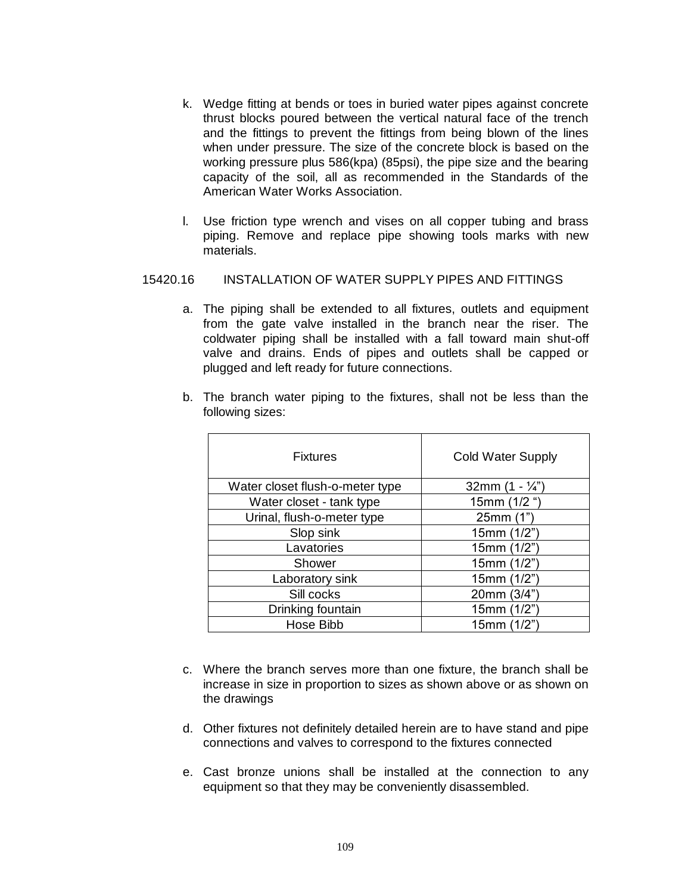k. Wedge fitting at bends or toes in buried water pipes against concrete thrust blocks poured between the vertical natural face of the trench and the fittings to prevent the fittings from being blown of the lines when under pressure. The size of the concrete block is based on the working pressure plus 586(kpa) (85psi), the pipe size and the bearing capacity of the soil, all as recommended in the Standards of the American Water Works Association.

l. Use friction type wrench and vises on all copper tubing and brass piping. Remove and replace pipe showing tools marks with new materials.

15420.16 INSTALLATION OF WATER SUPPLY PIPES AND FITTINGS

a. The piping shall be extended to all fixtures, outlets and equipment from the gate valve installed in the branch near the riser. The coldwater piping shall be installed with a fall toward main shut-off valve and drains. Ends of pipes and outlets shall be capped or plugged and left ready for future connections.

b. The branch water piping to the fixtures, shall not be less than the following sizes:

| Fixtures | Cold Water Supply |
|---|---|
| Water closet flush-o-meter type | 32mm (1 - ¼") |
| Water closet - tank type | 15mm (1/2 ") |
| Urinal, flush-o-meter type | 25mm (1") |
| Slop sink | 15mm (1/2") |
| Lavatories | 15mm (1/2") |
| Shower | 15mm (1/2") |
| Laboratory sink | 15mm (1/2") |
| Sill cocks | 20mm (3/4") |
| Drinking fountain | 15mm (1/2") |
| Hose Bibb | 15mm (1/2") |

c. Where the branch serves more than one fixture, the branch shall be increase in size in proportion to sizes as shown above or as shown on the drawings

d. Other fixtures not definitely detailed herein are to have stand and pipe connections and valves to correspond to the fixtures connected

e. Cast bronze unions shall be installed at the connection to any equipment so that they may be conveniently disassembled.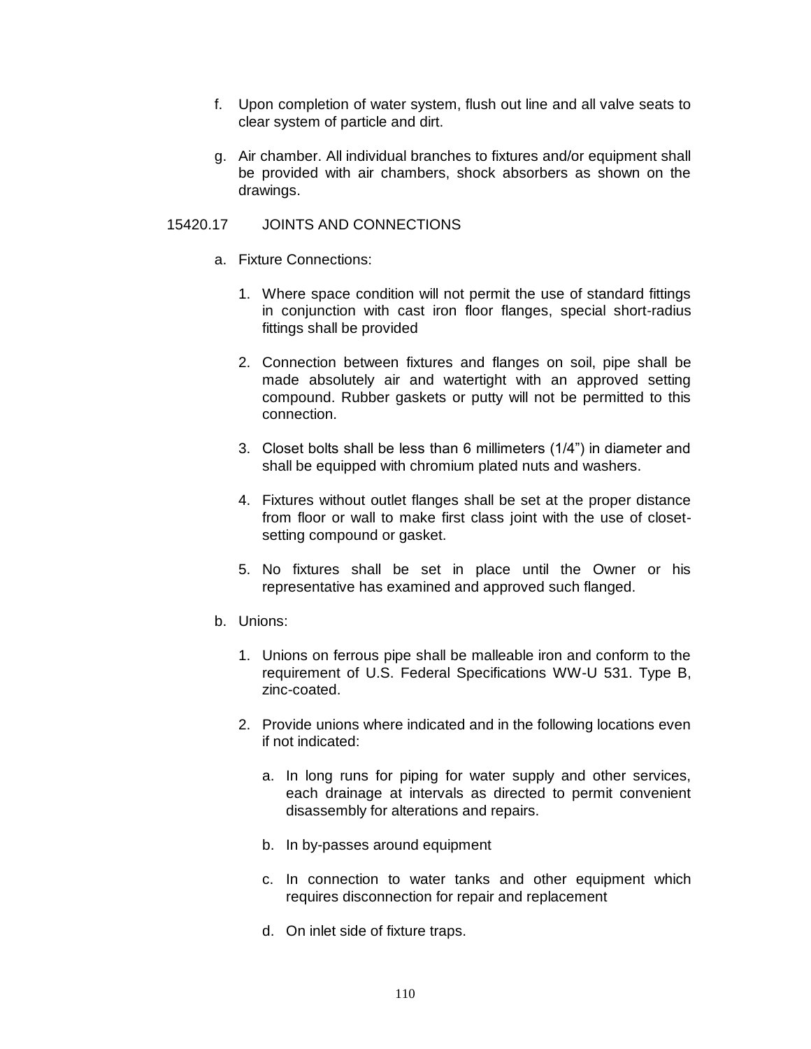f. Upon completion of water system, flush out line and all valve seats to clear system of particle and dirt.

g. Air chamber. All individual branches to fixtures and/or equipment shall be provided with air chambers, shock absorbers as shown on the drawings.

15420.17 JOINTS AND CONNECTIONS

a. Fixture Connections:

   1. Where space condition will not permit the use of standard fittings in conjunction with cast iron floor flanges, special short-radius fittings shall be provided

   2. Connection between fixtures and flanges on soil, pipe shall be made absolutely air and watertight with an approved setting compound. Rubber gaskets or putty will not be permitted to this connection.

   3. Closet bolts shall be less than 6 millimeters (1/4") in diameter and shall be equipped with chromium plated nuts and washers.

   4. Fixtures without outlet flanges shall be set at the proper distance from floor or wall to make first class joint with the use of closet-setting compound or gasket.

   5. No fixtures shall be set in place until the Owner or his representative has examined and approved such flanged.

b. Unions:

   1. Unions on ferrous pipe shall be malleable iron and conform to the requirement of U.S. Federal Specifications WW-U 531. Type B, zinc-coated.

   2. Provide unions where indicated and in the following locations even if not indicated:

      a. In long runs for piping for water supply and other services, each drainage at intervals as directed to permit convenient disassembly for alterations and repairs.

      b. In by-passes around equipment

      c. In connection to water tanks and other equipment which requires disconnection for repair and replacement

      d. On inlet side of fixture traps.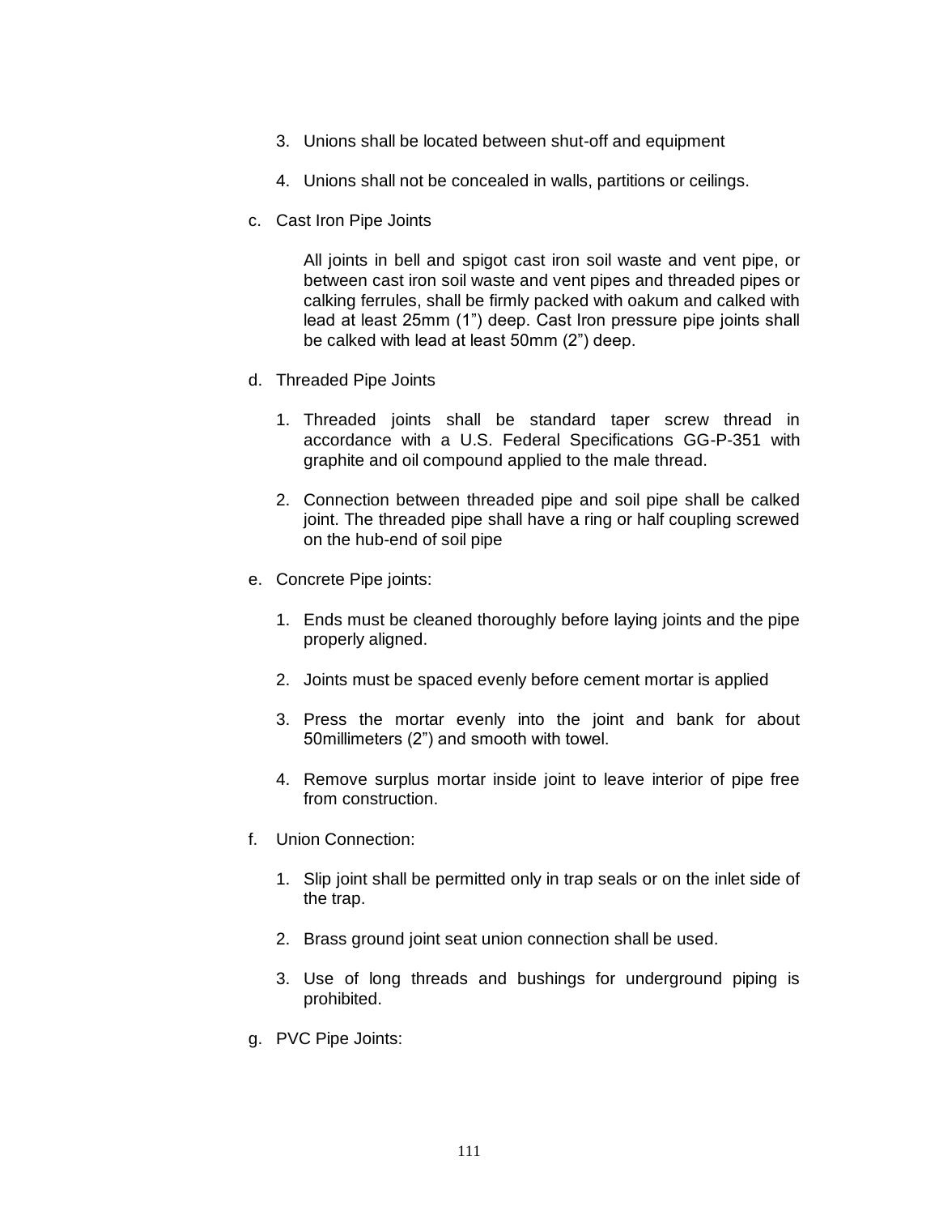3. Unions shall be located between shut-off and equipment

4. Unions shall not be concealed in walls, partitions or ceilings.

c. Cast Iron Pipe Joints

    All joints in bell and spigot cast iron soil waste and vent pipe, or between cast iron soil waste and vent pipes and threaded pipes or calking ferrules, shall be firmly packed with oakum and calked with lead at least 25mm (1”) deep. Cast Iron pressure pipe joints shall be calked with lead at least 50mm (2”) deep.

d. Threaded Pipe Joints

    1. Threaded joints shall be standard taper screw thread in accordance with a U.S. Federal Specifications GG-P-351 with graphite and oil compound applied to the male thread.

    2. Connection between threaded pipe and soil pipe shall be calked joint. The threaded pipe shall have a ring or half coupling screwed on the hub-end of soil pipe

e. Concrete Pipe joints:

    1. Ends must be cleaned thoroughly before laying joints and the pipe properly aligned.

    2. Joints must be spaced evenly before cement mortar is applied

    3. Press the mortar evenly into the joint and bank for about 50millimeters (2”) and smooth with towel.

    4. Remove surplus mortar inside joint to leave interior of pipe free from construction.

f. Union Connection:

    1. Slip joint shall be permitted only in trap seals or on the inlet side of the trap.

    2. Brass ground joint seat union connection shall be used.

    3. Use of long threads and bushings for underground piping is prohibited.

g. PVC Pipe Joints: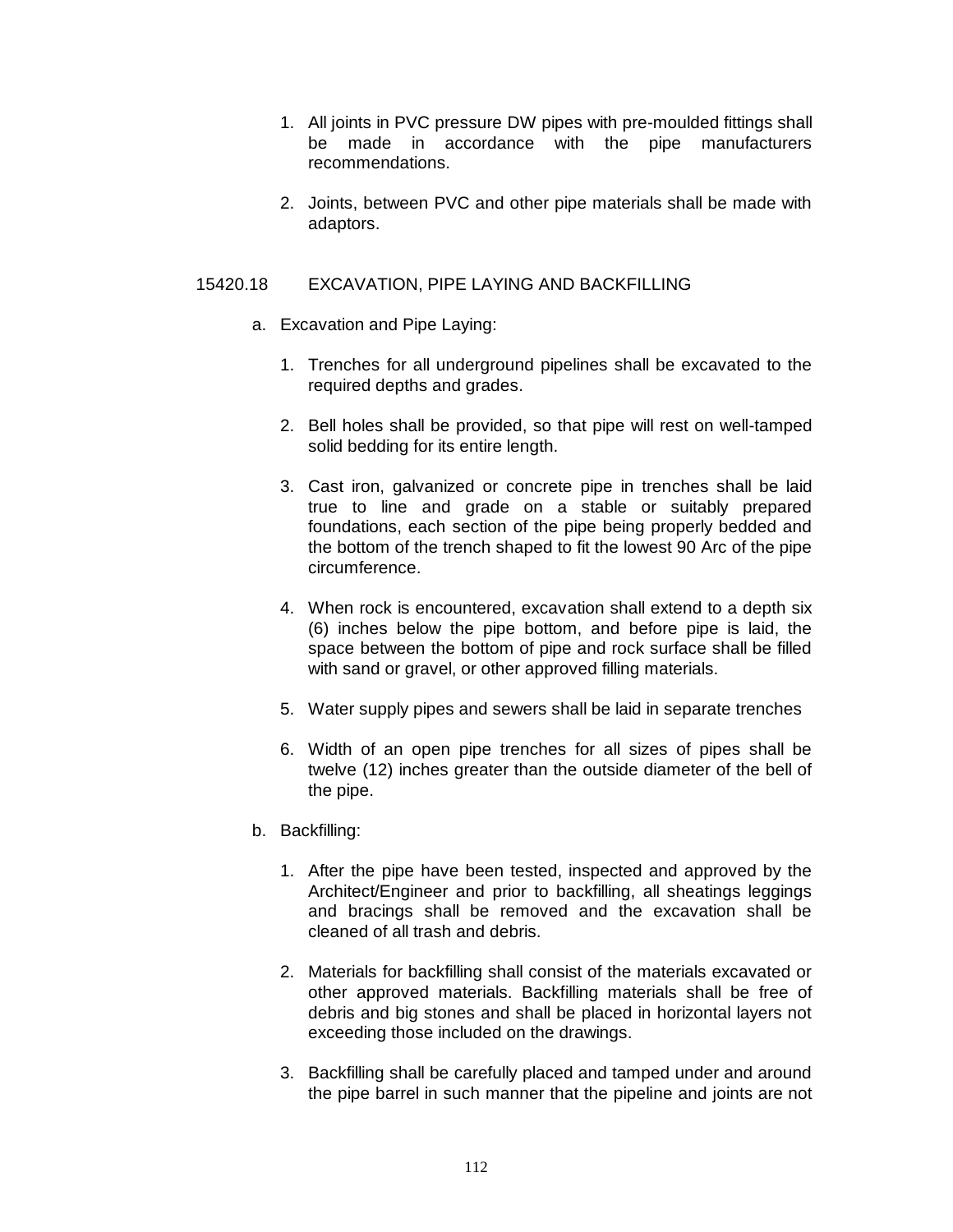1. All joints in PVC pressure DW pipes with pre-moulded fittings shall be made in accordance with the pipe manufacturers recommendations.

2. Joints, between PVC and other pipe materials shall be made with adaptors.

## 15420.18 EXCAVATION, PIPE LAYING AND BACKFILLING

a. Excavation and Pipe Laying:

   1. Trenches for all underground pipelines shall be excavated to the required depths and grades.

   2. Bell holes shall be provided, so that pipe will rest on well-tamped solid bedding for its entire length.

   3. Cast iron, galvanized or concrete pipe in trenches shall be laid true to line and grade on a stable or suitably prepared foundations, each section of the pipe being properly bedded and the bottom of the trench shaped to fit the lowest 90 Arc of the pipe circumference.

   4. When rock is encountered, excavation shall extend to a depth six (6) inches below the pipe bottom, and before pipe is laid, the space between the bottom of pipe and rock surface shall be filled with sand or gravel, or other approved filling materials.

   5. Water supply pipes and sewers shall be laid in separate trenches

   6. Width of an open pipe trenches for all sizes of pipes shall be twelve (12) inches greater than the outside diameter of the bell of the pipe.

b. Backfilling:

   1. After the pipe have been tested, inspected and approved by the Architect/Engineer and prior to backfilling, all sheatings leggings and bracings shall be removed and the excavation shall be cleaned of all trash and debris.

   2. Materials for backfilling shall consist of the materials excavated or other approved materials. Backfilling materials shall be free of debris and big stones and shall be placed in horizontal layers not exceeding those included on the drawings.

   3. Backfilling shall be carefully placed and tamped under and around the pipe barrel in such manner that the pipeline and joints are not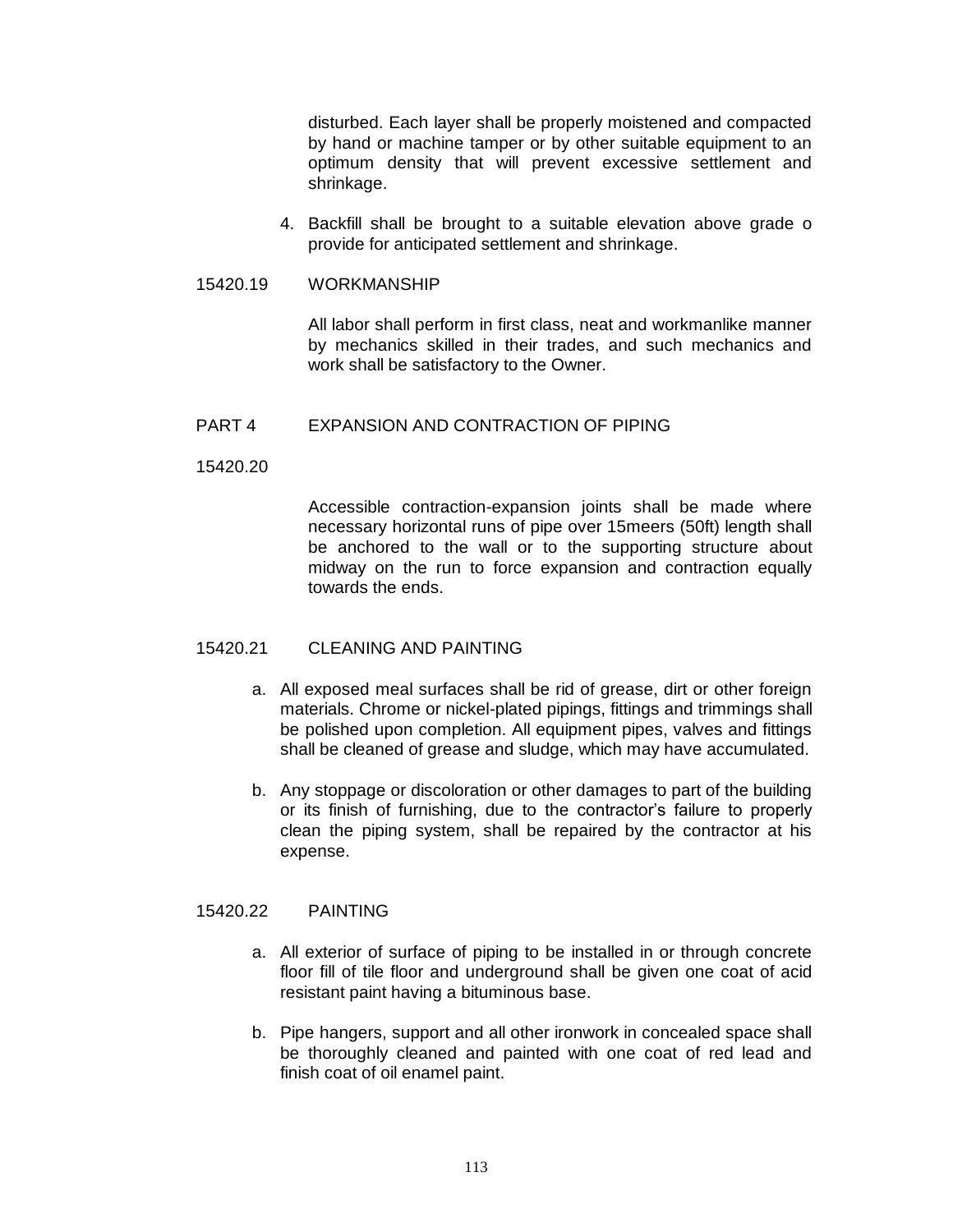disturbed. Each layer shall be properly moistened and compacted by hand or machine tamper or by other suitable equipment to an optimum density that will prevent excessive settlement and shrinkage.

4. Backfill shall be brought to a suitable elevation above grade o provide for anticipated settlement and shrinkage.

15420.19 WORKMANSHIP

All labor shall perform in first class, neat and workmanlike manner by mechanics skilled in their trades, and such mechanics and work shall be satisfactory to the Owner.

## PART 4 EXPANSION AND CONTRACTION OF PIPING

15420.20

Accessible contraction-expansion joints shall be made where necessary horizontal runs of pipe over 15meers (50ft) length shall be anchored to the wall or to the supporting structure about midway on the run to force expansion and contraction equally towards the ends.

15420.21 CLEANING AND PAINTING

a. All exposed meal surfaces shall be rid of grease, dirt or other foreign materials. Chrome or nickel-plated pipings, fittings and trimmings shall be polished upon completion. All equipment pipes, valves and fittings shall be cleaned of grease and sludge, which may have accumulated.

b. Any stoppage or discoloration or other damages to part of the building or its finish of furnishing, due to the contractor's failure to properly clean the piping system, shall be repaired by the contractor at his expense.

15420.22 PAINTING

a. All exterior of surface of piping to be installed in or through concrete floor fill of tile floor and underground shall be given one coat of acid resistant paint having a bituminous base.

b. Pipe hangers, support and all other ironwork in concealed space shall be thoroughly cleaned and painted with one coat of red lead and finish coat of oil enamel paint.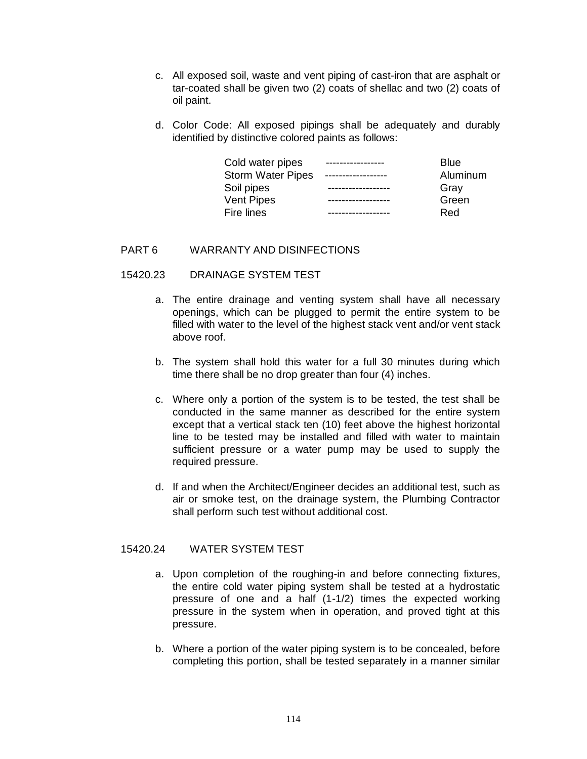c. All exposed soil, waste and vent piping of cast-iron that are asphalt or tar-coated shall be given two (2) coats of shellac and two (2) coats of oil paint.

d. Color Code: All exposed pipings shall be adequately and durably identified by distinctive colored paints as follows:

| | | |
|---|---|---|
| Cold water pipes | ----------------- | Blue |
| Storm Water Pipes | ------------------ | Aluminum |
| Soil pipes | ------------------ | Gray |
| Vent Pipes | ------------------ | Green |
| Fire lines | ------------------ | Red |

## PART 6 WARRANTY AND DISINFECTIONS

### 15420.23 DRAINAGE SYSTEM TEST

a. The entire drainage and venting system shall have all necessary openings, which can be plugged to permit the entire system to be filled with water to the level of the highest stack vent and/or vent stack above roof.

b. The system shall hold this water for a full 30 minutes during which time there shall be no drop greater than four (4) inches.

c. Where only a portion of the system is to be tested, the test shall be conducted in the same manner as described for the entire system except that a vertical stack ten (10) feet above the highest horizontal line to be tested may be installed and filled with water to maintain sufficient pressure or a water pump may be used to supply the required pressure.

d. If and when the Architect/Engineer decides an additional test, such as air or smoke test, on the drainage system, the Plumbing Contractor shall perform such test without additional cost.

### 15420.24 WATER SYSTEM TEST

a. Upon completion of the roughing-in and before connecting fixtures, the entire cold water piping system shall be tested at a hydrostatic pressure of one and a half (1-1/2) times the expected working pressure in the system when in operation, and proved tight at this pressure.

b. Where a portion of the water piping system is to be concealed, before completing this portion, shall be tested separately in a manner similar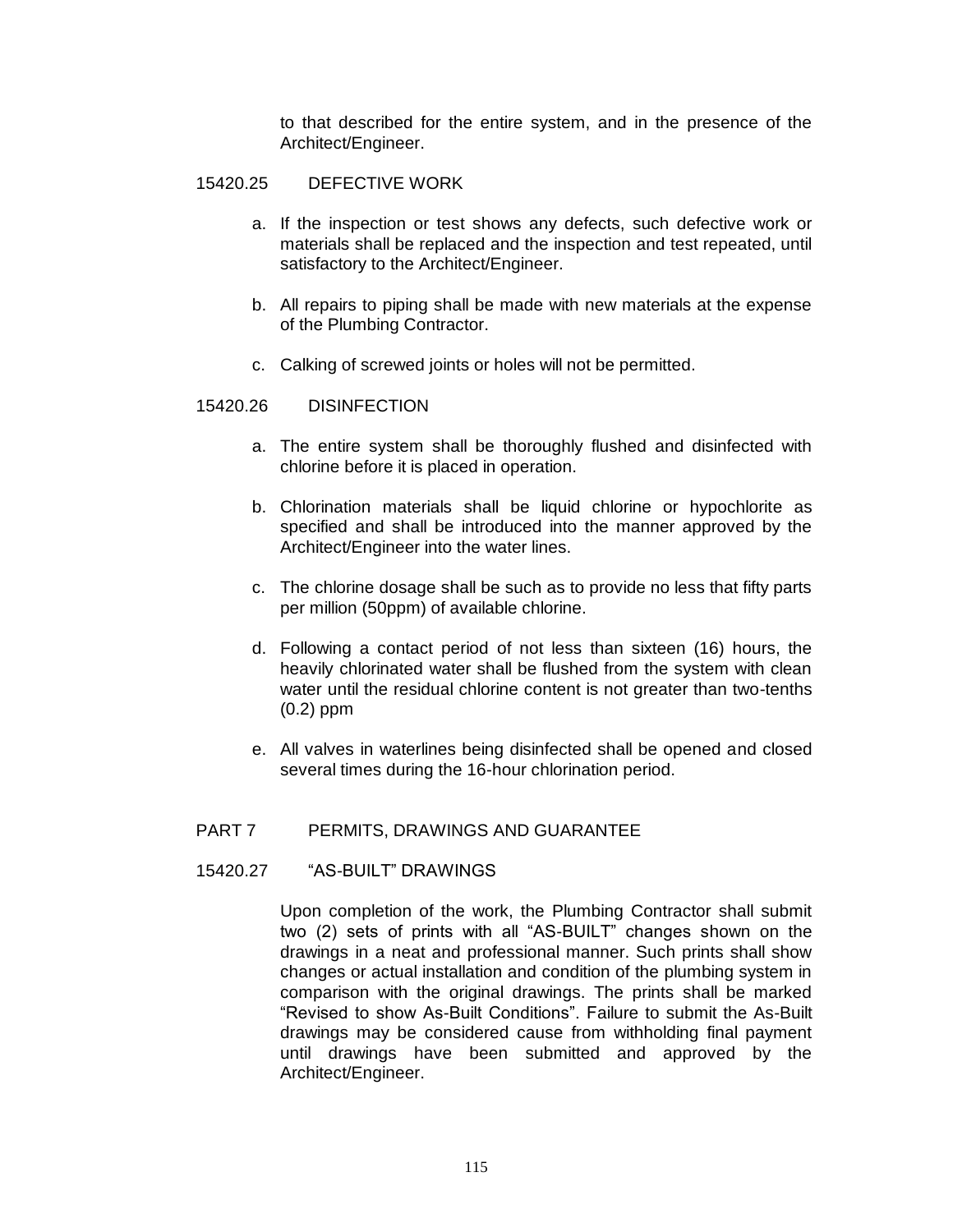to that described for the entire system, and in the presence of the Architect/Engineer.

## 15420.25 DEFECTIVE WORK

a. If the inspection or test shows any defects, such defective work or materials shall be replaced and the inspection and test repeated, until satisfactory to the Architect/Engineer.

b. All repairs to piping shall be made with new materials at the expense of the Plumbing Contractor.

c. Calking of screwed joints or holes will not be permitted.

## 15420.26 DISINFECTION

a. The entire system shall be thoroughly flushed and disinfected with chlorine before it is placed in operation.

b. Chlorination materials shall be liquid chlorine or hypochlorite as specified and shall be introduced into the manner approved by the Architect/Engineer into the water lines.

c. The chlorine dosage shall be such as to provide no less that fifty parts per million (50ppm) of available chlorine.

d. Following a contact period of not less than sixteen (16) hours, the heavily chlorinated water shall be flushed from the system with clean water until the residual chlorine content is not greater than two-tenths (0.2) ppm

e. All valves in waterlines being disinfected shall be opened and closed several times during the 16-hour chlorination period.

# PART 7 PERMITS, DRAWINGS AND GUARANTEE

## 15420.27 "AS-BUILT" DRAWINGS

Upon completion of the work, the Plumbing Contractor shall submit two (2) sets of prints with all "AS-BUILT" changes shown on the drawings in a neat and professional manner. Such prints shall show changes or actual installation and condition of the plumbing system in comparison with the original drawings. The prints shall be marked "Revised to show As-Built Conditions". Failure to submit the As-Built drawings may be considered cause from withholding final payment until drawings have been submitted and approved by the Architect/Engineer.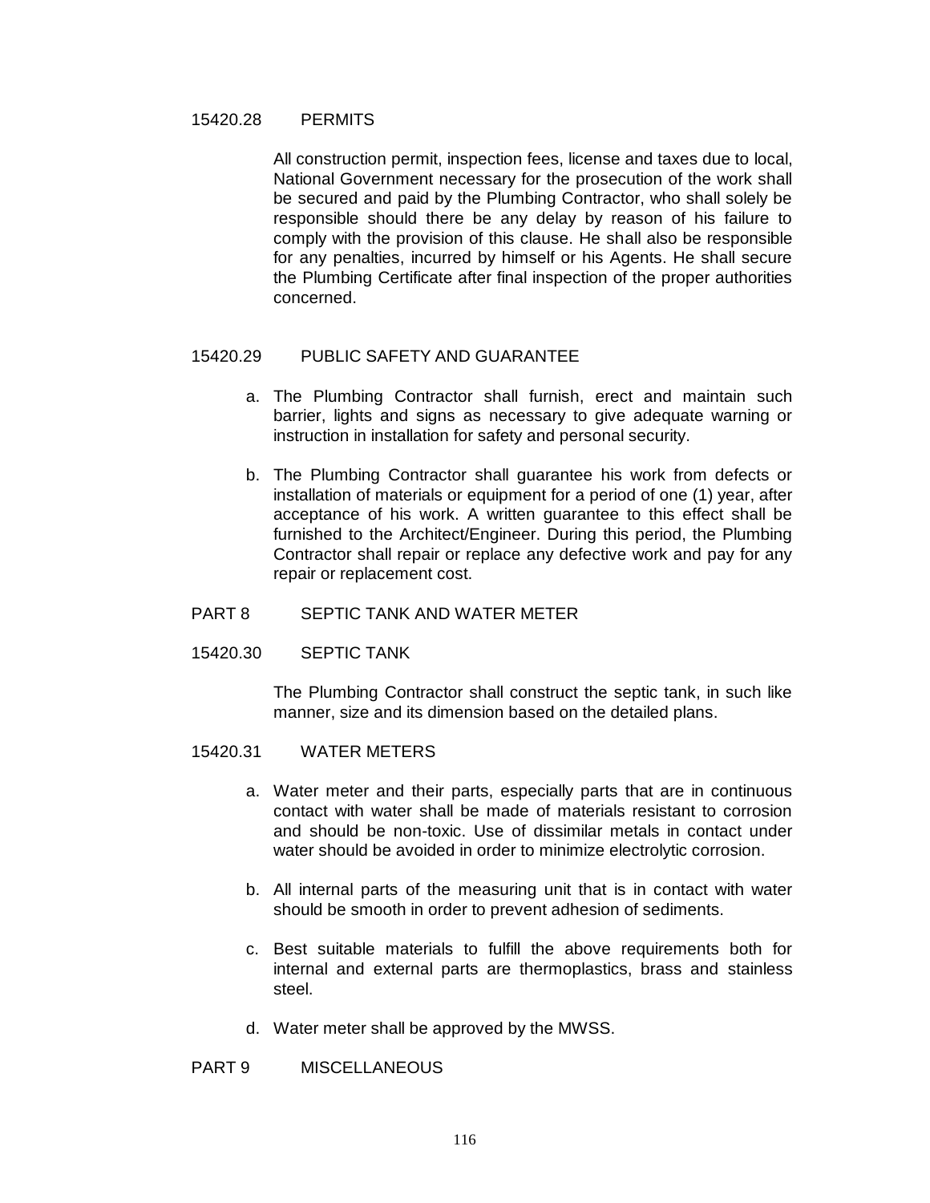### 15420.28 PERMITS

All construction permit, inspection fees, license and taxes due to local, National Government necessary for the prosecution of the work shall be secured and paid by the Plumbing Contractor, who shall solely be responsible should there be any delay by reason of his failure to comply with the provision of this clause. He shall also be responsible for any penalties, incurred by himself or his Agents. He shall secure the Plumbing Certificate after final inspection of the proper authorities concerned.

### 15420.29 PUBLIC SAFETY AND GUARANTEE

a. The Plumbing Contractor shall furnish, erect and maintain such barrier, lights and signs as necessary to give adequate warning or instruction in installation for safety and personal security.

b. The Plumbing Contractor shall guarantee his work from defects or installation of materials or equipment for a period of one (1) year, after acceptance of his work. A written guarantee to this effect shall be furnished to the Architect/Engineer. During this period, the Plumbing Contractor shall repair or replace any defective work and pay for any repair or replacement cost.

## PART 8 SEPTIC TANK AND WATER METER

### 15420.30 SEPTIC TANK

The Plumbing Contractor shall construct the septic tank, in such like manner, size and its dimension based on the detailed plans.

### 15420.31 WATER METERS

a. Water meter and their parts, especially parts that are in continuous contact with water shall be made of materials resistant to corrosion and should be non-toxic. Use of dissimilar metals in contact under water should be avoided in order to minimize electrolytic corrosion.

b. All internal parts of the measuring unit that is in contact with water should be smooth in order to prevent adhesion of sediments.

c. Best suitable materials to fulfill the above requirements both for internal and external parts are thermoplastics, brass and stainless steel.

d. Water meter shall be approved by the MWSS.

## PART 9 MISCELLANEOUS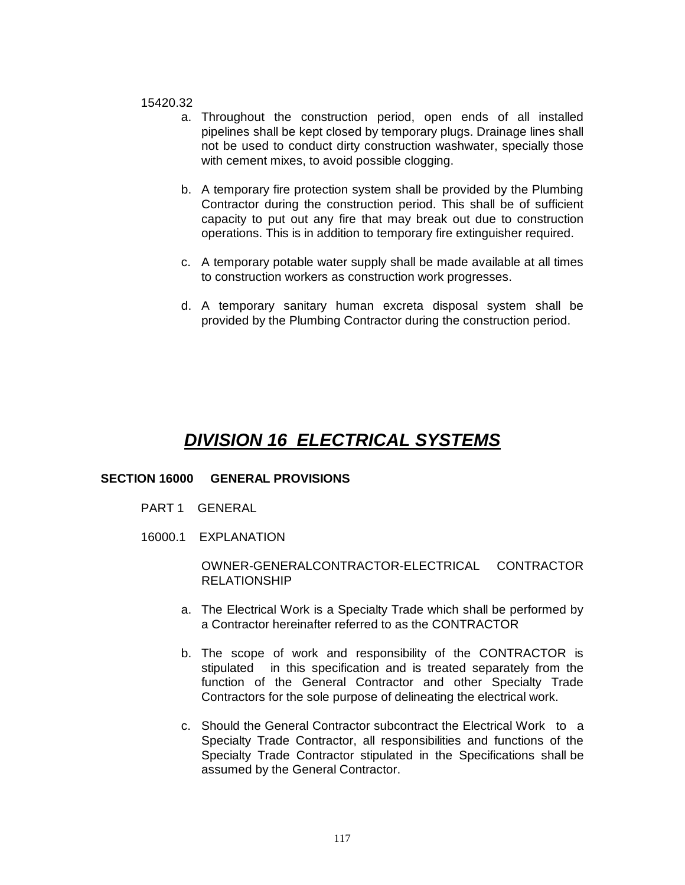15420.32

a. Throughout the construction period, open ends of all installed pipelines shall be kept closed by temporary plugs. Drainage lines shall not be used to conduct dirty construction washwater, specially those with cement mixes, to avoid possible clogging.

b. A temporary fire protection system shall be provided by the Plumbing Contractor during the construction period. This shall be of sufficient capacity to put out any fire that may break out due to construction operations. This is in addition to temporary fire extinguisher required.

c. A temporary potable water supply shall be made available at all times to construction workers as construction work progresses.

d. A temporary sanitary human excreta disposal system shall be provided by the Plumbing Contractor during the construction period.

# ***DIVISION 16 ELECTRICAL SYSTEMS***

## **SECTION 16000 GENERAL PROVISIONS**

PART 1 GENERAL

16000.1 EXPLANATION

OWNER-GENERALCONTRACTOR-ELECTRICAL CONTRACTOR RELATIONSHIP

a. The Electrical Work is a Specialty Trade which shall be performed by a Contractor hereinafter referred to as the CONTRACTOR

b. The scope of work and responsibility of the CONTRACTOR is stipulated in this specification and is treated separately from the function of the General Contractor and other Specialty Trade Contractors for the sole purpose of delineating the electrical work.

c. Should the General Contractor subcontract the Electrical Work to a Specialty Trade Contractor, all responsibilities and functions of the Specialty Trade Contractor stipulated in the Specifications shall be assumed by the General Contractor.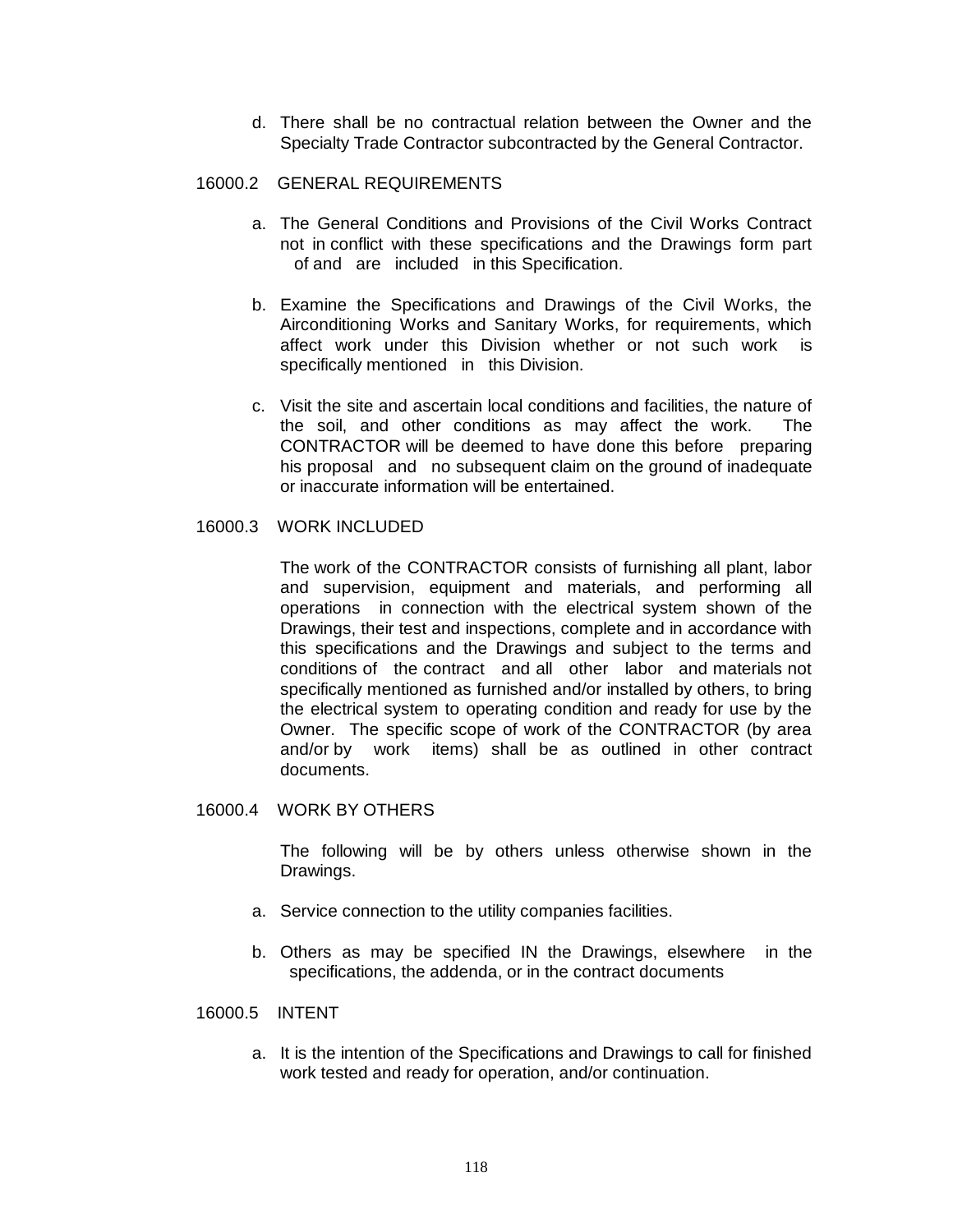d. There shall be no contractual relation between the Owner and the Specialty Trade Contractor subcontracted by the General Contractor.

## 16000.2 GENERAL REQUIREMENTS

a. The General Conditions and Provisions of the Civil Works Contract not in conflict with these specifications and the Drawings form part of and are included in this Specification.

b. Examine the Specifications and Drawings of the Civil Works, the Airconditioning Works and Sanitary Works, for requirements, which affect work under this Division whether or not such work is specifically mentioned in this Division.

c. Visit the site and ascertain local conditions and facilities, the nature of the soil, and other conditions as may affect the work. The CONTRACTOR will be deemed to have done this before preparing his proposal and no subsequent claim on the ground of inadequate or inaccurate information will be entertained.

## 16000.3 WORK INCLUDED

The work of the CONTRACTOR consists of furnishing all plant, labor and supervision, equipment and materials, and performing all operations in connection with the electrical system shown of the Drawings, their test and inspections, complete and in accordance with this specifications and the Drawings and subject to the terms and conditions of the contract and all other labor and materials not specifically mentioned as furnished and/or installed by others, to bring the electrical system to operating condition and ready for use by the Owner. The specific scope of work of the CONTRACTOR (by area and/or by work items) shall be as outlined in other contract documents.

## 16000.4 WORK BY OTHERS

The following will be by others unless otherwise shown in the Drawings.

a. Service connection to the utility companies facilities.

b. Others as may be specified IN the Drawings, elsewhere in the specifications, the addenda, or in the contract documents

## 16000.5 INTENT

a. It is the intention of the Specifications and Drawings to call for finished work tested and ready for operation, and/or continuation.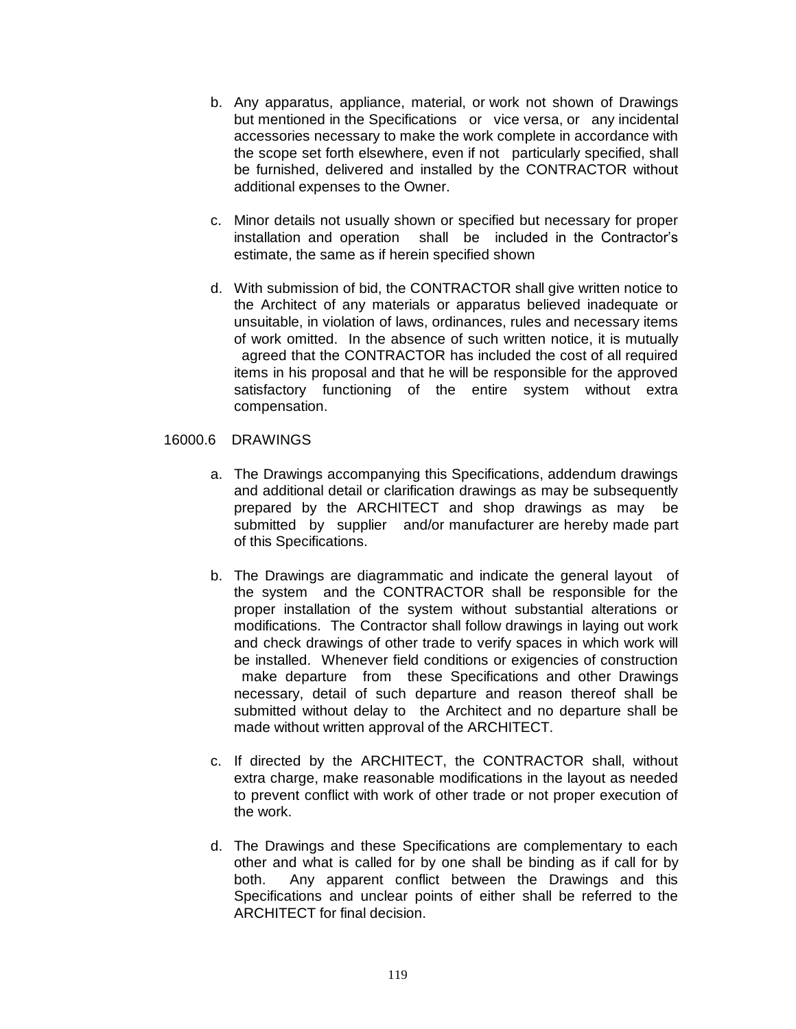b. Any apparatus, appliance, material, or work not shown of Drawings but mentioned in the Specifications or vice versa, or any incidental accessories necessary to make the work complete in accordance with the scope set forth elsewhere, even if not particularly specified, shall be furnished, delivered and installed by the CONTRACTOR without additional expenses to the Owner.

c. Minor details not usually shown or specified but necessary for proper installation and operation shall be included in the Contractor's estimate, the same as if herein specified shown

d. With submission of bid, the CONTRACTOR shall give written notice to the Architect of any materials or apparatus believed inadequate or unsuitable, in violation of laws, ordinances, rules and necessary items of work omitted. In the absence of such written notice, it is mutually agreed that the CONTRACTOR has included the cost of all required items in his proposal and that he will be responsible for the approved satisfactory functioning of the entire system without extra compensation.

16000.6 DRAWINGS

a. The Drawings accompanying this Specifications, addendum drawings and additional detail or clarification drawings as may be subsequently prepared by the ARCHITECT and shop drawings as may be submitted by supplier and/or manufacturer are hereby made part of this Specifications.

b. The Drawings are diagrammatic and indicate the general layout of the system and the CONTRACTOR shall be responsible for the proper installation of the system without substantial alterations or modifications. The Contractor shall follow drawings in laying out work and check drawings of other trade to verify spaces in which work will be installed. Whenever field conditions or exigencies of construction make departure from these Specifications and other Drawings necessary, detail of such departure and reason thereof shall be submitted without delay to the Architect and no departure shall be made without written approval of the ARCHITECT.

c. If directed by the ARCHITECT, the CONTRACTOR shall, without extra charge, make reasonable modifications in the layout as needed to prevent conflict with work of other trade or not proper execution of the work.

d. The Drawings and these Specifications are complementary to each other and what is called for by one shall be binding as if call for by both. Any apparent conflict between the Drawings and this Specifications and unclear points of either shall be referred to the ARCHITECT for final decision.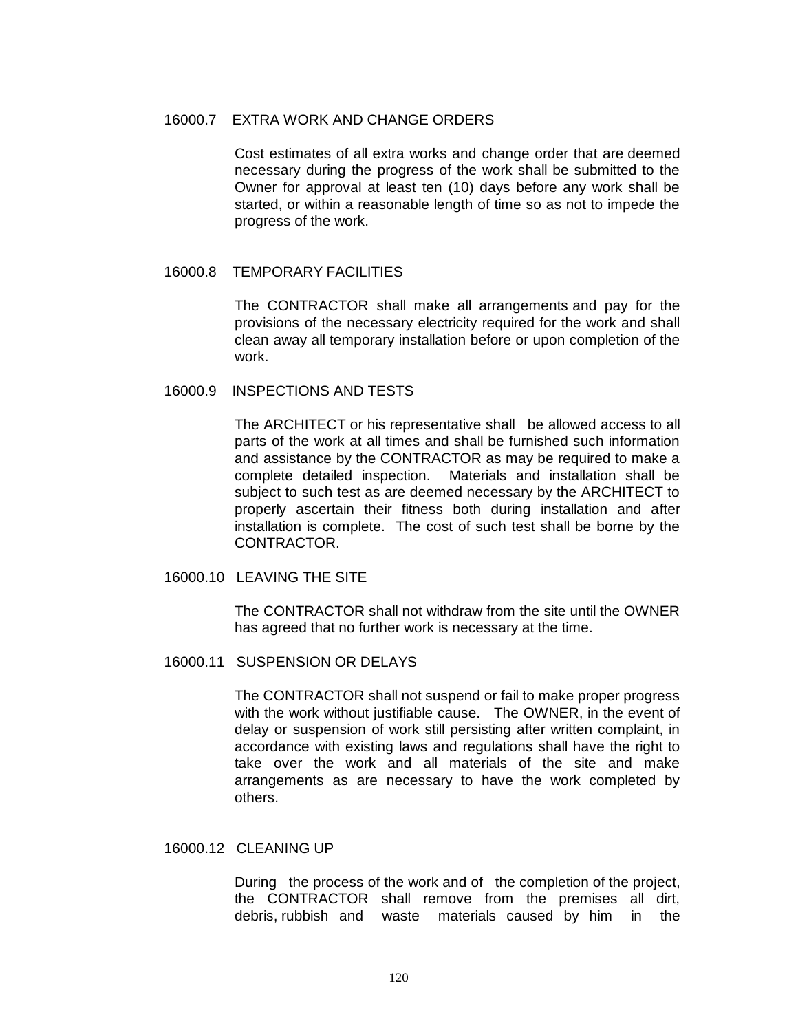### 16000.7 EXTRA WORK AND CHANGE ORDERS

Cost estimates of all extra works and change order that are deemed necessary during the progress of the work shall be submitted to the Owner for approval at least ten (10) days before any work shall be started, or within a reasonable length of time so as not to impede the progress of the work.

### 16000.8 TEMPORARY FACILITIES

The CONTRACTOR shall make all arrangements and pay for the provisions of the necessary electricity required for the work and shall clean away all temporary installation before or upon completion of the work.

### 16000.9 INSPECTIONS AND TESTS

The ARCHITECT or his representative shall be allowed access to all parts of the work at all times and shall be furnished such information and assistance by the CONTRACTOR as may be required to make a complete detailed inspection. Materials and installation shall be subject to such test as are deemed necessary by the ARCHITECT to properly ascertain their fitness both during installation and after installation is complete. The cost of such test shall be borne by the CONTRACTOR.

### 16000.10 LEAVING THE SITE

The CONTRACTOR shall not withdraw from the site until the OWNER has agreed that no further work is necessary at the time.

### 16000.11 SUSPENSION OR DELAYS

The CONTRACTOR shall not suspend or fail to make proper progress with the work without justifiable cause. The OWNER, in the event of delay or suspension of work still persisting after written complaint, in accordance with existing laws and regulations shall have the right to take over the work and all materials of the site and make arrangements as are necessary to have the work completed by others.

### 16000.12 CLEANING UP

During the process of the work and of the completion of the project, the CONTRACTOR shall remove from the premises all dirt, debris, rubbish and waste materials caused by him in the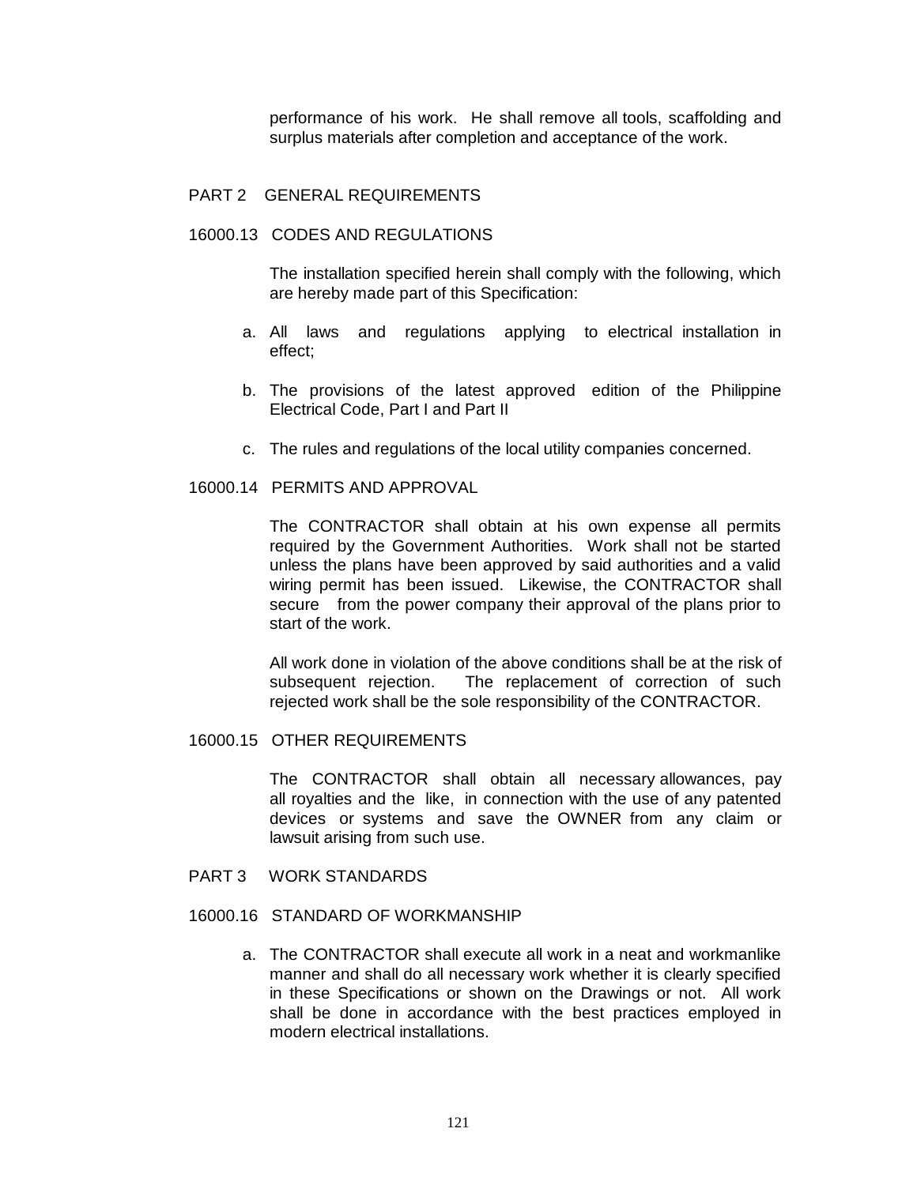performance of his work. He shall remove all tools, scaffolding and surplus materials after completion and acceptance of the work.

## PART 2 GENERAL REQUIREMENTS

### 16000.13 CODES AND REGULATIONS

The installation specified herein shall comply with the following, which are hereby made part of this Specification:

a. All laws and regulations applying to electrical installation in effect;

b. The provisions of the latest approved edition of the Philippine Electrical Code, Part I and Part II

c. The rules and regulations of the local utility companies concerned.

### 16000.14 PERMITS AND APPROVAL

The CONTRACTOR shall obtain at his own expense all permits required by the Government Authorities. Work shall not be started unless the plans have been approved by said authorities and a valid wiring permit has been issued. Likewise, the CONTRACTOR shall secure from the power company their approval of the plans prior to start of the work.

All work done in violation of the above conditions shall be at the risk of subsequent rejection. The replacement of correction of such rejected work shall be the sole responsibility of the CONTRACTOR.

### 16000.15 OTHER REQUIREMENTS

The CONTRACTOR shall obtain all necessary allowances, pay all royalties and the like, in connection with the use of any patented devices or systems and save the OWNER from any claim or lawsuit arising from such use.

## PART 3 WORK STANDARDS

### 16000.16 STANDARD OF WORKMANSHIP

a. The CONTRACTOR shall execute all work in a neat and workmanlike manner and shall do all necessary work whether it is clearly specified in these Specifications or shown on the Drawings or not. All work shall be done in accordance with the best practices employed in modern electrical installations.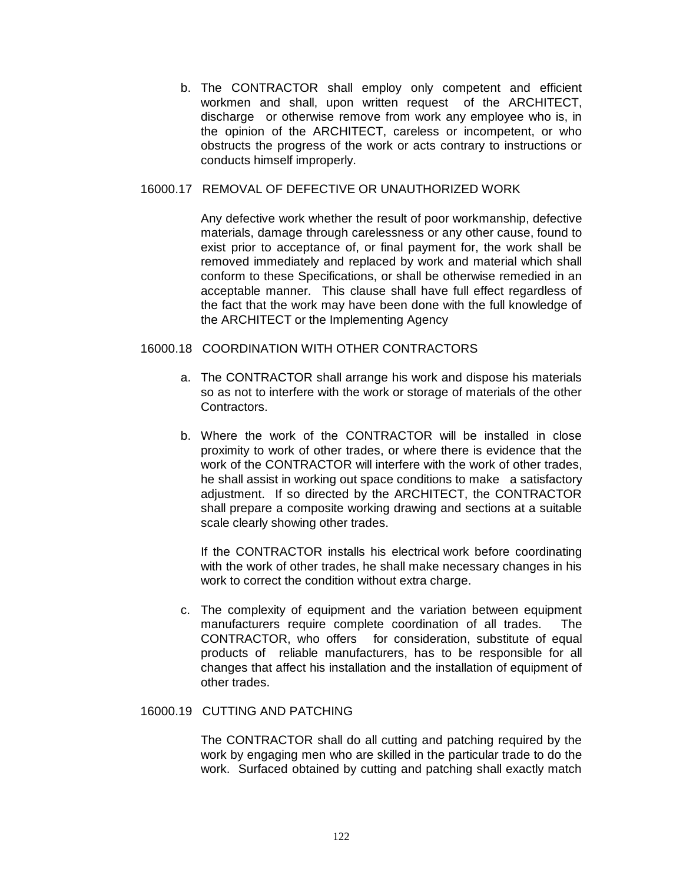b. The CONTRACTOR shall employ only competent and efficient workmen and shall, upon written request of the ARCHITECT, discharge or otherwise remove from work any employee who is, in the opinion of the ARCHITECT, careless or incompetent, or who obstructs the progress of the work or acts contrary to instructions or conducts himself improperly.

16000.17 REMOVAL OF DEFECTIVE OR UNAUTHORIZED WORK

Any defective work whether the result of poor workmanship, defective materials, damage through carelessness or any other cause, found to exist prior to acceptance of, or final payment for, the work shall be removed immediately and replaced by work and material which shall conform to these Specifications, or shall be otherwise remedied in an acceptable manner. This clause shall have full effect regardless of the fact that the work may have been done with the full knowledge of the ARCHITECT or the Implementing Agency

16000.18 COORDINATION WITH OTHER CONTRACTORS

a. The CONTRACTOR shall arrange his work and dispose his materials so as not to interfere with the work or storage of materials of the other Contractors.

b. Where the work of the CONTRACTOR will be installed in close proximity to work of other trades, or where there is evidence that the work of the CONTRACTOR will interfere with the work of other trades, he shall assist in working out space conditions to make a satisfactory adjustment. If so directed by the ARCHITECT, the CONTRACTOR shall prepare a composite working drawing and sections at a suitable scale clearly showing other trades.

   If the CONTRACTOR installs his electrical work before coordinating with the work of other trades, he shall make necessary changes in his work to correct the condition without extra charge.

c. The complexity of equipment and the variation between equipment manufacturers require complete coordination of all trades. The CONTRACTOR, who offers for consideration, substitute of equal products of reliable manufacturers, has to be responsible for all changes that affect his installation and the installation of equipment of other trades.

16000.19 CUTTING AND PATCHING

The CONTRACTOR shall do all cutting and patching required by the work by engaging men who are skilled in the particular trade to do the work. Surfaced obtained by cutting and patching shall exactly match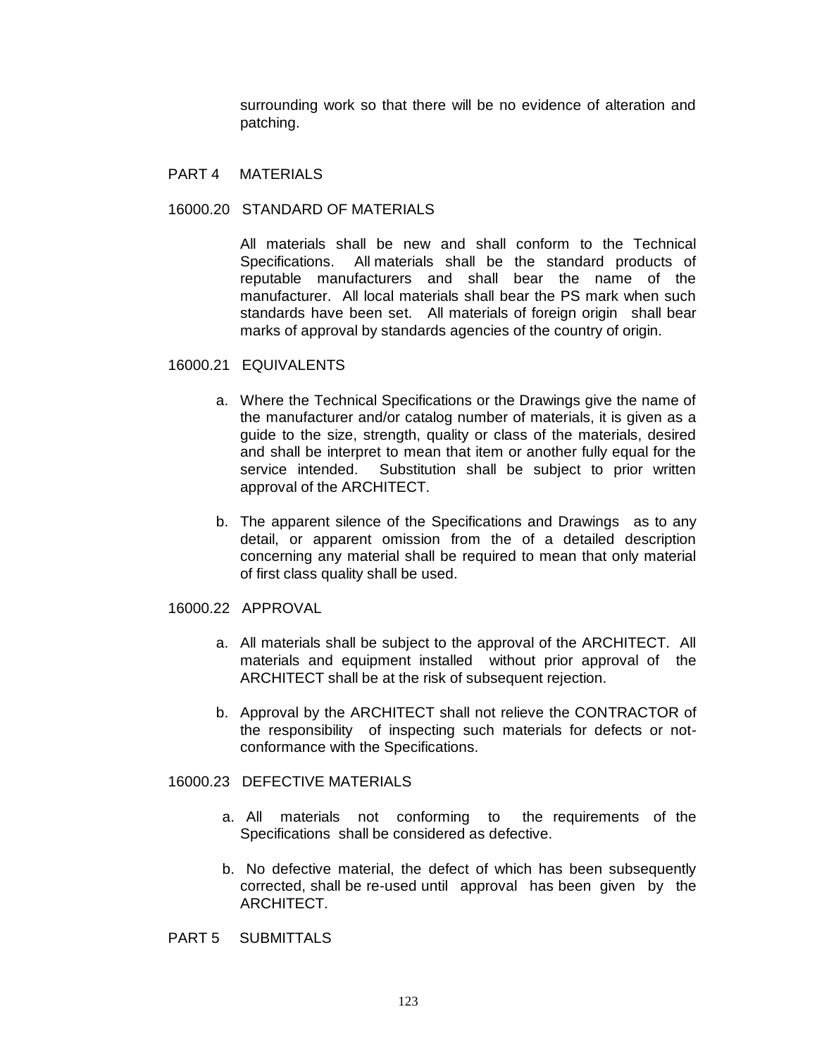surrounding work so that there will be no evidence of alteration and patching.

## PART 4 MATERIALS

### 16000.20 STANDARD OF MATERIALS

All materials shall be new and shall conform to the Technical Specifications. All materials shall be the standard products of reputable manufacturers and shall bear the name of the manufacturer. All local materials shall bear the PS mark when such standards have been set. All materials of foreign origin shall bear marks of approval by standards agencies of the country of origin.

### 16000.21 EQUIVALENTS

a. Where the Technical Specifications or the Drawings give the name of the manufacturer and/or catalog number of materials, it is given as a guide to the size, strength, quality or class of the materials, desired and shall be interpret to mean that item or another fully equal for the service intended. Substitution shall be subject to prior written approval of the ARCHITECT.

b. The apparent silence of the Specifications and Drawings as to any detail, or apparent omission from the of a detailed description concerning any material shall be required to mean that only material of first class quality shall be used.

### 16000.22 APPROVAL

a. All materials shall be subject to the approval of the ARCHITECT. All materials and equipment installed without prior approval of the ARCHITECT shall be at the risk of subsequent rejection.

b. Approval by the ARCHITECT shall not relieve the CONTRACTOR of the responsibility of inspecting such materials for defects or not-conformance with the Specifications.

### 16000.23 DEFECTIVE MATERIALS

a. All materials not conforming to the requirements of the Specifications shall be considered as defective.

b. No defective material, the defect of which has been subsequently corrected, shall be re-used until approval has been given by the ARCHITECT.

## PART 5 SUBMITTALS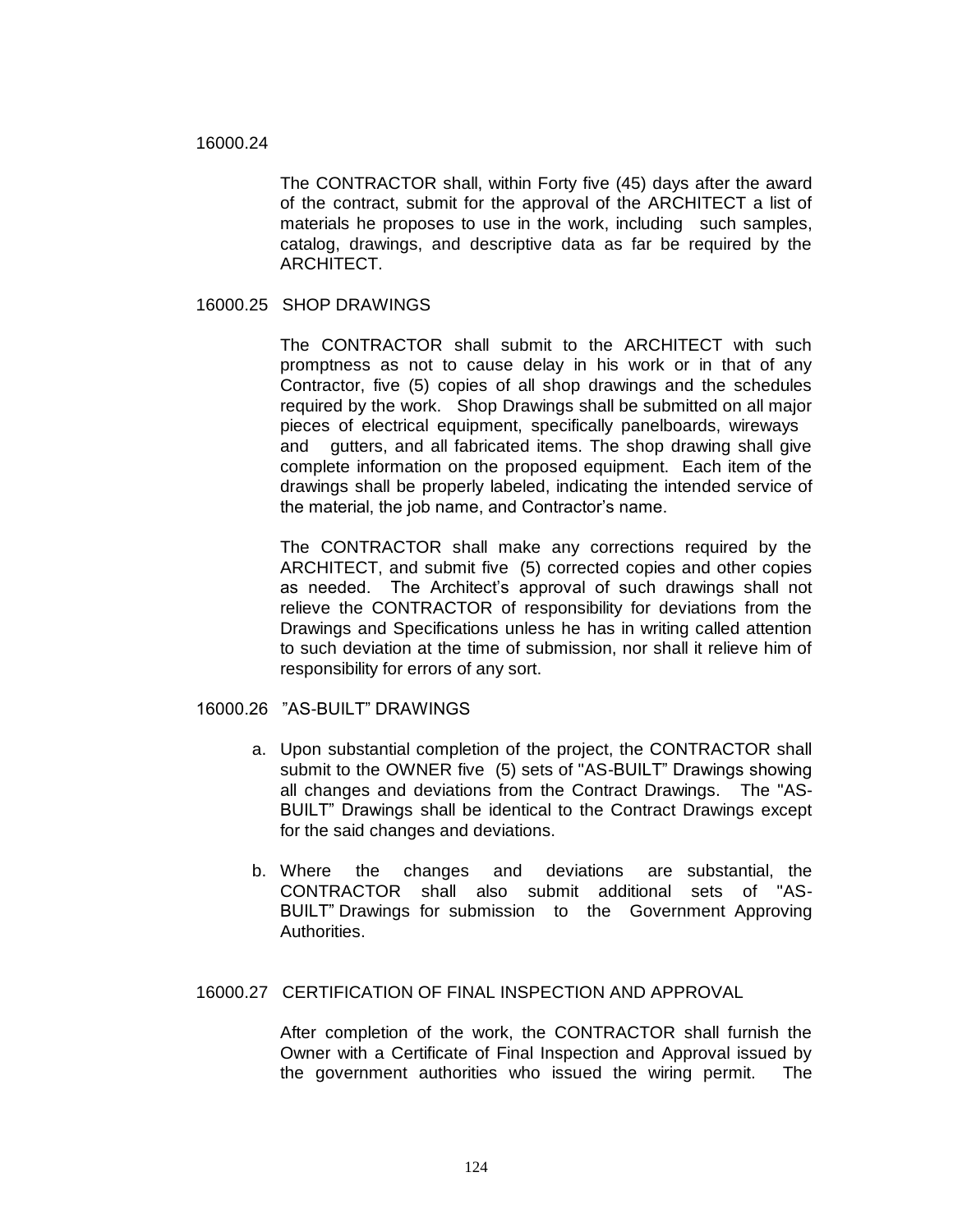16000.24

The CONTRACTOR shall, within Forty five (45) days after the award of the contract, submit for the approval of the ARCHITECT a list of materials he proposes to use in the work, including such samples, catalog, drawings, and descriptive data as far be required by the ARCHITECT.

16000.25 SHOP DRAWINGS

The CONTRACTOR shall submit to the ARCHITECT with such promptness as not to cause delay in his work or in that of any Contractor, five (5) copies of all shop drawings and the schedules required by the work. Shop Drawings shall be submitted on all major pieces of electrical equipment, specifically panelboards, wireways and gutters, and all fabricated items. The shop drawing shall give complete information on the proposed equipment. Each item of the drawings shall be properly labeled, indicating the intended service of the material, the job name, and Contractor's name.

The CONTRACTOR shall make any corrections required by the ARCHITECT, and submit five (5) corrected copies and other copies as needed. The Architect's approval of such drawings shall not relieve the CONTRACTOR of responsibility for deviations from the Drawings and Specifications unless he has in writing called attention to such deviation at the time of submission, nor shall it relieve him of responsibility for errors of any sort.

16000.26 "AS-BUILT" DRAWINGS

a. Upon substantial completion of the project, the CONTRACTOR shall submit to the OWNER five (5) sets of "AS-BUILT" Drawings showing all changes and deviations from the Contract Drawings. The "AS-BUILT" Drawings shall be identical to the Contract Drawings except for the said changes and deviations.

b. Where the changes and deviations are substantial, the CONTRACTOR shall also submit additional sets of "AS-BUILT" Drawings for submission to the Government Approving Authorities.

16000.27 CERTIFICATION OF FINAL INSPECTION AND APPROVAL

After completion of the work, the CONTRACTOR shall furnish the Owner with a Certificate of Final Inspection and Approval issued by the government authorities who issued the wiring permit. The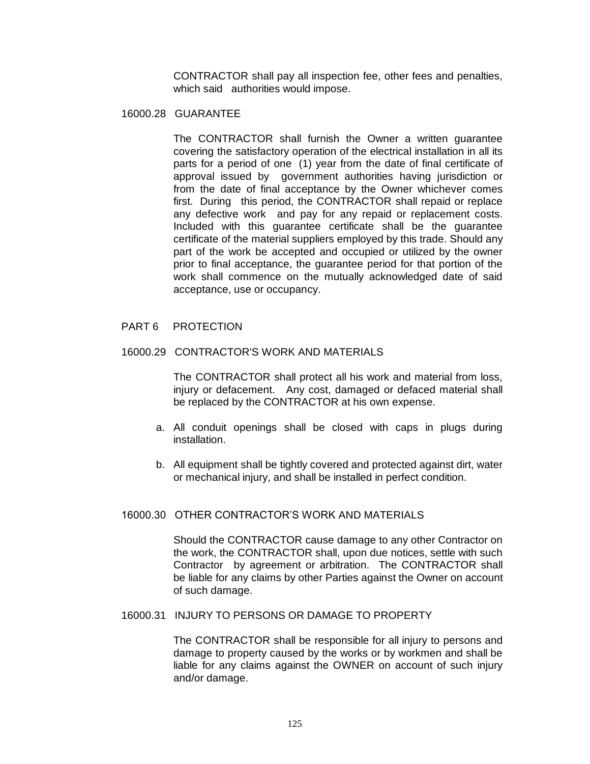CONTRACTOR shall pay all inspection fee, other fees and penalties, which said authorities would impose.

### 16000.28 GUARANTEE

The CONTRACTOR shall furnish the Owner a written guarantee covering the satisfactory operation of the electrical installation in all its parts for a period of one (1) year from the date of final certificate of approval issued by government authorities having jurisdiction or from the date of final acceptance by the Owner whichever comes first. During this period, the CONTRACTOR shall repaid or replace any defective work and pay for any repaid or replacement costs. Included with this guarantee certificate shall be the guarantee certificate of the material suppliers employed by this trade. Should any part of the work be accepted and occupied or utilized by the owner prior to final acceptance, the guarantee period for that portion of the work shall commence on the mutually acknowledged date of said acceptance, use or occupancy.

## PART 6 PROTECTION

### 16000.29 CONTRACTOR'S WORK AND MATERIALS

The CONTRACTOR shall protect all his work and material from loss, injury or defacement. Any cost, damaged or defaced material shall be replaced by the CONTRACTOR at his own expense.

a. All conduit openings shall be closed with caps in plugs during installation.

b. All equipment shall be tightly covered and protected against dirt, water or mechanical injury, and shall be installed in perfect condition.

### 16000.30 OTHER CONTRACTOR'S WORK AND MATERIALS

Should the CONTRACTOR cause damage to any other Contractor on the work, the CONTRACTOR shall, upon due notices, settle with such Contractor by agreement or arbitration. The CONTRACTOR shall be liable for any claims by other Parties against the Owner on account of such damage.

### 16000.31 INJURY TO PERSONS OR DAMAGE TO PROPERTY

The CONTRACTOR shall be responsible for all injury to persons and damage to property caused by the works or by workmen and shall be liable for any claims against the OWNER on account of such injury and/or damage.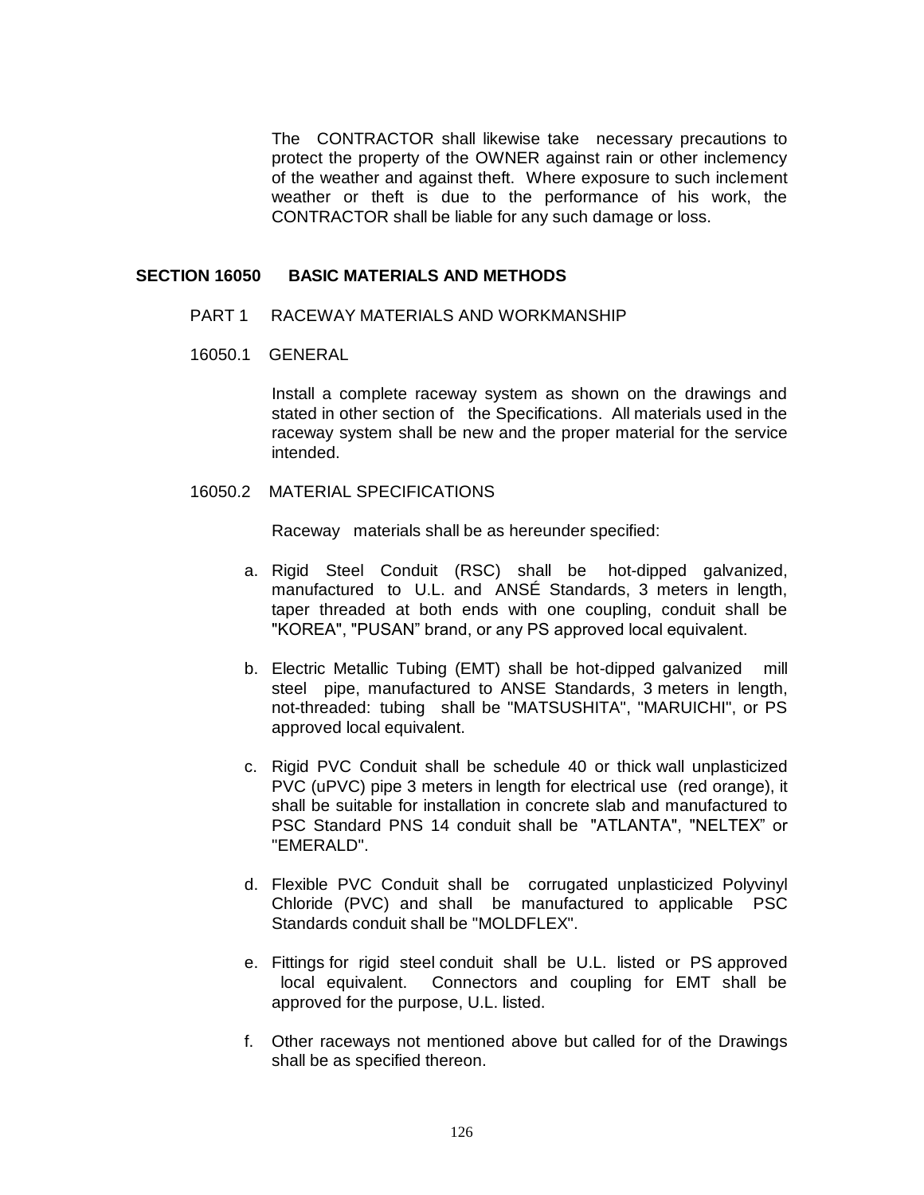The CONTRACTOR shall likewise take necessary precautions to protect the property of the OWNER against rain or other inclemency of the weather and against theft. Where exposure to such inclement weather or theft is due to the performance of his work, the CONTRACTOR shall be liable for any such damage or loss.

## SECTION 16050 BASIC MATERIALS AND METHODS

### PART 1 RACEWAY MATERIALS AND WORKMANSHIP

### 16050.1 GENERAL

Install a complete raceway system as shown on the drawings and stated in other section of the Specifications. All materials used in the raceway system shall be new and the proper material for the service intended.

### 16050.2 MATERIAL SPECIFICATIONS

Raceway materials shall be as hereunder specified:

a. Rigid Steel Conduit (RSC) shall be hot-dipped galvanized, manufactured to U.L. and ANSÉ Standards, 3 meters in length, taper threaded at both ends with one coupling, conduit shall be "KOREA", "PUSAN" brand, or any PS approved local equivalent.

b. Electric Metallic Tubing (EMT) shall be hot-dipped galvanized mill steel pipe, manufactured to ANSE Standards, 3 meters in length, not-threaded: tubing shall be "MATSUSHITA", "MARUICHI", or PS approved local equivalent.

c. Rigid PVC Conduit shall be schedule 40 or thick wall unplasticized PVC (uPVC) pipe 3 meters in length for electrical use (red orange), it shall be suitable for installation in concrete slab and manufactured to PSC Standard PNS 14 conduit shall be "ATLANTA", "NELTEX" or "EMERALD".

d. Flexible PVC Conduit shall be corrugated unplasticized Polyvinyl Chloride (PVC) and shall be manufactured to applicable PSC Standards conduit shall be "MOLDFLEX".

e. Fittings for rigid steel conduit shall be U.L. listed or PS approved local equivalent. Connectors and coupling for EMT shall be approved for the purpose, U.L. listed.

f. Other raceways not mentioned above but called for of the Drawings shall be as specified thereon.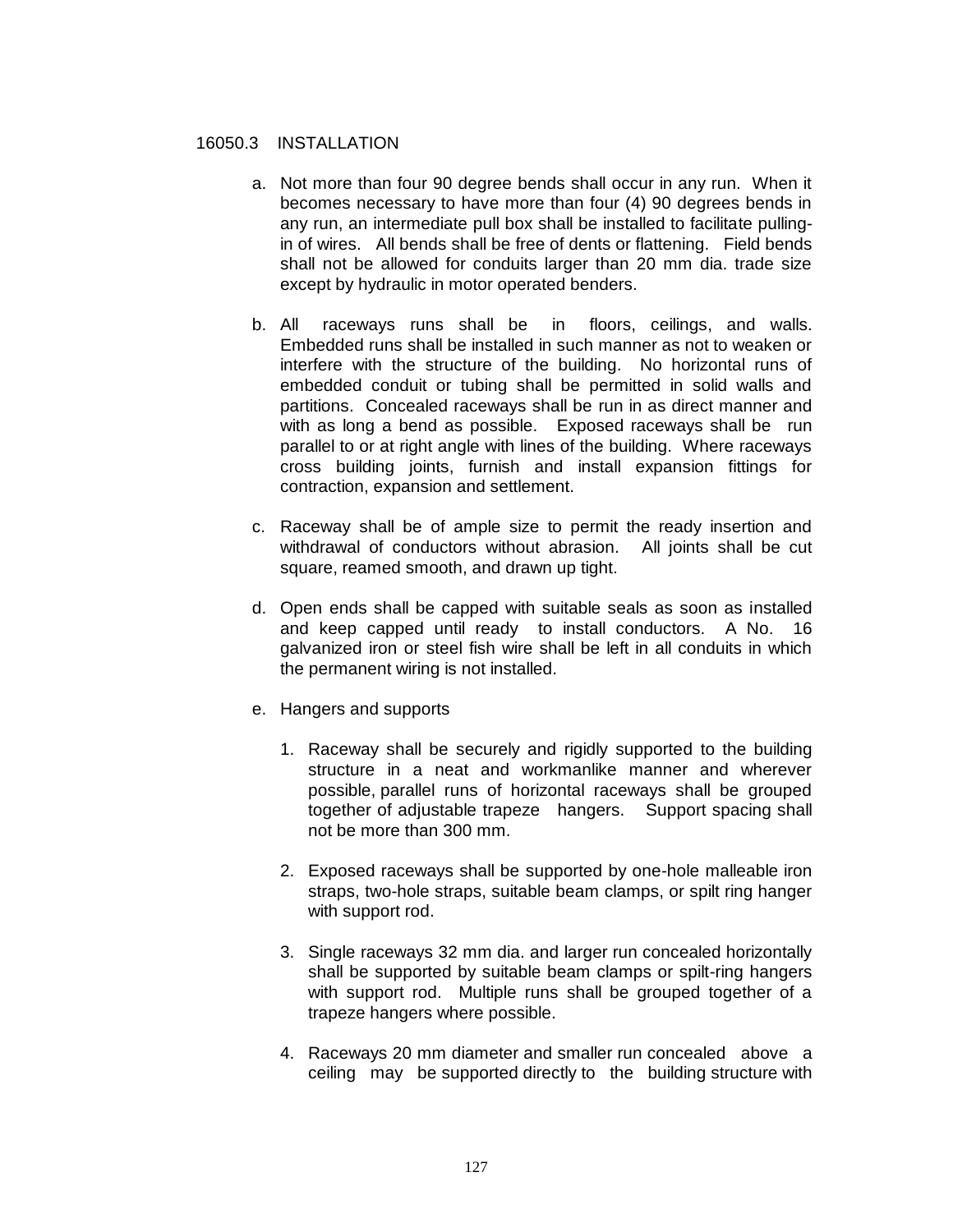## 16050.3 INSTALLATION

a. Not more than four 90 degree bends shall occur in any run. When it becomes necessary to have more than four (4) 90 degrees bends in any run, an intermediate pull box shall be installed to facilitate pulling-in of wires. All bends shall be free of dents or flattening. Field bends shall not be allowed for conduits larger than 20 mm dia. trade size except by hydraulic in motor operated benders.

b. All raceways runs shall be in floors, ceilings, and walls. Embedded runs shall be installed in such manner as not to weaken or interfere with the structure of the building. No horizontal runs of embedded conduit or tubing shall be permitted in solid walls and partitions. Concealed raceways shall be run in as direct manner and with as long a bend as possible. Exposed raceways shall be run parallel to or at right angle with lines of the building. Where raceways cross building joints, furnish and install expansion fittings for contraction, expansion and settlement.

c. Raceway shall be of ample size to permit the ready insertion and withdrawal of conductors without abrasion. All joints shall be cut square, reamed smooth, and drawn up tight.

d. Open ends shall be capped with suitable seals as soon as installed and keep capped until ready to install conductors. A No. 16 galvanized iron or steel fish wire shall be left in all conduits in which the permanent wiring is not installed.

e. Hangers and supports

   1. Raceway shall be securely and rigidly supported to the building structure in a neat and workmanlike manner and wherever possible, parallel runs of horizontal raceways shall be grouped together of adjustable trapeze hangers. Support spacing shall not be more than 300 mm.

   2. Exposed raceways shall be supported by one-hole malleable iron straps, two-hole straps, suitable beam clamps, or spilt ring hanger with support rod.

   3. Single raceways 32 mm dia. and larger run concealed horizontally shall be supported by suitable beam clamps or spilt-ring hangers with support rod. Multiple runs shall be grouped together of a trapeze hangers where possible.

   4. Raceways 20 mm diameter and smaller run concealed above a ceiling may be supported directly to the building structure with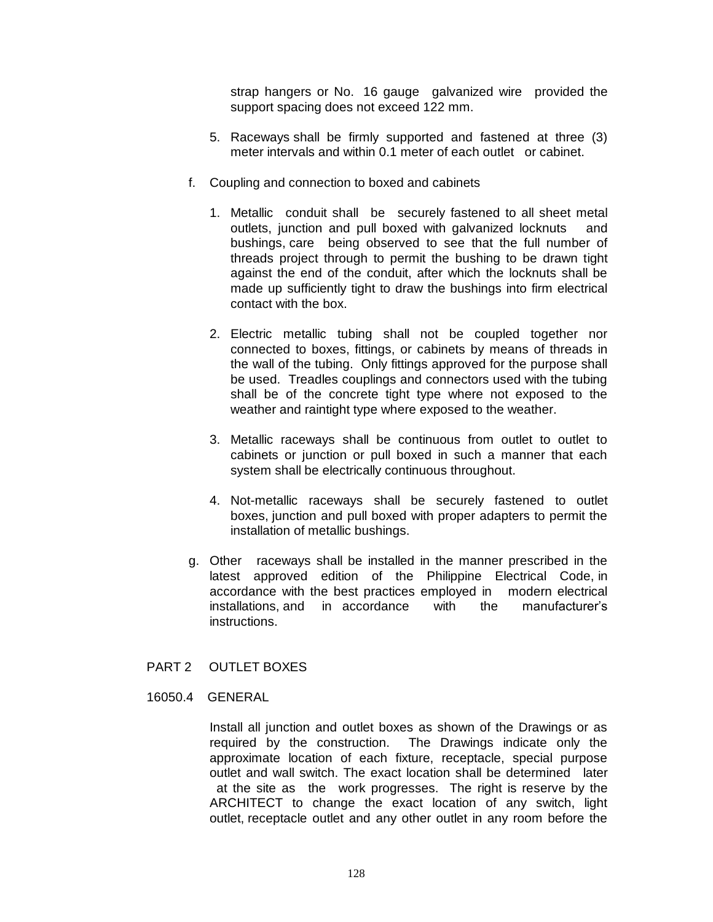strap hangers or No. 16 gauge galvanized wire provided the support spacing does not exceed 122 mm.

5. Raceways shall be firmly supported and fastened at three (3) meter intervals and within 0.1 meter of each outlet or cabinet.

f. Coupling and connection to boxed and cabinets

1. Metallic conduit shall be securely fastened to all sheet metal outlets, junction and pull boxed with galvanized locknuts and bushings, care being observed to see that the full number of threads project through to permit the bushing to be drawn tight against the end of the conduit, after which the locknuts shall be made up sufficiently tight to draw the bushings into firm electrical contact with the box.

2. Electric metallic tubing shall not be coupled together nor connected to boxes, fittings, or cabinets by means of threads in the wall of the tubing. Only fittings approved for the purpose shall be used. Treadles couplings and connectors used with the tubing shall be of the concrete tight type where not exposed to the weather and raintight type where exposed to the weather.

3. Metallic raceways shall be continuous from outlet to outlet to cabinets or junction or pull boxed in such a manner that each system shall be electrically continuous throughout.

4. Not-metallic raceways shall be securely fastened to outlet boxes, junction and pull boxed with proper adapters to permit the installation of metallic bushings.

g. Other raceways shall be installed in the manner prescribed in the latest approved edition of the Philippine Electrical Code, in accordance with the best practices employed in modern electrical installations, and in accordance with the manufacturer's instructions.

## PART 2 OUTLET BOXES

### 16050.4 GENERAL

Install all junction and outlet boxes as shown of the Drawings or as required by the construction. The Drawings indicate only the approximate location of each fixture, receptacle, special purpose outlet and wall switch. The exact location shall be determined later at the site as the work progresses. The right is reserve by the ARCHITECT to change the exact location of any switch, light outlet, receptacle outlet and any other outlet in any room before the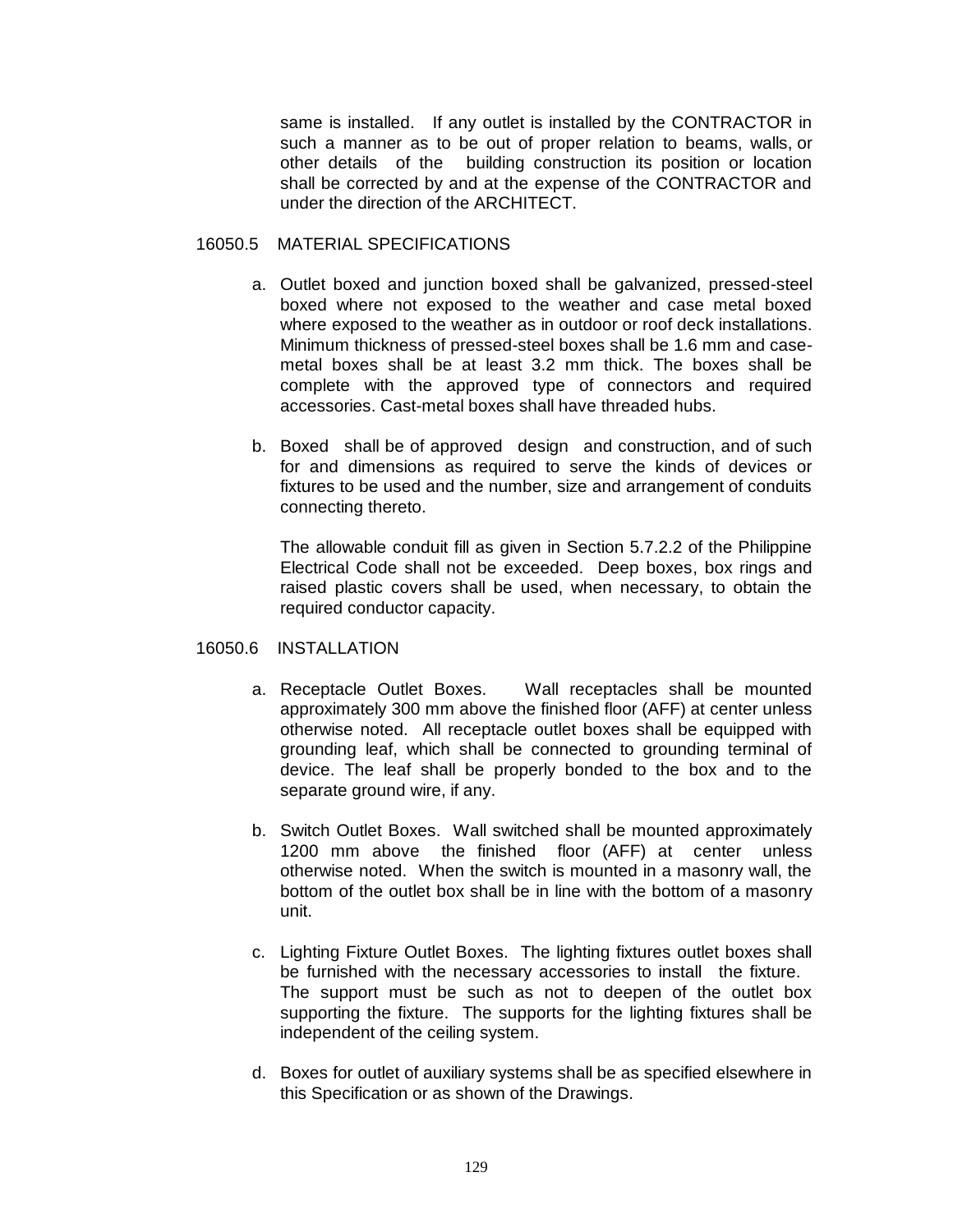same is installed. If any outlet is installed by the CONTRACTOR in such a manner as to be out of proper relation to beams, walls, or other details of the building construction its position or location shall be corrected by and at the expense of the CONTRACTOR and under the direction of the ARCHITECT.

16050.5 MATERIAL SPECIFICATIONS

a. Outlet boxed and junction boxed shall be galvanized, pressed-steel boxed where not exposed to the weather and case metal boxed where exposed to the weather as in outdoor or roof deck installations. Minimum thickness of pressed-steel boxes shall be 1.6 mm and case-metal boxes shall be at least 3.2 mm thick. The boxes shall be complete with the approved type of connectors and required accessories. Cast-metal boxes shall have threaded hubs.

b. Boxed shall be of approved design and construction, and of such for and dimensions as required to serve the kinds of devices or fixtures to be used and the number, size and arrangement of conduits connecting thereto.

   The allowable conduit fill as given in Section 5.7.2.2 of the Philippine Electrical Code shall not be exceeded. Deep boxes, box rings and raised plastic covers shall be used, when necessary, to obtain the required conductor capacity.

16050.6 INSTALLATION

a. Receptacle Outlet Boxes. Wall receptacles shall be mounted approximately 300 mm above the finished floor (AFF) at center unless otherwise noted. All receptacle outlet boxes shall be equipped with grounding leaf, which shall be connected to grounding terminal of device. The leaf shall be properly bonded to the box and to the separate ground wire, if any.

b. Switch Outlet Boxes. Wall switched shall be mounted approximately 1200 mm above the finished floor (AFF) at center unless otherwise noted. When the switch is mounted in a masonry wall, the bottom of the outlet box shall be in line with the bottom of a masonry unit.

c. Lighting Fixture Outlet Boxes. The lighting fixtures outlet boxes shall be furnished with the necessary accessories to install the fixture. The support must be such as not to deepen of the outlet box supporting the fixture. The supports for the lighting fixtures shall be independent of the ceiling system.

d. Boxes for outlet of auxiliary systems shall be as specified elsewhere in this Specification or as shown of the Drawings.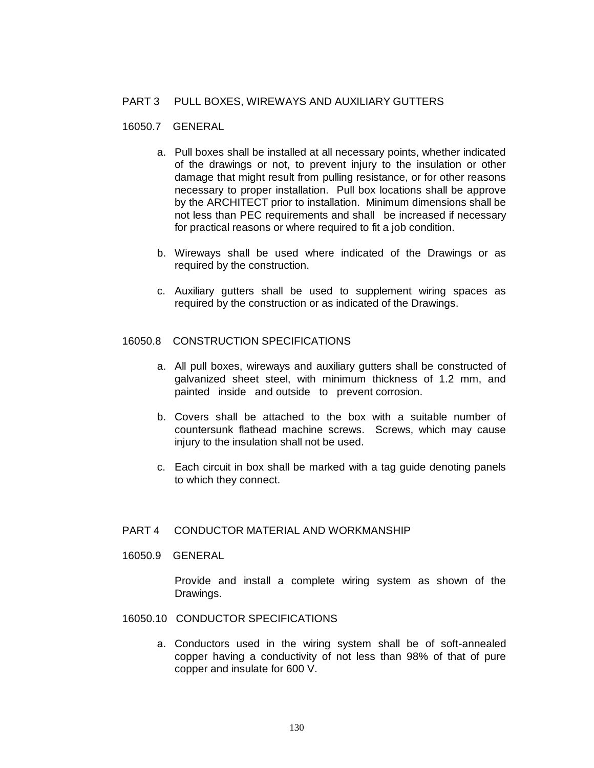## PART 3 PULL BOXES, WIREWAYS AND AUXILIARY GUTTERS

### 16050.7 GENERAL

a. Pull boxes shall be installed at all necessary points, whether indicated of the drawings or not, to prevent injury to the insulation or other damage that might result from pulling resistance, or for other reasons necessary to proper installation. Pull box locations shall be approve by the ARCHITECT prior to installation. Minimum dimensions shall be not less than PEC requirements and shall be increased if necessary for practical reasons or where required to fit a job condition.

b. Wireways shall be used where indicated of the Drawings or as required by the construction.

c. Auxiliary gutters shall be used to supplement wiring spaces as required by the construction or as indicated of the Drawings.

### 16050.8 CONSTRUCTION SPECIFICATIONS

a. All pull boxes, wireways and auxiliary gutters shall be constructed of galvanized sheet steel, with minimum thickness of 1.2 mm, and painted inside and outside to prevent corrosion.

b. Covers shall be attached to the box with a suitable number of countersunk flathead machine screws. Screws, which may cause injury to the insulation shall not be used.

c. Each circuit in box shall be marked with a tag guide denoting panels to which they connect.

## PART 4 CONDUCTOR MATERIAL AND WORKMANSHIP

### 16050.9 GENERAL

Provide and install a complete wiring system as shown of the Drawings.

### 16050.10 CONDUCTOR SPECIFICATIONS

a. Conductors used in the wiring system shall be of soft-annealed copper having a conductivity of not less than 98% of that of pure copper and insulate for 600 V.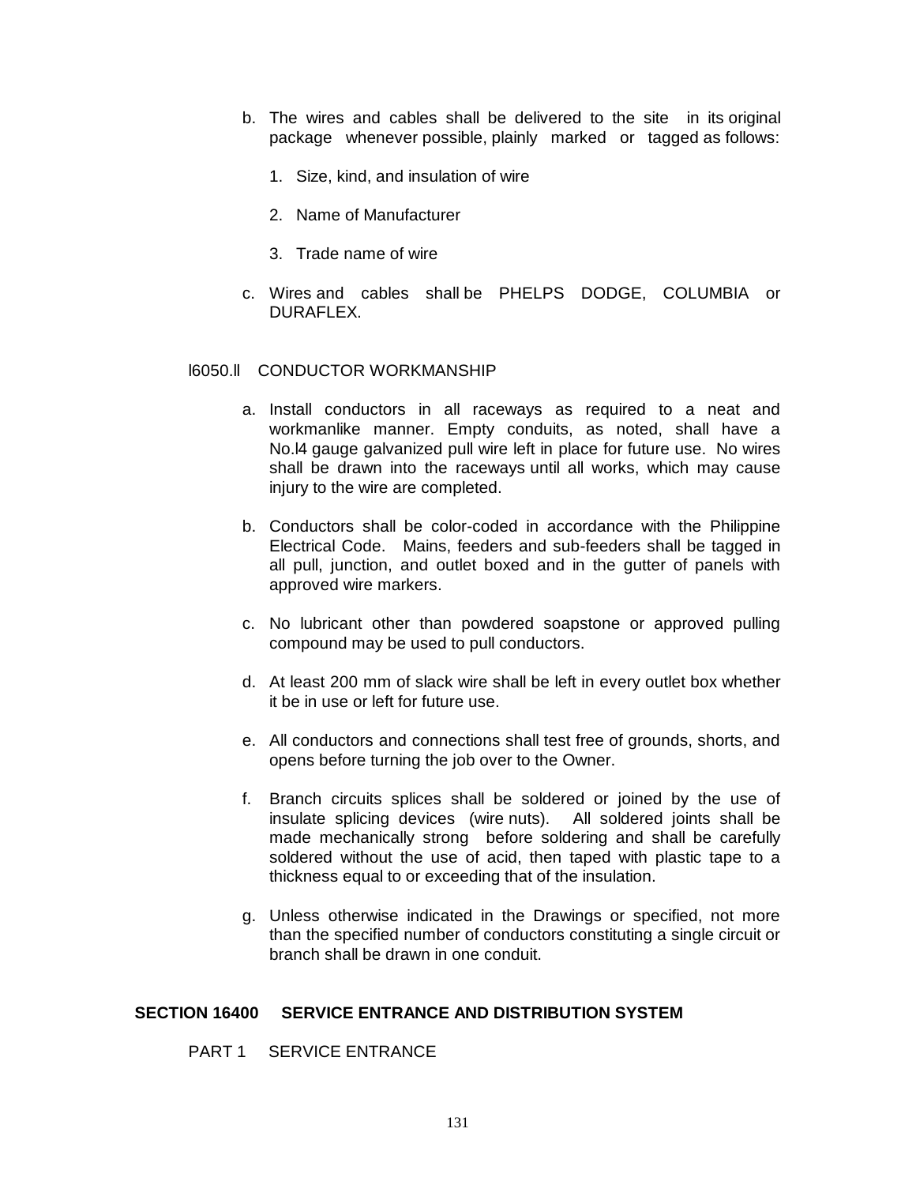b. The wires and cables shall be delivered to the site in its original package whenever possible, plainly marked or tagged as follows:

   1. Size, kind, and insulation of wire

   2. Name of Manufacturer

   3. Trade name of wire

c. Wires and cables shall be PHELPS DODGE, COLUMBIA or DURAFLEX.

l6050.ll CONDUCTOR WORKMANSHIP

a. Install conductors in all raceways as required to a neat and workmanlike manner. Empty conduits, as noted, shall have a No.l4 gauge galvanized pull wire left in place for future use. No wires shall be drawn into the raceways until all works, which may cause injury to the wire are completed.

b. Conductors shall be color-coded in accordance with the Philippine Electrical Code. Mains, feeders and sub-feeders shall be tagged in all pull, junction, and outlet boxed and in the gutter of panels with approved wire markers.

c. No lubricant other than powdered soapstone or approved pulling compound may be used to pull conductors.

d. At least 200 mm of slack wire shall be left in every outlet box whether it be in use or left for future use.

e. All conductors and connections shall test free of grounds, shorts, and opens before turning the job over to the Owner.

f. Branch circuits splices shall be soldered or joined by the use of insulate splicing devices (wire nuts). All soldered joints shall be made mechanically strong before soldering and shall be carefully soldered without the use of acid, then taped with plastic tape to a thickness equal to or exceeding that of the insulation.

g. Unless otherwise indicated in the Drawings or specified, not more than the specified number of conductors constituting a single circuit or branch shall be drawn in one conduit.

## SECTION 16400 SERVICE ENTRANCE AND DISTRIBUTION SYSTEM

PART 1 SERVICE ENTRANCE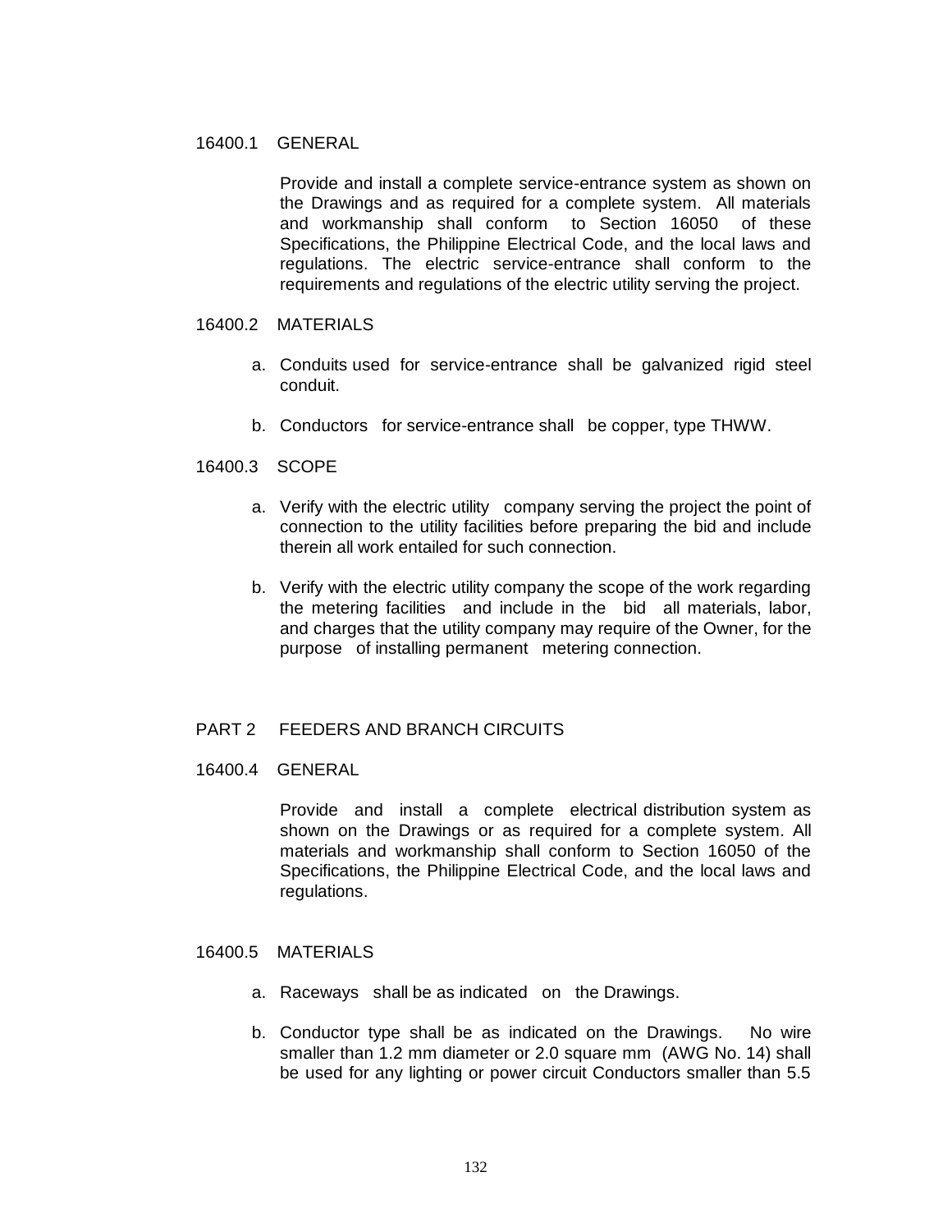## 16400.1 GENERAL

Provide and install a complete service-entrance system as shown on the Drawings and as required for a complete system. All materials and workmanship shall conform to Section 16050 of these Specifications, the Philippine Electrical Code, and the local laws and regulations. The electric service-entrance shall conform to the requirements and regulations of the electric utility serving the project.

## 16400.2 MATERIALS

a. Conduits used for service-entrance shall be galvanized rigid steel conduit.

b. Conductors for service-entrance shall be copper, type THWW.

## 16400.3 SCOPE

a. Verify with the electric utility company serving the project the point of connection to the utility facilities before preparing the bid and include therein all work entailed for such connection.

b. Verify with the electric utility company the scope of the work regarding the metering facilities and include in the bid all materials, labor, and charges that the utility company may require of the Owner, for the purpose of installing permanent metering connection.

# PART 2 FEEDERS AND BRANCH CIRCUITS

## 16400.4 GENERAL

Provide and install a complete electrical distribution system as shown on the Drawings or as required for a complete system. All materials and workmanship shall conform to Section 16050 of the Specifications, the Philippine Electrical Code, and the local laws and regulations.

## 16400.5 MATERIALS

a. Raceways shall be as indicated on the Drawings.

b. Conductor type shall be as indicated on the Drawings. No wire smaller than 1.2 mm diameter or 2.0 square mm (AWG No. 14) shall be used for any lighting or power circuit Conductors smaller than 5.5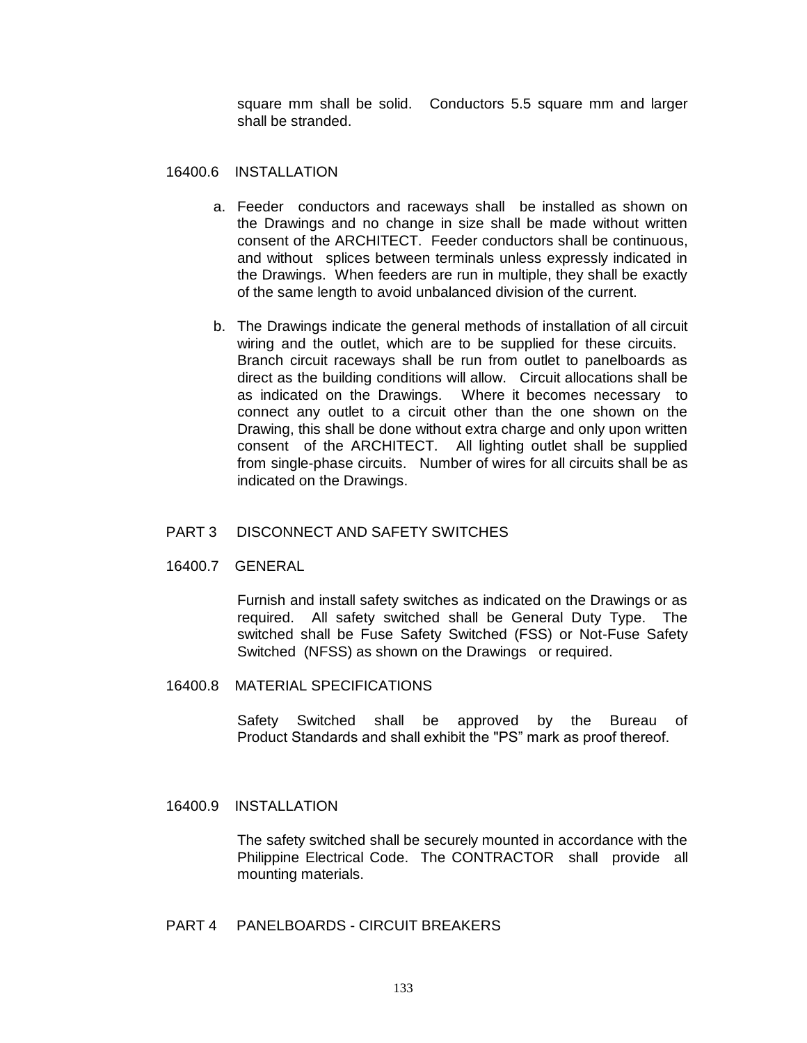square mm shall be solid. Conductors 5.5 square mm and larger shall be stranded.

### 16400.6 INSTALLATION

a. Feeder conductors and raceways shall be installed as shown on the Drawings and no change in size shall be made without written consent of the ARCHITECT. Feeder conductors shall be continuous, and without splices between terminals unless expressly indicated in the Drawings. When feeders are run in multiple, they shall be exactly of the same length to avoid unbalanced division of the current.

b. The Drawings indicate the general methods of installation of all circuit wiring and the outlet, which are to be supplied for these circuits. Branch circuit raceways shall be run from outlet to panelboards as direct as the building conditions will allow. Circuit allocations shall be as indicated on the Drawings. Where it becomes necessary to connect any outlet to a circuit other than the one shown on the Drawing, this shall be done without extra charge and only upon written consent of the ARCHITECT. All lighting outlet shall be supplied from single-phase circuits. Number of wires for all circuits shall be as indicated on the Drawings.

## PART 3 DISCONNECT AND SAFETY SWITCHES

### 16400.7 GENERAL

Furnish and install safety switches as indicated on the Drawings or as required. All safety switched shall be General Duty Type. The switched shall be Fuse Safety Switched (FSS) or Not-Fuse Safety Switched (NFSS) as shown on the Drawings or required.

### 16400.8 MATERIAL SPECIFICATIONS

Safety Switched shall be approved by the Bureau of Product Standards and shall exhibit the "PS" mark as proof thereof.

### 16400.9 INSTALLATION

The safety switched shall be securely mounted in accordance with the Philippine Electrical Code. The CONTRACTOR shall provide all mounting materials.

## PART 4 PANELBOARDS - CIRCUIT BREAKERS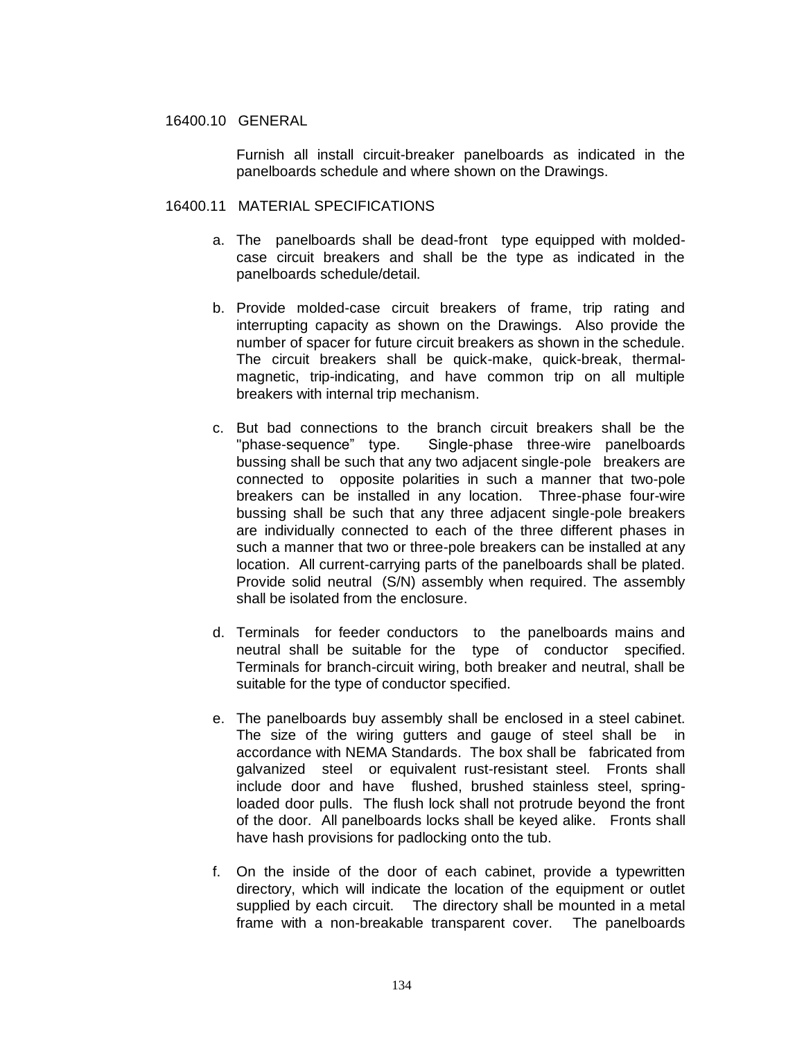16400.10 GENERAL

Furnish all install circuit-breaker panelboards as indicated in the panelboards schedule and where shown on the Drawings.

16400.11 MATERIAL SPECIFICATIONS

a. The panelboards shall be dead-front type equipped with molded-case circuit breakers and shall be the type as indicated in the panelboards schedule/detail.

b. Provide molded-case circuit breakers of frame, trip rating and interrupting capacity as shown on the Drawings. Also provide the number of spacer for future circuit breakers as shown in the schedule. The circuit breakers shall be quick-make, quick-break, thermal-magnetic, trip-indicating, and have common trip on all multiple breakers with internal trip mechanism.

c. But bad connections to the branch circuit breakers shall be the "phase-sequence" type. Single-phase three-wire panelboards bussing shall be such that any two adjacent single-pole breakers are connected to opposite polarities in such a manner that two-pole breakers can be installed in any location. Three-phase four-wire bussing shall be such that any three adjacent single-pole breakers are individually connected to each of the three different phases in such a manner that two or three-pole breakers can be installed at any location. All current-carrying parts of the panelboards shall be plated. Provide solid neutral (S/N) assembly when required. The assembly shall be isolated from the enclosure.

d. Terminals for feeder conductors to the panelboards mains and neutral shall be suitable for the type of conductor specified. Terminals for branch-circuit wiring, both breaker and neutral, shall be suitable for the type of conductor specified.

e. The panelboards buy assembly shall be enclosed in a steel cabinet. The size of the wiring gutters and gauge of steel shall be in accordance with NEMA Standards. The box shall be fabricated from galvanized steel or equivalent rust-resistant steel. Fronts shall include door and have flushed, brushed stainless steel, spring-loaded door pulls. The flush lock shall not protrude beyond the front of the door. All panelboards locks shall be keyed alike. Fronts shall have hash provisions for padlocking onto the tub.

f. On the inside of the door of each cabinet, provide a typewritten directory, which will indicate the location of the equipment or outlet supplied by each circuit. The directory shall be mounted in a metal frame with a non-breakable transparent cover. The panelboards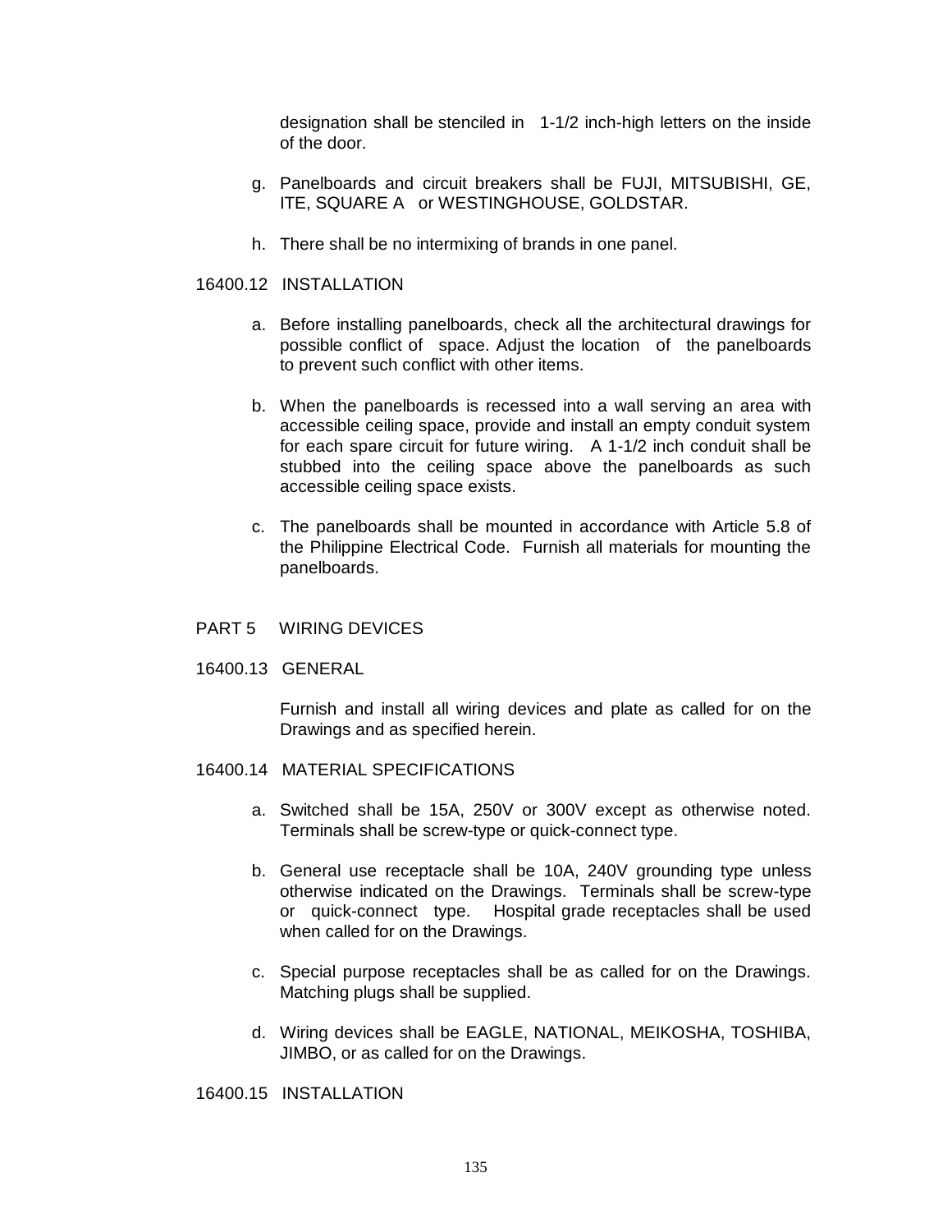designation shall be stenciled in 1-1/2 inch-high letters on the inside of the door.

g. Panelboards and circuit breakers shall be FUJI, MITSUBISHI, GE, ITE, SQUARE A or WESTINGHOUSE, GOLDSTAR.

h. There shall be no intermixing of brands in one panel.

16400.12 INSTALLATION

a. Before installing panelboards, check all the architectural drawings for possible conflict of space. Adjust the location of the panelboards to prevent such conflict with other items.

b. When the panelboards is recessed into a wall serving an area with accessible ceiling space, provide and install an empty conduit system for each spare circuit for future wiring. A 1-1/2 inch conduit shall be stubbed into the ceiling space above the panelboards as such accessible ceiling space exists.

c. The panelboards shall be mounted in accordance with Article 5.8 of the Philippine Electrical Code. Furnish all materials for mounting the panelboards.

## PART 5 WIRING DEVICES

16400.13 GENERAL

Furnish and install all wiring devices and plate as called for on the Drawings and as specified herein.

16400.14 MATERIAL SPECIFICATIONS

a. Switched shall be 15A, 250V or 300V except as otherwise noted. Terminals shall be screw-type or quick-connect type.

b. General use receptacle shall be 10A, 240V grounding type unless otherwise indicated on the Drawings. Terminals shall be screw-type or quick-connect type. Hospital grade receptacles shall be used when called for on the Drawings.

c. Special purpose receptacles shall be as called for on the Drawings. Matching plugs shall be supplied.

d. Wiring devices shall be EAGLE, NATIONAL, MEIKOSHA, TOSHIBA, JIMBO, or as called for on the Drawings.

16400.15 INSTALLATION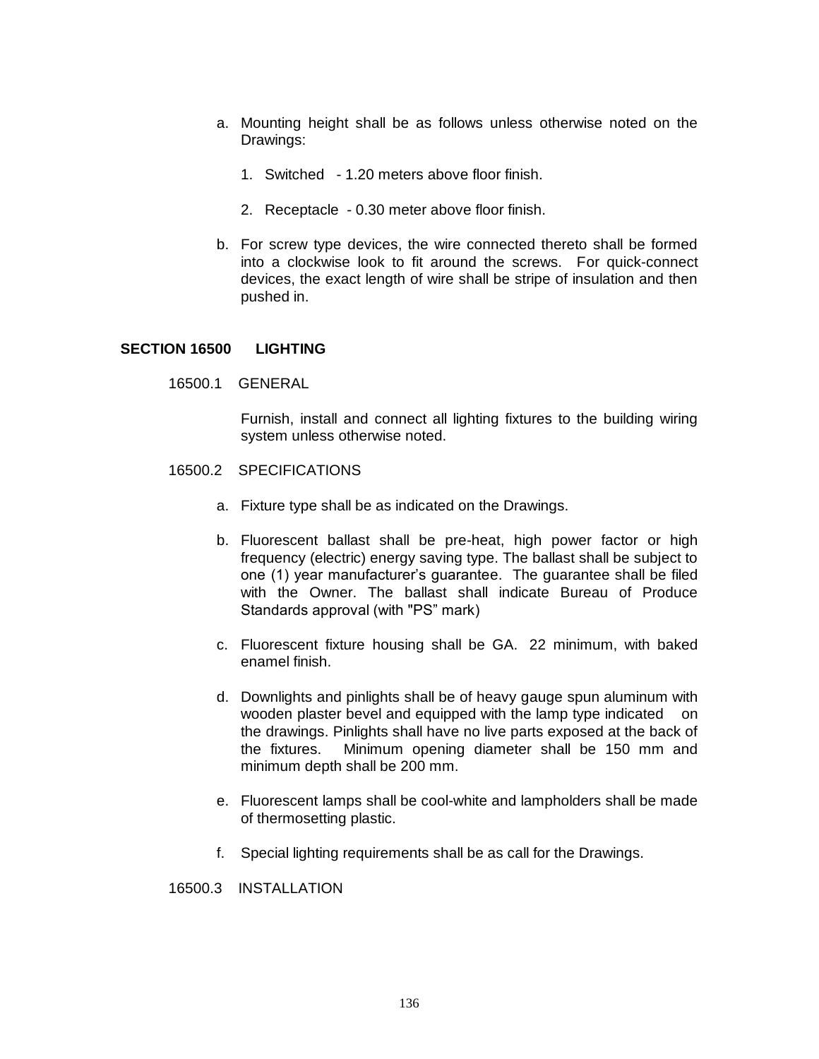a. Mounting height shall be as follows unless otherwise noted on the Drawings:

   1. Switched - 1.20 meters above floor finish.

   2. Receptacle - 0.30 meter above floor finish.

b. For screw type devices, the wire connected thereto shall be formed into a clockwise look to fit around the screws. For quick-connect devices, the exact length of wire shall be stripe of insulation and then pushed in.

## SECTION 16500 LIGHTING

### 16500.1 GENERAL

Furnish, install and connect all lighting fixtures to the building wiring system unless otherwise noted.

### 16500.2 SPECIFICATIONS

a. Fixture type shall be as indicated on the Drawings.

b. Fluorescent ballast shall be pre-heat, high power factor or high frequency (electric) energy saving type. The ballast shall be subject to one (1) year manufacturer's guarantee. The guarantee shall be filed with the Owner. The ballast shall indicate Bureau of Produce Standards approval (with "PS" mark)

c. Fluorescent fixture housing shall be GA. 22 minimum, with baked enamel finish.

d. Downlights and pinlights shall be of heavy gauge spun aluminum with wooden plaster bevel and equipped with the lamp type indicated on the drawings. Pinlights shall have no live parts exposed at the back of the fixtures. Minimum opening diameter shall be 150 mm and minimum depth shall be 200 mm.

e. Fluorescent lamps shall be cool-white and lampholders shall be made of thermosetting plastic.

f. Special lighting requirements shall be as call for the Drawings.

### 16500.3 INSTALLATION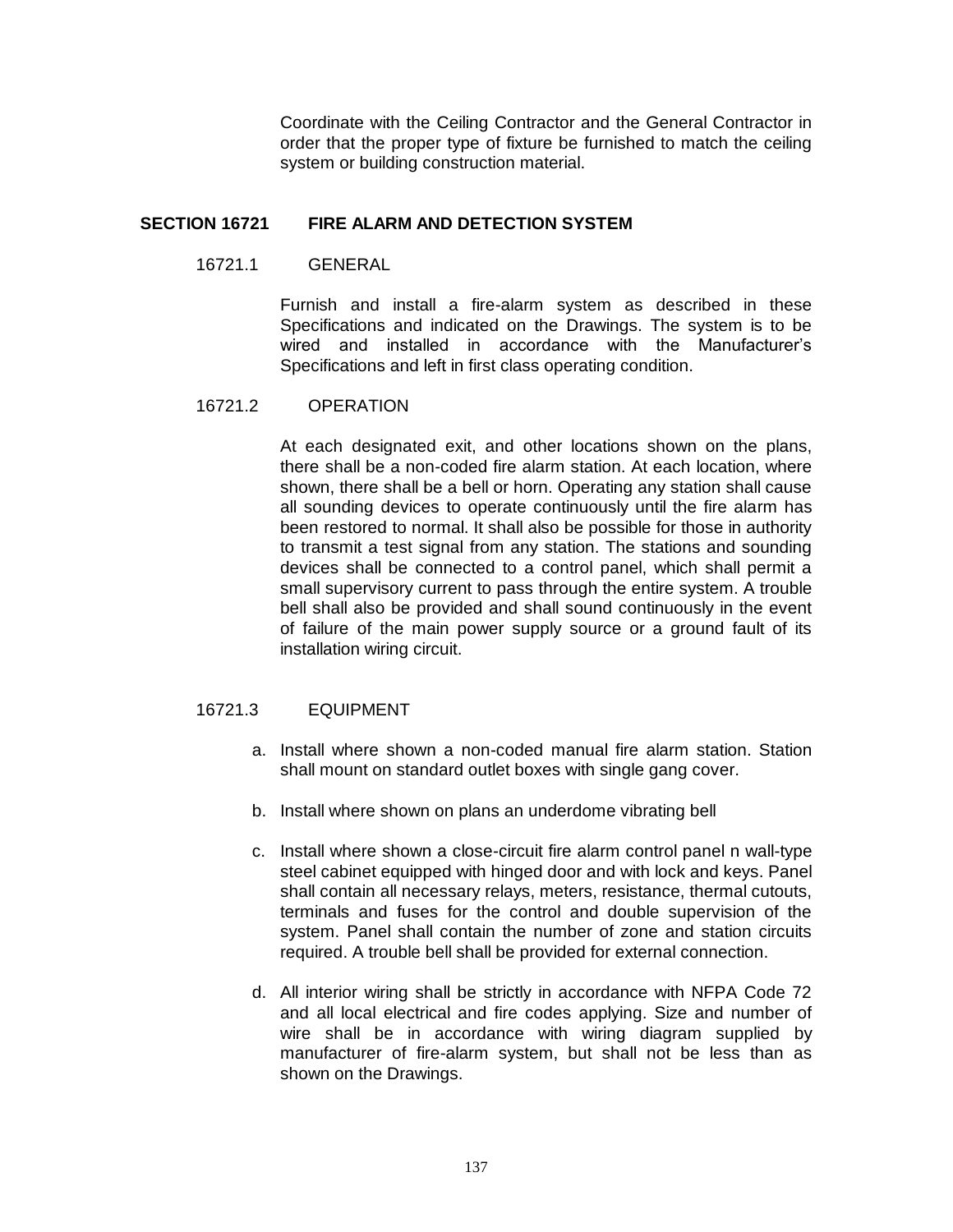Coordinate with the Ceiling Contractor and the General Contractor in order that the proper type of fixture be furnished to match the ceiling system or building construction material.

## SECTION 16721 FIRE ALARM AND DETECTION SYSTEM

### 16721.1 GENERAL

Furnish and install a fire-alarm system as described in these Specifications and indicated on the Drawings. The system is to be wired and installed in accordance with the Manufacturer's Specifications and left in first class operating condition.

### 16721.2 OPERATION

At each designated exit, and other locations shown on the plans, there shall be a non-coded fire alarm station. At each location, where shown, there shall be a bell or horn. Operating any station shall cause all sounding devices to operate continuously until the fire alarm has been restored to normal. It shall also be possible for those in authority to transmit a test signal from any station. The stations and sounding devices shall be connected to a control panel, which shall permit a small supervisory current to pass through the entire system. A trouble bell shall also be provided and shall sound continuously in the event of failure of the main power supply source or a ground fault of its installation wiring circuit.

### 16721.3 EQUIPMENT

a. Install where shown a non-coded manual fire alarm station. Station shall mount on standard outlet boxes with single gang cover.

b. Install where shown on plans an underdome vibrating bell

c. Install where shown a close-circuit fire alarm control panel n wall-type steel cabinet equipped with hinged door and with lock and keys. Panel shall contain all necessary relays, meters, resistance, thermal cutouts, terminals and fuses for the control and double supervision of the system. Panel shall contain the number of zone and station circuits required. A trouble bell shall be provided for external connection.

d. All interior wiring shall be strictly in accordance with NFPA Code 72 and all local electrical and fire codes applying. Size and number of wire shall be in accordance with wiring diagram supplied by manufacturer of fire-alarm system, but shall not be less than as shown on the Drawings.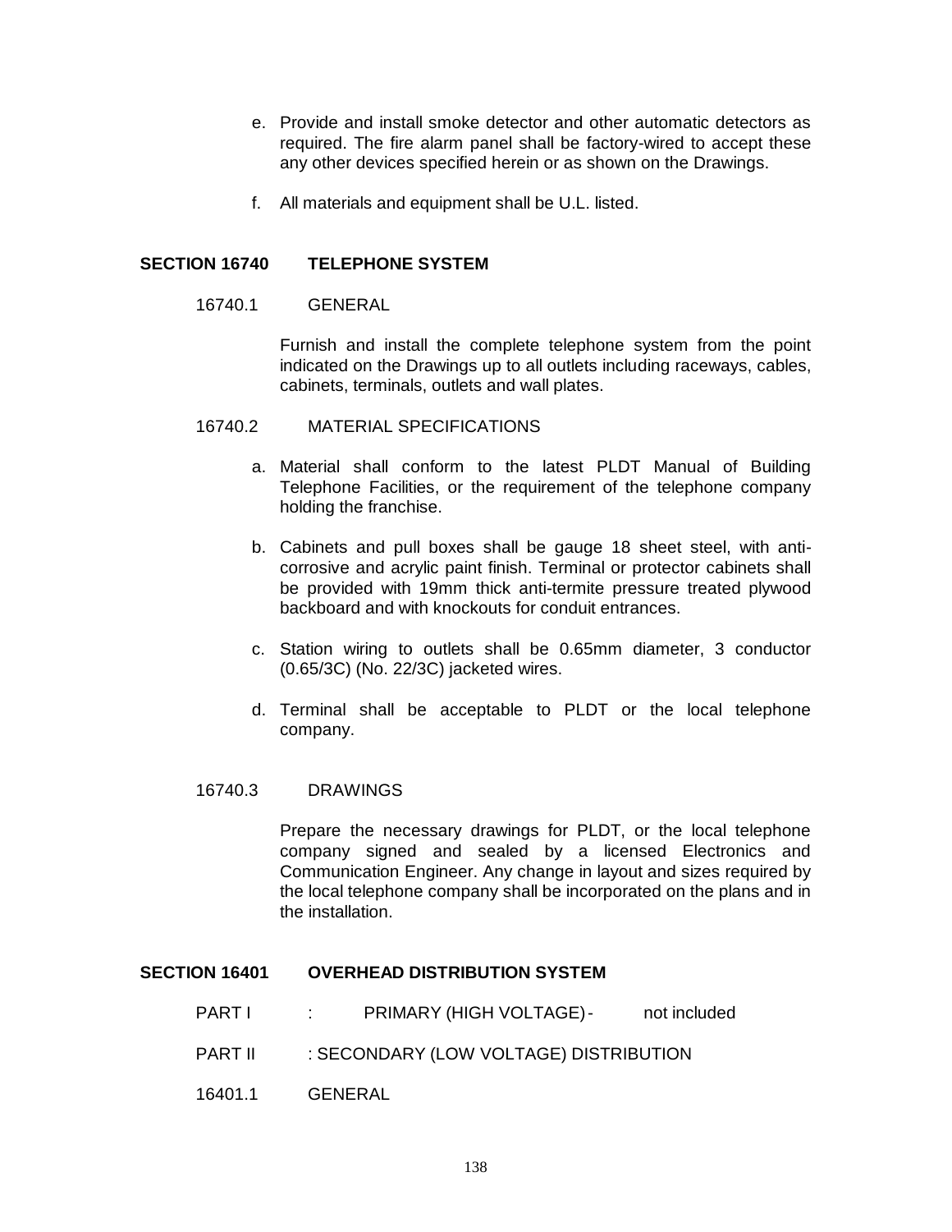e. Provide and install smoke detector and other automatic detectors as required. The fire alarm panel shall be factory-wired to accept these any other devices specified herein or as shown on the Drawings.

f. All materials and equipment shall be U.L. listed.

## SECTION 16740 TELEPHONE SYSTEM

16740.1 GENERAL

Furnish and install the complete telephone system from the point indicated on the Drawings up to all outlets including raceways, cables, cabinets, terminals, outlets and wall plates.

16740.2 MATERIAL SPECIFICATIONS

a. Material shall conform to the latest PLDT Manual of Building Telephone Facilities, or the requirement of the telephone company holding the franchise.

b. Cabinets and pull boxes shall be gauge 18 sheet steel, with anti-corrosive and acrylic paint finish. Terminal or protector cabinets shall be provided with 19mm thick anti-termite pressure treated plywood backboard and with knockouts for conduit entrances.

c. Station wiring to outlets shall be 0.65mm diameter, 3 conductor (0.65/3C) (No. 22/3C) jacketed wires.

d. Terminal shall be acceptable to PLDT or the local telephone company.

16740.3 DRAWINGS

Prepare the necessary drawings for PLDT, or the local telephone company signed and sealed by a licensed Electronics and Communication Engineer. Any change in layout and sizes required by the local telephone company shall be incorporated on the plans and in the installation.

## SECTION 16401 OVERHEAD DISTRIBUTION SYSTEM

PART I : PRIMARY (HIGH VOLTAGE) - not included

PART II : SECONDARY (LOW VOLTAGE) DISTRIBUTION

16401.1 GENERAL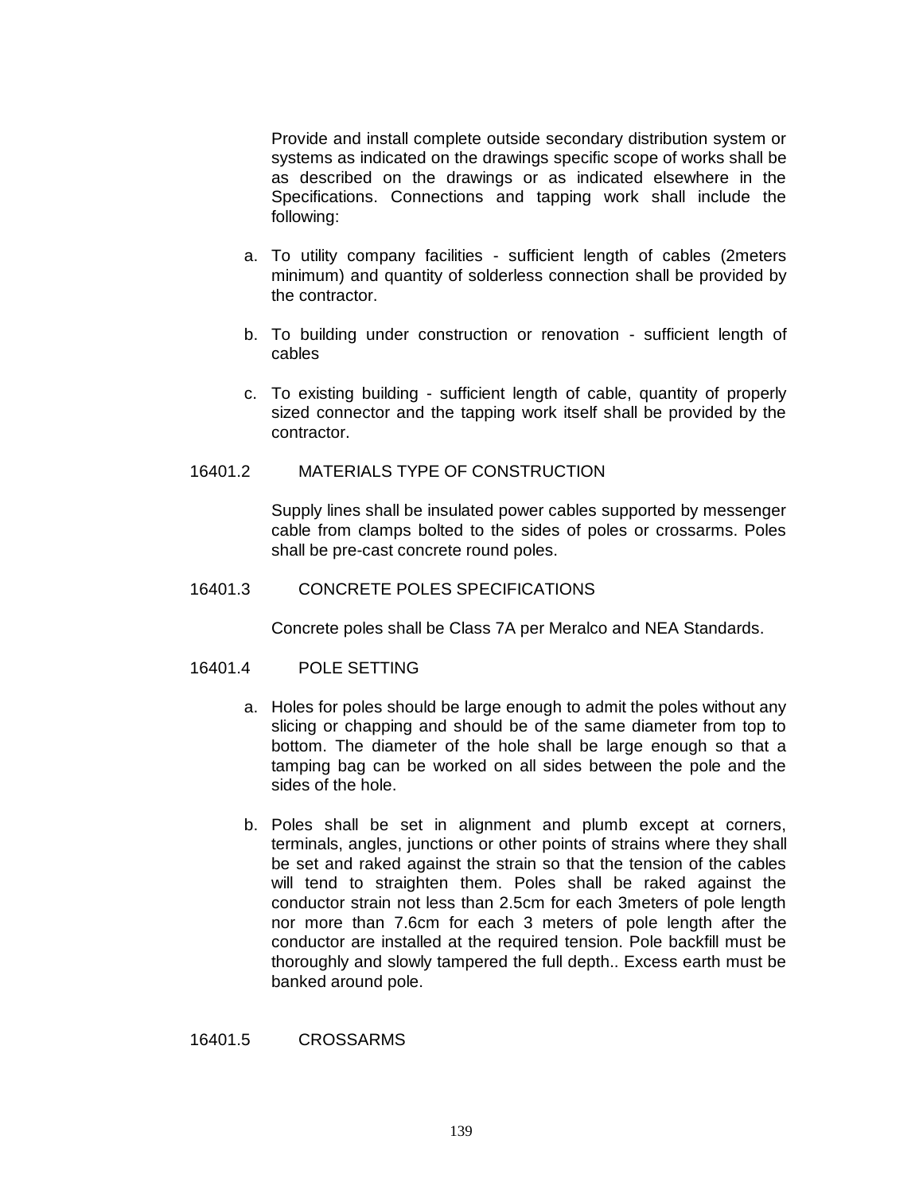Provide and install complete outside secondary distribution system or systems as indicated on the drawings specific scope of works shall be as described on the drawings or as indicated elsewhere in the Specifications. Connections and tapping work shall include the following:

a. To utility company facilities - sufficient length of cables (2meters minimum) and quantity of solderless connection shall be provided by the contractor.

b. To building under construction or renovation - sufficient length of cables

c. To existing building - sufficient length of cable, quantity of properly sized connector and the tapping work itself shall be provided by the contractor.

## 16401.2 MATERIALS TYPE OF CONSTRUCTION

Supply lines shall be insulated power cables supported by messenger cable from clamps bolted to the sides of poles or crossarms. Poles shall be pre-cast concrete round poles.

## 16401.3 CONCRETE POLES SPECIFICATIONS

Concrete poles shall be Class 7A per Meralco and NEA Standards.

## 16401.4 POLE SETTING

a. Holes for poles should be large enough to admit the poles without any slicing or chapping and should be of the same diameter from top to bottom. The diameter of the hole shall be large enough so that a tamping bag can be worked on all sides between the pole and the sides of the hole.

b. Poles shall be set in alignment and plumb except at corners, terminals, angles, junctions or other points of strains where they shall be set and raked against the strain so that the tension of the cables will tend to straighten them. Poles shall be raked against the conductor strain not less than 2.5cm for each 3meters of pole length nor more than 7.6cm for each 3 meters of pole length after the conductor are installed at the required tension. Pole backfill must be thoroughly and slowly tampered the full depth.. Excess earth must be banked around pole.

## 16401.5 CROSSARMS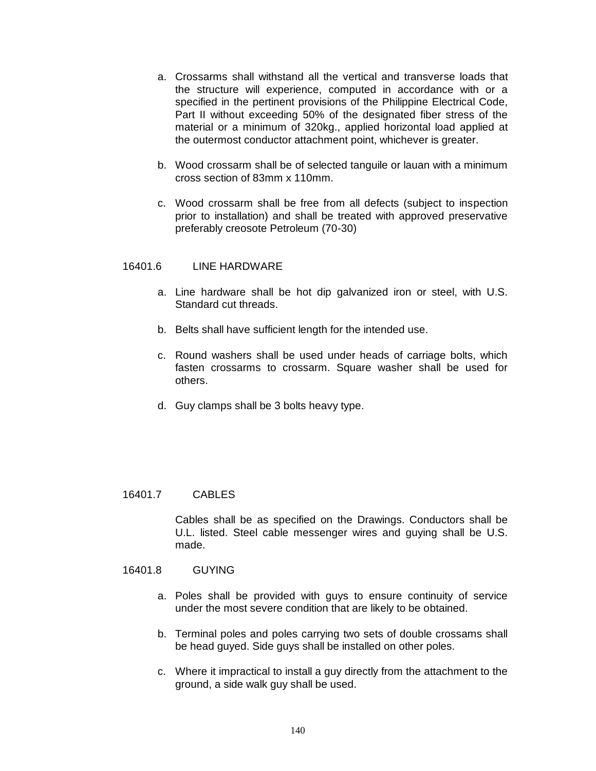a. Crossarms shall withstand all the vertical and transverse loads that the structure will experience, computed in accordance with or a specified in the pertinent provisions of the Philippine Electrical Code, Part II without exceeding 50% of the designated fiber stress of the material or a minimum of 320kg., applied horizontal load applied at the outermost conductor attachment point, whichever is greater.

b. Wood crossarm shall be of selected tanguile or lauan with a minimum cross section of 83mm x 110mm.

c. Wood crossarm shall be free from all defects (subject to inspection prior to installation) and shall be treated with approved preservative preferably creosote Petroleum (70-30)

## 16401.6 LINE HARDWARE

a. Line hardware shall be hot dip galvanized iron or steel, with U.S. Standard cut threads.

b. Belts shall have sufficient length for the intended use.

c. Round washers shall be used under heads of carriage bolts, which fasten crossarms to crossarm. Square washer shall be used for others.

d. Guy clamps shall be 3 bolts heavy type.

## 16401.7 CABLES

Cables shall be as specified on the Drawings. Conductors shall be U.L. listed. Steel cable messenger wires and guying shall be U.S. made.

## 16401.8 GUYING

a. Poles shall be provided with guys to ensure continuity of service under the most severe condition that are likely to be obtained.

b. Terminal poles and poles carrying two sets of double crossams shall be head guyed. Side guys shall be installed on other poles.

c. Where it impractical to install a guy directly from the attachment to the ground, a side walk guy shall be used.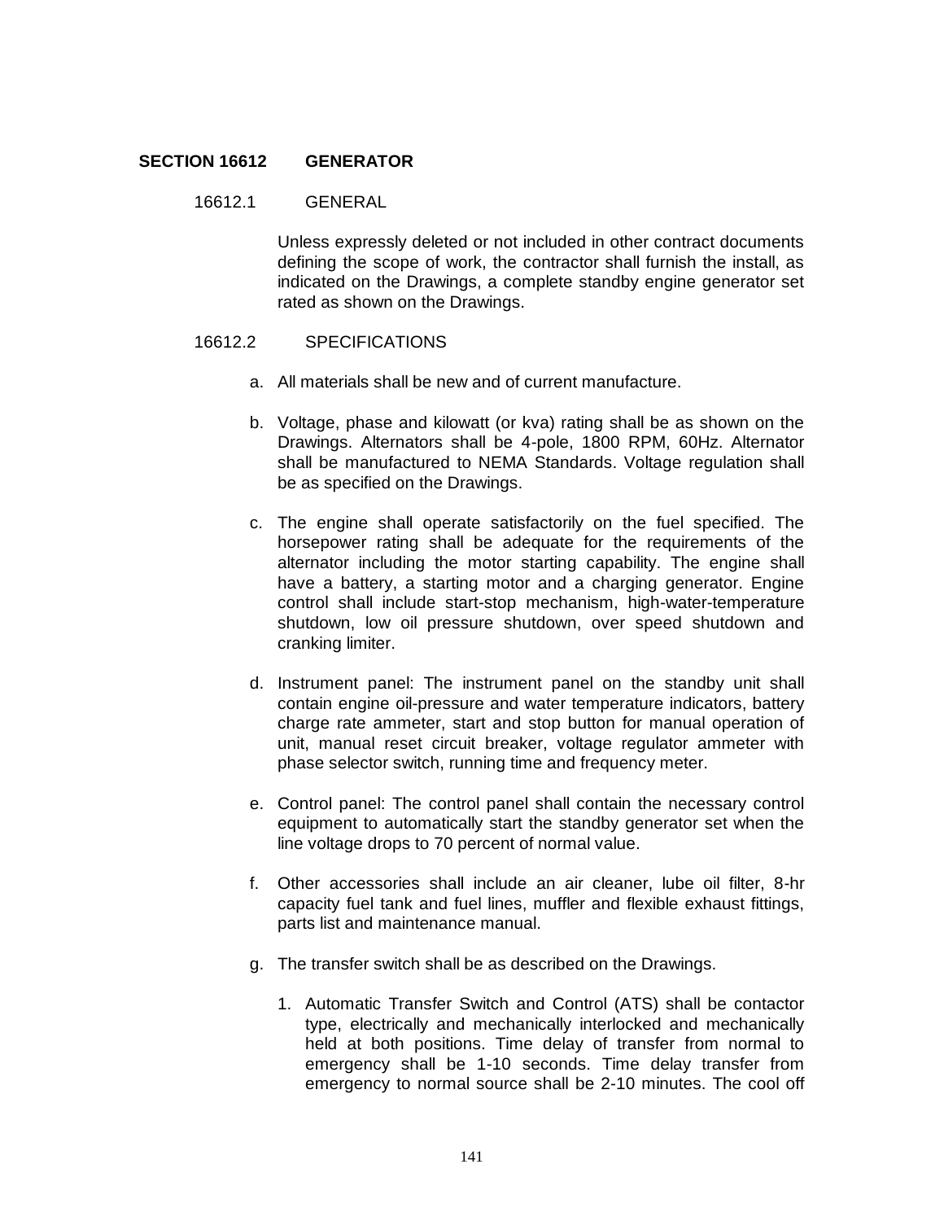## SECTION 16612 GENERATOR

### 16612.1 GENERAL

Unless expressly deleted or not included in other contract documents defining the scope of work, the contractor shall furnish the install, as indicated on the Drawings, a complete standby engine generator set rated as shown on the Drawings.

### 16612.2 SPECIFICATIONS

a. All materials shall be new and of current manufacture.

b. Voltage, phase and kilowatt (or kva) rating shall be as shown on the Drawings. Alternators shall be 4-pole, 1800 RPM, 60Hz. Alternator shall be manufactured to NEMA Standards. Voltage regulation shall be as specified on the Drawings.

c. The engine shall operate satisfactorily on the fuel specified. The horsepower rating shall be adequate for the requirements of the alternator including the motor starting capability. The engine shall have a battery, a starting motor and a charging generator. Engine control shall include start-stop mechanism, high-water-temperature shutdown, low oil pressure shutdown, over speed shutdown and cranking limiter.

d. Instrument panel: The instrument panel on the standby unit shall contain engine oil-pressure and water temperature indicators, battery charge rate ammeter, start and stop button for manual operation of unit, manual reset circuit breaker, voltage regulator ammeter with phase selector switch, running time and frequency meter.

e. Control panel: The control panel shall contain the necessary control equipment to automatically start the standby generator set when the line voltage drops to 70 percent of normal value.

f. Other accessories shall include an air cleaner, lube oil filter, 8-hr capacity fuel tank and fuel lines, muffler and flexible exhaust fittings, parts list and maintenance manual.

g. The transfer switch shall be as described on the Drawings.

   1. Automatic Transfer Switch and Control (ATS) shall be contactor type, electrically and mechanically interlocked and mechanically held at both positions. Time delay of transfer from normal to emergency shall be 1-10 seconds. Time delay transfer from emergency to normal source shall be 2-10 minutes. The cool off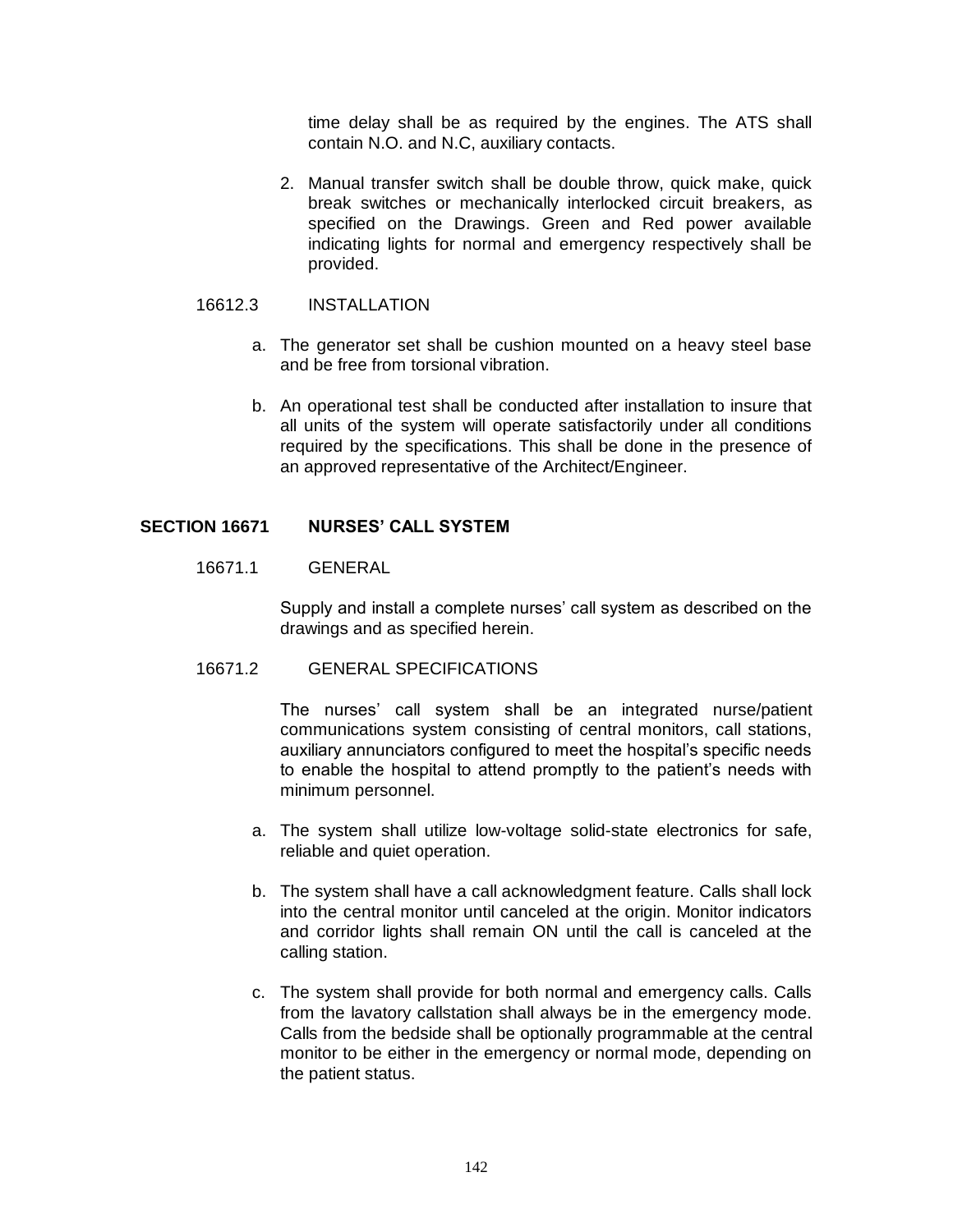time delay shall be as required by the engines. The ATS shall contain N.O. and N.C, auxiliary contacts.

2. Manual transfer switch shall be double throw, quick make, quick break switches or mechanically interlocked circuit breakers, as specified on the Drawings. Green and Red power available indicating lights for normal and emergency respectively shall be provided.

16612.3 INSTALLATION

a. The generator set shall be cushion mounted on a heavy steel base and be free from torsional vibration.

b. An operational test shall be conducted after installation to insure that all units of the system will operate satisfactorily under all conditions required by the specifications. This shall be done in the presence of an approved representative of the Architect/Engineer.

## SECTION 16671 NURSES' CALL SYSTEM

16671.1 GENERAL

Supply and install a complete nurses' call system as described on the drawings and as specified herein.

16671.2 GENERAL SPECIFICATIONS

The nurses' call system shall be an integrated nurse/patient communications system consisting of central monitors, call stations, auxiliary annunciators configured to meet the hospital's specific needs to enable the hospital to attend promptly to the patient's needs with minimum personnel.

a. The system shall utilize low-voltage solid-state electronics for safe, reliable and quiet operation.

b. The system shall have a call acknowledgment feature. Calls shall lock into the central monitor until canceled at the origin. Monitor indicators and corridor lights shall remain ON until the call is canceled at the calling station.

c. The system shall provide for both normal and emergency calls. Calls from the lavatory callstation shall always be in the emergency mode. Calls from the bedside shall be optionally programmable at the central monitor to be either in the emergency or normal mode, depending on the patient status.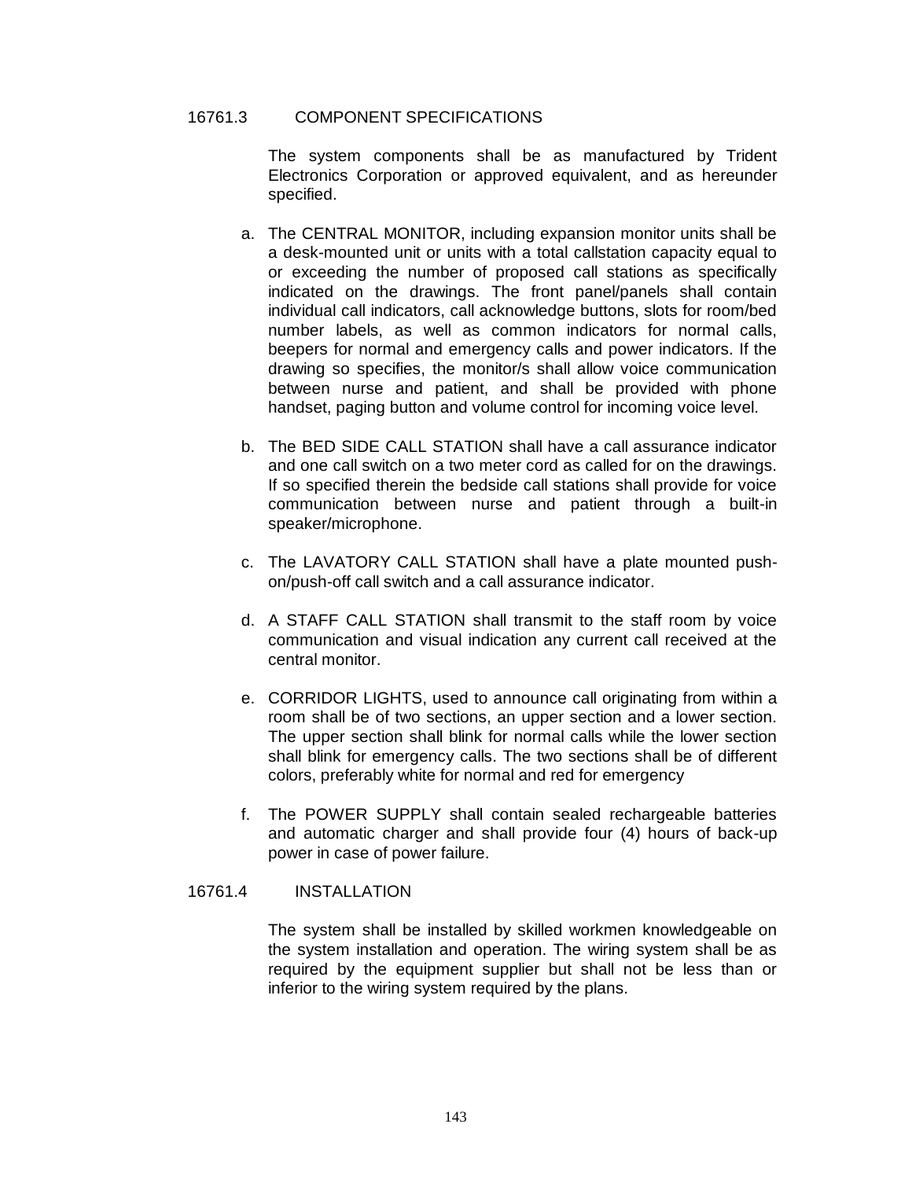## 16761.3 COMPONENT SPECIFICATIONS

The system components shall be as manufactured by Trident Electronics Corporation or approved equivalent, and as hereunder specified.

a. The CENTRAL MONITOR, including expansion monitor units shall be a desk-mounted unit or units with a total callstation capacity equal to or exceeding the number of proposed call stations as specifically indicated on the drawings. The front panel/panels shall contain individual call indicators, call acknowledge buttons, slots for room/bed number labels, as well as common indicators for normal calls, beepers for normal and emergency calls and power indicators. If the drawing so specifies, the monitor/s shall allow voice communication between nurse and patient, and shall be provided with phone handset, paging button and volume control for incoming voice level.

b. The BED SIDE CALL STATION shall have a call assurance indicator and one call switch on a two meter cord as called for on the drawings. If so specified therein the bedside call stations shall provide for voice communication between nurse and patient through a built-in speaker/microphone.

c. The LAVATORY CALL STATION shall have a plate mounted push-on/push-off call switch and a call assurance indicator.

d. A STAFF CALL STATION shall transmit to the staff room by voice communication and visual indication any current call received at the central monitor.

e. CORRIDOR LIGHTS, used to announce call originating from within a room shall be of two sections, an upper section and a lower section. The upper section shall blink for normal calls while the lower section shall blink for emergency calls. The two sections shall be of different colors, preferably white for normal and red for emergency

f. The POWER SUPPLY shall contain sealed rechargeable batteries and automatic charger and shall provide four (4) hours of back-up power in case of power failure.

## 16761.4 INSTALLATION

The system shall be installed by skilled workmen knowledgeable on the system installation and operation. The wiring system shall be as required by the equipment supplier but shall not be less than or inferior to the wiring system required by the plans.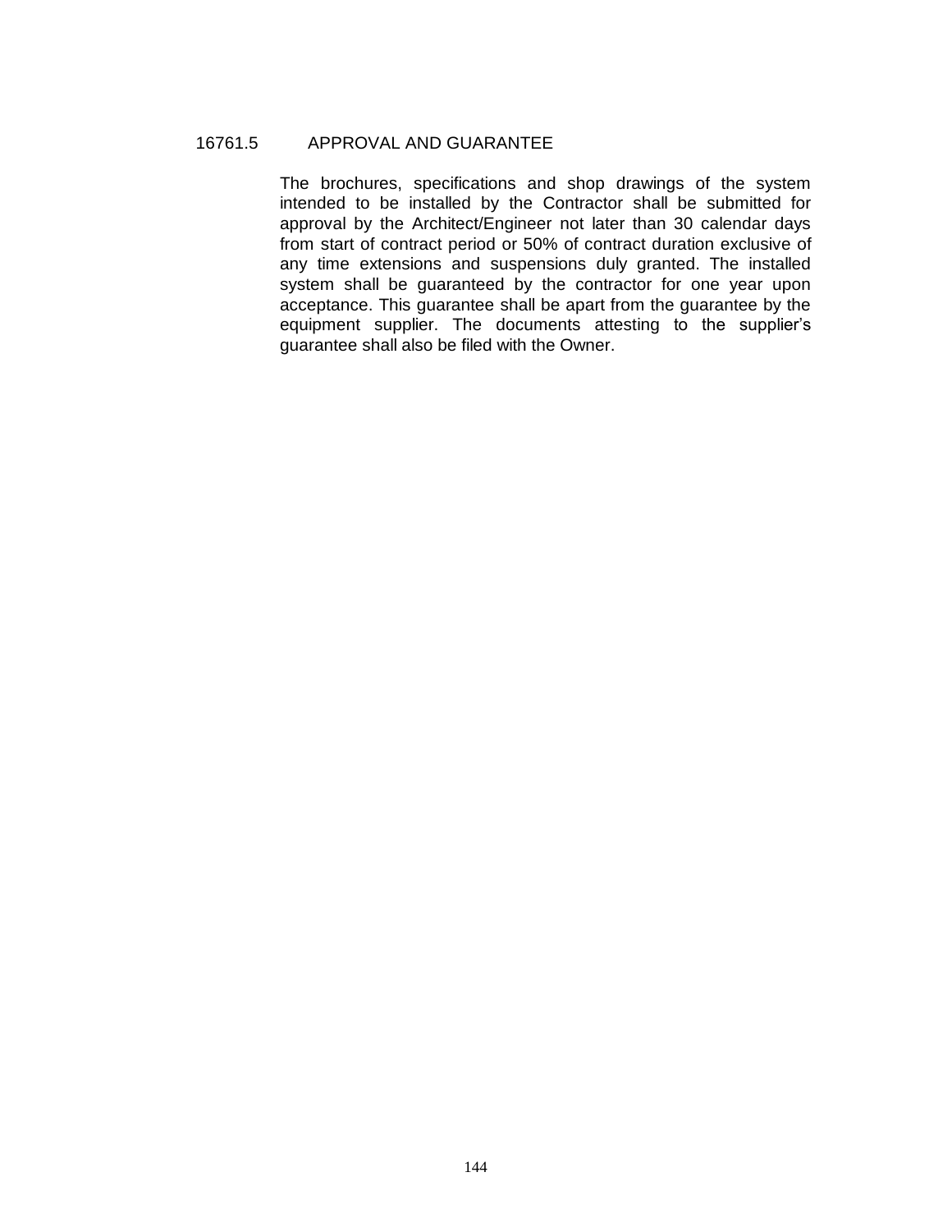### 16761.5 APPROVAL AND GUARANTEE

The brochures, specifications and shop drawings of the system intended to be installed by the Contractor shall be submitted for approval by the Architect/Engineer not later than 30 calendar days from start of contract period or 50% of contract duration exclusive of any time extensions and suspensions duly granted. The installed system shall be guaranteed by the contractor for one year upon acceptance. This guarantee shall be apart from the guarantee by the equipment supplier. The documents attesting to the supplier's guarantee shall also be filed with the Owner.